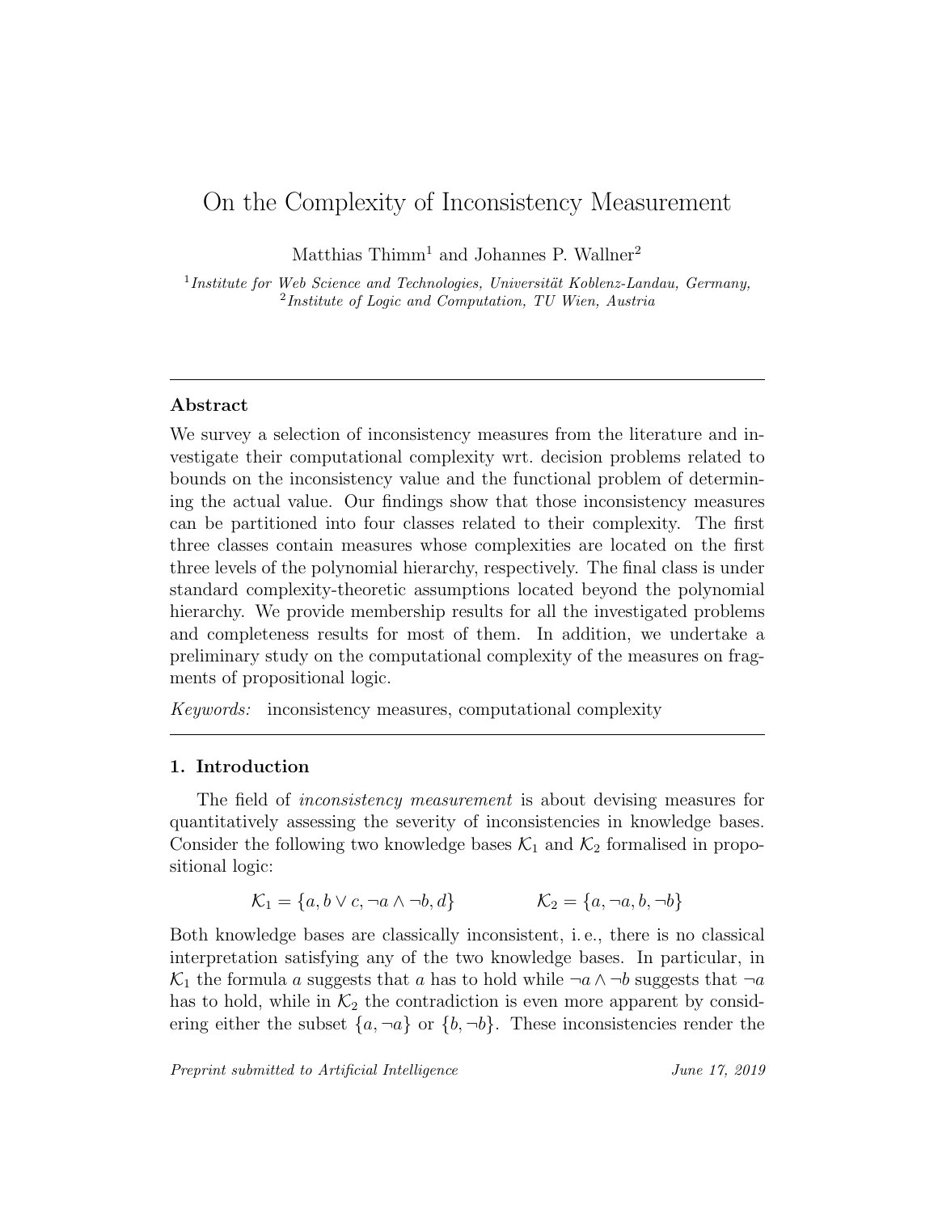#  On the Complexity of Inconsistency Measurement

Matthias Thimm[1] and Johannes P. Wallner[2]

[1] *Institute for Web Science and Technologies, Universität Koblenz-Landau, Germany,*
[2] *Institute of Logic and Computation, TU Wien, Austria*

---

## Abstract

We survey a selection of inconsistency measures from the literature and investigate their computational complexity wrt. decision problems related to bounds on the inconsistency value and the functional problem of determining the actual value. Our findings show that those inconsistency measures can be partitioned into four classes related to their complexity. The first three classes contain measures whose complexities are located on the first three levels of the polynomial hierarchy, respectively. The final class is under standard complexity-theoretic assumptions located beyond the polynomial hierarchy. We provide membership results for all the investigated problems and completeness results for most of them. In addition, we undertake a preliminary study on the computational complexity of the measures on fragments of propositional logic.

*Keywords:* inconsistency measures, computational complexity

---

## 1. Introduction

The field of *inconsistency measurement* is about devising measures for quantitatively assessing the severity of inconsistencies in knowledge bases. Consider the following two knowledge bases $\mathcal{K}_1$ and $\mathcal{K}_2$ formalised in propositional logic:

$$\mathcal{K}_1 = \{a, b \vee c, \neg a \wedge \neg b, d\} \qquad\qquad \mathcal{K}_2 = \{a, \neg a, b, \neg b\}$$

Both knowledge bases are classically inconsistent, i. e., there is no classical interpretation satisfying any of the two knowledge bases. In particular, in $\mathcal{K}_1$ the formula $a$ suggests that $a$ has to hold while $\neg a \wedge \neg b$ suggests that $\neg a$ has to hold, while in $\mathcal{K}_2$ the contradiction is even more apparent by considering either the subset $\{a, \neg a\}$ or $\{b, \neg b\}$. These inconsistencies render the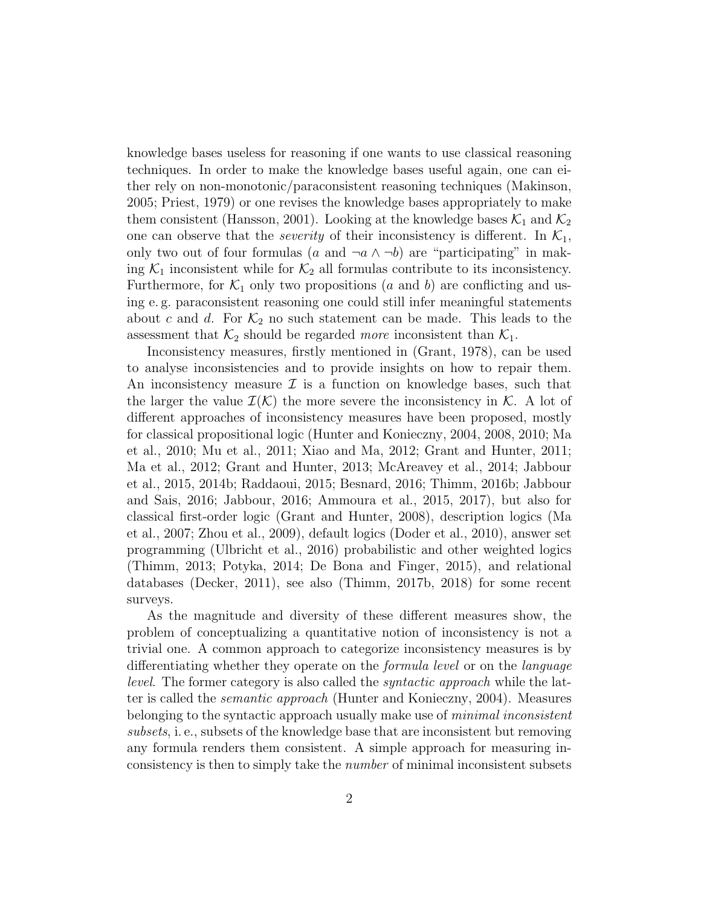knowledge bases useless for reasoning if one wants to use classical reasoning techniques. In order to make the knowledge bases useful again, one can either rely on non-monotonic/paraconsistent reasoning techniques (Makinson, 2005; Priest, 1979) or one revises the knowledge bases appropriately to make them consistent (Hansson, 2001). Looking at the knowledge bases $\mathcal{K}_1$ and $\mathcal{K}_2$ one can observe that the *severity* of their inconsistency is different. In $\mathcal{K}_1$, only two out of four formulas ($a$ and $\neg a \wedge \neg b$) are "participating" in making $\mathcal{K}_1$ inconsistent while for $\mathcal{K}_2$ all formulas contribute to its inconsistency. Furthermore, for $\mathcal{K}_1$ only two propositions ($a$ and $b$) are conflicting and using e. g. paraconsistent reasoning one could still infer meaningful statements about $c$ and $d$. For $\mathcal{K}_2$ no such statement can be made. This leads to the assessment that $\mathcal{K}_2$ should be regarded *more* inconsistent than $\mathcal{K}_1$.

Inconsistency measures, firstly mentioned in (Grant, 1978), can be used to analyse inconsistencies and to provide insights on how to repair them. An inconsistency measure $\mathcal{I}$ is a function on knowledge bases, such that the larger the value $\mathcal{I}(\mathcal{K})$ the more severe the inconsistency in $\mathcal{K}$. A lot of different approaches of inconsistency measures have been proposed, mostly for classical propositional logic (Hunter and Konieczny, 2004, 2008, 2010; Ma et al., 2010; Mu et al., 2011; Xiao and Ma, 2012; Grant and Hunter, 2011; Ma et al., 2012; Grant and Hunter, 2013; McAreavey et al., 2014; Jabbour et al., 2015, 2014b; Raddaoui, 2015; Besnard, 2016; Thimm, 2016b; Jabbour and Sais, 2016; Jabbour, 2016; Ammoura et al., 2015, 2017), but also for classical first-order logic (Grant and Hunter, 2008), description logics (Ma et al., 2007; Zhou et al., 2009), default logics (Doder et al., 2010), answer set programming (Ulbricht et al., 2016) probabilistic and other weighted logics (Thimm, 2013; Potyka, 2014; De Bona and Finger, 2015), and relational databases (Decker, 2011), see also (Thimm, 2017b, 2018) for some recent surveys.

As the magnitude and diversity of these different measures show, the problem of conceptualizing a quantitative notion of inconsistency is not a trivial one. A common approach to categorize inconsistency measures is by differentiating whether they operate on the *formula level* or on the *language level*. The former category is also called the *syntactic approach* while the latter is called the *semantic approach* (Hunter and Konieczny, 2004). Measures belonging to the syntactic approach usually make use of *minimal inconsistent subsets*, i. e., subsets of the knowledge base that are inconsistent but removing any formula renders them consistent. A simple approach for measuring inconsistency is then to simply take the *number* of minimal inconsistent subsets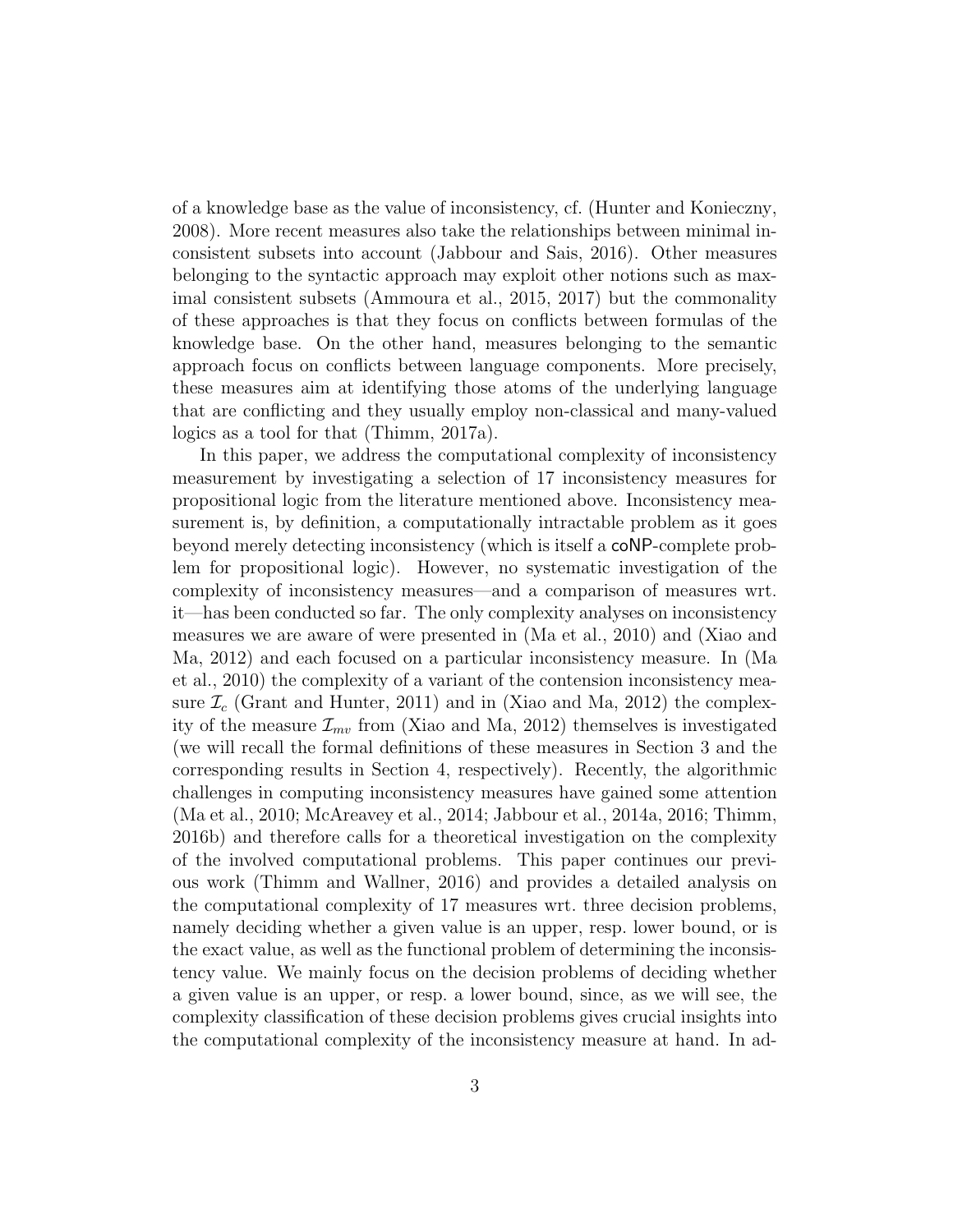of a knowledge base as the value of inconsistency, cf. (Hunter and Konieczny, 2008). More recent measures also take the relationships between minimal inconsistent subsets into account (Jabbour and Sais, 2016). Other measures belonging to the syntactic approach may exploit other notions such as maximal consistent subsets (Ammoura et al., 2015, 2017) but the commonality of these approaches is that they focus on conflicts between formulas of the knowledge base. On the other hand, measures belonging to the semantic approach focus on conflicts between language components. More precisely, these measures aim at identifying those atoms of the underlying language that are conflicting and they usually employ non-classical and many-valued logics as a tool for that (Thimm, 2017a).

In this paper, we address the computational complexity of inconsistency measurement by investigating a selection of 17 inconsistency measures for propositional logic from the literature mentioned above. Inconsistency measurement is, by definition, a computationally intractable problem as it goes beyond merely detecting inconsistency (which is itself a coNP-complete problem for propositional logic). However, no systematic investigation of the complexity of inconsistency measures—and a comparison of measures wrt. it—has been conducted so far. The only complexity analyses on inconsistency measures we are aware of were presented in (Ma et al., 2010) and (Xiao and Ma, 2012) and each focused on a particular inconsistency measure. In (Ma et al., 2010) the complexity of a variant of the contension inconsistency measure $\mathcal{I}_c$ (Grant and Hunter, 2011) and in (Xiao and Ma, 2012) the complexity of the measure $\mathcal{I}_{mv}$ from (Xiao and Ma, 2012) themselves is investigated (we will recall the formal definitions of these measures in Section 3 and the corresponding results in Section 4, respectively). Recently, the algorithmic challenges in computing inconsistency measures have gained some attention (Ma et al., 2010; McAreavey et al., 2014; Jabbour et al., 2014a, 2016; Thimm, 2016b) and therefore calls for a theoretical investigation on the complexity of the involved computational problems. This paper continues our previous work (Thimm and Wallner, 2016) and provides a detailed analysis on the computational complexity of 17 measures wrt. three decision problems, namely deciding whether a given value is an upper, resp. lower bound, or is the exact value, as well as the functional problem of determining the inconsistency value. We mainly focus on the decision problems of deciding whether a given value is an upper, or resp. a lower bound, since, as we will see, the complexity classification of these decision problems gives crucial insights into the computational complexity of the inconsistency measure at hand. In ad-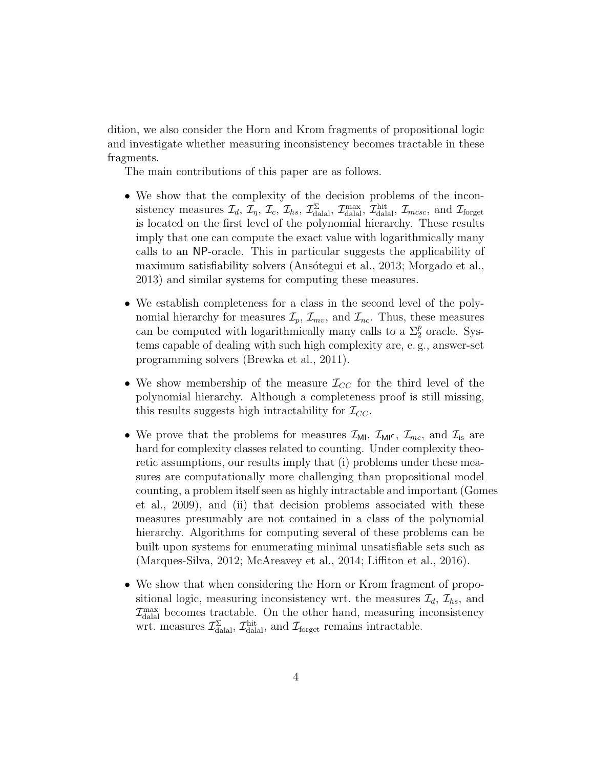dition, we also consider the Horn and Krom fragments of propositional logic and investigate whether measuring inconsistency becomes tractable in these fragments.

The main contributions of this paper are as follows.

- We show that the complexity of the decision problems of the inconsistency measures $\mathcal{I}_d$, $\mathcal{I}_\eta$, $\mathcal{I}_c$, $\mathcal{I}_{hs}$, $\mathcal{I}^{\Sigma}_{\mathrm{dalal}}$, $\mathcal{I}^{\max}_{\mathrm{dalal}}$, $\mathcal{I}^{\mathrm{hit}}_{\mathrm{dalal}}$, $\mathcal{I}_{mcsc}$, and $\mathcal{I}_{\mathrm{forget}}$ is located on the first level of the polynomial hierarchy. These results imply that one can compute the exact value with logarithmically many calls to an $\mathsf{NP}$-oracle. This in particular suggests the applicability of maximum satisfiability solvers (Ansótegui et al., 2013; Morgado et al., 2013) and similar systems for computing these measures.

- We establish completeness for a class in the second level of the polynomial hierarchy for measures $\mathcal{I}_p$, $\mathcal{I}_{mv}$, and $\mathcal{I}_{nc}$. Thus, these measures can be computed with logarithmically many calls to a $\Sigma^p_2$ oracle. Systems capable of dealing with such high complexity are, e. g., answer-set programming solvers (Brewka et al., 2011).

- We show membership of the measure $\mathcal{I}_{CC}$ for the third level of the polynomial hierarchy. Although a completeness proof is still missing, this results suggests high intractability for $\mathcal{I}_{CC}$.

- We prove that the problems for measures $\mathcal{I}_{\mathsf{MI}}$, $\mathcal{I}_{\mathsf{MI}^{\mathsf{C}}}$, $\mathcal{I}_{mc}$, and $\mathcal{I}_{\mathrm{is}}$ are hard for complexity classes related to counting. Under complexity theoretic assumptions, our results imply that (i) problems under these measures are computationally more challenging than propositional model counting, a problem itself seen as highly intractable and important (Gomes et al., 2009), and (ii) that decision problems associated with these measures presumably are not contained in a class of the polynomial hierarchy. Algorithms for computing several of these problems can be built upon systems for enumerating minimal unsatisfiable sets such as (Marques-Silva, 2012; McAreavey et al., 2014; Liffiton et al., 2016).

- We show that when considering the Horn or Krom fragment of propositional logic, measuring inconsistency wrt. the measures $\mathcal{I}_d$, $\mathcal{I}_{hs}$, and $\mathcal{I}^{\max}_{\mathrm{dalal}}$ becomes tractable. On the other hand, measuring inconsistency wrt. measures $\mathcal{I}^{\Sigma}_{\mathrm{dalal}}$, $\mathcal{I}^{\mathrm{hit}}_{\mathrm{dalal}}$, and $\mathcal{I}_{\mathrm{forget}}$ remains intractable.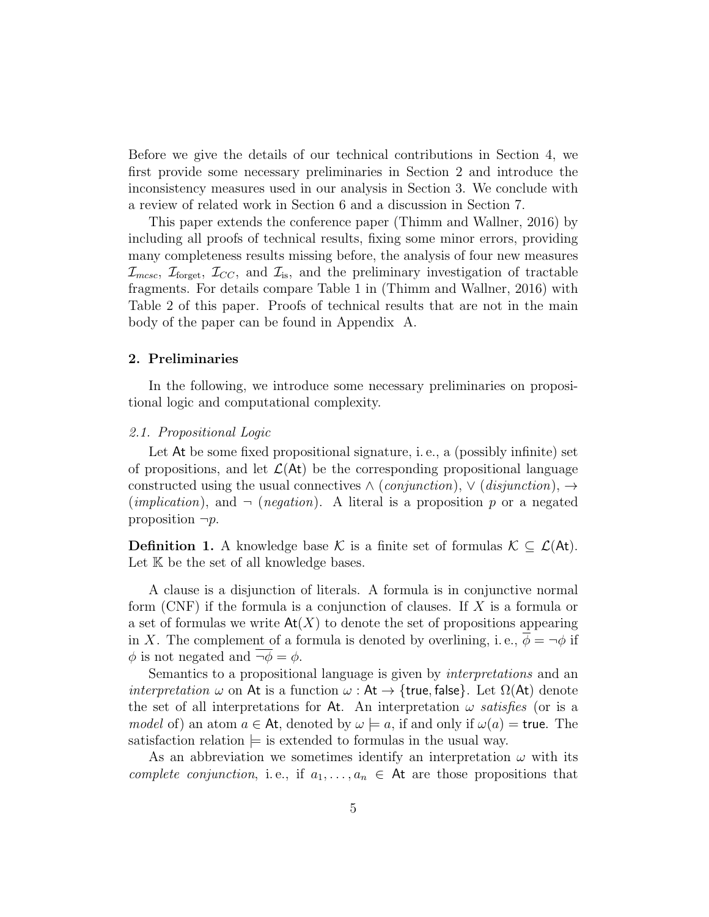Before we give the details of our technical contributions in Section 4, we first provide some necessary preliminaries in Section 2 and introduce the inconsistency measures used in our analysis in Section 3. We conclude with a review of related work in Section 6 and a discussion in Section 7.

This paper extends the conference paper (Thimm and Wallner, 2016) by including all proofs of technical results, fixing some minor errors, providing many completeness results missing before, the analysis of four new measures $\mathcal{I}_{mcsc}$, $\mathcal{I}_{\text{forget}}$, $\mathcal{I}_{CC}$, and $\mathcal{I}_{\text{is}}$, and the preliminary investigation of tractable fragments. For details compare Table 1 in (Thimm and Wallner, 2016) with Table 2 of this paper. Proofs of technical results that are not in the main body of the paper can be found in Appendix A.

## 2. Preliminaries

In the following, we introduce some necessary preliminaries on propositional logic and computational complexity.

### 2.1. Propositional Logic

Let $\mathsf{At}$ be some fixed propositional signature, i. e., a (possibly infinite) set of propositions, and let $\mathcal{L}(\mathsf{At})$ be the corresponding propositional language constructed using the usual connectives $\wedge$ (*conjunction*), $\vee$ (*disjunction*), $\rightarrow$ (*implication*), and $\neg$ (*negation*). A literal is a proposition $p$ or a negated proposition $\neg p$.

**Definition 1.** A knowledge base $\mathcal{K}$ is a finite set of formulas $\mathcal{K} \subseteq \mathcal{L}(\mathsf{At})$. Let $\mathbb{K}$ be the set of all knowledge bases.

A clause is a disjunction of literals. A formula is in conjunctive normal form (CNF) if the formula is a conjunction of clauses. If $X$ is a formula or a set of formulas we write $\mathsf{At}(X)$ to denote the set of propositions appearing in $X$. The complement of a formula is denoted by overlining, i. e., $\overline{\phi} = \neg\phi$ if $\phi$ is not negated and $\overline{\neg\phi} = \phi$.

Semantics to a propositional language is given by *interpretations* and an *interpretation* $\omega$ on $\mathsf{At}$ is a function $\omega : \mathsf{At} \rightarrow \{\mathsf{true}, \mathsf{false}\}$. Let $\Omega(\mathsf{At})$ denote the set of all interpretations for $\mathsf{At}$. An interpretation $\omega$ *satisfies* (or is a *model* of) an atom $a \in \mathsf{At}$, denoted by $\omega \models a$, if and only if $\omega(a) = \mathsf{true}$. The satisfaction relation $\models$ is extended to formulas in the usual way.

As an abbreviation we sometimes identify an interpretation $\omega$ with its *complete conjunction*, i. e., if $a_1, \ldots, a_n \in \mathsf{At}$ are those propositions that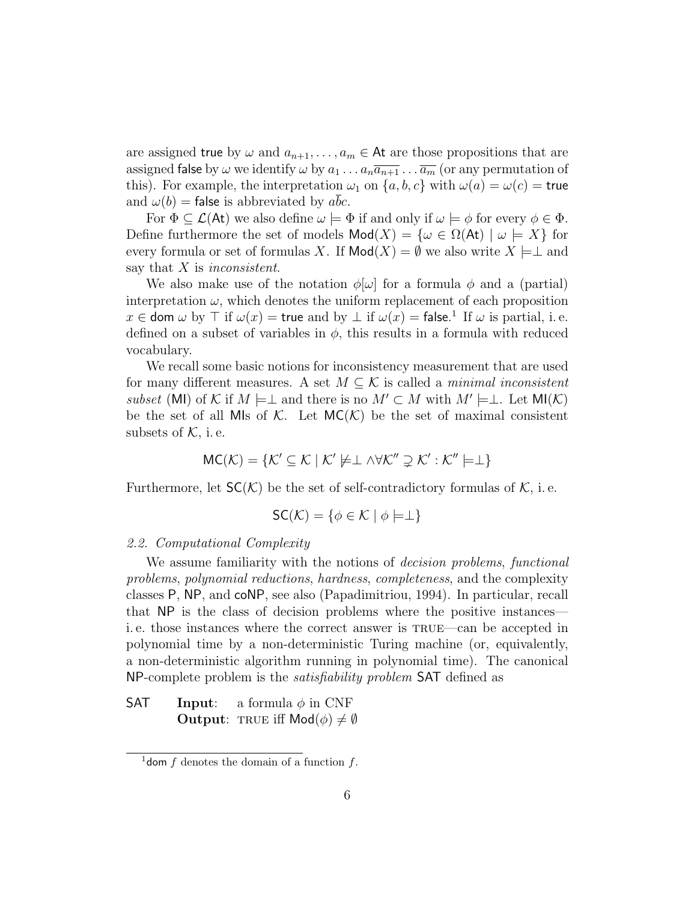are assigned $\mathsf{true}$ by $\omega$ and $a_{n+1}, \ldots, a_m \in \mathsf{At}$ are those propositions that are assigned $\mathsf{false}$ by $\omega$ we identify $\omega$ by $a_1 \ldots a_n \overline{a_{n+1}} \ldots \overline{a_m}$ (or any permutation of this). For example, the interpretation $\omega_1$ on $\{a, b, c\}$ with $\omega(a) = \omega(c) = \mathsf{true}$ and $\omega(b) = \mathsf{false}$ is abbreviated by $a\bar{b}c$.

For $\Phi \subseteq \mathcal{L}(\mathsf{At})$ we also define $\omega \models \Phi$ if and only if $\omega \models \phi$ for every $\phi \in \Phi$. Define furthermore the set of models $\mathsf{Mod}(X) = \{\omega \in \Omega(\mathsf{At}) \mid \omega \models X\}$ for every formula or set of formulas $X$. If $\mathsf{Mod}(X) = \emptyset$ we also write $X \models\perp$ and say that $X$ is *inconsistent*.

We also make use of the notation $\phi[\omega]$ for a formula $\phi$ and a (partial) interpretation $\omega$, which denotes the uniform replacement of each proposition $x \in \mathsf{dom}\ \omega$ by $\top$ if $\omega(x) = \mathsf{true}$ and by $\perp$ if $\omega(x) = \mathsf{false}$.[1] If $\omega$ is partial, i. e. defined on a subset of variables in $\phi$, this results in a formula with reduced vocabulary.

We recall some basic notions for inconsistency measurement that are used for many different measures. A set $M \subseteq \mathcal{K}$ is called a *minimal inconsistent subset* ($\mathsf{MI}$) of $\mathcal{K}$ if $M \models\perp$ and there is no $M' \subset M$ with $M' \models\perp$. Let $\mathsf{MI}(\mathcal{K})$ be the set of all $\mathsf{MI}$s of $\mathcal{K}$. Let $\mathsf{MC}(\mathcal{K})$ be the set of maximal consistent subsets of $\mathcal{K}$, i. e.

$$\mathsf{MC}(\mathcal{K}) = \{\mathcal{K}' \subseteq \mathcal{K} \mid \mathcal{K}' \not\models\perp \wedge \forall \mathcal{K}'' \supsetneq \mathcal{K}' : \mathcal{K}'' \models\perp\}$$

Furthermore, let $\mathsf{SC}(\mathcal{K})$ be the set of self-contradictory formulas of $\mathcal{K}$, i. e.

$$\mathsf{SC}(\mathcal{K}) = \{\phi \in \mathcal{K} \mid \phi \models\perp\}$$

### *2.2. Computational Complexity*

We assume familiarity with the notions of *decision problems*, *functional problems*, *polynomial reductions*, *hardness*, *completeness*, and the complexity classes $\mathsf{P}$, $\mathsf{NP}$, and $\mathsf{coNP}$, see also (Papadimitriou, 1994). In particular, recall that $\mathsf{NP}$ is the class of decision problems where the positive instances—i. e. those instances where the correct answer is TRUE—can be accepted in polynomial time by a non-deterministic Turing machine (or, equivalently, a non-deterministic algorithm running in polynomial time). The canonical $\mathsf{NP}$-complete problem is the *satisfiability problem* $\mathsf{SAT}$ defined as

$\mathsf{SAT}$ **Input**: a formula $\phi$ in CNF
**Output**: TRUE iff $\mathsf{Mod}(\phi) \neq \emptyset$

[1] $\mathsf{dom}\ f$ denotes the domain of a function $f$.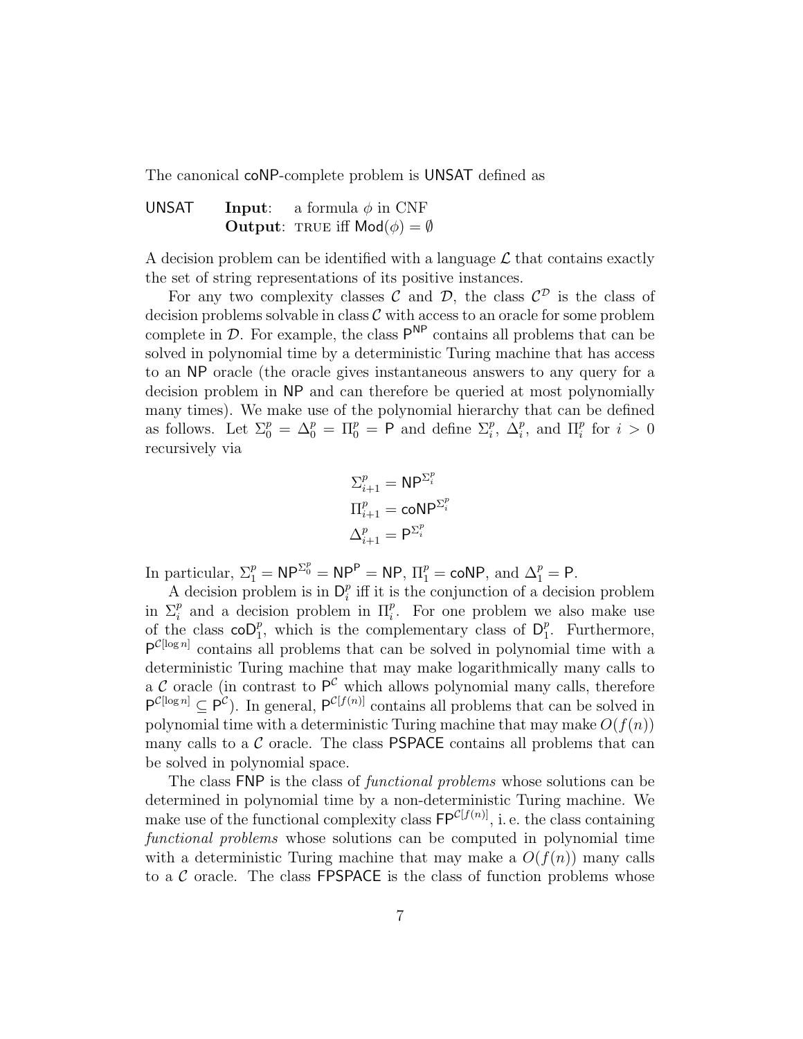The canonical $\mathsf{coNP}$-complete problem is $\mathsf{UNSAT}$ defined as

$\mathsf{UNSAT}$ **Input**: a formula $\phi$ in CNF
**Output**: TRUE iff $\mathsf{Mod}(\phi) = \emptyset$

A decision problem can be identified with a language $\mathcal{L}$ that contains exactly the set of string representations of its positive instances.

For any two complexity classes $\mathcal{C}$ and $\mathcal{D}$, the class $\mathcal{C}^{\mathcal{D}}$ is the class of decision problems solvable in class $\mathcal{C}$ with access to an oracle for some problem complete in $\mathcal{D}$. For example, the class $\mathsf{P}^{\mathsf{NP}}$ contains all problems that can be solved in polynomial time by a deterministic Turing machine that has access to an $\mathsf{NP}$ oracle (the oracle gives instantaneous answers to any query for a decision problem in $\mathsf{NP}$ and can therefore be queried at most polynomially many times). We make use of the polynomial hierarchy that can be defined as follows. Let $\Sigma_0^p = \Delta_0^p = \Pi_0^p = \mathsf{P}$ and define $\Sigma_i^p$, $\Delta_i^p$, and $\Pi_i^p$ for $i > 0$ recursively via

$$\Sigma_{i+1}^p = \mathsf{NP}^{\Sigma_i^p}$$
$$\Pi_{i+1}^p = \mathsf{coNP}^{\Sigma_i^p}$$
$$\Delta_{i+1}^p = \mathsf{P}^{\Sigma_i^p}$$

In particular, $\Sigma_1^p = \mathsf{NP}^{\Sigma_0^p} = \mathsf{NP}^{\mathsf{P}} = \mathsf{NP}$, $\Pi_1^p = \mathsf{coNP}$, and $\Delta_1^p = \mathsf{P}$.

A decision problem is in $\mathsf{D}_i^p$ iff it is the conjunction of a decision problem in $\Sigma_i^p$ and a decision problem in $\Pi_i^p$. For one problem we also make use of the class $\mathsf{coD}_1^p$, which is the complementary class of $\mathsf{D}_1^p$. Furthermore, $\mathsf{P}^{\mathcal{C}[\log n]}$ contains all problems that can be solved in polynomial time with a deterministic Turing machine that may make logarithmically many calls to a $\mathcal{C}$ oracle (in contrast to $\mathsf{P}^{\mathcal{C}}$ which allows polynomial many calls, therefore $\mathsf{P}^{\mathcal{C}[\log n]} \subseteq \mathsf{P}^{\mathcal{C}}$). In general, $\mathsf{P}^{\mathcal{C}[f(n)]}$ contains all problems that can be solved in polynomial time with a deterministic Turing machine that may make $O(f(n))$ many calls to a $\mathcal{C}$ oracle. The class $\mathsf{PSPACE}$ contains all problems that can be solved in polynomial space.

The class $\mathsf{FNP}$ is the class of *functional problems* whose solutions can be determined in polynomial time by a non-deterministic Turing machine. We make use of the functional complexity class $\mathsf{FP}^{\mathcal{C}[f(n)]}$, i. e. the class containing *functional problems* whose solutions can be computed in polynomial time with a deterministic Turing machine that may make a $O(f(n))$ many calls to a $\mathcal{C}$ oracle. The class $\mathsf{FPSPACE}$ is the class of function problems whose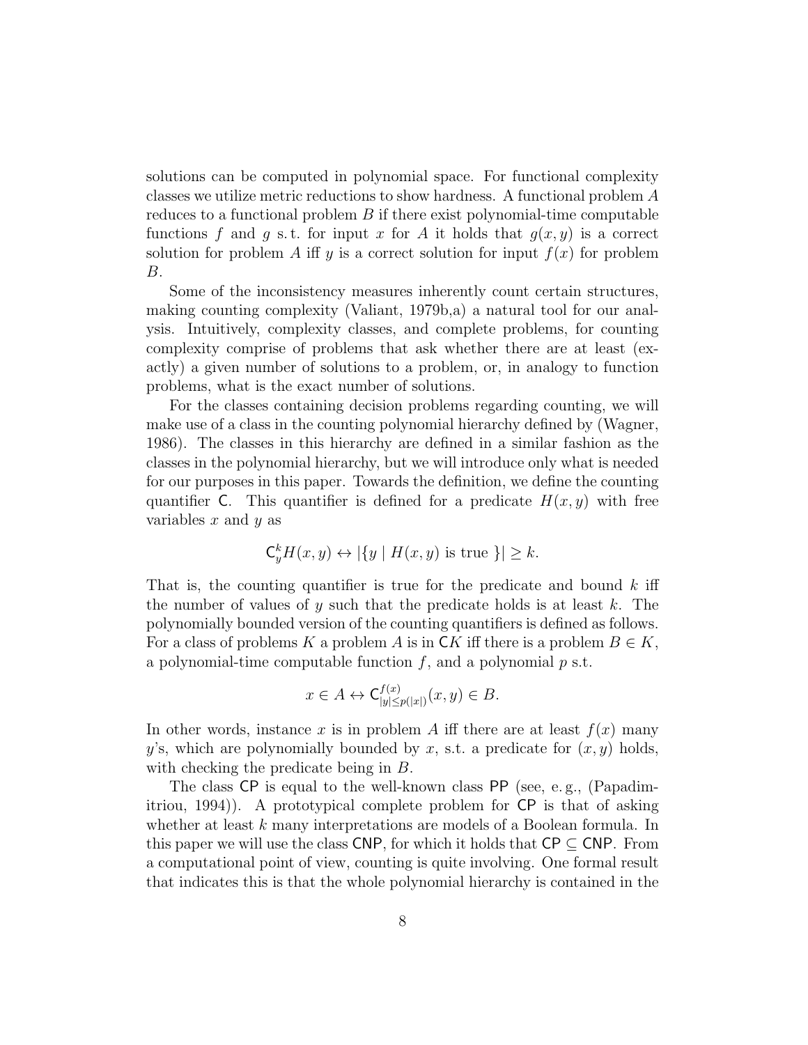solutions can be computed in polynomial space. For functional complexity classes we utilize metric reductions to show hardness. A functional problem $A$ reduces to a functional problem $B$ if there exist polynomial-time computable functions $f$ and $g$ s. t. for input $x$ for $A$ it holds that $g(x, y)$ is a correct solution for problem $A$ iff $y$ is a correct solution for input $f(x)$ for problem $B$.

Some of the inconsistency measures inherently count certain structures, making counting complexity (Valiant, 1979b,a) a natural tool for our analysis. Intuitively, complexity classes, and complete problems, for counting complexity comprise of problems that ask whether there are at least (exactly) a given number of solutions to a problem, or, in analogy to function problems, what is the exact number of solutions.

For the classes containing decision problems regarding counting, we will make use of a class in the counting polynomial hierarchy defined by (Wagner, 1986). The classes in this hierarchy are defined in a similar fashion as the classes in the polynomial hierarchy, but we will introduce only what is needed for our purposes in this paper. Towards the definition, we define the counting quantifier $\mathsf{C}$. This quantifier is defined for a predicate $H(x, y)$ with free variables $x$ and $y$ as

$$\mathsf{C}_y^k H(x, y) \leftrightarrow |\{y \mid H(x, y) \text{ is true }\}| \geq k.$$

That is, the counting quantifier is true for the predicate and bound $k$ iff the number of values of $y$ such that the predicate holds is at least $k$. The polynomially bounded version of the counting quantifiers is defined as follows. For a class of problems $K$ a problem $A$ is in $\mathsf{C}K$ iff there is a problem $B \in K$, a polynomial-time computable function $f$, and a polynomial $p$ s.t.

$$x \in A \leftrightarrow \mathsf{C}_{|y| \leq p(|x|)}^{f(x)} (x, y) \in B.$$

In other words, instance $x$ is in problem $A$ iff there are at least $f(x)$ many $y$'s, which are polynomially bounded by $x$, s.t. a predicate for $(x, y)$ holds, with checking the predicate being in $B$.

The class $\mathsf{CP}$ is equal to the well-known class $\mathsf{PP}$ (see, e. g., (Papadimitriou, 1994)). A prototypical complete problem for $\mathsf{CP}$ is that of asking whether at least $k$ many interpretations are models of a Boolean formula. In this paper we will use the class $\mathsf{CNP}$, for which it holds that $\mathsf{CP} \subseteq \mathsf{CNP}$. From a computational point of view, counting is quite involving. One formal result that indicates this is that the whole polynomial hierarchy is contained in the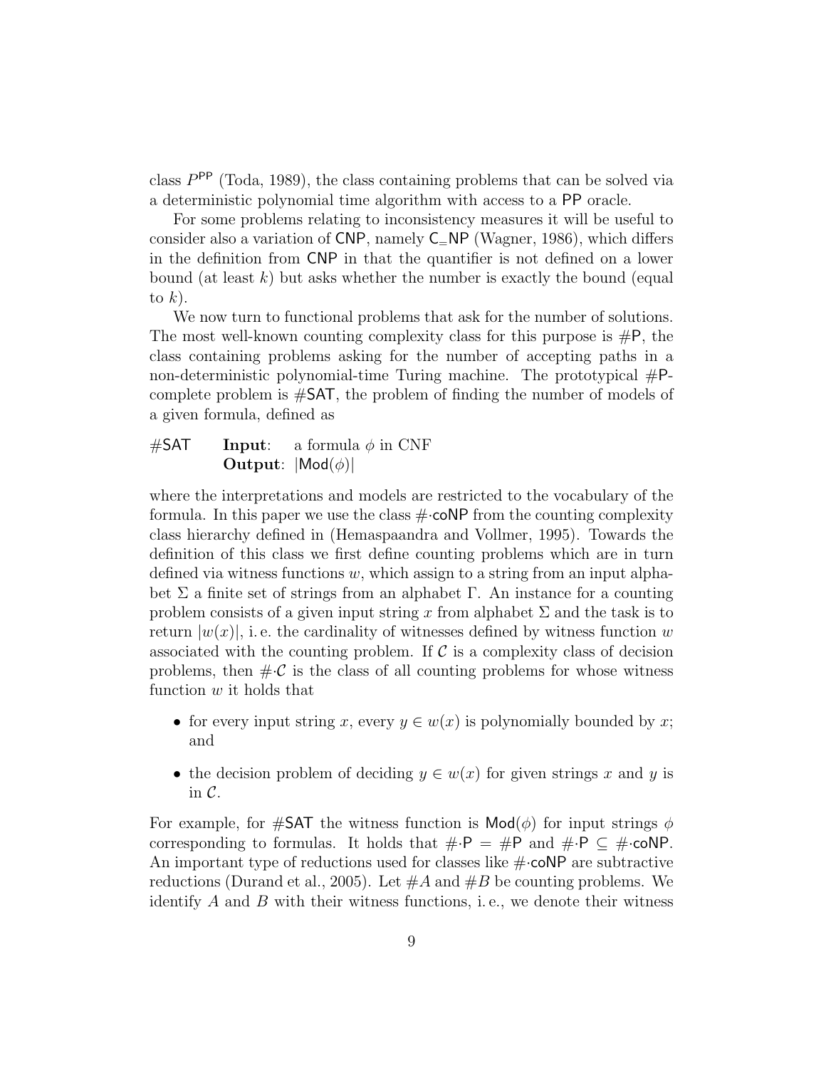class $P^{\mathsf{PP}}$ (Toda, 1989), the class containing problems that can be solved via a deterministic polynomial time algorithm with access to a PP oracle.

For some problems relating to inconsistency measures it will be useful to consider also a variation of CNP, namely $\mathsf{C_{=}NP}$ (Wagner, 1986), which differs in the definition from CNP in that the quantifier is not defined on a lower bound (at least $k$) but asks whether the number is exactly the bound (equal to $k$).

We now turn to functional problems that ask for the number of solutions. The most well-known counting complexity class for this purpose is #P, the class containing problems asking for the number of accepting paths in a non-deterministic polynomial-time Turing machine. The prototypical #P-complete problem is #SAT, the problem of finding the number of models of a given formula, defined as

#SAT **Input**: a formula $\phi$ in CNF
**Output**: $|\mathsf{Mod}(\phi)|$

where the interpretations and models are restricted to the vocabulary of the formula. In this paper we use the class #·coNP from the counting complexity class hierarchy defined in (Hemaspaandra and Vollmer, 1995). Towards the definition of this class we first define counting problems which are in turn defined via witness functions $w$, which assign to a string from an input alphabet $\Sigma$ a finite set of strings from an alphabet $\Gamma$. An instance for a counting problem consists of a given input string $x$ from alphabet $\Sigma$ and the task is to return $|w(x)|$, i. e. the cardinality of witnesses defined by witness function $w$ associated with the counting problem. If $\mathcal{C}$ is a complexity class of decision problems, then $\#{\cdot}\mathcal{C}$ is the class of all counting problems for whose witness function $w$ it holds that

- for every input string $x$, every $y \in w(x)$ is polynomially bounded by $x$; and
- the decision problem of deciding $y \in w(x)$ for given strings $x$ and $y$ is in $\mathcal{C}$.

For example, for #SAT the witness function is $\mathsf{Mod}(\phi)$ for input strings $\phi$ corresponding to formulas. It holds that $\#{\cdot}\mathsf{P} = \#\mathsf{P}$ and $\#{\cdot}\mathsf{P} \subseteq \#{\cdot}\mathsf{coNP}$. An important type of reductions used for classes like #·coNP are subtractive reductions (Durand et al., 2005). Let $\#A$ and $\#B$ be counting problems. We identify $A$ and $B$ with their witness functions, i. e., we denote their witness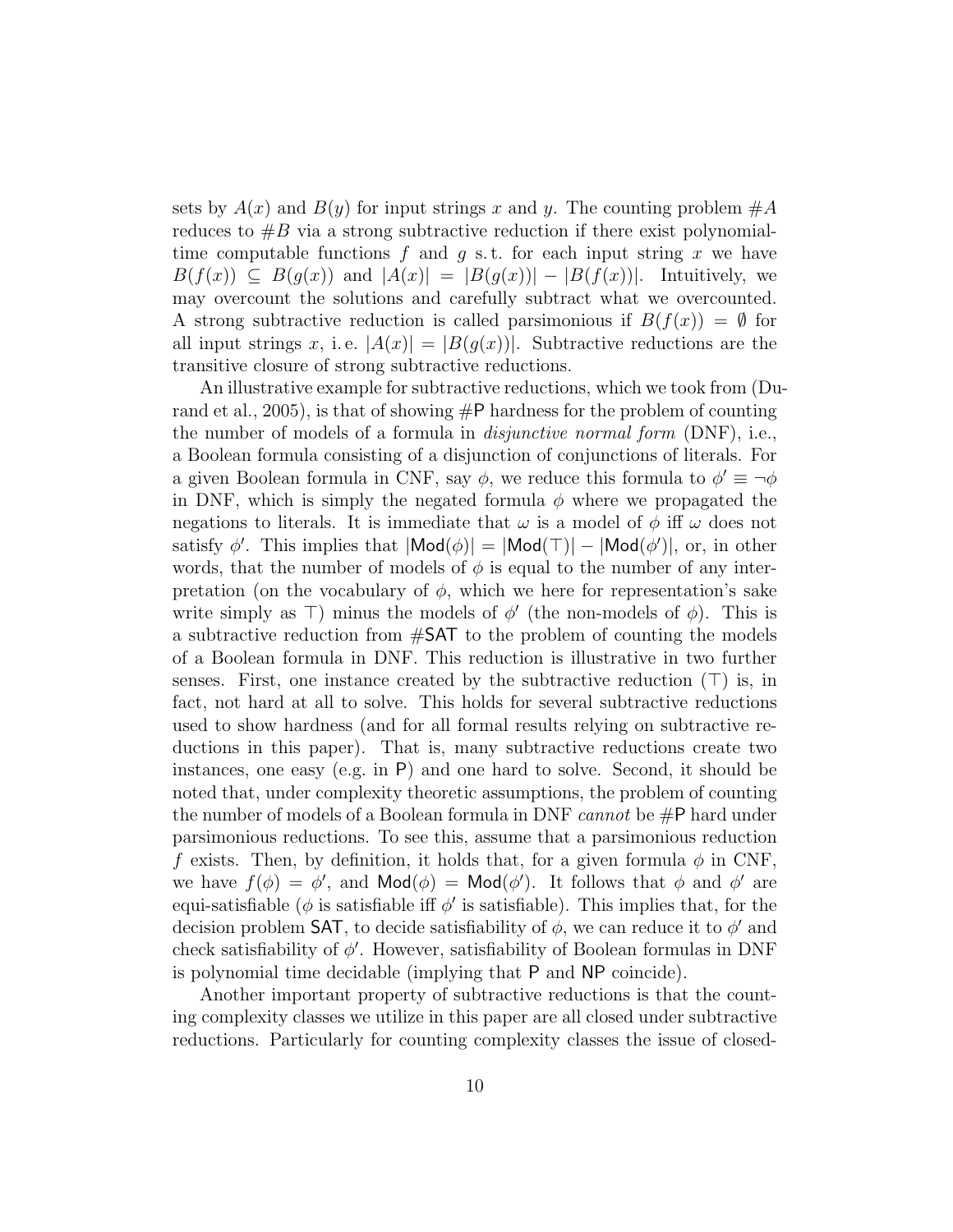sets by $A(x)$ and $B(y)$ for input strings $x$ and $y$. The counting problem $\#A$ reduces to $\#B$ via a strong subtractive reduction if there exist polynomial-time computable functions $f$ and $g$ s. t. for each input string $x$ we have $B(f(x)) \subseteq B(g(x))$ and $|A(x)| = |B(g(x))| - |B(f(x))|$. Intuitively, we may overcount the solutions and carefully subtract what we overcounted. A strong subtractive reduction is called parsimonious if $B(f(x)) = \emptyset$ for all input strings $x$, i. e. $|A(x)| = |B(g(x))|$. Subtractive reductions are the transitive closure of strong subtractive reductions.

An illustrative example for subtractive reductions, which we took from (Durand et al., 2005), is that of showing $\#\mathsf{P}$ hardness for the problem of counting the number of models of a formula in *disjunctive normal form* (DNF), i.e., a Boolean formula consisting of a disjunction of conjunctions of literals. For a given Boolean formula in CNF, say $\phi$, we reduce this formula to $\phi' \equiv \neg\phi$ in DNF, which is simply the negated formula $\phi$ where we propagated the negations to literals. It is immediate that $\omega$ is a model of $\phi$ iff $\omega$ does not satisfy $\phi'$. This implies that $|\mathsf{Mod}(\phi)| = |\mathsf{Mod}(\top)| - |\mathsf{Mod}(\phi')|$, or, in other words, that the number of models of $\phi$ is equal to the number of any interpretation (on the vocabulary of $\phi$, which we here for representation's sake write simply as $\top$) minus the models of $\phi'$ (the non-models of $\phi$). This is a subtractive reduction from $\#\mathsf{SAT}$ to the problem of counting the models of a Boolean formula in DNF. This reduction is illustrative in two further senses. First, one instance created by the subtractive reduction ($\top$) is, in fact, not hard at all to solve. This holds for several subtractive reductions used to show hardness (and for all formal results relying on subtractive reductions in this paper). That is, many subtractive reductions create two instances, one easy (e.g. in $\mathsf{P}$) and one hard to solve. Second, it should be noted that, under complexity theoretic assumptions, the problem of counting the number of models of a Boolean formula in DNF *cannot* be $\#\mathsf{P}$ hard under parsimonious reductions. To see this, assume that a parsimonious reduction $f$ exists. Then, by definition, it holds that, for a given formula $\phi$ in CNF, we have $f(\phi) = \phi'$, and $\mathsf{Mod}(\phi) = \mathsf{Mod}(\phi')$. It follows that $\phi$ and $\phi'$ are equi-satisfiable ($\phi$ is satisfiable iff $\phi'$ is satisfiable). This implies that, for the decision problem $\mathsf{SAT}$, to decide satisfiability of $\phi$, we can reduce it to $\phi'$ and check satisfiability of $\phi'$. However, satisfiability of Boolean formulas in DNF is polynomial time decidable (implying that $\mathsf{P}$ and $\mathsf{NP}$ coincide).

Another important property of subtractive reductions is that the counting complexity classes we utilize in this paper are all closed under subtractive reductions. Particularly for counting complexity classes the issue of closed-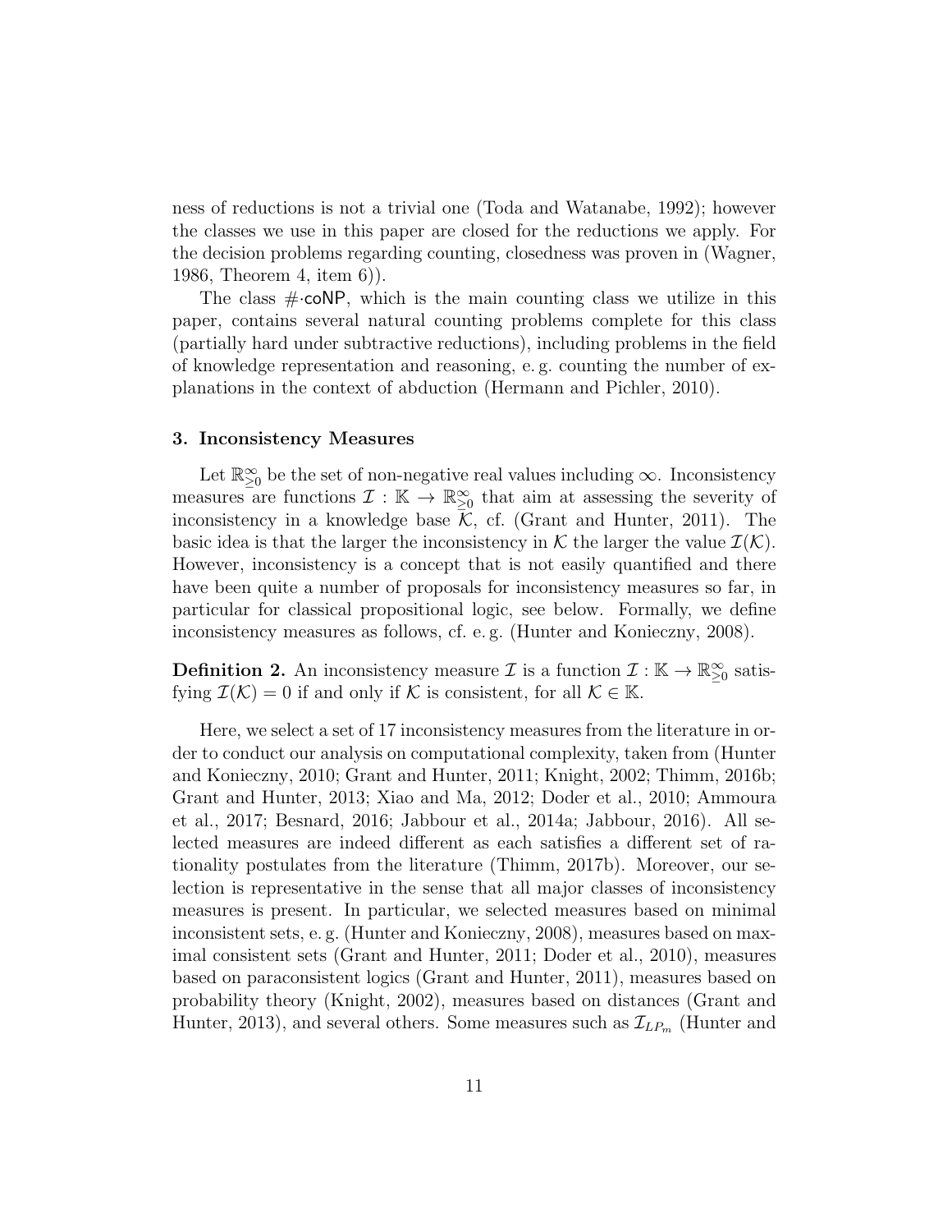ness of reductions is not a trivial one (Toda and Watanabe, 1992); however the classes we use in this paper are closed for the reductions we apply. For the decision problems regarding counting, closedness was proven in (Wagner, 1986, Theorem 4, item 6)).

The class $\#\cdot\mathsf{coNP}$, which is the main counting class we utilize in this paper, contains several natural counting problems complete for this class (partially hard under subtractive reductions), including problems in the field of knowledge representation and reasoning, e. g. counting the number of explanations in the context of abduction (Hermann and Pichler, 2010).

### 3. Inconsistency Measures

Let $\mathbb{R}^{\infty}_{\geq 0}$ be the set of non-negative real values including $\infty$. Inconsistency measures are functions $\mathcal{I} : \mathbb{K} \rightarrow \mathbb{R}^{\infty}_{\geq 0}$ that aim at assessing the severity of inconsistency in a knowledge base $\mathcal{K}$, cf. (Grant and Hunter, 2011). The basic idea is that the larger the inconsistency in $\mathcal{K}$ the larger the value $\mathcal{I}(\mathcal{K})$. However, inconsistency is a concept that is not easily quantified and there have been quite a number of proposals for inconsistency measures so far, in particular for classical propositional logic, see below. Formally, we define inconsistency measures as follows, cf. e. g. (Hunter and Konieczny, 2008).

**Definition 2.** An inconsistency measure $\mathcal{I}$ is a function $\mathcal{I} : \mathbb{K} \rightarrow \mathbb{R}^{\infty}_{\geq 0}$ satisfying $\mathcal{I}(\mathcal{K}) = 0$ if and only if $\mathcal{K}$ is consistent, for all $\mathcal{K} \in \mathbb{K}$.

Here, we select a set of 17 inconsistency measures from the literature in order to conduct our analysis on computational complexity, taken from (Hunter and Konieczny, 2010; Grant and Hunter, 2011; Knight, 2002; Thimm, 2016b; Grant and Hunter, 2013; Xiao and Ma, 2012; Doder et al., 2010; Ammoura et al., 2017; Besnard, 2016; Jabbour et al., 2014a; Jabbour, 2016). All selected measures are indeed different as each satisfies a different set of rationality postulates from the literature (Thimm, 2017b). Moreover, our selection is representative in the sense that all major classes of inconsistency measures is present. In particular, we selected measures based on minimal inconsistent sets, e. g. (Hunter and Konieczny, 2008), measures based on maximal consistent sets (Grant and Hunter, 2011; Doder et al., 2010), measures based on paraconsistent logics (Grant and Hunter, 2011), measures based on probability theory (Knight, 2002), measures based on distances (Grant and Hunter, 2013), and several others. Some measures such as $\mathcal{I}_{LP_m}$ (Hunter and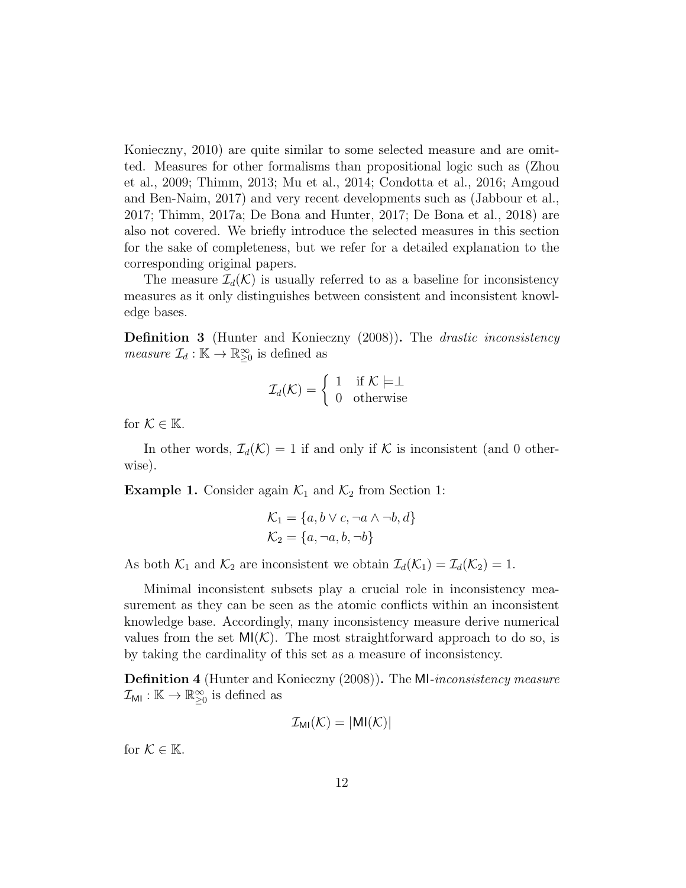Konieczny, 2010) are quite similar to some selected measure and are omitted. Measures for other formalisms than propositional logic such as (Zhou et al., 2009; Thimm, 2013; Mu et al., 2014; Condotta et al., 2016; Amgoud and Ben-Naim, 2017) and very recent developments such as (Jabbour et al., 2017; Thimm, 2017a; De Bona and Hunter, 2017; De Bona et al., 2018) are also not covered. We briefly introduce the selected measures in this section for the sake of completeness, but we refer for a detailed explanation to the corresponding original papers.

The measure $\mathcal{I}_d(\mathcal{K})$ is usually referred to as a baseline for inconsistency measures as it only distinguishes between consistent and inconsistent knowledge bases.

**Definition 3** (Hunter and Konieczny (2008))**.** The *drastic inconsistency measure* $\mathcal{I}_d : \mathbb{K} \to \mathbb{R}^{\infty}_{\geq 0}$ is defined as

$$\mathcal{I}_d(\mathcal{K}) = \begin{cases} 1 & \text{if } \mathcal{K} \models \perp \\ 0 & \text{otherwise} \end{cases}$$

for $\mathcal{K} \in \mathbb{K}$.

In other words, $\mathcal{I}_d(\mathcal{K}) = 1$ if and only if $\mathcal{K}$ is inconsistent (and 0 otherwise).

**Example 1.** Consider again $\mathcal{K}_1$ and $\mathcal{K}_2$ from Section 1:

$$\mathcal{K}_1 = \{a, b \vee c, \neg a \wedge \neg b, d\}$$
$$\mathcal{K}_2 = \{a, \neg a, b, \neg b\}$$

As both $\mathcal{K}_1$ and $\mathcal{K}_2$ are inconsistent we obtain $\mathcal{I}_d(\mathcal{K}_1) = \mathcal{I}_d(\mathcal{K}_2) = 1$.

Minimal inconsistent subsets play a crucial role in inconsistency measurement as they can be seen as the atomic conflicts within an inconsistent knowledge base. Accordingly, many inconsistency measure derive numerical values from the set $\mathsf{MI}(\mathcal{K})$. The most straightforward approach to do so, is by taking the cardinality of this set as a measure of inconsistency.

**Definition 4** (Hunter and Konieczny (2008))**.** The $\mathsf{MI}$-*inconsistency measure* $\mathcal{I}_{\mathsf{MI}} : \mathbb{K} \to \mathbb{R}^{\infty}_{\geq 0}$ is defined as

$$\mathcal{I}_{\mathsf{MI}}(\mathcal{K}) = |\mathsf{MI}(\mathcal{K})|$$

for $\mathcal{K} \in \mathbb{K}$.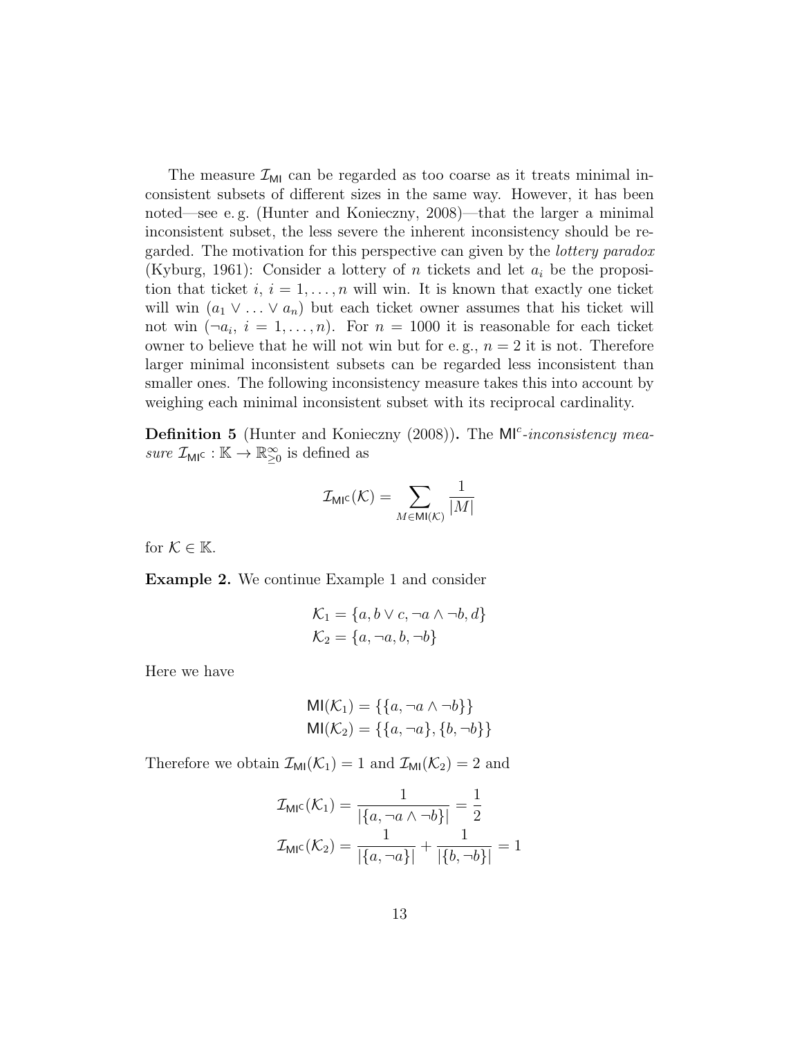The measure $\mathcal{I}_{\mathsf{MI}}$ can be regarded as too coarse as it treats minimal inconsistent subsets of different sizes in the same way. However, it has been noted—see e. g. (Hunter and Konieczny, 2008)—that the larger a minimal inconsistent subset, the less severe the inherent inconsistency should be regarded. The motivation for this perspective can given by the *lottery paradox* (Kyburg, 1961): Consider a lottery of $n$ tickets and let $a_i$ be the proposition that ticket $i$, $i = 1, \ldots, n$ will win. It is known that exactly one ticket will win ($a_1 \vee \ldots \vee a_n$) but each ticket owner assumes that his ticket will not win ($\neg a_i$, $i = 1, \ldots, n$). For $n = 1000$ it is reasonable for each ticket owner to believe that he will not win but for e. g., $n = 2$ it is not. Therefore larger minimal inconsistent subsets can be regarded less inconsistent than smaller ones. The following inconsistency measure takes this into account by weighing each minimal inconsistent subset with its reciprocal cardinality.

**Definition 5** (Hunter and Konieczny (2008))**.** The $\mathsf{MI}^c$-*inconsistency measure* $\mathcal{I}_{\mathsf{MI}^\mathsf{C}} : \mathbb{K} \to \mathbb{R}^\infty_{\geq 0}$ is defined as

$$\mathcal{I}_{\mathsf{MI}^\mathsf{C}}(\mathcal{K}) = \sum_{M \in \mathsf{MI}(\mathcal{K})} \frac{1}{|M|}$$

for $\mathcal{K} \in \mathbb{K}$.

**Example 2.** We continue Example 1 and consider

$$\mathcal{K}_1 = \{a, b \vee c, \neg a \wedge \neg b, d\}$$
$$\mathcal{K}_2 = \{a, \neg a, b, \neg b\}$$

Here we have

$$\mathsf{MI}(\mathcal{K}_1) = \{\{a, \neg a \wedge \neg b\}\}$$
$$\mathsf{MI}(\mathcal{K}_2) = \{\{a, \neg a\}, \{b, \neg b\}\}$$

Therefore we obtain $\mathcal{I}_{\mathsf{MI}}(\mathcal{K}_1) = 1$ and $\mathcal{I}_{\mathsf{MI}}(\mathcal{K}_2) = 2$ and

$$\mathcal{I}_{\mathsf{MI}^\mathsf{C}}(\mathcal{K}_1) = \frac{1}{|\{a, \neg a \wedge \neg b\}|} = \frac{1}{2}$$
$$\mathcal{I}_{\mathsf{MI}^\mathsf{C}}(\mathcal{K}_2) = \frac{1}{|\{a, \neg a\}|} + \frac{1}{|\{b, \neg b\}|} = 1$$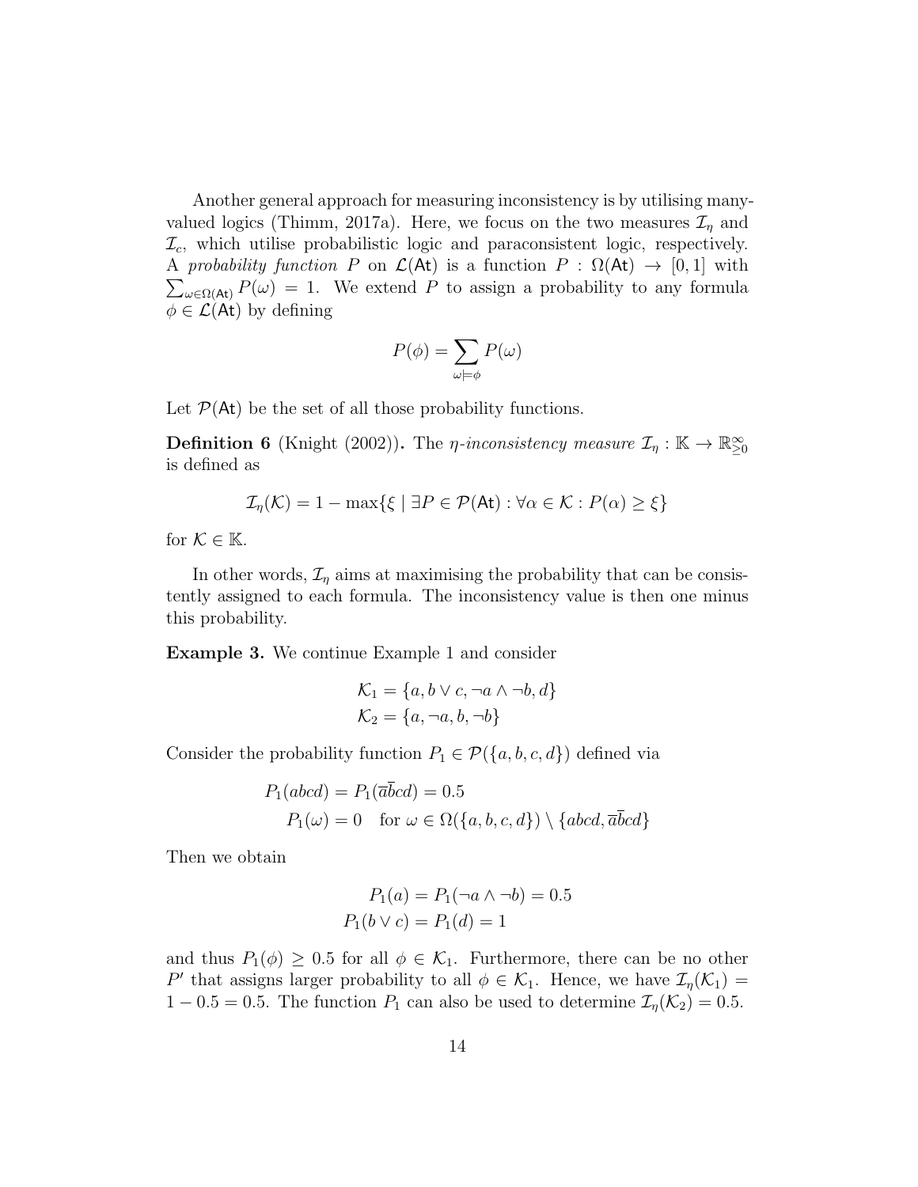Another general approach for measuring inconsistency is by utilising many-valued logics (Thimm, 2017a). Here, we focus on the two measures $\mathcal{I}_\eta$ and $\mathcal{I}_c$, which utilise probabilistic logic and paraconsistent logic, respectively. A *probability function* $P$ on $\mathcal{L}(\mathsf{At})$ is a function $P : \Omega(\mathsf{At}) \to [0,1]$ with $\sum_{\omega \in \Omega(\mathsf{At})} P(\omega) = 1$. We extend $P$ to assign a probability to any formula $\phi \in \mathcal{L}(\mathsf{At})$ by defining

$$P(\phi) = \sum_{\omega \models \phi} P(\omega)$$

Let $\mathcal{P}(\mathsf{At})$ be the set of all those probability functions.

**Definition 6** (Knight (2002))**.** The *$\eta$-inconsistency measure* $\mathcal{I}_\eta : \mathbb{K} \to \mathbb{R}^\infty_{\geq 0}$ is defined as

$$\mathcal{I}_\eta(\mathcal{K}) = 1 - \max\{\xi \mid \exists P \in \mathcal{P}(\mathsf{At}) : \forall \alpha \in \mathcal{K} : P(\alpha) \geq \xi\}$$

for $\mathcal{K} \in \mathbb{K}$.

In other words, $\mathcal{I}_\eta$ aims at maximising the probability that can be consistently assigned to each formula. The inconsistency value is then one minus this probability.

**Example 3.** We continue Example 1 and consider

$$\mathcal{K}_1 = \{a, b \vee c, \neg a \wedge \neg b, d\}$$
$$\mathcal{K}_2 = \{a, \neg a, b, \neg b\}$$

Consider the probability function $P_1 \in \mathcal{P}(\{a,b,c,d\})$ defined via

$$P_1(abcd) = P_1(\overline{a}\overline{b}cd) = 0.5$$
$$P_1(\omega) = 0 \quad \text{for } \omega \in \Omega(\{a,b,c,d\}) \setminus \{abcd, \overline{a}\overline{b}cd\}$$

Then we obtain

$$P_1(a) = P_1(\neg a \wedge \neg b) = 0.5$$
$$P_1(b \vee c) = P_1(d) = 1$$

and thus $P_1(\phi) \geq 0.5$ for all $\phi \in \mathcal{K}_1$. Furthermore, there can be no other $P'$ that assigns larger probability to all $\phi \in \mathcal{K}_1$. Hence, we have $\mathcal{I}_\eta(\mathcal{K}_1) = 1 - 0.5 = 0.5$. The function $P_1$ can also be used to determine $\mathcal{I}_\eta(\mathcal{K}_2) = 0.5$.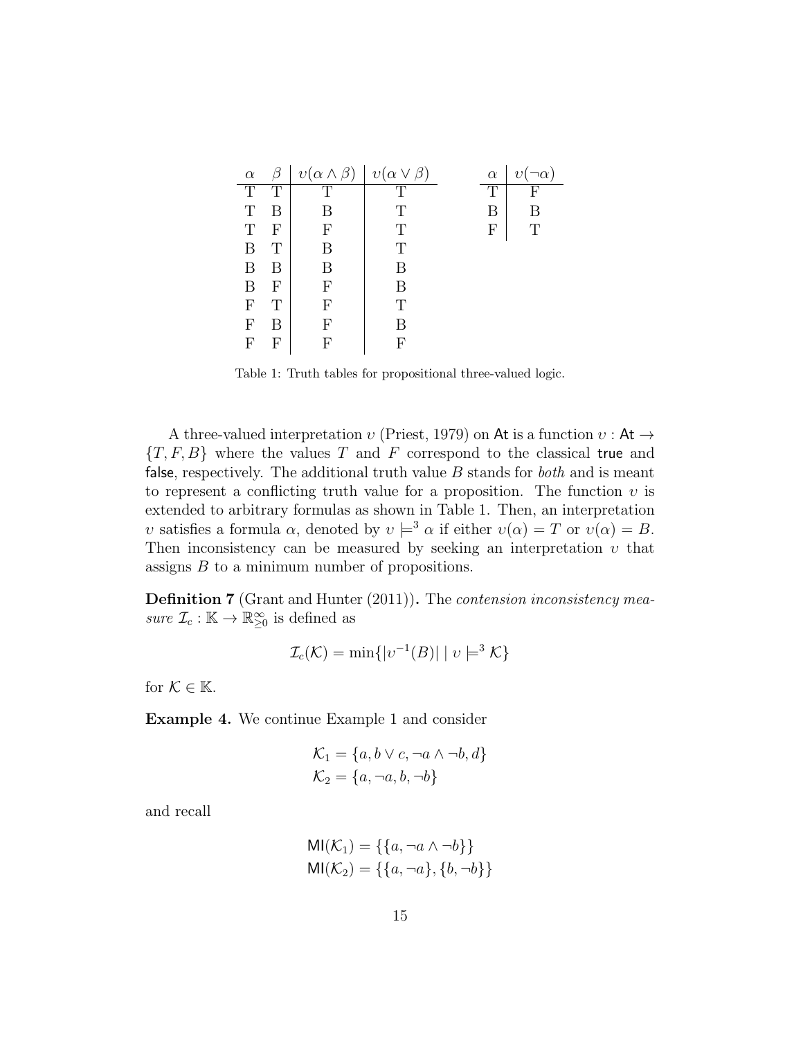| $\alpha$ | $\beta$ | $\upsilon(\alpha \wedge \beta)$ | $\upsilon(\alpha \vee \beta)$ |
|---|---|---|---|
| T | T | T | T |
| T | B | B | T |
| T | F | F | T |
| B | T | B | T |
| B | B | B | B |
| B | F | F | B |
| F | T | F | T |
| F | B | F | B |
| F | F | F | F |

| $\alpha$ | $\upsilon(\neg\alpha)$ |
|---|---|
| T | F |
| B | B |
| F | T |

Table 1: Truth tables for propositional three-valued logic.

A three-valued interpretation $\upsilon$ (Priest, 1979) on $\mathsf{At}$ is a function $\upsilon : \mathsf{At} \rightarrow \{T, F, B\}$ where the values $T$ and $F$ correspond to the classical true and false, respectively. The additional truth value $B$ stands for *both* and is meant to represent a conflicting truth value for a proposition. The function $\upsilon$ is extended to arbitrary formulas as shown in Table 1. Then, an interpretation $\upsilon$ satisfies a formula $\alpha$, denoted by $\upsilon \models^3 \alpha$ if either $\upsilon(\alpha) = T$ or $\upsilon(\alpha) = B$. Then inconsistency can be measured by seeking an interpretation $\upsilon$ that assigns $B$ to a minimum number of propositions.

**Definition 7** (Grant and Hunter (2011))**.** The *contension inconsistency measure* $\mathcal{I}_c : \mathbb{K} \rightarrow \mathbb{R}^{\infty}_{\geq 0}$ is defined as

$$\mathcal{I}_c(\mathcal{K}) = \min\{|\upsilon^{-1}(B)| \mid \upsilon \models^3 \mathcal{K}\}$$

for $\mathcal{K} \in \mathbb{K}$.

**Example 4.** We continue Example 1 and consider

$$\mathcal{K}_1 = \{a, b \vee c, \neg a \wedge \neg b, d\}$$
$$\mathcal{K}_2 = \{a, \neg a, b, \neg b\}$$

and recall

$$\mathsf{MI}(\mathcal{K}_1) = \{\{a, \neg a \wedge \neg b\}\}$$
$$\mathsf{MI}(\mathcal{K}_2) = \{\{a, \neg a\}, \{b, \neg b\}\}$$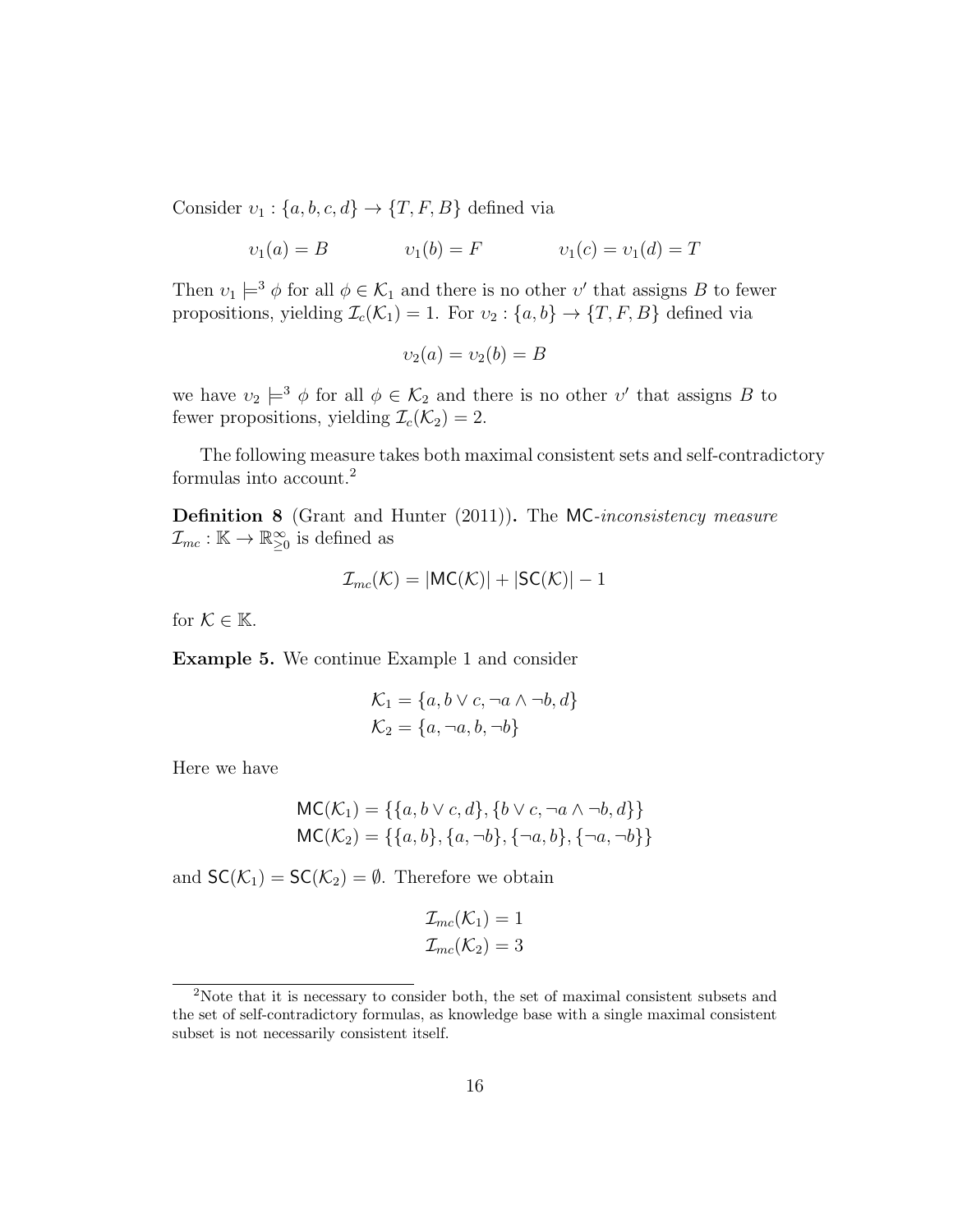Consider $\upsilon_1 : \{a, b, c, d\} \to \{T, F, B\}$ defined via

$$\upsilon_1(a) = B \qquad \upsilon_1(b) = F \qquad \upsilon_1(c) = \upsilon_1(d) = T$$

Then $\upsilon_1 \models^3 \phi$ for all $\phi \in \mathcal{K}_1$ and there is no other $\upsilon'$ that assigns $B$ to fewer propositions, yielding $\mathcal{I}_c(\mathcal{K}_1) = 1$. For $\upsilon_2 : \{a, b\} \to \{T, F, B\}$ defined via

$$\upsilon_2(a) = \upsilon_2(b) = B$$

we have $\upsilon_2 \models^3 \phi$ for all $\phi \in \mathcal{K}_2$ and there is no other $\upsilon'$ that assigns $B$ to fewer propositions, yielding $\mathcal{I}_c(\mathcal{K}_2) = 2$.

The following measure takes both maximal consistent sets and self-contradictory formulas into account.[2]

**Definition 8** (Grant and Hunter (2011))**.** The MC-*inconsistency measure* $\mathcal{I}_{mc} : \mathbb{K} \to \mathbb{R}^{\infty}_{\geq 0}$ is defined as

$$\mathcal{I}_{mc}(\mathcal{K}) = |\mathsf{MC}(\mathcal{K})| + |\mathsf{SC}(\mathcal{K})| - 1$$

for $\mathcal{K} \in \mathbb{K}$.

**Example 5.** We continue Example 1 and consider

$$\mathcal{K}_1 = \{a, b \vee c, \neg a \wedge \neg b, d\}$$
$$\mathcal{K}_2 = \{a, \neg a, b, \neg b\}$$

Here we have

$$\mathsf{MC}(\mathcal{K}_1) = \{\{a, b \vee c, d\}, \{b \vee c, \neg a \wedge \neg b, d\}\}$$
$$\mathsf{MC}(\mathcal{K}_2) = \{\{a, b\}, \{a, \neg b\}, \{\neg a, b\}, \{\neg a, \neg b\}\}$$

and $\mathsf{SC}(\mathcal{K}_1) = \mathsf{SC}(\mathcal{K}_2) = \emptyset$. Therefore we obtain

$$\mathcal{I}_{mc}(\mathcal{K}_1) = 1$$
$$\mathcal{I}_{mc}(\mathcal{K}_2) = 3$$

[2] Note that it is necessary to consider both, the set of maximal consistent subsets and the set of self-contradictory formulas, as knowledge base with a single maximal consistent subset is not necessarily consistent itself.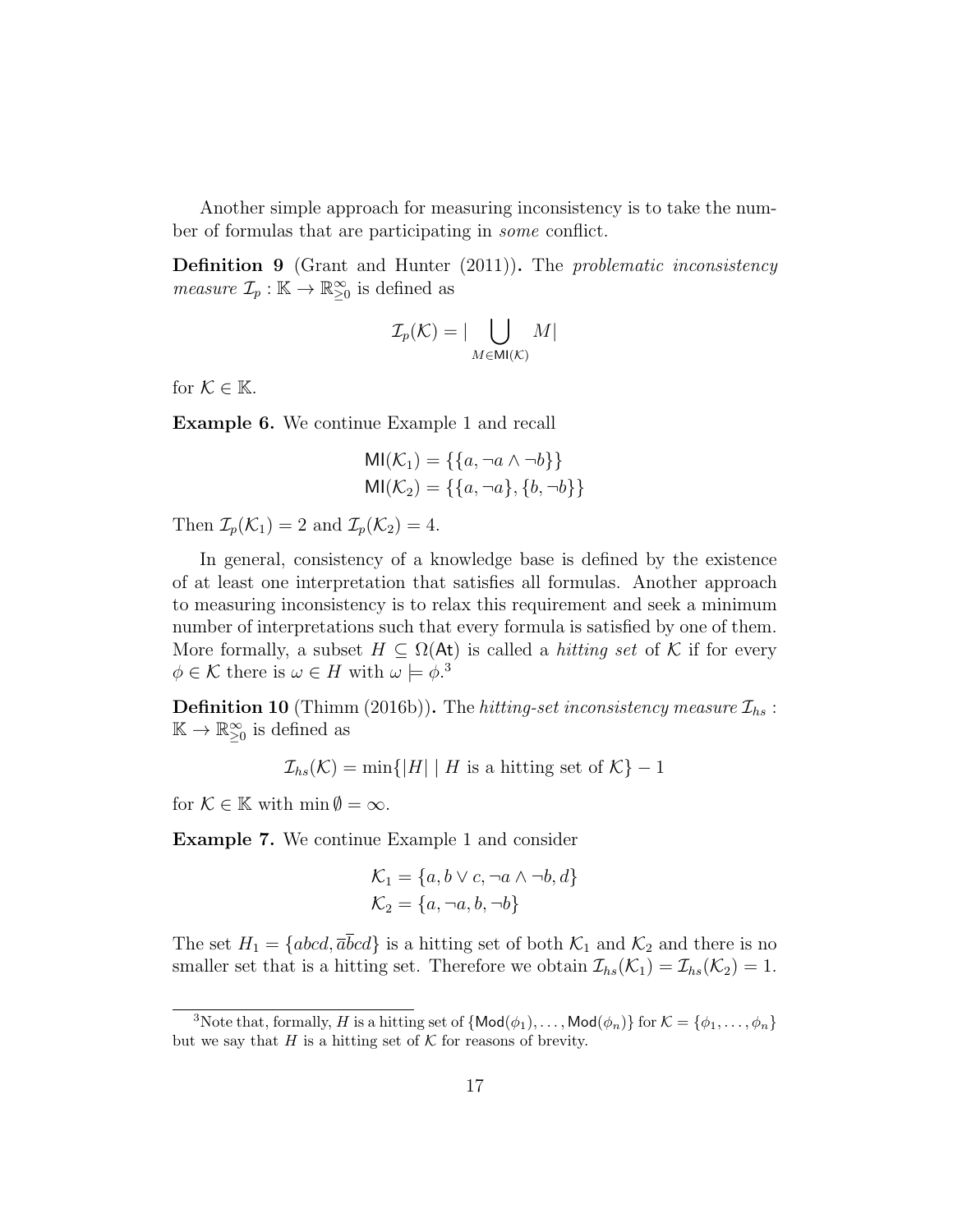Another simple approach for measuring inconsistency is to take the number of formulas that are participating in *some* conflict.

**Definition 9** (Grant and Hunter (2011))**.** The *problematic inconsistency measure* $\mathcal{I}_p : \mathbb{K} \to \mathbb{R}^{\infty}_{\geq 0}$ is defined as

$$\mathcal{I}_p(\mathcal{K}) = |\bigcup_{M \in \mathsf{MI}(\mathcal{K})} M|$$

for $\mathcal{K} \in \mathbb{K}$.

**Example 6.** We continue Example 1 and recall

$$\mathsf{MI}(\mathcal{K}_1) = \{\{a, \neg a \wedge \neg b\}\}$$
$$\mathsf{MI}(\mathcal{K}_2) = \{\{a, \neg a\}, \{b, \neg b\}\}$$

Then $\mathcal{I}_p(\mathcal{K}_1) = 2$ and $\mathcal{I}_p(\mathcal{K}_2) = 4$.

In general, consistency of a knowledge base is defined by the existence of at least one interpretation that satisfies all formulas. Another approach to measuring inconsistency is to relax this requirement and seek a minimum number of interpretations such that every formula is satisfied by one of them. More formally, a subset $H \subseteq \Omega(\mathsf{At})$ is called a *hitting set* of $\mathcal{K}$ if for every $\phi \in \mathcal{K}$ there is $\omega \in H$ with $\omega \models \phi$.[3]

**Definition 10** (Thimm (2016b))**.** The *hitting-set inconsistency measure* $\mathcal{I}_{hs} : \mathbb{K} \to \mathbb{R}^{\infty}_{\geq 0}$ is defined as

$$\mathcal{I}_{hs}(\mathcal{K}) = \min\{|H| \mid H \text{ is a hitting set of } \mathcal{K}\} - 1$$

for $\mathcal{K} \in \mathbb{K}$ with $\min \emptyset = \infty$.

**Example 7.** We continue Example 1 and consider

$$\mathcal{K}_1 = \{a, b \vee c, \neg a \wedge \neg b, d\}$$
$$\mathcal{K}_2 = \{a, \neg a, b, \neg b\}$$

The set $H_1 = \{abcd, \overline{a}\overline{b}cd\}$ is a hitting set of both $\mathcal{K}_1$ and $\mathcal{K}_2$ and there is no smaller set that is a hitting set. Therefore we obtain $\mathcal{I}_{hs}(\mathcal{K}_1) = \mathcal{I}_{hs}(\mathcal{K}_2) = 1$.

[3] Note that, formally, $H$ is a hitting set of $\{\mathsf{Mod}(\phi_1), \ldots, \mathsf{Mod}(\phi_n)\}$ for $\mathcal{K} = \{\phi_1, \ldots, \phi_n\}$ but we say that $H$ is a hitting set of $\mathcal{K}$ for reasons of brevity.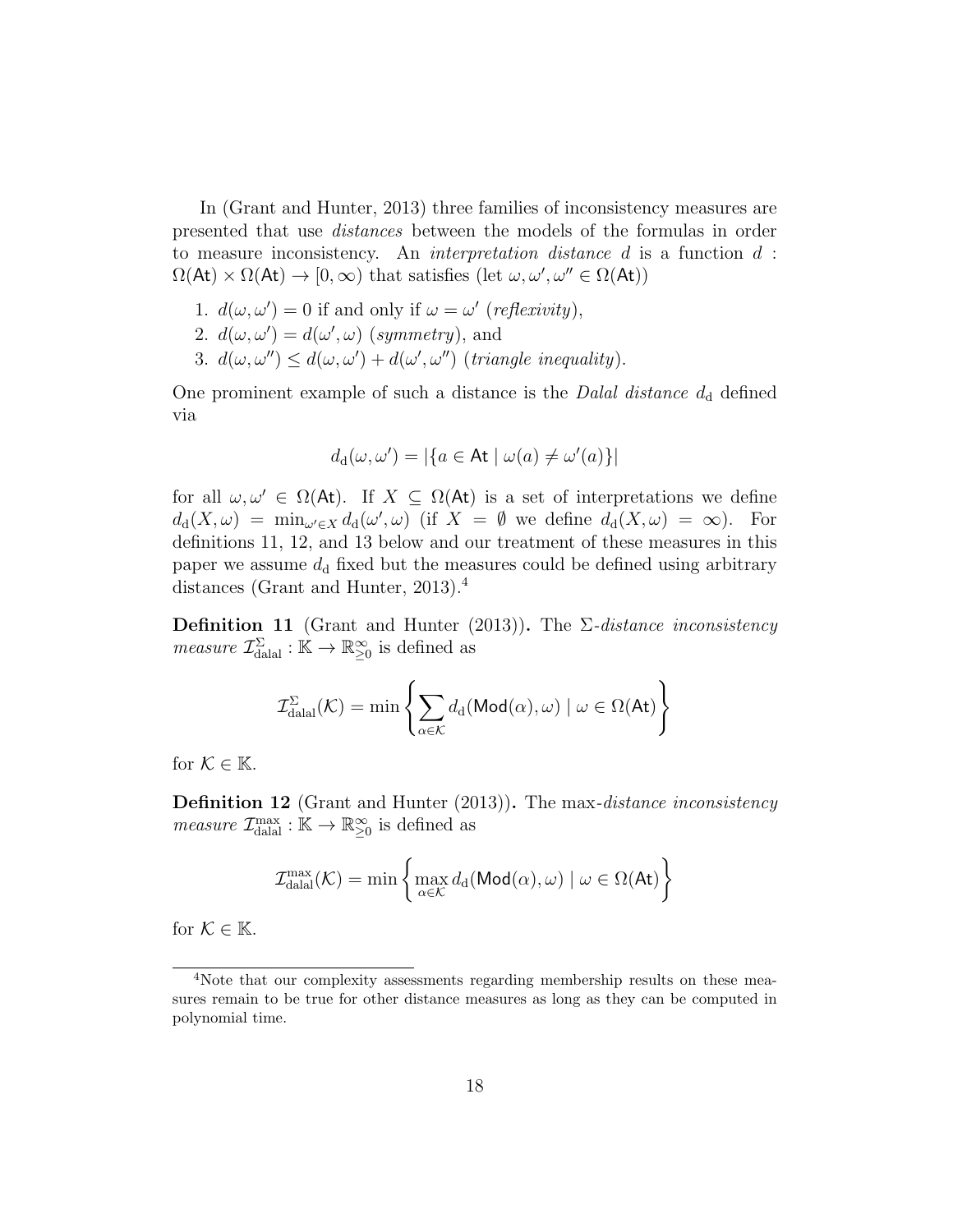In (Grant and Hunter, 2013) three families of inconsistency measures are presented that use *distances* between the models of the formulas in order to measure inconsistency. An *interpretation distance* $d$ is a function $d : \Omega(\mathsf{At}) \times \Omega(\mathsf{At}) \to [0, \infty)$ that satisfies (let $\omega, \omega', \omega'' \in \Omega(\mathsf{At})$)

1. $d(\omega, \omega') = 0$ if and only if $\omega = \omega'$ (*reflexivity*),
2. $d(\omega, \omega') = d(\omega', \omega)$ (*symmetry*), and
3. $d(\omega, \omega'') \leq d(\omega, \omega') + d(\omega', \omega'')$ (*triangle inequality*).

One prominent example of such a distance is the *Dalal distance* $d_\mathrm{d}$ defined via

$$d_\mathrm{d}(\omega, \omega') = |\{a \in \mathsf{At} \mid \omega(a) \neq \omega'(a)\}|$$

for all $\omega, \omega' \in \Omega(\mathsf{At})$. If $X \subseteq \Omega(\mathsf{At})$ is a set of interpretations we define $d_\mathrm{d}(X, \omega) = \min_{\omega' \in X} d_\mathrm{d}(\omega', \omega)$ (if $X = \emptyset$ we define $d_\mathrm{d}(X, \omega) = \infty$). For definitions 11, 12, and 13 below and our treatment of these measures in this paper we assume $d_\mathrm{d}$ fixed but the measures could be defined using arbitrary distances (Grant and Hunter, 2013).[4]

**Definition 11** (Grant and Hunter (2013))**.** The $\Sigma$-*distance inconsistency measure* $\mathcal{I}^{\Sigma}_{\mathrm{dalal}} : \mathbb{K} \to \mathbb{R}^{\infty}_{\geq 0}$ is defined as

$$\mathcal{I}^{\Sigma}_{\mathrm{dalal}}(\mathcal{K}) = \min \left\{ \sum_{\alpha \in \mathcal{K}} d_\mathrm{d}(\mathsf{Mod}(\alpha), \omega) \mid \omega \in \Omega(\mathsf{At}) \right\}$$

for $\mathcal{K} \in \mathbb{K}$.

**Definition 12** (Grant and Hunter (2013))**.** The max-*distance inconsistency measure* $\mathcal{I}^{\max}_{\mathrm{dalal}} : \mathbb{K} \to \mathbb{R}^{\infty}_{\geq 0}$ is defined as

$$\mathcal{I}^{\max}_{\mathrm{dalal}}(\mathcal{K}) = \min \left\{ \max_{\alpha \in \mathcal{K}} d_\mathrm{d}(\mathsf{Mod}(\alpha), \omega) \mid \omega \in \Omega(\mathsf{At}) \right\}$$

for $\mathcal{K} \in \mathbb{K}$.

[4] Note that our complexity assessments regarding membership results on these measures remain to be true for other distance measures as long as they can be computed in polynomial time.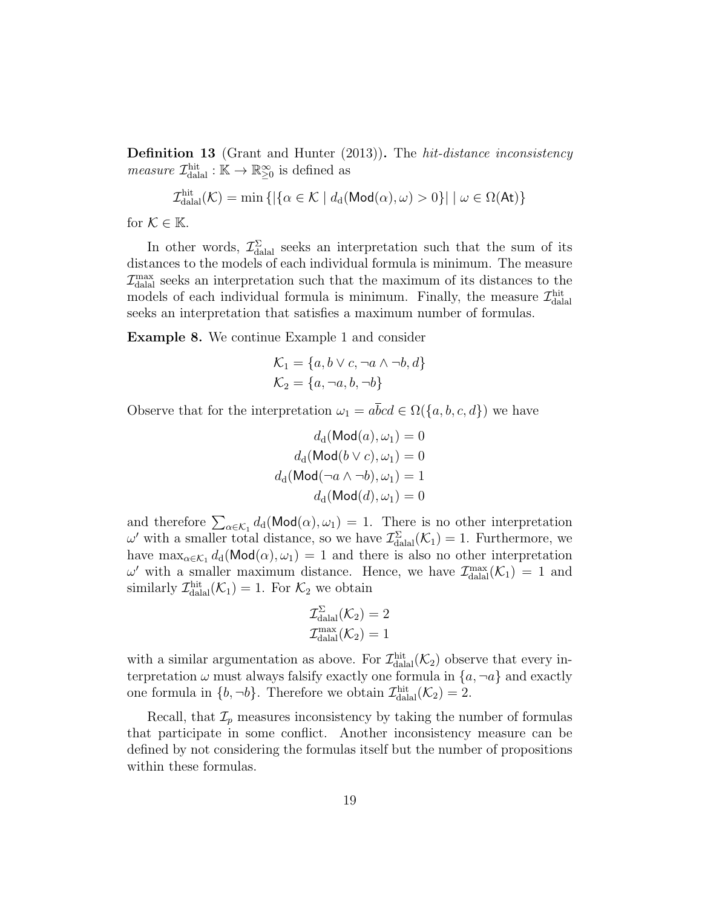**Definition 13** (Grant and Hunter (2013))**.** The *hit-distance inconsistency measure* $\mathcal{I}^{\text{hit}}_{\text{dalal}} : \mathbb{K} \to \mathbb{R}^{\infty}_{\geq 0}$ is defined as

$$\mathcal{I}^{\text{hit}}_{\text{dalal}}(\mathcal{K}) = \min \{ |\{\alpha \in \mathcal{K} \mid d_{\text{d}}(\mathsf{Mod}(\alpha), \omega) > 0\}| \mid \omega \in \Omega(\mathsf{At})\}$$

for $\mathcal{K} \in \mathbb{K}$.

In other words, $\mathcal{I}^{\Sigma}_{\text{dalal}}$ seeks an interpretation such that the sum of its distances to the models of each individual formula is minimum. The measure $\mathcal{I}^{\max}_{\text{dalal}}$ seeks an interpretation such that the maximum of its distances to the models of each individual formula is minimum. Finally, the measure $\mathcal{I}^{\text{hit}}_{\text{dalal}}$ seeks an interpretation that satisfies a maximum number of formulas.

**Example 8.** We continue Example 1 and consider

$$\mathcal{K}_1 = \{a, b \vee c, \neg a \wedge \neg b, d\}$$
$$\mathcal{K}_2 = \{a, \neg a, b, \neg b\}$$

Observe that for the interpretation $\omega_1 = a\overline{b}cd \in \Omega(\{a, b, c, d\})$ we have

$$d_{\text{d}}(\mathsf{Mod}(a), \omega_1) = 0$$
$$d_{\text{d}}(\mathsf{Mod}(b \vee c), \omega_1) = 0$$
$$d_{\text{d}}(\mathsf{Mod}(\neg a \wedge \neg b), \omega_1) = 1$$
$$d_{\text{d}}(\mathsf{Mod}(d), \omega_1) = 0$$

and therefore $\sum_{\alpha \in \mathcal{K}_1} d_{\text{d}}(\mathsf{Mod}(\alpha), \omega_1) = 1$. There is no other interpretation $\omega'$ with a smaller total distance, so we have $\mathcal{I}^{\Sigma}_{\text{dalal}}(\mathcal{K}_1) = 1$. Furthermore, we have $\max_{\alpha \in \mathcal{K}_1} d_{\text{d}}(\mathsf{Mod}(\alpha), \omega_1) = 1$ and there is also no other interpretation $\omega'$ with a smaller maximum distance. Hence, we have $\mathcal{I}^{\max}_{\text{dalal}}(\mathcal{K}_1) = 1$ and similarly $\mathcal{I}^{\text{hit}}_{\text{dalal}}(\mathcal{K}_1) = 1$. For $\mathcal{K}_2$ we obtain

$$\mathcal{I}^{\Sigma}_{\text{dalal}}(\mathcal{K}_2) = 2$$
$$\mathcal{I}^{\max}_{\text{dalal}}(\mathcal{K}_2) = 1$$

with a similar argumentation as above. For $\mathcal{I}^{\text{hit}}_{\text{dalal}}(\mathcal{K}_2)$ observe that every interpretation $\omega$ must always falsify exactly one formula in $\{a, \neg a\}$ and exactly one formula in $\{b, \neg b\}$. Therefore we obtain $\mathcal{I}^{\text{hit}}_{\text{dalal}}(\mathcal{K}_2) = 2$.

Recall, that $\mathcal{I}_p$ measures inconsistency by taking the number of formulas that participate in some conflict. Another inconsistency measure can be defined by not considering the formulas itself but the number of propositions within these formulas.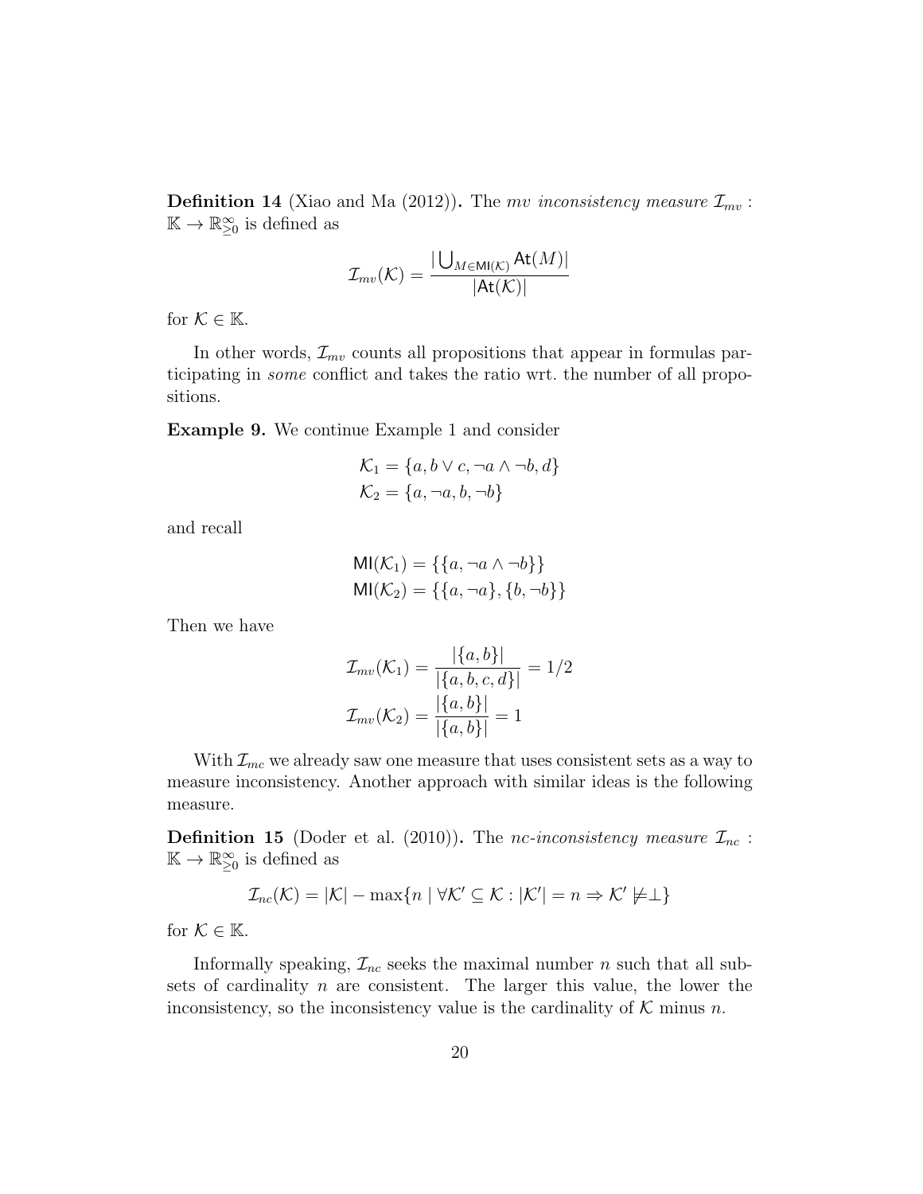**Definition 14** (Xiao and Ma (2012))**.** The *mv inconsistency measure* $\mathcal{I}_{mv} : \mathbb{K} \to \mathbb{R}^{\infty}_{\geq 0}$ is defined as

$$\mathcal{I}_{mv}(\mathcal{K}) = \frac{|\bigcup_{M \in \mathsf{MI}(\mathcal{K})} \mathsf{At}(M)|}{|\mathsf{At}(\mathcal{K})|}$$

for $\mathcal{K} \in \mathbb{K}$.

In other words, $\mathcal{I}_{mv}$ counts all propositions that appear in formulas participating in *some* conflict and takes the ratio wrt. the number of all propositions.

**Example 9.** We continue Example 1 and consider

$$\mathcal{K}_1 = \{a, b \vee c, \neg a \wedge \neg b, d\}$$
$$\mathcal{K}_2 = \{a, \neg a, b, \neg b\}$$

and recall

$$\mathsf{MI}(\mathcal{K}_1) = \{\{a, \neg a \wedge \neg b\}\}$$
$$\mathsf{MI}(\mathcal{K}_2) = \{\{a, \neg a\}, \{b, \neg b\}\}$$

Then we have

$$\mathcal{I}_{mv}(\mathcal{K}_1) = \frac{|\{a, b\}|}{|\{a, b, c, d\}|} = 1/2$$
$$\mathcal{I}_{mv}(\mathcal{K}_2) = \frac{|\{a, b\}|}{|\{a, b\}|} = 1$$

With $\mathcal{I}_{mc}$ we already saw one measure that uses consistent sets as a way to measure inconsistency. Another approach with similar ideas is the following measure.

**Definition 15** (Doder et al. (2010))**.** The *nc-inconsistency measure* $\mathcal{I}_{nc} : \mathbb{K} \to \mathbb{R}^{\infty}_{\geq 0}$ is defined as

$$\mathcal{I}_{nc}(\mathcal{K}) = |\mathcal{K}| - \max\{n \mid \forall \mathcal{K}' \subseteq \mathcal{K} : |\mathcal{K}'| = n \Rightarrow \mathcal{K}' \not\models \perp\}$$

for $\mathcal{K} \in \mathbb{K}$.

Informally speaking, $\mathcal{I}_{nc}$ seeks the maximal number $n$ such that all subsets of cardinality $n$ are consistent. The larger this value, the lower the inconsistency, so the inconsistency value is the cardinality of $\mathcal{K}$ minus $n$.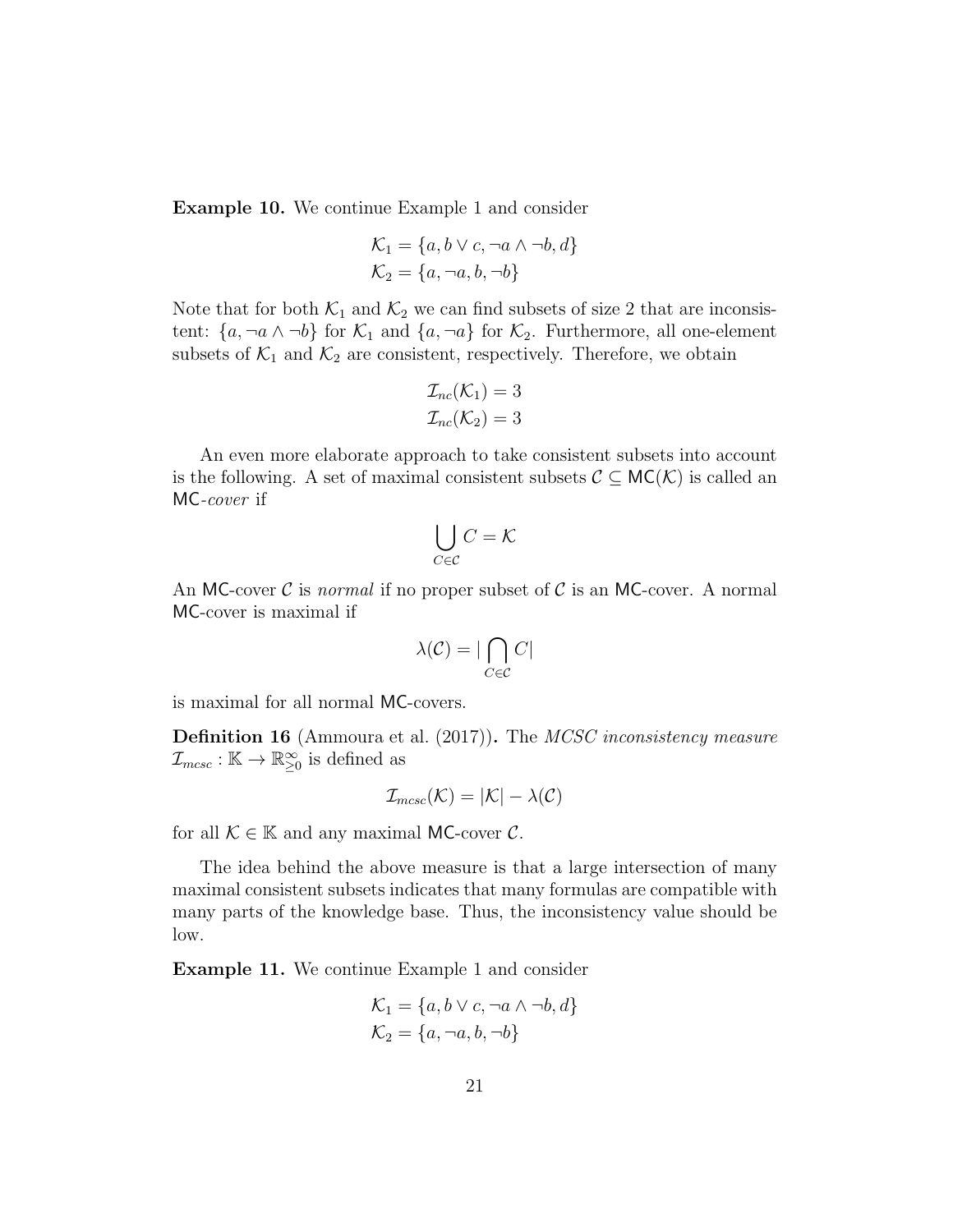**Example 10.** We continue Example 1 and consider

$$\mathcal{K}_1 = \{a, b \vee c, \neg a \wedge \neg b, d\}$$
$$\mathcal{K}_2 = \{a, \neg a, b, \neg b\}$$

Note that for both $\mathcal{K}_1$ and $\mathcal{K}_2$ we can find subsets of size 2 that are inconsistent: $\{a, \neg a \wedge \neg b\}$ for $\mathcal{K}_1$ and $\{a, \neg a\}$ for $\mathcal{K}_2$. Furthermore, all one-element subsets of $\mathcal{K}_1$ and $\mathcal{K}_2$ are consistent, respectively. Therefore, we obtain

$$\mathcal{I}_{nc}(\mathcal{K}_1) = 3$$
$$\mathcal{I}_{nc}(\mathcal{K}_2) = 3$$

An even more elaborate approach to take consistent subsets into account is the following. A set of maximal consistent subsets $\mathcal{C} \subseteq \mathsf{MC}(\mathcal{K})$ is called an $\mathsf{MC}$-*cover* if

$$\bigcup_{C \in \mathcal{C}} C = \mathcal{K}$$

An $\mathsf{MC}$-cover $\mathcal{C}$ is *normal* if no proper subset of $\mathcal{C}$ is an $\mathsf{MC}$-cover. A normal $\mathsf{MC}$-cover is maximal if

$$\lambda(\mathcal{C}) = |\bigcap_{C \in \mathcal{C}} C|$$

is maximal for all normal $\mathsf{MC}$-covers.

**Definition 16** (Ammoura et al. (2017))**.** The *MCSC inconsistency measure* $\mathcal{I}_{mcsc} : \mathbb{K} \to \mathbb{R}^{\infty}_{\geq 0}$ is defined as

$$\mathcal{I}_{mcsc}(\mathcal{K}) = |\mathcal{K}| - \lambda(\mathcal{C})$$

for all $\mathcal{K} \in \mathbb{K}$ and any maximal $\mathsf{MC}$-cover $\mathcal{C}$.

The idea behind the above measure is that a large intersection of many maximal consistent subsets indicates that many formulas are compatible with many parts of the knowledge base. Thus, the inconsistency value should be low.

**Example 11.** We continue Example 1 and consider

$$\mathcal{K}_1 = \{a, b \vee c, \neg a \wedge \neg b, d\}$$
$$\mathcal{K}_2 = \{a, \neg a, b, \neg b\}$$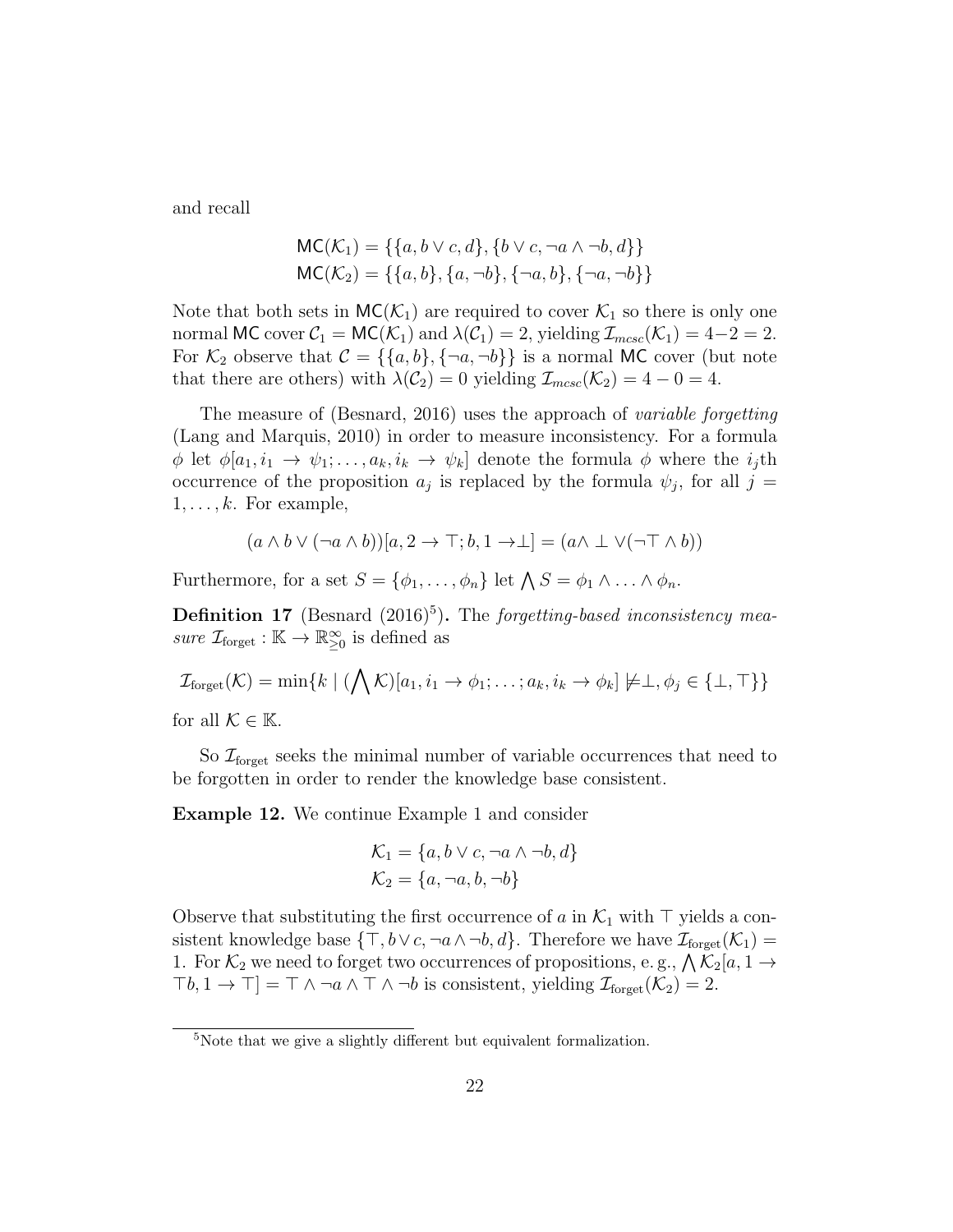and recall

$$\mathsf{MC}(\mathcal{K}_1) = \{\{a, b \vee c, d\}, \{b \vee c, \neg a \wedge \neg b, d\}\}$$
$$\mathsf{MC}(\mathcal{K}_2) = \{\{a, b\}, \{a, \neg b\}, \{\neg a, b\}, \{\neg a, \neg b\}\}$$

Note that both sets in $\mathsf{MC}(\mathcal{K}_1)$ are required to cover $\mathcal{K}_1$ so there is only one normal $\mathsf{MC}$ cover $\mathcal{C}_1 = \mathsf{MC}(\mathcal{K}_1)$ and $\lambda(\mathcal{C}_1) = 2$, yielding $\mathcal{I}_{mcsc}(\mathcal{K}_1) = 4-2 = 2$. For $\mathcal{K}_2$ observe that $\mathcal{C} = \{\{a, b\}, \{\neg a, \neg b\}\}$ is a normal $\mathsf{MC}$ cover (but note that there are others) with $\lambda(\mathcal{C}_2) = 0$ yielding $\mathcal{I}_{mcsc}(\mathcal{K}_2) = 4 - 0 = 4$.

The measure of (Besnard, 2016) uses the approach of *variable forgetting* (Lang and Marquis, 2010) in order to measure inconsistency. For a formula $\phi$ let $\phi[a_1, i_1 \to \psi_1; \ldots, a_k, i_k \to \psi_k]$ denote the formula $\phi$ where the $i_j$th occurrence of the proposition $a_j$ is replaced by the formula $\psi_j$, for all $j = 1, \ldots, k$. For example,

$$(a \wedge b \vee (\neg a \wedge b))[a, 2 \to \top; b, 1 \to \bot] = (a \wedge \bot \vee (\neg \top \wedge b))$$

Furthermore, for a set $S = \{\phi_1, \ldots, \phi_n\}$ let $\bigwedge S = \phi_1 \wedge \ldots \wedge \phi_n$.

**Definition 17** (Besnard (2016)[5])**.** The *forgetting-based inconsistency measure* $\mathcal{I}_{\text{forget}} : \mathbb{K} \to \mathbb{R}^{\infty}_{\geq 0}$ is defined as

$$\mathcal{I}_{\text{forget}}(\mathcal{K}) = \min\{k \mid (\bigwedge \mathcal{K})[a_1, i_1 \to \phi_1; \ldots; a_k, i_k \to \phi_k] \not\models \bot, \phi_j \in \{\bot, \top\}\}$$

for all $\mathcal{K} \in \mathbb{K}$.

So $\mathcal{I}_{\text{forget}}$ seeks the minimal number of variable occurrences that need to be forgotten in order to render the knowledge base consistent.

**Example 12.** We continue Example 1 and consider

$$\mathcal{K}_1 = \{a, b \vee c, \neg a \wedge \neg b, d\}$$
$$\mathcal{K}_2 = \{a, \neg a, b, \neg b\}$$

Observe that substituting the first occurrence of $a$ in $\mathcal{K}_1$ with $\top$ yields a consistent knowledge base $\{\top, b \vee c, \neg a \wedge \neg b, d\}$. Therefore we have $\mathcal{I}_{\text{forget}}(\mathcal{K}_1) = 1$. For $\mathcal{K}_2$ we need to forget two occurrences of propositions, e. g., $\bigwedge \mathcal{K}_2[a, 1 \to \top b, 1 \to \top] = \top \wedge \neg a \wedge \top \wedge \neg b$ is consistent, yielding $\mathcal{I}_{\text{forget}}(\mathcal{K}_2) = 2$.

[5] Note that we give a slightly different but equivalent formalization.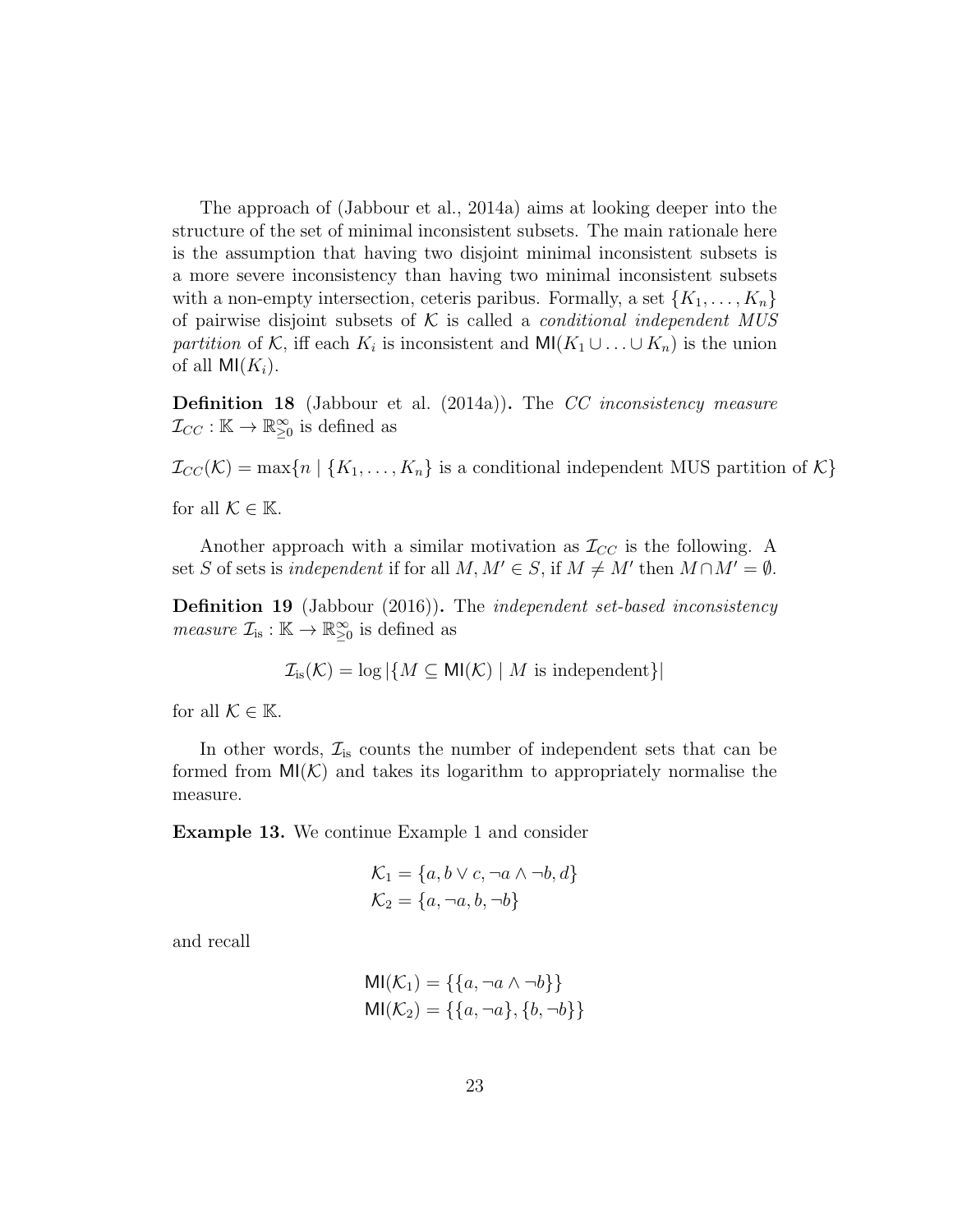The approach of (Jabbour et al., 2014a) aims at looking deeper into the structure of the set of minimal inconsistent subsets. The main rationale here is the assumption that having two disjoint minimal inconsistent subsets is a more severe inconsistency than having two minimal inconsistent subsets with a non-empty intersection, ceteris paribus. Formally, a set $\{K_1, \ldots, K_n\}$ of pairwise disjoint subsets of $\mathcal{K}$ is called a *conditional independent MUS partition* of $\mathcal{K}$, iff each $K_i$ is inconsistent and $\mathsf{MI}(K_1 \cup \ldots \cup K_n)$ is the union of all $\mathsf{MI}(K_i)$.

**Definition 18** (Jabbour et al. (2014a))**.** The *CC inconsistency measure* $\mathcal{I}_{CC} : \mathbb{K} \to \mathbb{R}^{\infty}_{\geq 0}$ is defined as

$$\mathcal{I}_{CC}(\mathcal{K}) = \max\{n \mid \{K_1, \ldots, K_n\} \text{ is a conditional independent MUS partition of } \mathcal{K}\}$$

for all $\mathcal{K} \in \mathbb{K}$.

Another approach with a similar motivation as $\mathcal{I}_{CC}$ is the following. A set $S$ of sets is *independent* if for all $M, M' \in S$, if $M \neq M'$ then $M \cap M' = \emptyset$.

**Definition 19** (Jabbour (2016))**.** The *independent set-based inconsistency measure* $\mathcal{I}_{\text{is}} : \mathbb{K} \to \mathbb{R}^{\infty}_{\geq 0}$ is defined as

$$\mathcal{I}_{\text{is}}(\mathcal{K}) = \log |\{M \subseteq \mathsf{MI}(\mathcal{K}) \mid M \text{ is independent}\}|$$

for all $\mathcal{K} \in \mathbb{K}$.

In other words, $\mathcal{I}_{\text{is}}$ counts the number of independent sets that can be formed from $\mathsf{MI}(\mathcal{K})$ and takes its logarithm to appropriately normalise the measure.

**Example 13.** We continue Example 1 and consider

$$\mathcal{K}_1 = \{a, b \vee c, \neg a \wedge \neg b, d\}$$
$$\mathcal{K}_2 = \{a, \neg a, b, \neg b\}$$

and recall

$$\mathsf{MI}(\mathcal{K}_1) = \{\{a, \neg a \wedge \neg b\}\}$$
$$\mathsf{MI}(\mathcal{K}_2) = \{\{a, \neg a\}, \{b, \neg b\}\}$$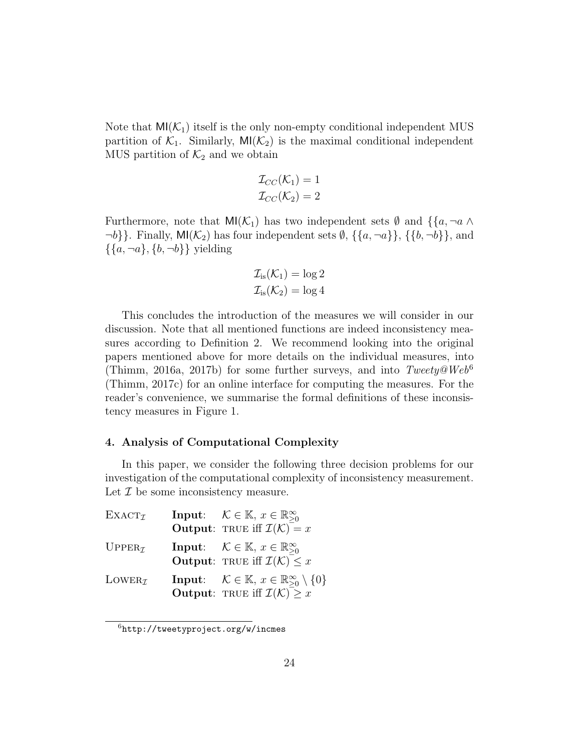Note that $\mathsf{MI}(\mathcal{K}_1)$ itself is the only non-empty conditional independent MUS partition of $\mathcal{K}_1$. Similarly, $\mathsf{MI}(\mathcal{K}_2)$ is the maximal conditional independent MUS partition of $\mathcal{K}_2$ and we obtain

$$\mathcal{I}_{CC}(\mathcal{K}_1) = 1$$
$$\mathcal{I}_{CC}(\mathcal{K}_2) = 2$$

Furthermore, note that $\mathsf{MI}(\mathcal{K}_1)$ has two independent sets $\emptyset$ and $\{\{a, \neg a \wedge \neg b\}\}$. Finally, $\mathsf{MI}(\mathcal{K}_2)$ has four independent sets $\emptyset$, $\{\{a, \neg a\}\}$, $\{\{b, \neg b\}\}$, and $\{\{a, \neg a\}, \{b, \neg b\}\}$ yielding

$$\mathcal{I}_{\text{is}}(\mathcal{K}_1) = \log 2$$
$$\mathcal{I}_{\text{is}}(\mathcal{K}_2) = \log 4$$

This concludes the introduction of the measures we will consider in our discussion. Note that all mentioned functions are indeed inconsistency measures according to Definition 2. We recommend looking into the original papers mentioned above for more details on the individual measures, into (Thimm, 2016a, 2017b) for some further surveys, and into *Tweety@Web*[6] (Thimm, 2017c) for an online interface for computing the measures. For the reader's convenience, we summarise the formal definitions of these inconsistency measures in Figure 1.

## 4. Analysis of Computational Complexity

In this paper, we consider the following three decision problems for our investigation of the computational complexity of inconsistency measurement. Let $\mathcal{I}$ be some inconsistency measure.

$\textsc{Exact}_{\mathcal{I}}$ **Input**: $\mathcal{K} \in \mathbb{K}$, $x \in \mathbb{R}^{\infty}_{\geq 0}$
**Output**: TRUE iff $\mathcal{I}(\mathcal{K}) = x$

$\textsc{Upper}_{\mathcal{I}}$ **Input**: $\mathcal{K} \in \mathbb{K}$, $x \in \mathbb{R}^{\infty}_{\geq 0}$
**Output**: TRUE iff $\mathcal{I}(\mathcal{K}) \leq x$

$\textsc{Lower}_{\mathcal{I}}$ **Input**: $\mathcal{K} \in \mathbb{K}$, $x \in \mathbb{R}^{\infty}_{\geq 0} \setminus \{0\}$
**Output**: TRUE iff $\mathcal{I}(\mathcal{K}) \geq x$

[6] http://tweetyproject.org/w/incmes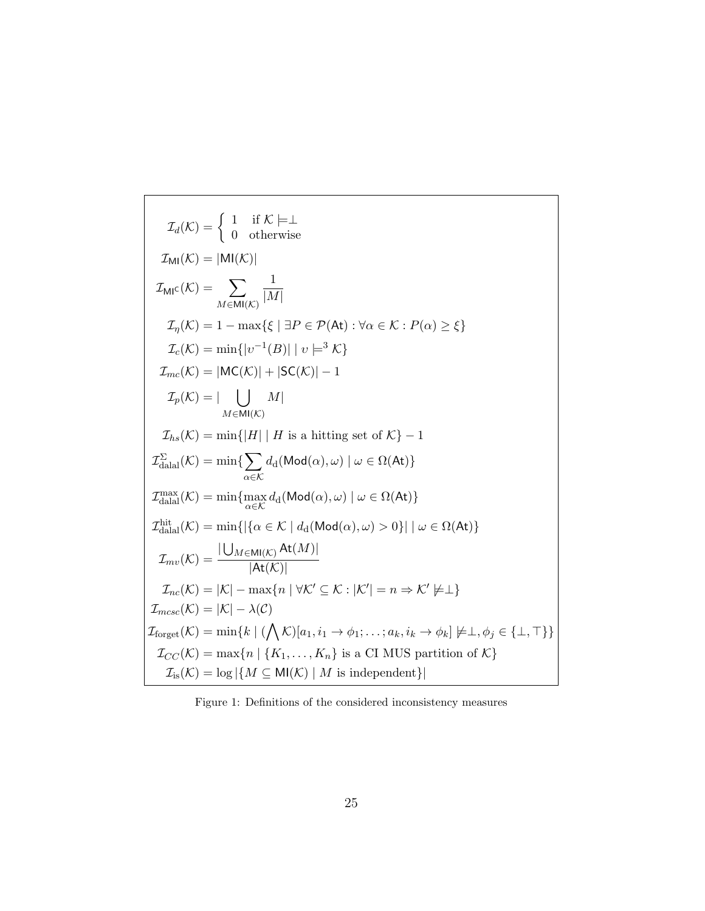$$
\begin{aligned}
\mathcal{I}_d(\mathcal{K}) &= \left\{ \begin{array}{ll} 1 & \text{if } \mathcal{K} \models \perp \\ 0 & \text{otherwise} \end{array} \right. \\
\mathcal{I}_{\mathsf{MI}}(\mathcal{K}) &= |\mathsf{MI}(\mathcal{K})| \\
\mathcal{I}_{\mathsf{MI}^\mathsf{C}}(\mathcal{K}) &= \sum_{M \in \mathsf{MI}(\mathcal{K})} \frac{1}{|M|} \\
\mathcal{I}_\eta(\mathcal{K}) &= 1 - \max\{\xi \mid \exists P \in \mathcal{P}(\mathsf{At}) : \forall \alpha \in \mathcal{K} : P(\alpha) \geq \xi\} \\
\mathcal{I}_c(\mathcal{K}) &= \min\{|\upsilon^{-1}(B)| \mid \upsilon \models^3 \mathcal{K}\} \\
\mathcal{I}_{mc}(\mathcal{K}) &= |\mathsf{MC}(\mathcal{K})| + |\mathsf{SC}(\mathcal{K})| - 1 \\
\mathcal{I}_p(\mathcal{K}) &= |\bigcup_{M \in \mathsf{MI}(\mathcal{K})} M| \\
\mathcal{I}_{hs}(\mathcal{K}) &= \min\{|H| \mid H \text{ is a hitting set of } \mathcal{K}\} - 1 \\
\mathcal{I}^{\Sigma}_{\text{dalal}}(\mathcal{K}) &= \min\{\sum_{\alpha \in \mathcal{K}} d_{\text{d}}(\mathsf{Mod}(\alpha), \omega) \mid \omega \in \Omega(\mathsf{At})\} \\
\mathcal{I}^{\max}_{\text{dalal}}(\mathcal{K}) &= \min\{\max_{\alpha \in \mathcal{K}} d_{\text{d}}(\mathsf{Mod}(\alpha), \omega) \mid \omega \in \Omega(\mathsf{At})\} \\
\mathcal{I}^{\text{hit}}_{\text{dalal}}(\mathcal{K}) &= \min\{|\{\alpha \in \mathcal{K} \mid d_{\text{d}}(\mathsf{Mod}(\alpha), \omega) > 0\}| \mid \omega \in \Omega(\mathsf{At})\} \\
\mathcal{I}_{mv}(\mathcal{K}) &= \frac{|\bigcup_{M \in \mathsf{MI}(\mathcal{K})} \mathsf{At}(M)|}{|\mathsf{At}(\mathcal{K})|} \\
\mathcal{I}_{nc}(\mathcal{K}) &= |\mathcal{K}| - \max\{n \mid \forall \mathcal{K}' \subseteq \mathcal{K} : |\mathcal{K}'| = n \Rightarrow \mathcal{K}' \not\models \perp\} \\
\mathcal{I}_{mcsc}(\mathcal{K}) &= |\mathcal{K}| - \lambda(\mathcal{C}) \\
\mathcal{I}_{\text{forget}}(\mathcal{K}) &= \min\{k \mid (\bigwedge \mathcal{K})[a_1, i_1 \rightarrow \phi_1; \ldots; a_k, i_k \rightarrow \phi_k] \not\models \perp, \phi_j \in \{\perp, \top\}\} \\
\mathcal{I}_{CC}(\mathcal{K}) &= \max\{n \mid \{K_1, \ldots, K_n\} \text{ is a CI MUS partition of } \mathcal{K}\} \\
\mathcal{I}_{\text{is}}(\mathcal{K}) &= \log |\{M \subseteq \mathsf{MI}(\mathcal{K}) \mid M \text{ is independent}\}|
\end{aligned}
$$

Figure 1: Definitions of the considered inconsistency measures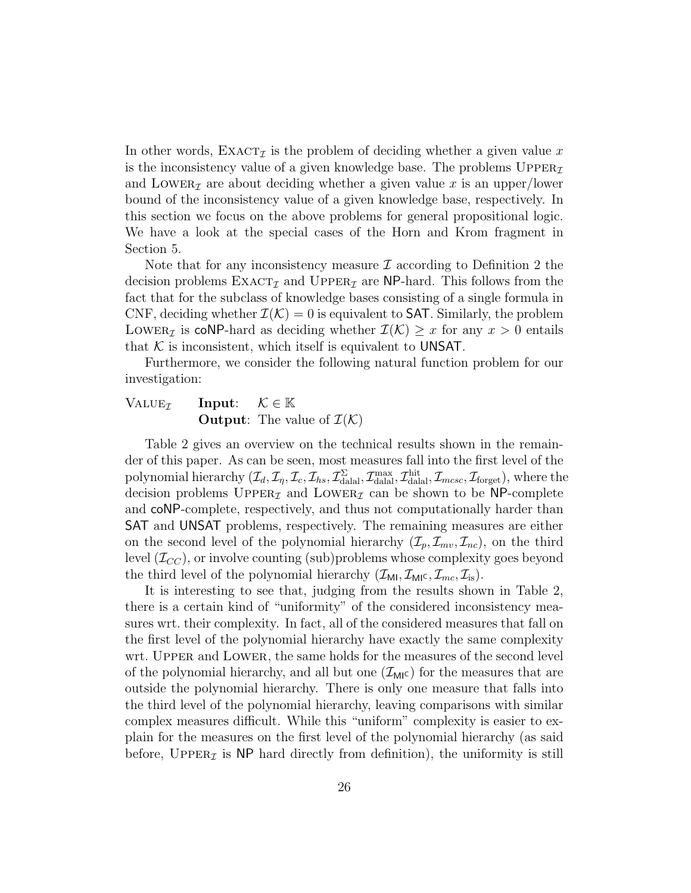In other words, $\textsc{Exact}_{\mathcal{I}}$ is the problem of deciding whether a given value $x$ is the inconsistency value of a given knowledge base. The problems $\textsc{Upper}_{\mathcal{I}}$ and $\textsc{Lower}_{\mathcal{I}}$ are about deciding whether a given value $x$ is an upper/lower bound of the inconsistency value of a given knowledge base, respectively. In this section we focus on the above problems for general propositional logic. We have a look at the special cases of the Horn and Krom fragment in Section 5.

Note that for any inconsistency measure $\mathcal{I}$ according to Definition 2 the decision problems $\textsc{Exact}_{\mathcal{I}}$ and $\textsc{Upper}_{\mathcal{I}}$ are $\mathsf{NP}$-hard. This follows from the fact that for the subclass of knowledge bases consisting of a single formula in CNF, deciding whether $\mathcal{I}(\mathcal{K}) = 0$ is equivalent to $\mathsf{SAT}$. Similarly, the problem $\textsc{Lower}_{\mathcal{I}}$ is $\mathsf{coNP}$-hard as deciding whether $\mathcal{I}(\mathcal{K}) \geq x$ for any $x > 0$ entails that $\mathcal{K}$ is inconsistent, which itself is equivalent to $\mathsf{UNSAT}$.

Furthermore, we consider the following natural function problem for our investigation:

$\textsc{Value}_{\mathcal{I}}$ **Input**: $\mathcal{K} \in \mathbb{K}$
**Output**: The value of $\mathcal{I}(\mathcal{K})$

Table 2 gives an overview on the technical results shown in the remainder of this paper. As can be seen, most measures fall into the first level of the polynomial hierarchy ($\mathcal{I}_d, \mathcal{I}_\eta, \mathcal{I}_c, \mathcal{I}_{hs}, \mathcal{I}^{\Sigma}_{\text{dalal}}, \mathcal{I}^{\max}_{\text{dalal}}, \mathcal{I}^{\text{hit}}_{\text{dalal}}, \mathcal{I}_{mcsc}, \mathcal{I}_{\text{forget}}$), where the decision problems $\textsc{Upper}_{\mathcal{I}}$ and $\textsc{Lower}_{\mathcal{I}}$ can be shown to be $\mathsf{NP}$-complete and $\mathsf{coNP}$-complete, respectively, and thus not computationally harder than $\mathsf{SAT}$ and $\mathsf{UNSAT}$ problems, respectively. The remaining measures are either on the second level of the polynomial hierarchy ($\mathcal{I}_p, \mathcal{I}_{mv}, \mathcal{I}_{nc}$), on the third level ($\mathcal{I}_{CC}$), or involve counting (sub)problems whose complexity goes beyond the third level of the polynomial hierarchy ($\mathcal{I}_{\mathsf{MI}}, \mathcal{I}_{\mathsf{MI}^{\mathsf{C}}}, \mathcal{I}_{mc}, \mathcal{I}_{\text{is}}$).

It is interesting to see that, judging from the results shown in Table 2, there is a certain kind of "uniformity" of the considered inconsistency measures wrt. their complexity. In fact, all of the considered measures that fall on the first level of the polynomial hierarchy have exactly the same complexity wrt. $\textsc{Upper}$ and $\textsc{Lower}$, the same holds for the measures of the second level of the polynomial hierarchy, and all but one ($\mathcal{I}_{\mathsf{MI}^{\mathsf{C}}}$) for the measures that are outside the polynomial hierarchy. There is only one measure that falls into the third level of the polynomial hierarchy, leaving comparisons with similar complex measures difficult. While this "uniform" complexity is easier to explain for the measures on the first level of the polynomial hierarchy (as said before, $\textsc{Upper}_{\mathcal{I}}$ is $\mathsf{NP}$ hard directly from definition), the uniformity is still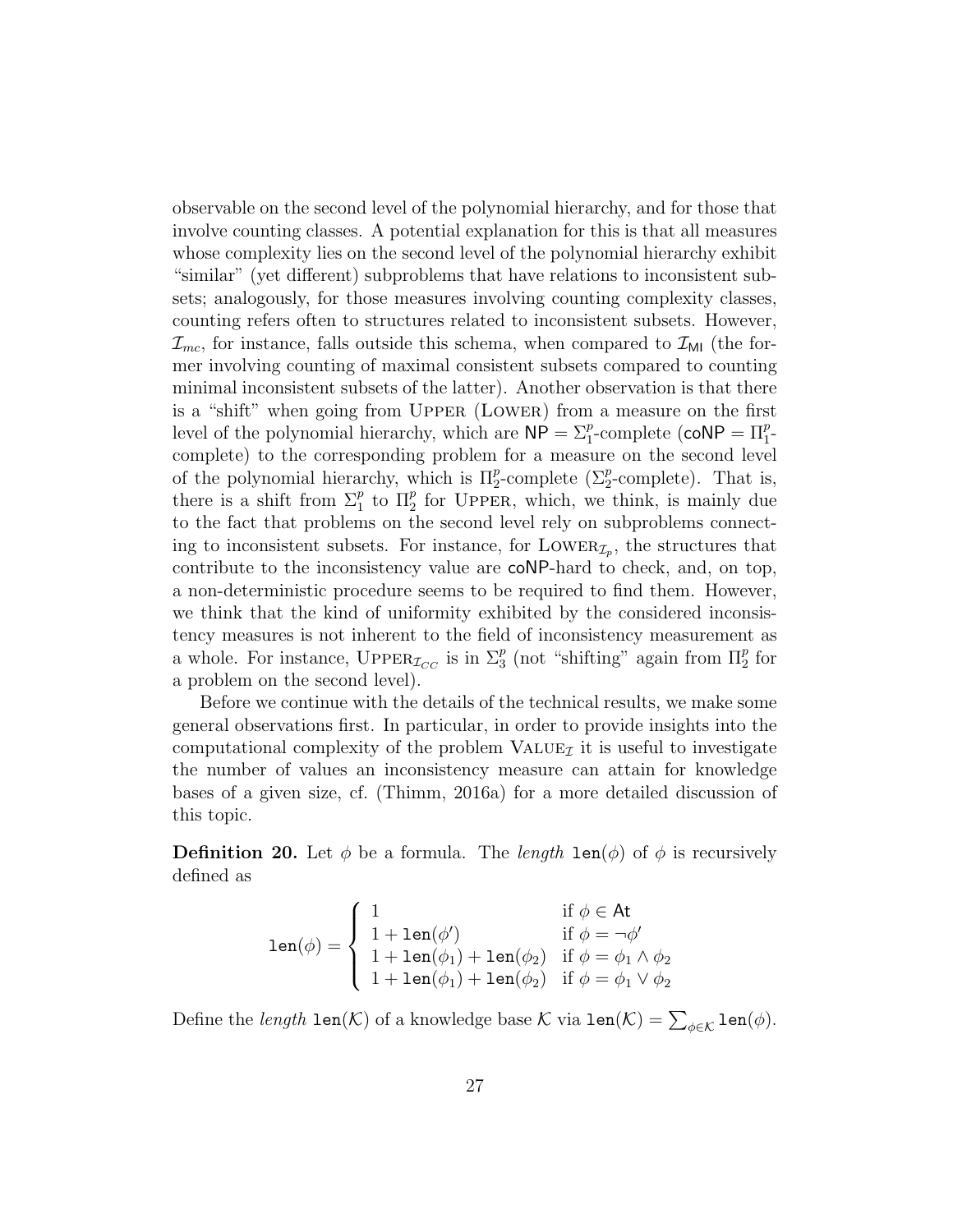observable on the second level of the polynomial hierarchy, and for those that involve counting classes. A potential explanation for this is that all measures whose complexity lies on the second level of the polynomial hierarchy exhibit "similar" (yet different) subproblems that have relations to inconsistent subsets; analogously, for those measures involving counting complexity classes, counting refers often to structures related to inconsistent subsets. However, $\mathcal{I}_{mc}$, for instance, falls outside this schema, when compared to $\mathcal{I}_{\mathsf{MI}}$ (the former involving counting of maximal consistent subsets compared to counting minimal inconsistent subsets of the latter). Another observation is that there is a "shift" when going from UPPER (LOWER) from a measure on the first level of the polynomial hierarchy, which are $\mathsf{NP} = \Sigma_1^p$-complete ($\mathsf{coNP} = \Pi_1^p$-complete) to the corresponding problem for a measure on the second level of the polynomial hierarchy, which is $\Pi_2^p$-complete ($\Sigma_2^p$-complete). That is, there is a shift from $\Sigma_1^p$ to $\Pi_2^p$ for UPPER, which, we think, is mainly due to the fact that problems on the second level rely on subproblems connecting to inconsistent subsets. For instance, for $\text{LOWER}_{\mathcal{I}_p}$, the structures that contribute to the inconsistency value are $\mathsf{coNP}$-hard to check, and, on top, a non-deterministic procedure seems to be required to find them. However, we think that the kind of uniformity exhibited by the considered inconsistency measures is not inherent to the field of inconsistency measurement as a whole. For instance, $\text{UPPER}_{\mathcal{I}_{CC}}$ is in $\Sigma_3^p$ (not "shifting" again from $\Pi_2^p$ for a problem on the second level).

Before we continue with the details of the technical results, we make some general observations first. In particular, in order to provide insights into the computational complexity of the problem $\text{VALUE}_{\mathcal{I}}$ it is useful to investigate the number of values an inconsistency measure can attain for knowledge bases of a given size, cf. (Thimm, 2016a) for a more detailed discussion of this topic.

**Definition 20.** Let $\phi$ be a formula. The *length* $\texttt{len}(\phi)$ of $\phi$ is recursively defined as

$$\texttt{len}(\phi) = \begin{cases} 1 & \text{if } \phi \in \mathsf{At} \\ 1 + \texttt{len}(\phi') & \text{if } \phi = \neg\phi' \\ 1 + \texttt{len}(\phi_1) + \texttt{len}(\phi_2) & \text{if } \phi = \phi_1 \wedge \phi_2 \\ 1 + \texttt{len}(\phi_1) + \texttt{len}(\phi_2) & \text{if } \phi = \phi_1 \vee \phi_2 \end{cases}$$

Define the *length* $\texttt{len}(\mathcal{K})$ of a knowledge base $\mathcal{K}$ via $\texttt{len}(\mathcal{K}) = \sum_{\phi \in \mathcal{K}} \texttt{len}(\phi)$.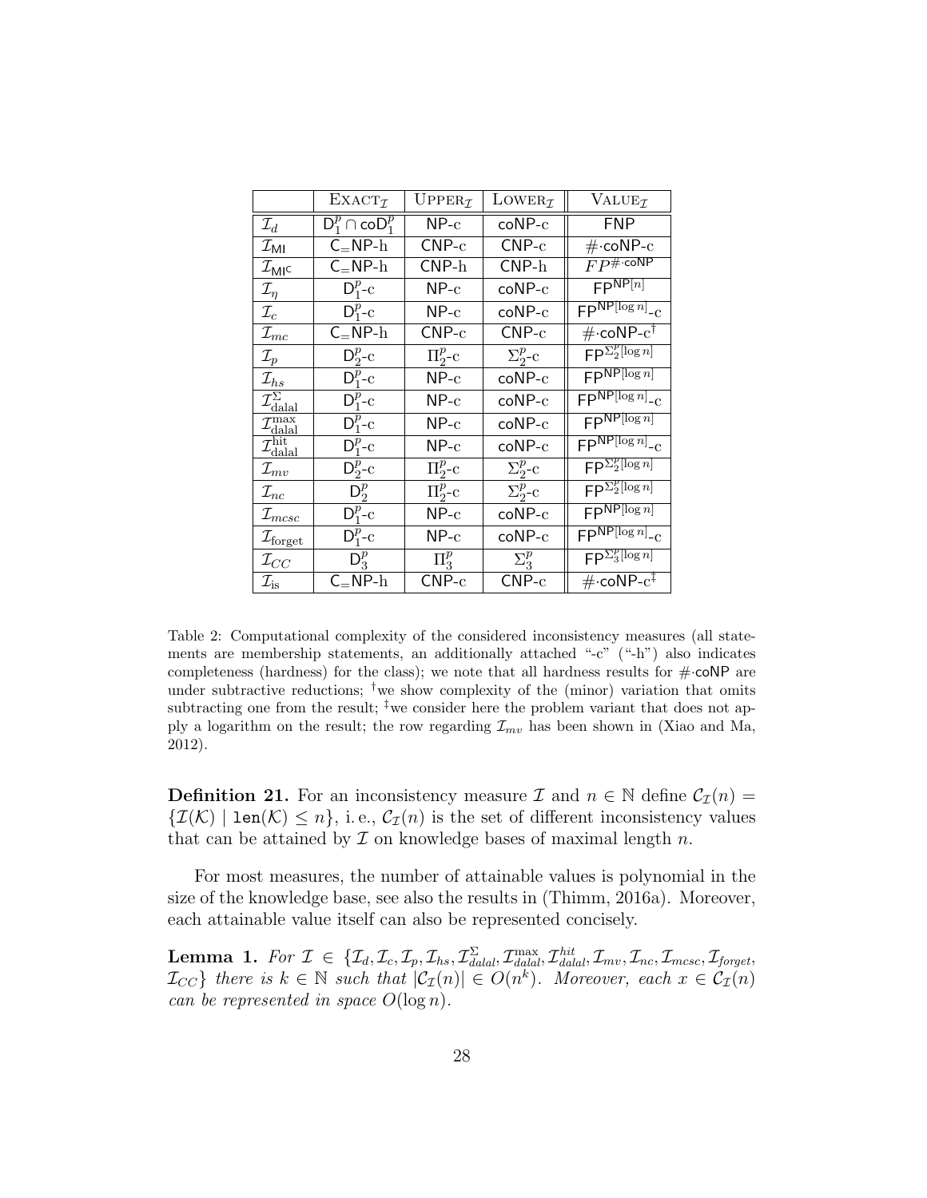| | $\text{EXACT}_{\mathcal{I}}$ | $\text{UPPER}_{\mathcal{I}}$ | $\text{LOWER}_{\mathcal{I}}$ | $\text{VALUE}_{\mathcal{I}}$ |
|---|---|---|---|---|
| $\mathcal{I}_d$ | $\mathsf{D}_1^p \cap \mathsf{coD}_1^p$ | NP-c | coNP-c | FNP |
| $\mathcal{I}_{\mathsf{MI}}$ | $\mathsf{C}_=\mathsf{NP}$-h | CNP-c | CNP-c | $\#\cdot$coNP-c |
| $\mathcal{I}_{\mathsf{MI^C}}$ | $\mathsf{C}_=\mathsf{NP}$-h | CNP-h | CNP-h | $FP^{\#\cdot\mathsf{coNP}}$ |
| $\mathcal{I}_\eta$ | $\mathsf{D}_1^p$-c | NP-c | coNP-c | $\mathsf{FP}^{\mathsf{NP}[n]}$ |
| $\mathcal{I}_c$ | $\mathsf{D}_1^p$-c | NP-c | coNP-c | $\mathsf{FP}^{\mathsf{NP}[\log n]}$-c |
| $\mathcal{I}_{mc}$ | $\mathsf{C}_=\mathsf{NP}$-h | CNP-c | CNP-c | $\#\cdot$coNP-c[†] |
| $\mathcal{I}_p$ | $\mathsf{D}_2^p$-c | $\Pi_2^p$-c | $\Sigma_2^p$-c | $\mathsf{FP}^{\Sigma_2^p[\log n]}$ |
| $\mathcal{I}_{hs}$ | $\mathsf{D}_1^p$-c | NP-c | coNP-c | $\mathsf{FP}^{\mathsf{NP}[\log n]}$ |
| $\mathcal{I}_{\text{dalal}}^{\Sigma}$ | $\mathsf{D}_1^p$-c | NP-c | coNP-c | $\mathsf{FP}^{\mathsf{NP}[\log n]}$-c |
| $\mathcal{I}_{\text{dalal}}^{\max}$ | $\mathsf{D}_1^p$-c | NP-c | coNP-c | $\mathsf{FP}^{\mathsf{NP}[\log n]}$ |
| $\mathcal{I}_{\text{dalal}}^{\text{hit}}$ | $\mathsf{D}_1^p$-c | NP-c | coNP-c | $\mathsf{FP}^{\mathsf{NP}[\log n]}$-c |
| $\mathcal{I}_{mv}$ | $\mathsf{D}_2^p$-c | $\Pi_2^p$-c | $\Sigma_2^p$-c | $\mathsf{FP}^{\Sigma_2^p[\log n]}$ |
| $\mathcal{I}_{nc}$ | $\mathsf{D}_2^p$ | $\Pi_2^p$-c | $\Sigma_2^p$-c | $\mathsf{FP}^{\Sigma_2^p[\log n]}$ |
| $\mathcal{I}_{mcsc}$ | $\mathsf{D}_1^p$-c | NP-c | coNP-c | $\mathsf{FP}^{\mathsf{NP}[\log n]}$ |
| $\mathcal{I}_{\text{forget}}$ | $\mathsf{D}_1^p$-c | NP-c | coNP-c | $\mathsf{FP}^{\mathsf{NP}[\log n]}$-c |
| $\mathcal{I}_{CC}$ | $\mathsf{D}_3^p$ | $\Pi_3^p$ | $\Sigma_3^p$ | $\mathsf{FP}^{\Sigma_3^p[\log n]}$ |
| $\mathcal{I}_{\text{is}}$ | $\mathsf{C}_=\mathsf{NP}$-h | CNP-c | CNP-c | $\#\cdot$coNP-c[‡] |

Table 2: Computational complexity of the considered inconsistency measures (all statements are membership statements, an additionally attached "-c" ("-h") also indicates completeness (hardness) for the class); we note that all hardness results for $\#\cdot$coNP are under subtractive reductions; [†]we show complexity of the (minor) variation that omits subtracting one from the result; [‡]we consider here the problem variant that does not apply a logarithm on the result; the row regarding $\mathcal{I}_{mv}$ has been shown in (Xiao and Ma, 2012).

**Definition 21.** For an inconsistency measure $\mathcal{I}$ and $n \in \mathbb{N}$ define $\mathcal{C}_{\mathcal{I}}(n) = \{\mathcal{I}(\mathcal{K}) \mid \texttt{len}(\mathcal{K}) \leq n\}$, i. e., $\mathcal{C}_{\mathcal{I}}(n)$ is the set of different inconsistency values that can be attained by $\mathcal{I}$ on knowledge bases of maximal length $n$.

For most measures, the number of attainable values is polynomial in the size of the knowledge base, see also the results in (Thimm, 2016a). Moreover, each attainable value itself can also be represented concisely.

**Lemma 1.** *For $\mathcal{I} \in \{\mathcal{I}_d, \mathcal{I}_c, \mathcal{I}_p, \mathcal{I}_{hs}, \mathcal{I}_{dalal}^{\Sigma}, \mathcal{I}_{dalal}^{\max}, \mathcal{I}_{dalal}^{hit}, \mathcal{I}_{mv}, \mathcal{I}_{nc}, \mathcal{I}_{mcsc}, \mathcal{I}_{forget}, \mathcal{I}_{CC}\}$ there is $k \in \mathbb{N}$ such that $|\mathcal{C}_{\mathcal{I}}(n)| \in O(n^k)$. Moreover, each $x \in \mathcal{C}_{\mathcal{I}}(n)$ can be represented in space $O(\log n)$.*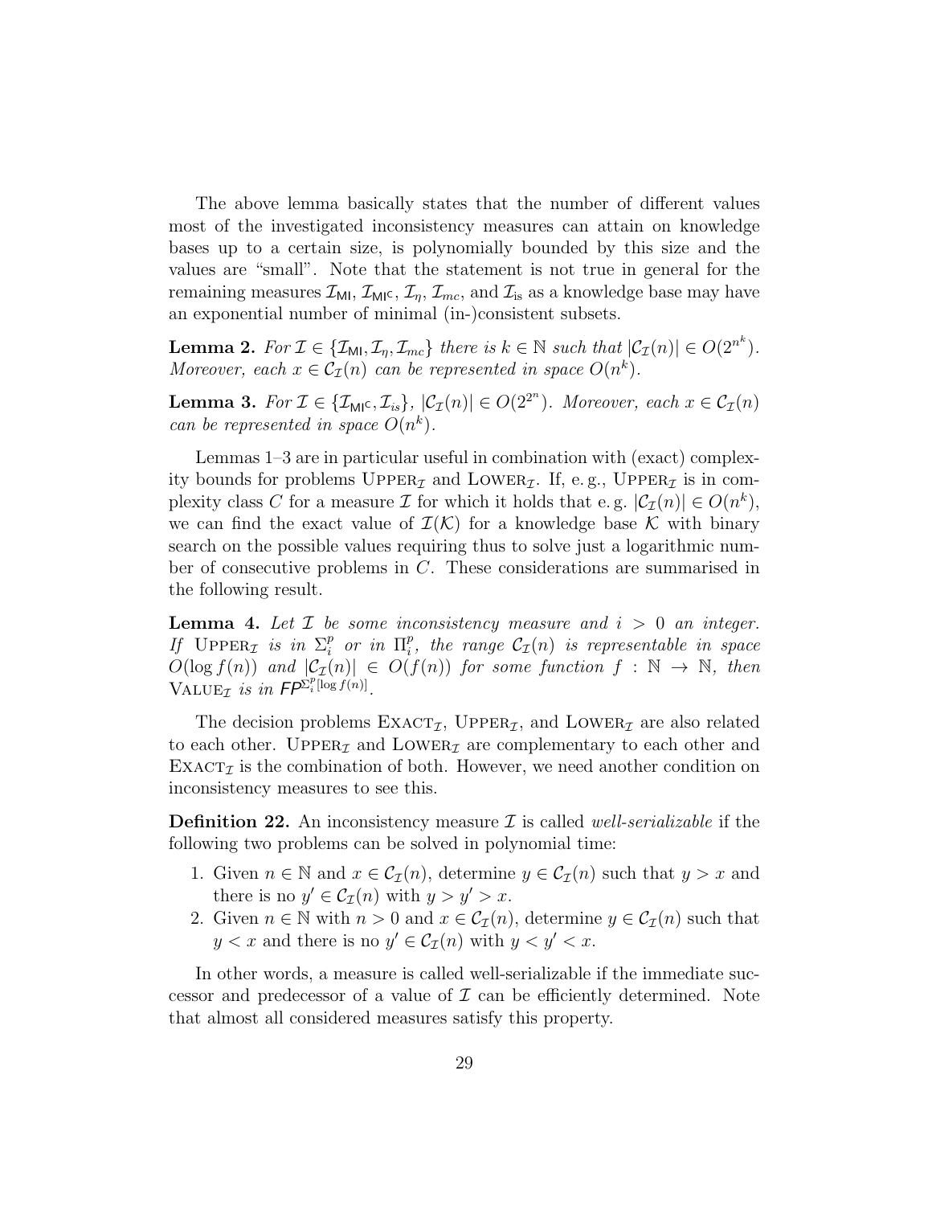The above lemma basically states that the number of different values most of the investigated inconsistency measures can attain on knowledge bases up to a certain size, is polynomially bounded by this size and the values are "small". Note that the statement is not true in general for the remaining measures $\mathcal{I}_{\mathsf{MI}}$, $\mathcal{I}_{\mathsf{MI}^\mathsf{C}}$, $\mathcal{I}_\eta$, $\mathcal{I}_{mc}$, and $\mathcal{I}_{\text{is}}$ as a knowledge base may have an exponential number of minimal (in-)consistent subsets.

**Lemma 2.** *For $\mathcal{I} \in \{\mathcal{I}_{\mathsf{MI}}, \mathcal{I}_\eta, \mathcal{I}_{mc}\}$ there is $k \in \mathbb{N}$ such that $|\mathcal{C}_\mathcal{I}(n)| \in O(2^{n^k})$. Moreover, each $x \in \mathcal{C}_\mathcal{I}(n)$ can be represented in space $O(n^k)$.*

**Lemma 3.** *For $\mathcal{I} \in \{\mathcal{I}_{\mathsf{MI}^\mathsf{C}}, \mathcal{I}_{is}\}$, $|\mathcal{C}_\mathcal{I}(n)| \in O(2^{2^n})$. Moreover, each $x \in \mathcal{C}_\mathcal{I}(n)$ can be represented in space $O(n^k)$.*

Lemmas 1–3 are in particular useful in combination with (exact) complexity bounds for problems $\textsc{Upper}_\mathcal{I}$ and $\textsc{Lower}_\mathcal{I}$. If, e. g., $\textsc{Upper}_\mathcal{I}$ is in complexity class $C$ for a measure $\mathcal{I}$ for which it holds that e. g. $|\mathcal{C}_\mathcal{I}(n)| \in O(n^k)$, we can find the exact value of $\mathcal{I}(\mathcal{K})$ for a knowledge base $\mathcal{K}$ with binary search on the possible values requiring thus to solve just a logarithmic number of consecutive problems in $C$. These considerations are summarised in the following result.

**Lemma 4.** *Let $\mathcal{I}$ be some inconsistency measure and $i > 0$ an integer. If $\textsc{Upper}_\mathcal{I}$ is in $\Sigma_i^p$ or in $\Pi_i^p$, the range $\mathcal{C}_\mathcal{I}(n)$ is representable in space $O(\log f(n))$ and $|\mathcal{C}_\mathcal{I}(n)| \in O(f(n))$ for some function $f : \mathbb{N} \to \mathbb{N}$, then $\textsc{Value}_\mathcal{I}$ is in $\mathsf{FP}^{\Sigma_i^p[\log f(n)]}$.*

The decision problems $\textsc{Exact}_\mathcal{I}$, $\textsc{Upper}_\mathcal{I}$, and $\textsc{Lower}_\mathcal{I}$ are also related to each other. $\textsc{Upper}_\mathcal{I}$ and $\textsc{Lower}_\mathcal{I}$ are complementary to each other and $\textsc{Exact}_\mathcal{I}$ is the combination of both. However, we need another condition on inconsistency measures to see this.

**Definition 22.** An inconsistency measure $\mathcal{I}$ is called *well-serializable* if the following two problems can be solved in polynomial time:

1. Given $n \in \mathbb{N}$ and $x \in \mathcal{C}_\mathcal{I}(n)$, determine $y \in \mathcal{C}_\mathcal{I}(n)$ such that $y > x$ and there is no $y' \in \mathcal{C}_\mathcal{I}(n)$ with $y > y' > x$.
2. Given $n \in \mathbb{N}$ with $n > 0$ and $x \in \mathcal{C}_\mathcal{I}(n)$, determine $y \in \mathcal{C}_\mathcal{I}(n)$ such that $y < x$ and there is no $y' \in \mathcal{C}_\mathcal{I}(n)$ with $y < y' < x$.

In other words, a measure is called well-serializable if the immediate successor and predecessor of a value of $\mathcal{I}$ can be efficiently determined. Note that almost all considered measures satisfy this property.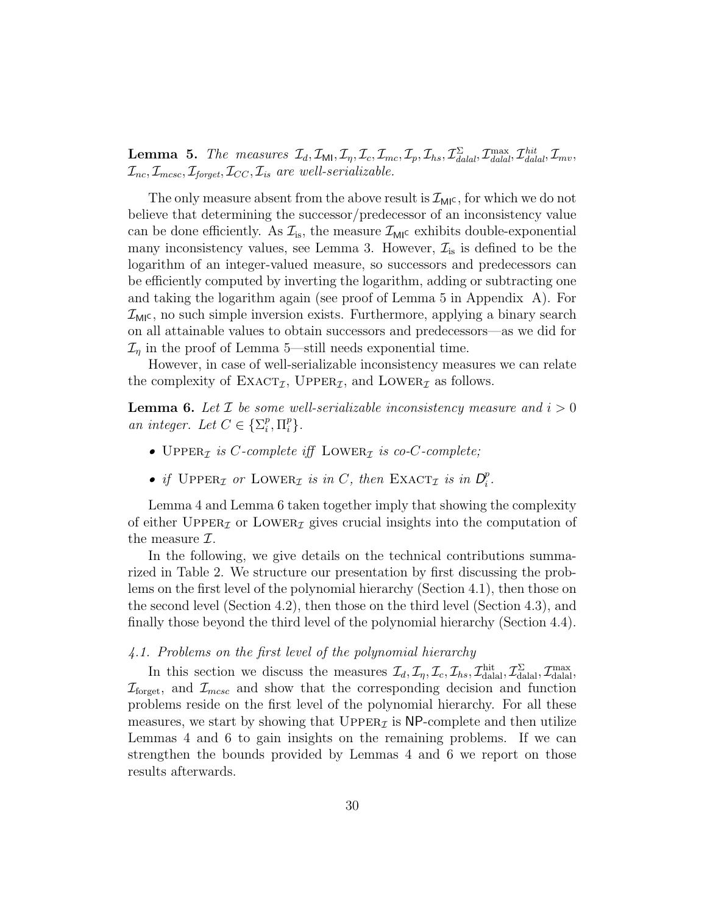**Lemma 5.** *The measures $\mathcal{I}_d, \mathcal{I}_{\mathsf{MI}}, \mathcal{I}_\eta, \mathcal{I}_c, \mathcal{I}_{mc}, \mathcal{I}_p, \mathcal{I}_{hs}, \mathcal{I}^{\Sigma}_{dalal}, \mathcal{I}^{\max}_{dalal}, \mathcal{I}^{hit}_{dalal}, \mathcal{I}_{mv}, \mathcal{I}_{nc}, \mathcal{I}_{mcsc}, \mathcal{I}_{forget}, \mathcal{I}_{CC}, \mathcal{I}_{is}$ are well-serializable.*

The only measure absent from the above result is $\mathcal{I}_{\mathsf{MI}^\mathsf{C}}$, for which we do not believe that determining the successor/predecessor of an inconsistency value can be done efficiently. As $\mathcal{I}_{\text{is}}$, the measure $\mathcal{I}_{\mathsf{MI}^\mathsf{C}}$ exhibits double-exponential many inconsistency values, see Lemma 3. However, $\mathcal{I}_{\text{is}}$ is defined to be the logarithm of an integer-valued measure, so successors and predecessors can be efficiently computed by inverting the logarithm, adding or subtracting one and taking the logarithm again (see proof of Lemma 5 in Appendix A). For $\mathcal{I}_{\mathsf{MI}^\mathsf{C}}$, no such simple inversion exists. Furthermore, applying a binary search on all attainable values to obtain successors and predecessors—as we did for $\mathcal{I}_\eta$ in the proof of Lemma 5—still needs exponential time.

However, in case of well-serializable inconsistency measures we can relate the complexity of $\textsc{Exact}_\mathcal{I}$, $\textsc{Upper}_\mathcal{I}$, and $\textsc{Lower}_\mathcal{I}$ as follows.

**Lemma 6.** *Let $\mathcal{I}$ be some well-serializable inconsistency measure and $i > 0$ an integer. Let $C \in \{\Sigma^p_i, \Pi^p_i\}$.*

- *$\textsc{Upper}_\mathcal{I}$ is $C$-complete iff $\textsc{Lower}_\mathcal{I}$ is co-$C$-complete;*
- *if $\textsc{Upper}_\mathcal{I}$ or $\textsc{Lower}_\mathcal{I}$ is in $C$, then $\textsc{Exact}_\mathcal{I}$ is in $\mathsf{D}^p_i$.*

Lemma 4 and Lemma 6 taken together imply that showing the complexity of either $\textsc{Upper}_\mathcal{I}$ or $\textsc{Lower}_\mathcal{I}$ gives crucial insights into the computation of the measure $\mathcal{I}$.

In the following, we give details on the technical contributions summarized in Table 2. We structure our presentation by first discussing the problems on the first level of the polynomial hierarchy (Section 4.1), then those on the second level (Section 4.2), then those on the third level (Section 4.3), and finally those beyond the third level of the polynomial hierarchy (Section 4.4).

### *4.1. Problems on the first level of the polynomial hierarchy*

In this section we discuss the measures $\mathcal{I}_d, \mathcal{I}_\eta, \mathcal{I}_c, \mathcal{I}_{hs}, \mathcal{I}^{\text{hit}}_{\text{dalal}}, \mathcal{I}^{\Sigma}_{\text{dalal}}, \mathcal{I}^{\max}_{\text{dalal}}, \mathcal{I}_{\text{forget}}$, and $\mathcal{I}_{mcsc}$ and show that the corresponding decision and function problems reside on the first level of the polynomial hierarchy. For all these measures, we start by showing that $\textsc{Upper}_\mathcal{I}$ is $\mathsf{NP}$-complete and then utilize Lemmas 4 and 6 to gain insights on the remaining problems. If we can strengthen the bounds provided by Lemmas 4 and 6 we report on those results afterwards.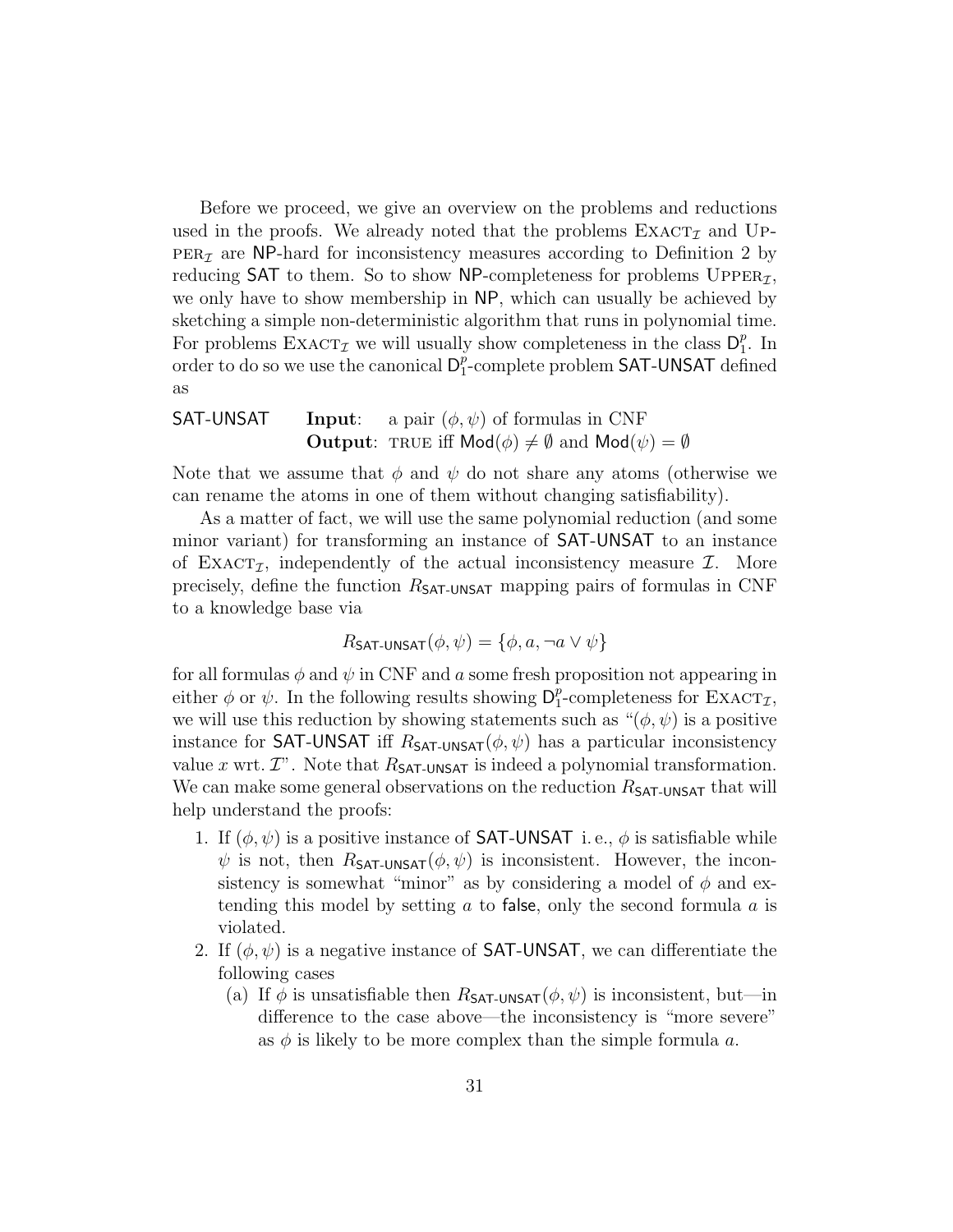Before we proceed, we give an overview on the problems and reductions used in the proofs. We already noted that the problems $\textsc{Exact}_{\mathcal{I}}$ and $\textsc{Upper}_{\mathcal{I}}$ are $\mathsf{NP}$-hard for inconsistency measures according to Definition 2 by reducing $\mathsf{SAT}$ to them. So to show $\mathsf{NP}$-completeness for problems $\textsc{Upper}_{\mathcal{I}}$, we only have to show membership in $\mathsf{NP}$, which can usually be achieved by sketching a simple non-deterministic algorithm that runs in polynomial time. For problems $\textsc{Exact}_{\mathcal{I}}$ we will usually show completeness in the class $\mathsf{D}_1^p$. In order to do so we use the canonical $\mathsf{D}_1^p$-complete problem $\mathsf{SAT\text{-}UNSAT}$ defined as

$\mathsf{SAT\text{-}UNSAT}$ **Input**: a pair $(\phi, \psi)$ of formulas in CNF
**Output**: TRUE iff $\mathsf{Mod}(\phi) \neq \emptyset$ and $\mathsf{Mod}(\psi) = \emptyset$

Note that we assume that $\phi$ and $\psi$ do not share any atoms (otherwise we can rename the atoms in one of them without changing satisfiability).

As a matter of fact, we will use the same polynomial reduction (and some minor variant) for transforming an instance of $\mathsf{SAT\text{-}UNSAT}$ to an instance of $\textsc{Exact}_{\mathcal{I}}$, independently of the actual inconsistency measure $\mathcal{I}$. More precisely, define the function $R_{\mathsf{SAT\text{-}UNSAT}}$ mapping pairs of formulas in CNF to a knowledge base via

$$R_{\mathsf{SAT\text{-}UNSAT}}(\phi, \psi) = \{\phi, a, \neg a \vee \psi\}$$

for all formulas $\phi$ and $\psi$ in CNF and $a$ some fresh proposition not appearing in either $\phi$ or $\psi$. In the following results showing $\mathsf{D}_1^p$-completeness for $\textsc{Exact}_{\mathcal{I}}$, we will use this reduction by showing statements such as "$(\phi, \psi)$ is a positive instance for $\mathsf{SAT\text{-}UNSAT}$ iff $R_{\mathsf{SAT\text{-}UNSAT}}(\phi, \psi)$ has a particular inconsistency value $x$ wrt. $\mathcal{I}$". Note that $R_{\mathsf{SAT\text{-}UNSAT}}$ is indeed a polynomial transformation. We can make some general observations on the reduction $R_{\mathsf{SAT\text{-}UNSAT}}$ that will help understand the proofs:

1. If $(\phi, \psi)$ is a positive instance of $\mathsf{SAT\text{-}UNSAT}$ i. e., $\phi$ is satisfiable while $\psi$ is not, then $R_{\mathsf{SAT\text{-}UNSAT}}(\phi, \psi)$ is inconsistent. However, the inconsistency is somewhat "minor" as by considering a model of $\phi$ and extending this model by setting $a$ to $\mathsf{false}$, only the second formula $a$ is violated.
2. If $(\phi, \psi)$ is a negative instance of $\mathsf{SAT\text{-}UNSAT}$, we can differentiate the following cases
   (a) If $\phi$ is unsatisfiable then $R_{\mathsf{SAT\text{-}UNSAT}}(\phi, \psi)$ is inconsistent, but—in difference to the case above—the inconsistency is "more severe" as $\phi$ is likely to be more complex than the simple formula $a$.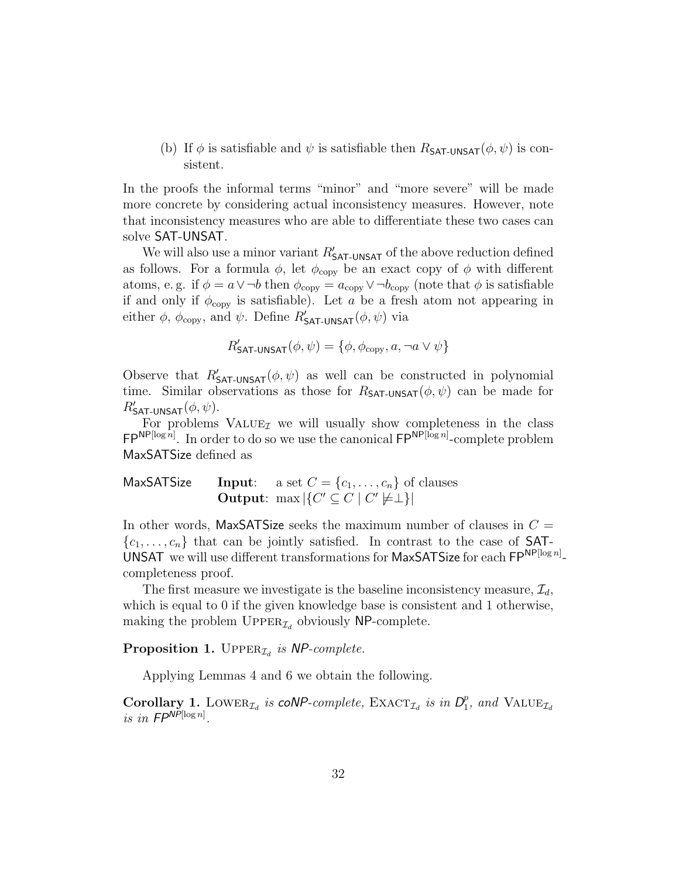(b) If $\phi$ is satisfiable and $\psi$ is satisfiable then $R_{\mathsf{SAT\text{-}UNSAT}}(\phi, \psi)$ is consistent.

In the proofs the informal terms "minor" and "more severe" will be made more concrete by considering actual inconsistency measures. However, note that inconsistency measures who are able to differentiate these two cases can solve SAT-UNSAT.

We will also use a minor variant $R'_{\mathsf{SAT\text{-}UNSAT}}$ of the above reduction defined as follows. For a formula $\phi$, let $\phi_{\text{copy}}$ be an exact copy of $\phi$ with different atoms, e. g. if $\phi = a \vee \neg b$ then $\phi_{\text{copy}} = a_{\text{copy}} \vee \neg b_{\text{copy}}$ (note that $\phi$ is satisfiable if and only if $\phi_{\text{copy}}$ is satisfiable). Let $a$ be a fresh atom not appearing in either $\phi$, $\phi_{\text{copy}}$, and $\psi$. Define $R'_{\mathsf{SAT\text{-}UNSAT}}(\phi, \psi)$ via

$$R'_{\mathsf{SAT\text{-}UNSAT}}(\phi, \psi) = \{\phi, \phi_{\text{copy}}, a, \neg a \vee \psi\}$$

Observe that $R'_{\mathsf{SAT\text{-}UNSAT}}(\phi, \psi)$ as well can be constructed in polynomial time. Similar observations as those for $R_{\mathsf{SAT\text{-}UNSAT}}(\phi, \psi)$ can be made for $R'_{\mathsf{SAT\text{-}UNSAT}}(\phi, \psi)$.

For problems $\textsc{Value}_{\mathcal{I}}$ we will usually show completeness in the class $\mathsf{FP}^{\mathsf{NP}[\log n]}$. In order to do so we use the canonical $\mathsf{FP}^{\mathsf{NP}[\log n]}$-complete problem MaxSATSize defined as

| MaxSATSize | **Input**: a set $C = \{c_1, \ldots, c_n\}$ of clauses |
|---|---|
| | **Output**: $\max |\{C' \subseteq C \mid C' \not\models \bot\}|$ |

In other words, MaxSATSize seeks the maximum number of clauses in $C = \{c_1, \ldots, c_n\}$ that can be jointly satisfied. In contrast to the case of SAT-UNSAT we will use different transformations for MaxSATSize for each $\mathsf{FP}^{\mathsf{NP}[\log n]}$-completeness proof.

The first measure we investigate is the baseline inconsistency measure, $\mathcal{I}_d$, which is equal to 0 if the given knowledge base is consistent and 1 otherwise, making the problem $\textsc{Upper}_{\mathcal{I}_d}$ obviously NP-complete.

**Proposition 1.** *$\textsc{Upper}_{\mathcal{I}_d}$ is NP-complete.*

Applying Lemmas 4 and 6 we obtain the following.

**Corollary 1.** *$\textsc{Lower}_{\mathcal{I}_d}$ is coNP-complete, $\textsc{Exact}_{\mathcal{I}_d}$ is in $D_1^p$, and $\textsc{Value}_{\mathcal{I}_d}$ is in $\mathsf{FP}^{\mathsf{NP}[\log n]}$.*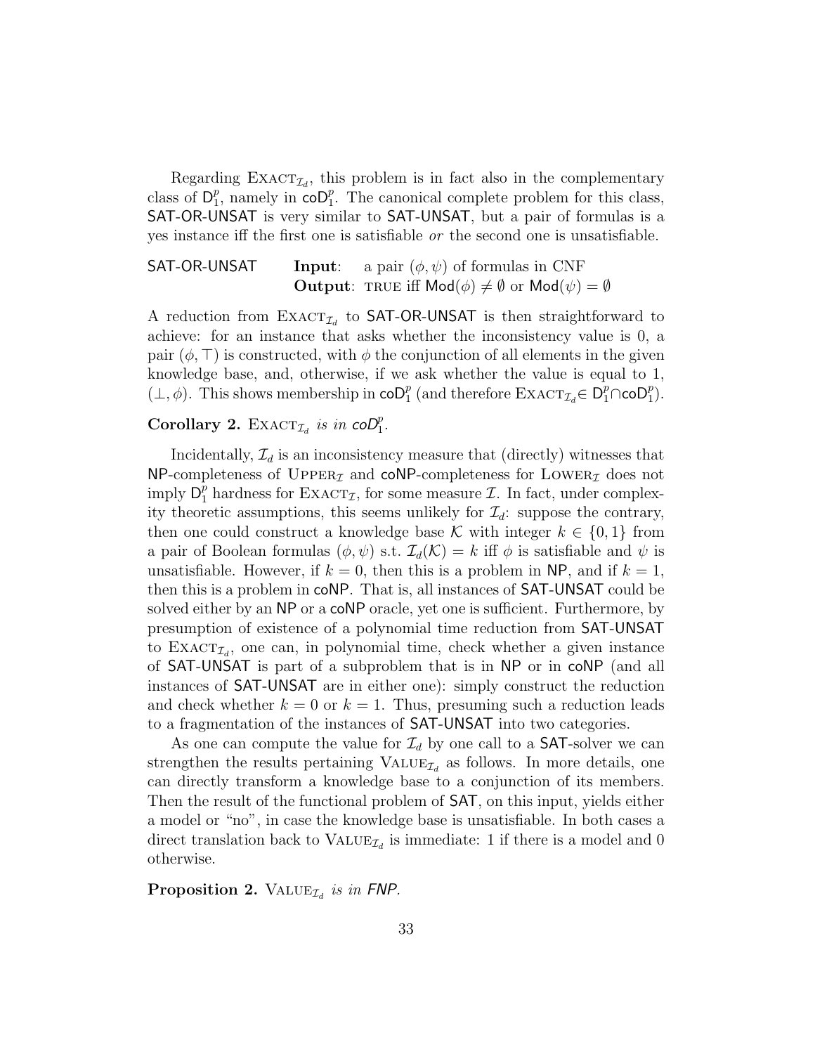Regarding $\textsc{Exact}_{\mathcal{I}_d}$, this problem is in fact also in the complementary class of $\mathsf{D}_1^p$, namely in $\mathsf{coD}_1^p$. The canonical complete problem for this class, SAT-OR-UNSAT is very similar to SAT-UNSAT, but a pair of formulas is a yes instance iff the first one is satisfiable *or* the second one is unsatisfiable.

SAT-OR-UNSAT **Input**: a pair $(\phi, \psi)$ of formulas in CNF
**Output**: TRUE iff $\mathsf{Mod}(\phi) \neq \emptyset$ or $\mathsf{Mod}(\psi) = \emptyset$

A reduction from $\textsc{Exact}_{\mathcal{I}_d}$ to SAT-OR-UNSAT is then straightforward to achieve: for an instance that asks whether the inconsistency value is 0, a pair $(\phi, \top)$ is constructed, with $\phi$ the conjunction of all elements in the given knowledge base, and, otherwise, if we ask whether the value is equal to 1, $(\bot, \phi)$. This shows membership in $\mathsf{coD}_1^p$ (and therefore $\textsc{Exact}_{\mathcal{I}_d} \in \mathsf{D}_1^p \cap \mathsf{coD}_1^p$).

**Corollary 2.** *$\textsc{Exact}_{\mathcal{I}_d}$ is in $\mathsf{coD}_1^p$.*

Incidentally, $\mathcal{I}_d$ is an inconsistency measure that (directly) witnesses that NP-completeness of $\textsc{Upper}_{\mathcal{I}}$ and coNP-completeness for $\textsc{Lower}_{\mathcal{I}}$ does not imply $\mathsf{D}_1^p$ hardness for $\textsc{Exact}_{\mathcal{I}}$, for some measure $\mathcal{I}$. In fact, under complexity theoretic assumptions, this seems unlikely for $\mathcal{I}_d$: suppose the contrary, then one could construct a knowledge base $\mathcal{K}$ with integer $k \in \{0, 1\}$ from a pair of Boolean formulas $(\phi, \psi)$ s.t. $\mathcal{I}_d(\mathcal{K}) = k$ iff $\phi$ is satisfiable and $\psi$ is unsatisfiable. However, if $k = 0$, then this is a problem in NP, and if $k = 1$, then this is a problem in coNP. That is, all instances of SAT-UNSAT could be solved either by an NP or a coNP oracle, yet one is sufficient. Furthermore, by presumption of existence of a polynomial time reduction from SAT-UNSAT to $\textsc{Exact}_{\mathcal{I}_d}$, one can, in polynomial time, check whether a given instance of SAT-UNSAT is part of a subproblem that is in NP or in coNP (and all instances of SAT-UNSAT are in either one): simply construct the reduction and check whether $k = 0$ or $k = 1$. Thus, presuming such a reduction leads to a fragmentation of the instances of SAT-UNSAT into two categories.

As one can compute the value for $\mathcal{I}_d$ by one call to a SAT-solver we can strengthen the results pertaining $\textsc{Value}_{\mathcal{I}_d}$ as follows. In more details, one can directly transform a knowledge base to a conjunction of its members. Then the result of the functional problem of SAT, on this input, yields either a model or "no", in case the knowledge base is unsatisfiable. In both cases a direct translation back to $\textsc{Value}_{\mathcal{I}_d}$ is immediate: 1 if there is a model and 0 otherwise.

**Proposition 2.** *$\textsc{Value}_{\mathcal{I}_d}$ is in FNP.*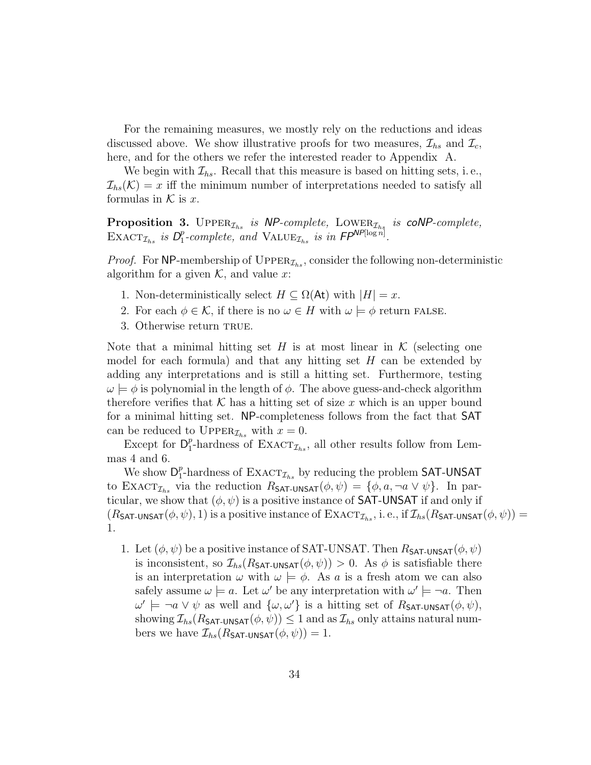For the remaining measures, we mostly rely on the reductions and ideas discussed above. We show illustrative proofs for two measures, $\mathcal{I}_{hs}$ and $\mathcal{I}_c$, here, and for the others we refer the interested reader to Appendix A.

We begin with $\mathcal{I}_{hs}$. Recall that this measure is based on hitting sets, i. e., $\mathcal{I}_{hs}(\mathcal{K}) = x$ iff the minimum number of interpretations needed to satisfy all formulas in $\mathcal{K}$ is $x$.

**Proposition 3.** $\textsc{Upper}_{\mathcal{I}_{hs}}$ *is* NP*-complete,* $\textsc{Lower}_{\mathcal{I}_{hs}}$ *is* coNP*-complete,* $\textsc{Exact}_{\mathcal{I}_{hs}}$ *is* $\mathsf{D}_1^p$*-complete, and* $\textsc{Value}_{\mathcal{I}_{hs}}$ *is in* $\mathsf{FP}^{\mathsf{NP}[\log n]}$.

*Proof.* For NP-membership of $\textsc{Upper}_{\mathcal{I}_{hs}}$, consider the following non-deterministic algorithm for a given $\mathcal{K}$, and value $x$:

1. Non-deterministically select $H \subseteq \Omega(\mathsf{At})$ with $|H| = x$.
2. For each $\phi \in \mathcal{K}$, if there is no $\omega \in H$ with $\omega \models \phi$ return FALSE.
3. Otherwise return TRUE.

Note that a minimal hitting set $H$ is at most linear in $\mathcal{K}$ (selecting one model for each formula) and that any hitting set $H$ can be extended by adding any interpretations and is still a hitting set. Furthermore, testing $\omega \models \phi$ is polynomial in the length of $\phi$. The above guess-and-check algorithm therefore verifies that $\mathcal{K}$ has a hitting set of size $x$ which is an upper bound for a minimal hitting set. NP-completeness follows from the fact that SAT can be reduced to $\textsc{Upper}_{\mathcal{I}_{hs}}$ with $x = 0$.

Except for $\mathsf{D}_1^p$-hardness of $\textsc{Exact}_{\mathcal{I}_{hs}}$, all other results follow from Lemmas 4 and 6.

We show $\mathsf{D}_1^p$-hardness of $\textsc{Exact}_{\mathcal{I}_{hs}}$ by reducing the problem SAT-UNSAT to $\textsc{Exact}_{\mathcal{I}_{hs}}$ via the reduction $R_{\mathsf{SAT\text{-}UNSAT}}(\phi, \psi) = \{\phi, a, \neg a \vee \psi\}$. In particular, we show that $(\phi, \psi)$ is a positive instance of SAT-UNSAT if and only if $(R_{\mathsf{SAT\text{-}UNSAT}}(\phi, \psi), 1)$ is a positive instance of $\textsc{Exact}_{\mathcal{I}_{hs}}$, i. e., if $\mathcal{I}_{hs}(R_{\mathsf{SAT\text{-}UNSAT}}(\phi, \psi)) = 1$.

1. Let $(\phi, \psi)$ be a positive instance of SAT-UNSAT. Then $R_{\mathsf{SAT\text{-}UNSAT}}(\phi, \psi)$ is inconsistent, so $\mathcal{I}_{hs}(R_{\mathsf{SAT\text{-}UNSAT}}(\phi, \psi)) > 0$. As $\phi$ is satisfiable there is an interpretation $\omega$ with $\omega \models \phi$. As $a$ is a fresh atom we can also safely assume $\omega \models a$. Let $\omega'$ be any interpretation with $\omega' \models \neg a$. Then $\omega' \models \neg a \vee \psi$ as well and $\{\omega, \omega'\}$ is a hitting set of $R_{\mathsf{SAT\text{-}UNSAT}}(\phi, \psi)$, showing $\mathcal{I}_{hs}(R_{\mathsf{SAT\text{-}UNSAT}}(\phi, \psi)) \leq 1$ and as $\mathcal{I}_{hs}$ only attains natural numbers we have $\mathcal{I}_{hs}(R_{\mathsf{SAT\text{-}UNSAT}}(\phi, \psi)) = 1$.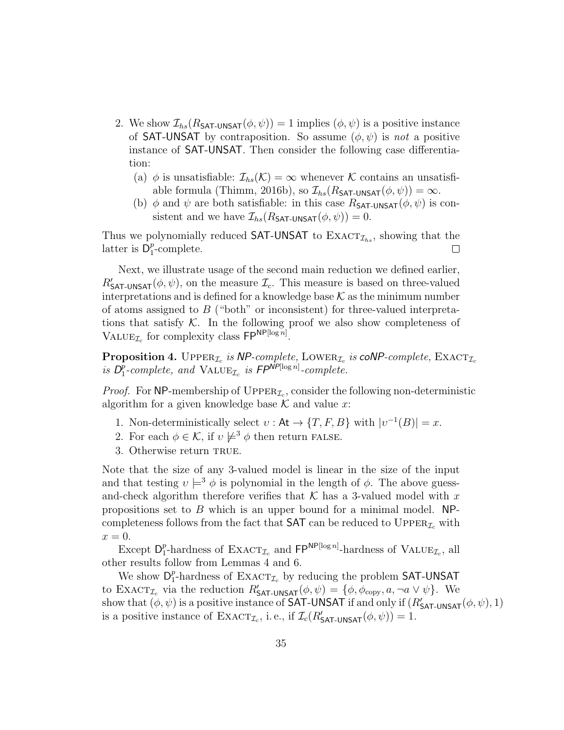2. We show $\mathcal{I}_{hs}(R_{\mathsf{SAT\text{-}UNSAT}}(\phi,\psi)) = 1$ implies $(\phi,\psi)$ is a positive instance of SAT-UNSAT by contraposition. So assume $(\phi,\psi)$ is *not* a positive instance of SAT-UNSAT. Then consider the following case differentiation:
   (a) $\phi$ is unsatisfiable: $\mathcal{I}_{hs}(\mathcal{K}) = \infty$ whenever $\mathcal{K}$ contains an unsatisfiable formula (Thimm, 2016b), so $\mathcal{I}_{hs}(R_{\mathsf{SAT\text{-}UNSAT}}(\phi,\psi)) = \infty$.
   (b) $\phi$ and $\psi$ are both satisfiable: in this case $R_{\mathsf{SAT\text{-}UNSAT}}(\phi,\psi)$ is consistent and we have $\mathcal{I}_{hs}(R_{\mathsf{SAT\text{-}UNSAT}}(\phi,\psi)) = 0$.

Thus we polynomially reduced SAT-UNSAT to $\textsc{Exact}_{\mathcal{I}_{hs}}$, showing that the latter is $\mathsf{D}_1^p$-complete. □

Next, we illustrate usage of the second main reduction we defined earlier, $R'_{\mathsf{SAT\text{-}UNSAT}}(\phi,\psi)$, on the measure $\mathcal{I}_c$. This measure is based on three-valued interpretations and is defined for a knowledge base $\mathcal{K}$ as the minimum number of atoms assigned to $B$ ("both" or inconsistent) for three-valued interpretations that satisfy $\mathcal{K}$. In the following proof we also show completeness of $\textsc{Value}_{\mathcal{I}_c}$ for complexity class $\mathsf{FP}^{\mathsf{NP}[\log n]}$.

**Proposition 4.** *$\textsc{Upper}_{\mathcal{I}_c}$ is NP-complete, $\textsc{Lower}_{\mathcal{I}_c}$ is coNP-complete, $\textsc{Exact}_{\mathcal{I}_c}$ is $\mathsf{D}_1^p$-complete, and $\textsc{Value}_{\mathcal{I}_c}$ is $\mathsf{FP}^{\mathsf{NP}[\log n]}$-complete.*

*Proof.* For NP-membership of $\textsc{Upper}_{\mathcal{I}_c}$, consider the following non-deterministic algorithm for a given knowledge base $\mathcal{K}$ and value $x$:

1. Non-deterministically select $\upsilon : \mathsf{At} \to \{T, F, B\}$ with $|\upsilon^{-1}(B)| = x$.
2. For each $\phi \in \mathcal{K}$, if $\upsilon \not\models^3 \phi$ then return FALSE.
3. Otherwise return TRUE.

Note that the size of any 3-valued model is linear in the size of the input and that testing $\upsilon \models^3 \phi$ is polynomial in the length of $\phi$. The above guess-and-check algorithm therefore verifies that $\mathcal{K}$ has a 3-valued model with $x$ propositions set to $B$ which is an upper bound for a minimal model. NP-completeness follows from the fact that SAT can be reduced to $\textsc{Upper}_{\mathcal{I}_c}$ with $x = 0$.

Except $\mathsf{D}_1^p$-hardness of $\textsc{Exact}_{\mathcal{I}_c}$ and $\mathsf{FP}^{\mathsf{NP}[\log n]}$-hardness of $\textsc{Value}_{\mathcal{I}_c}$, all other results follow from Lemmas 4 and 6.

We show $\mathsf{D}_1^p$-hardness of $\textsc{Exact}_{\mathcal{I}_c}$ by reducing the problem SAT-UNSAT to $\textsc{Exact}_{\mathcal{I}_c}$ via the reduction $R'_{\mathsf{SAT\text{-}UNSAT}}(\phi,\psi) = \{\phi, \phi_{\text{copy}}, a, \neg a \vee \psi\}$. We show that $(\phi,\psi)$ is a positive instance of SAT-UNSAT if and only if $(R'_{\mathsf{SAT\text{-}UNSAT}}(\phi,\psi), 1)$ is a positive instance of $\textsc{Exact}_{\mathcal{I}_c}$, i. e., if $\mathcal{I}_c(R'_{\mathsf{SAT\text{-}UNSAT}}(\phi,\psi)) = 1$.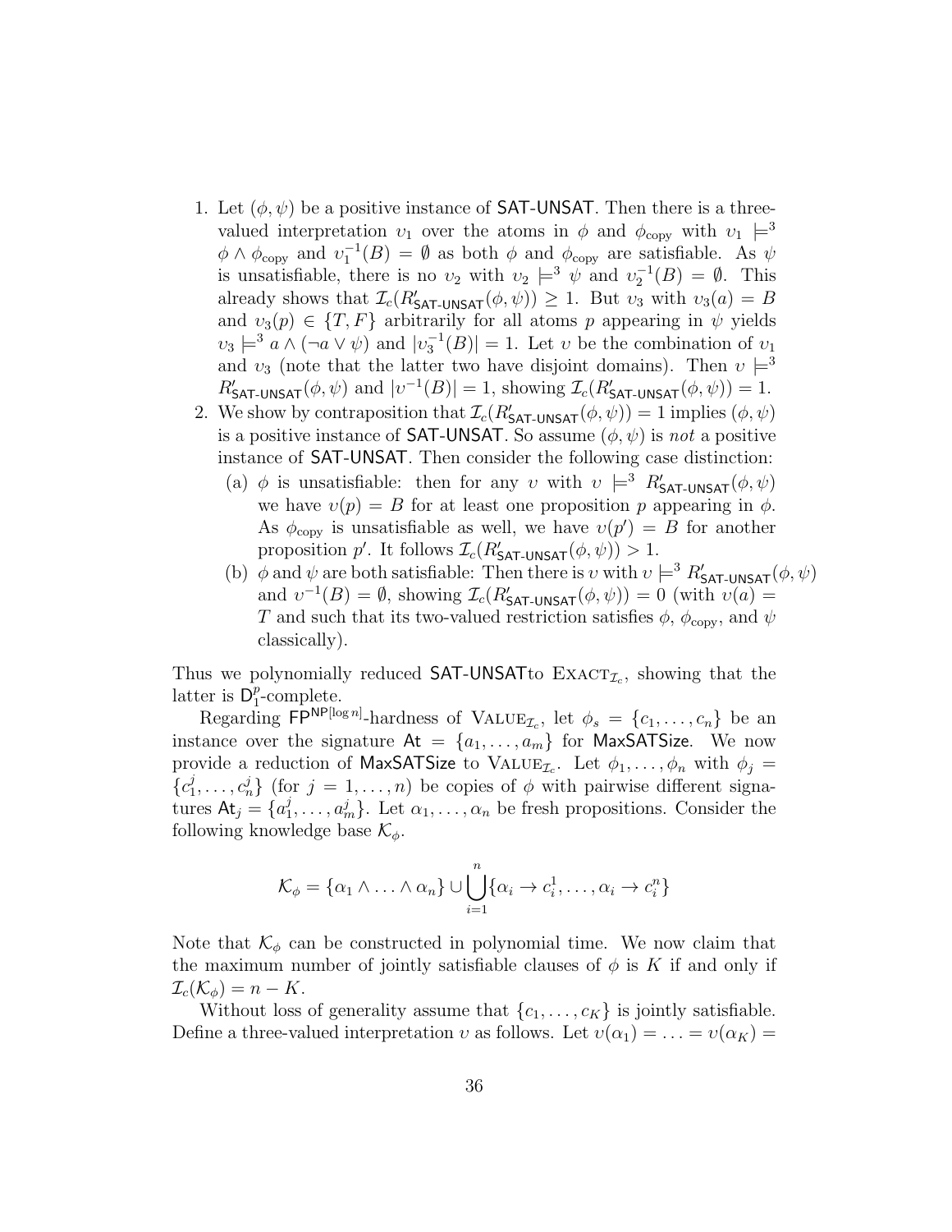1. Let $(\phi, \psi)$ be a positive instance of $\mathsf{SAT\text{-}UNSAT}$. Then there is a three-valued interpretation $\upsilon_1$ over the atoms in $\phi$ and $\phi_{\text{copy}}$ with $\upsilon_1 \models^3 \phi \wedge \phi_{\text{copy}}$ and $\upsilon_1^{-1}(B) = \emptyset$ as both $\phi$ and $\phi_{\text{copy}}$ are satisfiable. As $\psi$ is unsatisfiable, there is no $\upsilon_2$ with $\upsilon_2 \models^3 \psi$ and $\upsilon_2^{-1}(B) = \emptyset$. This already shows that $\mathcal{I}_c(R'_{\mathsf{SAT\text{-}UNSAT}}(\phi, \psi)) \geq 1$. But $\upsilon_3$ with $\upsilon_3(a) = B$ and $\upsilon_3(p) \in \{T, F\}$ arbitrarily for all atoms $p$ appearing in $\psi$ yields $\upsilon_3 \models^3 a \wedge (\neg a \vee \psi)$ and $|\upsilon_3^{-1}(B)| = 1$. Let $\upsilon$ be the combination of $\upsilon_1$ and $\upsilon_3$ (note that the latter two have disjoint domains). Then $\upsilon \models^3 R'_{\mathsf{SAT\text{-}UNSAT}}(\phi, \psi)$ and $|\upsilon^{-1}(B)| = 1$, showing $\mathcal{I}_c(R'_{\mathsf{SAT\text{-}UNSAT}}(\phi, \psi)) = 1$.
2. We show by contraposition that $\mathcal{I}_c(R'_{\mathsf{SAT\text{-}UNSAT}}(\phi, \psi)) = 1$ implies $(\phi, \psi)$ is a positive instance of $\mathsf{SAT\text{-}UNSAT}$. So assume $(\phi, \psi)$ is *not* a positive instance of $\mathsf{SAT\text{-}UNSAT}$. Then consider the following case distinction:
   (a) $\phi$ is unsatisfiable: then for any $\upsilon$ with $\upsilon \models^3 R'_{\mathsf{SAT\text{-}UNSAT}}(\phi, \psi)$ we have $\upsilon(p) = B$ for at least one proposition $p$ appearing in $\phi$. As $\phi_{\text{copy}}$ is unsatisfiable as well, we have $\upsilon(p') = B$ for another proposition $p'$. It follows $\mathcal{I}_c(R'_{\mathsf{SAT\text{-}UNSAT}}(\phi, \psi)) > 1$.
   (b) $\phi$ and $\psi$ are both satisfiable: Then there is $\upsilon$ with $\upsilon \models^3 R'_{\mathsf{SAT\text{-}UNSAT}}(\phi, \psi)$ and $\upsilon^{-1}(B) = \emptyset$, showing $\mathcal{I}_c(R'_{\mathsf{SAT\text{-}UNSAT}}(\phi, \psi)) = 0$ (with $\upsilon(a) = T$ and such that its two-valued restriction satisfies $\phi$, $\phi_{\text{copy}}$, and $\psi$ classically).

Thus we polynomially reduced $\mathsf{SAT\text{-}UNSAT}$to $\textsc{Exact}_{\mathcal{I}_c}$, showing that the latter is $\mathsf{D}_1^p$-complete.

Regarding $\mathsf{FP}^{\mathsf{NP}[\log n]}$-hardness of $\textsc{Value}_{\mathcal{I}_c}$, let $\phi_s = \{c_1, \ldots, c_n\}$ be an instance over the signature $\mathsf{At} = \{a_1, \ldots, a_m\}$ for $\mathsf{MaxSATSize}$. We now provide a reduction of $\mathsf{MaxSATSize}$ to $\textsc{Value}_{\mathcal{I}_c}$. Let $\phi_1, \ldots, \phi_n$ with $\phi_j = \{c_1^j, \ldots, c_n^j\}$ (for $j = 1, \ldots, n$) be copies of $\phi$ with pairwise different signatures $\mathsf{At}_j = \{a_1^j, \ldots, a_m^j\}$. Let $\alpha_1, \ldots, \alpha_n$ be fresh propositions. Consider the following knowledge base $\mathcal{K}_\phi$.

$$\mathcal{K}_\phi = \{\alpha_1 \wedge \ldots \wedge \alpha_n\} \cup \bigcup_{i=1}^{n} \{\alpha_i \to c_i^1, \ldots, \alpha_i \to c_i^n\}$$

Note that $\mathcal{K}_\phi$ can be constructed in polynomial time. We now claim that the maximum number of jointly satisfiable clauses of $\phi$ is $K$ if and only if $\mathcal{I}_c(\mathcal{K}_\phi) = n - K$.

Without loss of generality assume that $\{c_1, \ldots, c_K\}$ is jointly satisfiable. Define a three-valued interpretation $\upsilon$ as follows. Let $\upsilon(\alpha_1) = \ldots = \upsilon(\alpha_K) =$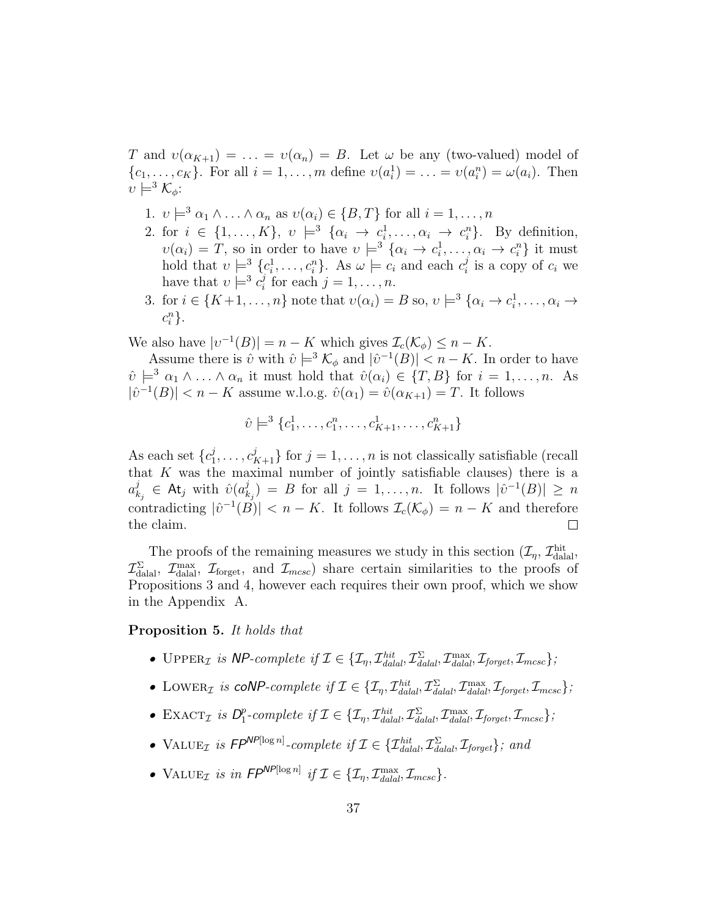$T$ and $\upsilon(\alpha_{K+1}) = \ldots = \upsilon(\alpha_n) = B$. Let $\omega$ be any (two-valued) model of $\{c_1, \ldots, c_K\}$. For all $i = 1, \ldots, m$ define $\upsilon(a_i^1) = \ldots = \upsilon(a_i^n) = \omega(a_i)$. Then $\upsilon \models^3 \mathcal{K}_\phi$:

1. $\upsilon \models^3 \alpha_1 \wedge \ldots \wedge \alpha_n$ as $\upsilon(\alpha_i) \in \{B, T\}$ for all $i = 1, \ldots, n$
2. for $i \in \{1, \ldots, K\}$, $\upsilon \models^3 \{\alpha_i \to c_i^1, \ldots, \alpha_i \to c_i^n\}$. By definition, $\upsilon(\alpha_i) = T$, so in order to have $\upsilon \models^3 \{\alpha_i \to c_i^1, \ldots, \alpha_i \to c_i^n\}$ it must hold that $\upsilon \models^3 \{c_i^1, \ldots, c_i^n\}$. As $\omega \models c_i$ and each $c_i^j$ is a copy of $c_i$ we have that $\upsilon \models^3 c_i^j$ for each $j = 1, \ldots, n$.
3. for $i \in \{K+1, \ldots, n\}$ note that $\upsilon(\alpha_i) = B$ so, $\upsilon \models^3 \{\alpha_i \to c_i^1, \ldots, \alpha_i \to c_i^n\}$.

We also have $|\upsilon^{-1}(B)| = n - K$ which gives $\mathcal{I}_c(\mathcal{K}_\phi) \leq n - K$.

Assume there is $\hat{\upsilon}$ with $\hat{\upsilon} \models^3 \mathcal{K}_\phi$ and $|\hat{\upsilon}^{-1}(B)| < n - K$. In order to have $\hat{\upsilon} \models^3 \alpha_1 \wedge \ldots \wedge \alpha_n$ it must hold that $\hat{\upsilon}(\alpha_i) \in \{T, B\}$ for $i = 1, \ldots, n$. As $|\hat{\upsilon}^{-1}(B)| < n - K$ assume w.l.o.g. $\hat{\upsilon}(\alpha_1) = \hat{\upsilon}(\alpha_{K+1}) = T$. It follows

$$\hat{\upsilon} \models^3 \{c_1^1, \ldots, c_1^n, \ldots, c_{K+1}^1, \ldots, c_{K+1}^n\}$$

As each set $\{c_1^j, \ldots, c_{K+1}^j\}$ for $j = 1, \ldots, n$ is not classically satisfiable (recall that $K$ was the maximal number of jointly satisfiable clauses) there is a $a_{k_j}^j \in \mathsf{At}_j$ with $\hat{\upsilon}(a_{k_j}^j) = B$ for all $j = 1, \ldots, n$. It follows $|\hat{\upsilon}^{-1}(B)| \geq n$ contradicting $|\hat{\upsilon}^{-1}(B)| < n - K$. It follows $\mathcal{I}_c(\mathcal{K}_\phi) = n - K$ and therefore the claim. $\square$

The proofs of the remaining measures we study in this section ($\mathcal{I}_\eta$, $\mathcal{I}_{\text{dalal}}^{\text{hit}}$, $\mathcal{I}_{\text{dalal}}^{\Sigma}$, $\mathcal{I}_{\text{dalal}}^{\max}$, $\mathcal{I}_{\text{forget}}$, and $\mathcal{I}_{mcsc}$) share certain similarities to the proofs of Propositions 3 and 4, however each requires their own proof, which we show in the Appendix A.

**Proposition 5.** *It holds that*

- $\textsc{Upper}_\mathcal{I}$ *is* $\mathsf{NP}$*-complete if* $\mathcal{I} \in \{\mathcal{I}_\eta, \mathcal{I}_{dalal}^{hit}, \mathcal{I}_{dalal}^{\Sigma}, \mathcal{I}_{dalal}^{\max}, \mathcal{I}_{forget}, \mathcal{I}_{mcsc}\}$*;*
- $\textsc{Lower}_\mathcal{I}$ *is* $\mathsf{coNP}$*-complete if* $\mathcal{I} \in \{\mathcal{I}_\eta, \mathcal{I}_{dalal}^{hit}, \mathcal{I}_{dalal}^{\Sigma}, \mathcal{I}_{dalal}^{\max}, \mathcal{I}_{forget}, \mathcal{I}_{mcsc}\}$*;*
- $\textsc{Exact}_\mathcal{I}$ *is* $\mathsf{D}_1^p$*-complete if* $\mathcal{I} \in \{\mathcal{I}_\eta, \mathcal{I}_{dalal}^{hit}, \mathcal{I}_{dalal}^{\Sigma}, \mathcal{I}_{dalal}^{\max}, \mathcal{I}_{forget}, \mathcal{I}_{mcsc}\}$*;*
- $\textsc{Value}_\mathcal{I}$ *is* $\mathsf{FP}^{\mathsf{NP}[\log n]}$*-complete if* $\mathcal{I} \in \{\mathcal{I}_{dalal}^{hit}, \mathcal{I}_{dalal}^{\Sigma}, \mathcal{I}_{forget}\}$*; and*
- $\textsc{Value}_\mathcal{I}$ *is in* $\mathsf{FP}^{\mathsf{NP}[\log n]}$ *if* $\mathcal{I} \in \{\mathcal{I}_\eta, \mathcal{I}_{dalal}^{\max}, \mathcal{I}_{mcsc}\}$*.*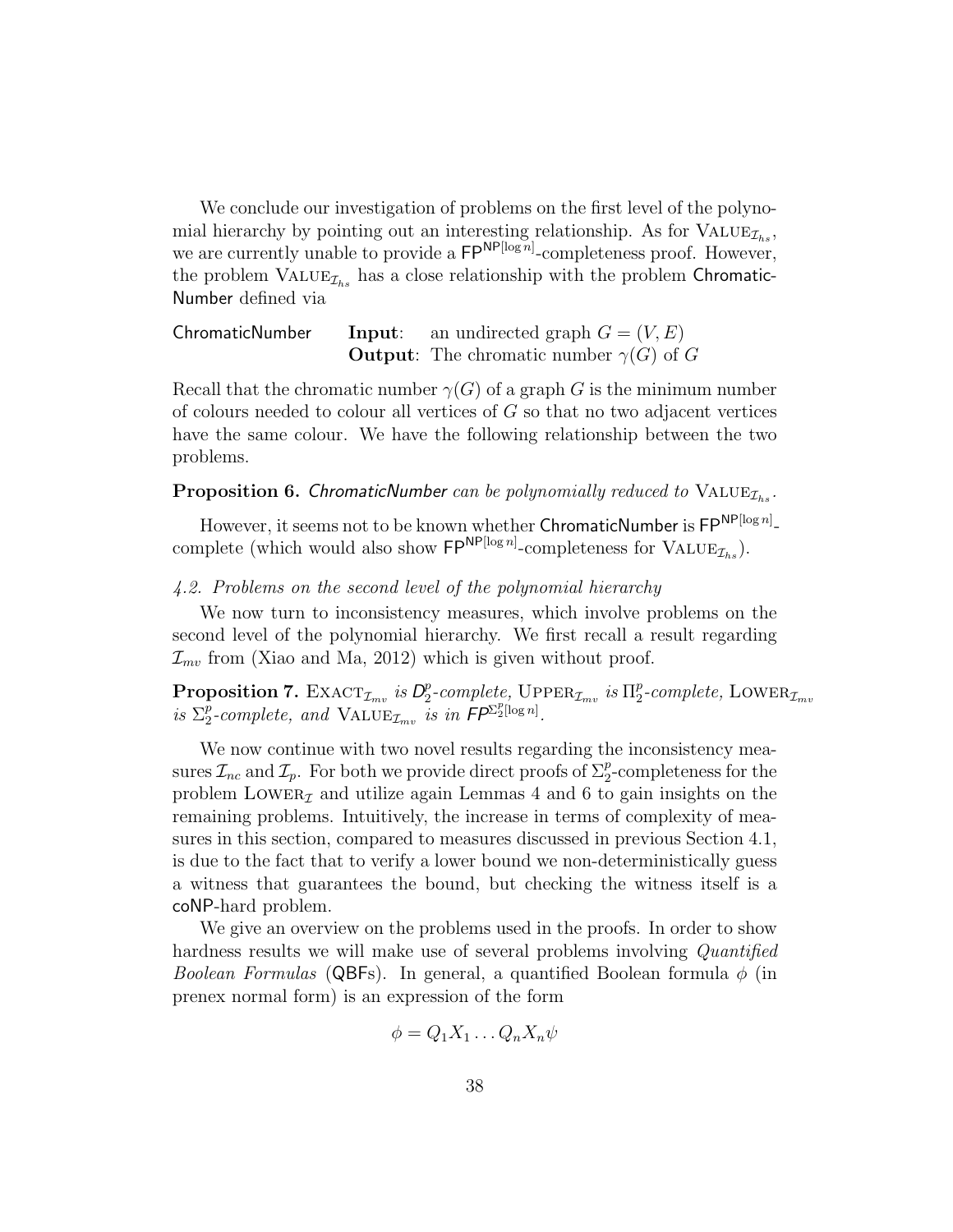We conclude our investigation of problems on the first level of the polynomial hierarchy by pointing out an interesting relationship. As for $\text{VALUE}_{\mathcal{I}_{hs}}$, we are currently unable to provide a $\mathsf{FP}^{\mathsf{NP}[\log n]}$-completeness proof. However, the problem $\text{VALUE}_{\mathcal{I}_{hs}}$ has a close relationship with the problem ChromaticNumber defined via

| ChromaticNumber | **Input**: | an undirected graph $G = (V, E)$ |
| --- | --- | --- |
| | **Output**: | The chromatic number $\gamma(G)$ of $G$ |

Recall that the chromatic number $\gamma(G)$ of a graph $G$ is the minimum number of colours needed to colour all vertices of $G$ so that no two adjacent vertices have the same colour. We have the following relationship between the two problems.

**Proposition 6.** *ChromaticNumber can be polynomially reduced to* $\text{VALUE}_{\mathcal{I}_{hs}}$.

However, it seems not to be known whether ChromaticNumber is $\mathsf{FP}^{\mathsf{NP}[\log n]}$-complete (which would also show $\mathsf{FP}^{\mathsf{NP}[\log n]}$-completeness for $\text{VALUE}_{\mathcal{I}_{hs}}$).

### *4.2. Problems on the second level of the polynomial hierarchy*

We now turn to inconsistency measures, which involve problems on the second level of the polynomial hierarchy. We first recall a result regarding $\mathcal{I}_{mv}$ from (Xiao and Ma, 2012) which is given without proof.

**Proposition 7.** $\text{EXACT}_{\mathcal{I}_{mv}}$ *is* $\mathsf{D}_2^p$*-complete,* $\text{UPPER}_{\mathcal{I}_{mv}}$ *is* $\Pi_2^p$*-complete,* $\text{LOWER}_{\mathcal{I}_{mv}}$ *is* $\Sigma_2^p$*-complete, and* $\text{VALUE}_{\mathcal{I}_{mv}}$ *is in* $\mathsf{FP}^{\Sigma_2^p[\log n]}$.

We now continue with two novel results regarding the inconsistency measures $\mathcal{I}_{nc}$ and $\mathcal{I}_p$. For both we provide direct proofs of $\Sigma_2^p$-completeness for the problem $\text{LOWER}_{\mathcal{I}}$ and utilize again Lemmas 4 and 6 to gain insights on the remaining problems. Intuitively, the increase in terms of complexity of measures in this section, compared to measures discussed in previous Section 4.1, is due to the fact that to verify a lower bound we non-deterministically guess a witness that guarantees the bound, but checking the witness itself is a coNP-hard problem.

We give an overview on the problems used in the proofs. In order to show hardness results we will make use of several problems involving *Quantified Boolean Formulas* (QBFs). In general, a quantified Boolean formula $\phi$ (in prenex normal form) is an expression of the form

$$\phi = Q_1 X_1 \dots Q_n X_n \psi$$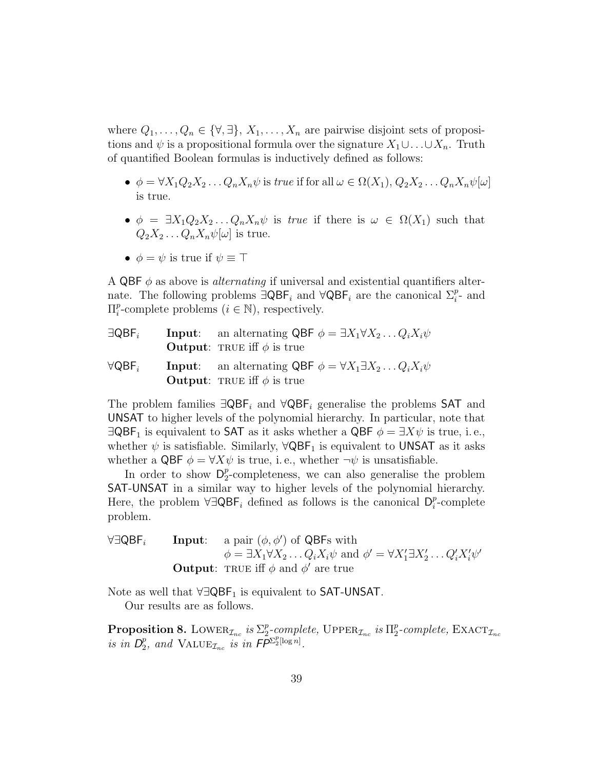where $Q_1, \ldots, Q_n \in \{\forall, \exists\}$, $X_1, \ldots, X_n$ are pairwise disjoint sets of propositions and $\psi$ is a propositional formula over the signature $X_1 \cup \ldots \cup X_n$. Truth of quantified Boolean formulas is inductively defined as follows:

- $\phi = \forall X_1 Q_2 X_2 \ldots Q_n X_n \psi$ is *true* if for all $\omega \in \Omega(X_1)$, $Q_2 X_2 \ldots Q_n X_n \psi[\omega]$ is true.
- $\phi = \exists X_1 Q_2 X_2 \ldots Q_n X_n \psi$ is *true* if there is $\omega \in \Omega(X_1)$ such that $Q_2 X_2 \ldots Q_n X_n \psi[\omega]$ is true.
- $\phi = \psi$ is true if $\psi \equiv \top$

A QBF $\phi$ as above is *alternating* if universal and existential quantifiers alternate. The following problems $\exists\mathsf{QBF}_i$ and $\forall\mathsf{QBF}_i$ are the canonical $\Sigma_i^p$- and $\Pi_i^p$-complete problems ($i \in \mathbb{N}$), respectively.

$\exists\mathsf{QBF}_i$ &nbsp;&nbsp; **Input**: an alternating QBF $\phi = \exists X_1 \forall X_2 \ldots Q_i X_i \psi$
&nbsp;&nbsp;&nbsp;&nbsp;&nbsp;&nbsp;&nbsp;&nbsp;&nbsp;&nbsp; **Output**: TRUE iff $\phi$ is true

$\forall\mathsf{QBF}_i$ &nbsp;&nbsp; **Input**: an alternating QBF $\phi = \forall X_1 \exists X_2 \ldots Q_i X_i \psi$
&nbsp;&nbsp;&nbsp;&nbsp;&nbsp;&nbsp;&nbsp;&nbsp;&nbsp;&nbsp; **Output**: TRUE iff $\phi$ is true

The problem families $\exists\mathsf{QBF}_i$ and $\forall\mathsf{QBF}_i$ generalise the problems SAT and UNSAT to higher levels of the polynomial hierarchy. In particular, note that $\exists\mathsf{QBF}_1$ is equivalent to SAT as it asks whether a QBF $\phi = \exists X \psi$ is true, i. e., whether $\psi$ is satisfiable. Similarly, $\forall\mathsf{QBF}_1$ is equivalent to UNSAT as it asks whether a QBF $\phi = \forall X \psi$ is true, i. e., whether $\neg\psi$ is unsatisfiable.

In order to show $\mathsf{D}_2^p$-completeness, we can also generalise the problem SAT-UNSAT in a similar way to higher levels of the polynomial hierarchy. Here, the problem $\forall\exists\mathsf{QBF}_i$ defined as follows is the canonical $\mathsf{D}_i^p$-complete problem.

$\forall\exists\mathsf{QBF}_i$ &nbsp;&nbsp; **Input**: a pair $(\phi, \phi')$ of QBFs with
$\phi = \exists X_1 \forall X_2 \ldots Q_i X_i \psi$ and $\phi' = \forall X_1' \exists X_2' \ldots Q_i' X_i' \psi'$
&nbsp;&nbsp;&nbsp;&nbsp;&nbsp;&nbsp;&nbsp;&nbsp;&nbsp;&nbsp; **Output**: TRUE iff $\phi$ and $\phi'$ are true

Note as well that $\forall\exists\mathsf{QBF}_1$ is equivalent to SAT-UNSAT.

Our results are as follows.

**Proposition 8.** *$\text{LOWER}_{\mathcal{I}_{nc}}$ is $\Sigma_2^p$-complete, $\text{UPPER}_{\mathcal{I}_{nc}}$ is $\Pi_2^p$-complete, $\text{EXACT}_{\mathcal{I}_{nc}}$ is in $\mathsf{D}_2^p$, and $\text{VALUE}_{\mathcal{I}_{nc}}$ is in $\mathsf{FP}^{\Sigma_2^p[\log n]}$.*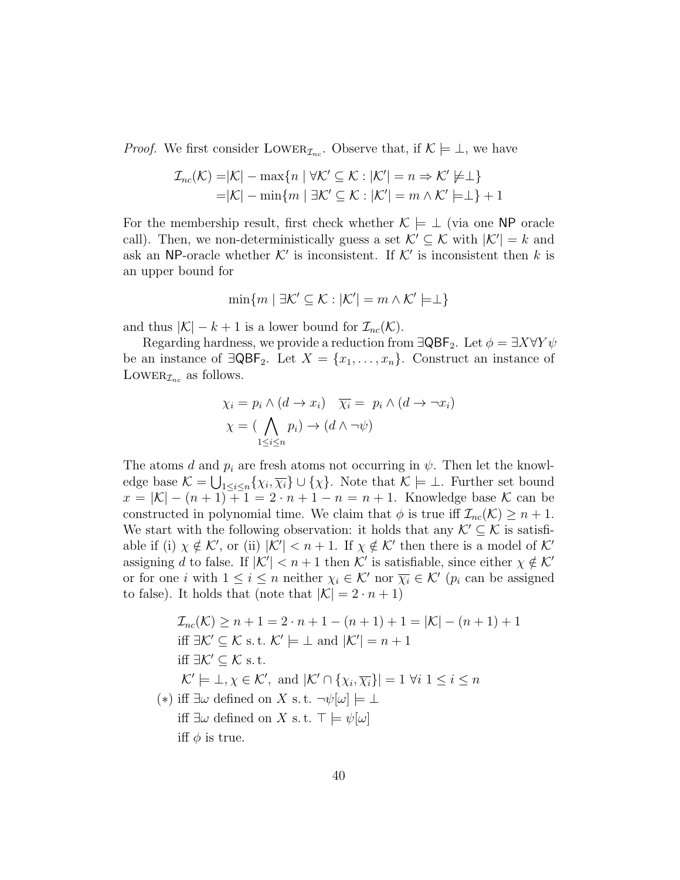*Proof.* We first consider $\textsc{Lower}_{\mathcal{I}_{nc}}$. Observe that, if $\mathcal{K} \models \bot$, we have

$$
\begin{aligned}
\mathcal{I}_{nc}(\mathcal{K}) =& |\mathcal{K}| - \max\{n \mid \forall \mathcal{K}' \subseteq \mathcal{K} : |\mathcal{K}'| = n \Rightarrow \mathcal{K}' \not\models \bot\} \\
=& |\mathcal{K}| - \min\{m \mid \exists \mathcal{K}' \subseteq \mathcal{K} : |\mathcal{K}'| = m \wedge \mathcal{K}' \models \bot\} + 1
\end{aligned}
$$

For the membership result, first check whether $\mathcal{K} \models \bot$ (via one $\mathsf{NP}$ oracle call). Then, we non-deterministically guess a set $\mathcal{K}' \subseteq \mathcal{K}$ with $|\mathcal{K}'| = k$ and ask an $\mathsf{NP}$-oracle whether $\mathcal{K}'$ is inconsistent. If $\mathcal{K}'$ is inconsistent then $k$ is an upper bound for

$$
\min\{m \mid \exists \mathcal{K}' \subseteq \mathcal{K} : |\mathcal{K}'| = m \wedge \mathcal{K}' \models \bot\}
$$

and thus $|\mathcal{K}| - k + 1$ is a lower bound for $\mathcal{I}_{nc}(\mathcal{K})$.

Regarding hardness, we provide a reduction from $\exists\mathsf{QBF}_2$. Let $\phi = \exists X \forall Y \psi$ be an instance of $\exists\mathsf{QBF}_2$. Let $X = \{x_1, \ldots, x_n\}$. Construct an instance of $\textsc{Lower}_{\mathcal{I}_{nc}}$ as follows.

$$
\begin{aligned}
&\chi_i = p_i \wedge (d \rightarrow x_i) \quad \overline{\chi_i} = \; p_i \wedge (d \rightarrow \neg x_i) \\
&\chi = (\bigwedge_{1 \leq i \leq n} p_i) \rightarrow (d \wedge \neg\psi)
\end{aligned}
$$

The atoms $d$ and $p_i$ are fresh atoms not occurring in $\psi$. Then let the knowledge base $\mathcal{K} = \bigcup_{1 \leq i \leq n} \{\chi_i, \overline{\chi_i}\} \cup \{\chi\}$. Note that $\mathcal{K} \models \bot$. Further set bound $x = |\mathcal{K}| - (n+1) + 1 = 2 \cdot n + 1 - n = n + 1$. Knowledge base $\mathcal{K}$ can be constructed in polynomial time. We claim that $\phi$ is true iff $\mathcal{I}_{nc}(\mathcal{K}) \geq n + 1$. We start with the following observation: it holds that any $\mathcal{K}' \subseteq \mathcal{K}$ is satisfiable if (i) $\chi \notin \mathcal{K}'$, or (ii) $|\mathcal{K}'| < n + 1$. If $\chi \notin \mathcal{K}'$ then there is a model of $\mathcal{K}'$ assigning $d$ to false. If $|\mathcal{K}'| < n + 1$ then $\mathcal{K}'$ is satisfiable, since either $\chi \notin \mathcal{K}'$ or for one $i$ with $1 \leq i \leq n$ neither $\chi_i \in \mathcal{K}'$ nor $\overline{\chi_i} \in \mathcal{K}'$ ($p_i$ can be assigned to false). It holds that (note that $|\mathcal{K}| = 2 \cdot n + 1$)

$$
\begin{aligned}
&\mathcal{I}_{nc}(\mathcal{K}) \geq n + 1 = 2 \cdot n + 1 - (n+1) + 1 = |\mathcal{K}| - (n+1) + 1 \\
&\text{iff } \exists \mathcal{K}' \subseteq \mathcal{K} \text{ s.t. } \mathcal{K}' \models \bot \text{ and } |\mathcal{K}'| = n + 1 \\
&\text{iff } \exists \mathcal{K}' \subseteq \mathcal{K} \text{ s.t.} \\
&\quad \mathcal{K}' \models \bot, \chi \in \mathcal{K}', \text{ and } |\mathcal{K}' \cap \{\chi_i, \overline{\chi_i}\}| = 1 \; \forall i \; 1 \leq i \leq n \\
(*) \; &\text{iff } \exists \omega \text{ defined on } X \text{ s.t. } \neg\psi[\omega] \models \bot \\
&\text{iff } \exists \omega \text{ defined on } X \text{ s.t. } \top \models \psi[\omega] \\
&\text{iff } \phi \text{ is true.}
\end{aligned}
$$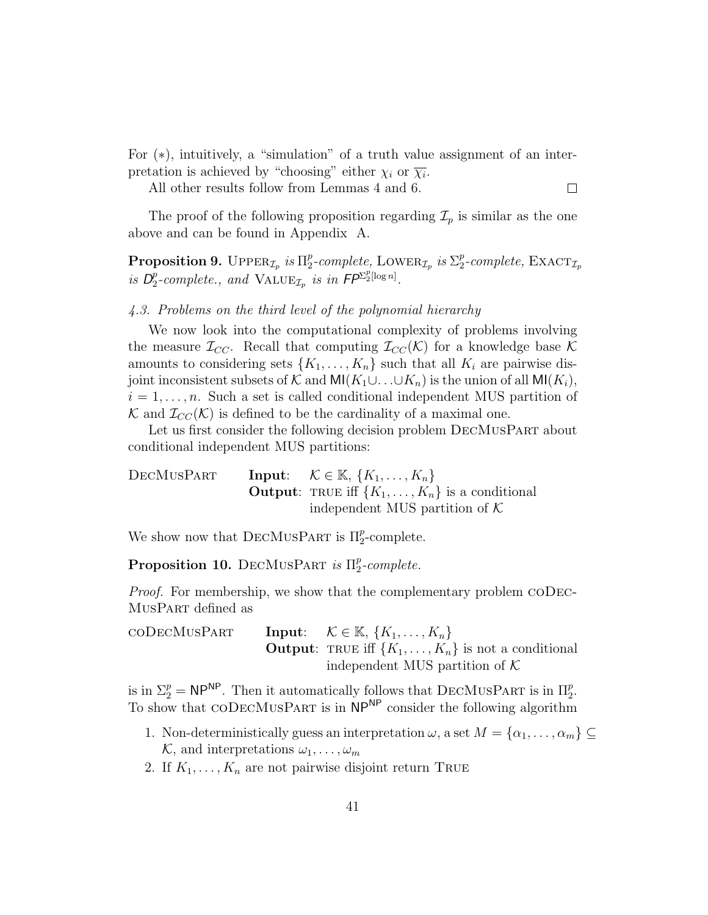For (∗), intuitively, a "simulation" of a truth value assignment of an interpretation is achieved by "choosing" either $\chi_i$ or $\overline{\chi_i}$.

All other results follow from Lemmas 4 and 6. □

The proof of the following proposition regarding $\mathcal{I}_p$ is similar as the one above and can be found in Appendix A.

**Proposition 9.** $\text{UPPER}_{\mathcal{I}_p}$ *is* $\Pi_2^p$*-complete,* $\text{LOWER}_{\mathcal{I}_p}$ *is* $\Sigma_2^p$*-complete,* $\text{EXACT}_{\mathcal{I}_p}$ *is* $\mathsf{D}_2^p$*-complete., and* $\text{VALUE}_{\mathcal{I}_p}$ *is in* $\mathsf{FP}^{\Sigma_2^p[\log n]}$*.*

### *4.3. Problems on the third level of the polynomial hierarchy*

We now look into the computational complexity of problems involving the measure $\mathcal{I}_{CC}$. Recall that computing $\mathcal{I}_{CC}(\mathcal{K})$ for a knowledge base $\mathcal{K}$ amounts to considering sets $\{K_1, \ldots, K_n\}$ such that all $K_i$ are pairwise disjoint inconsistent subsets of $\mathcal{K}$ and $\mathsf{MI}(K_1 \cup \ldots \cup K_n)$ is the union of all $\mathsf{MI}(K_i)$, $i = 1, \ldots, n$. Such a set is called conditional independent MUS partition of $\mathcal{K}$ and $\mathcal{I}_{CC}(\mathcal{K})$ is defined to be the cardinality of a maximal one.

Let us first consider the following decision problem DECMUSPART about conditional independent MUS partitions:

| DECMUSPART | **Input**: | $\mathcal{K} \in \mathbb{K}$, $\{K_1, \ldots, K_n\}$ |
|---|---|---|
| | **Output**: | TRUE iff $\{K_1, \ldots, K_n\}$ is a conditional independent MUS partition of $\mathcal{K}$ |

We show now that DECMUSPART is $\Pi_2^p$-complete.

**Proposition 10.** DECMUSPART *is* $\Pi_2^p$*-complete.*

*Proof.* For membership, we show that the complementary problem CODECMUSPART defined as

| CODECMUSPART | **Input**: | $\mathcal{K} \in \mathbb{K}$, $\{K_1, \ldots, K_n\}$ |
|---|---|---|
| | **Output**: | TRUE iff $\{K_1, \ldots, K_n\}$ is not a conditional independent MUS partition of $\mathcal{K}$ |

is in $\Sigma_2^p = \mathsf{NP}^{\mathsf{NP}}$. Then it automatically follows that DECMUSPART is in $\Pi_2^p$. To show that CODECMUSPART is in $\mathsf{NP}^{\mathsf{NP}}$ consider the following algorithm

1. Non-deterministically guess an interpretation $\omega$, a set $M = \{\alpha_1, \ldots, \alpha_m\} \subseteq \mathcal{K}$, and interpretations $\omega_1, \ldots, \omega_m$
2. If $K_1, \ldots, K_n$ are not pairwise disjoint return TRUE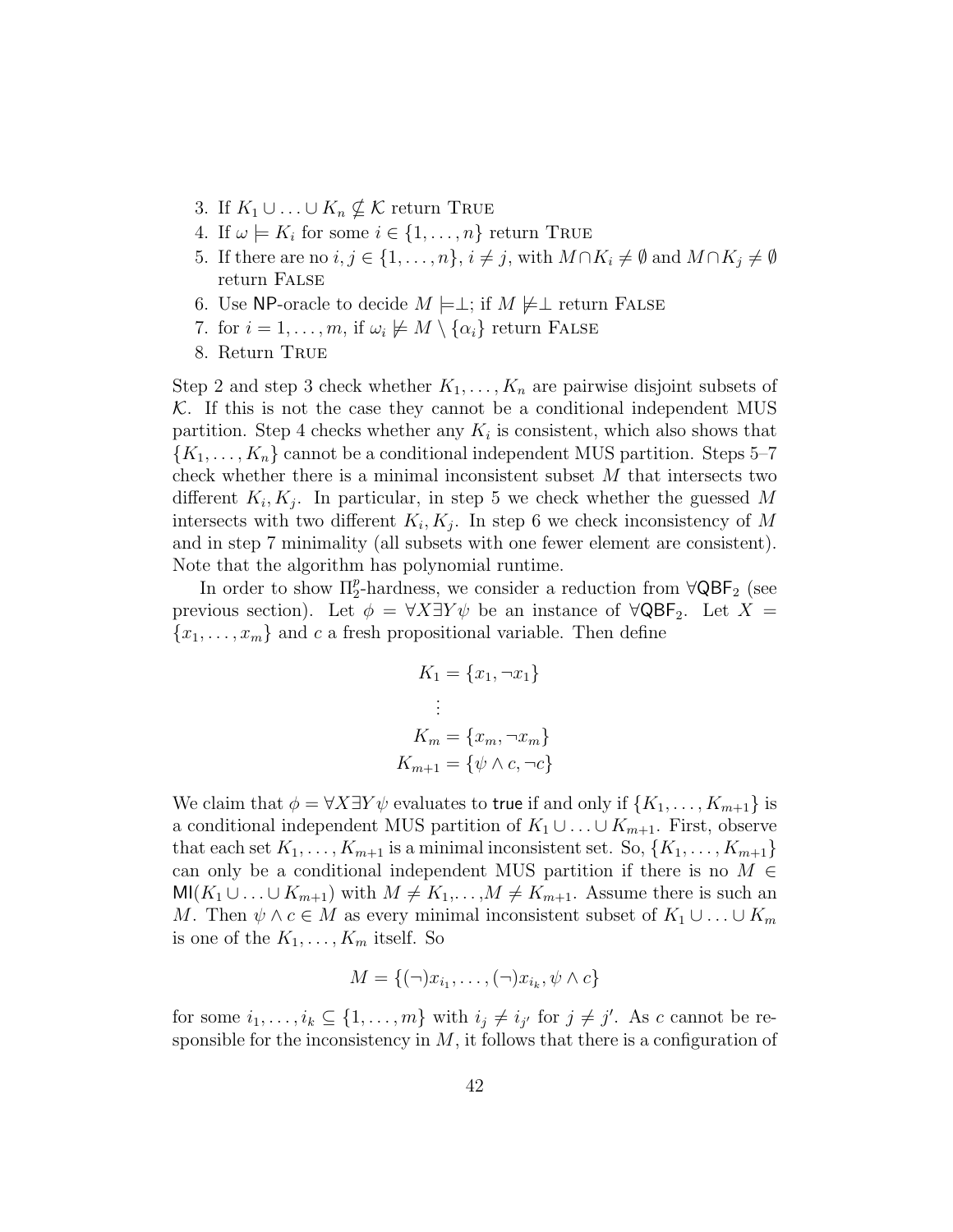3. If $K_1 \cup \ldots \cup K_n \not\subseteq \mathcal{K}$ return True
4. If $\omega \models K_i$ for some $i \in \{1, \ldots, n\}$ return True
5. If there are no $i, j \in \{1, \ldots, n\}$, $i \neq j$, with $M \cap K_i \neq \emptyset$ and $M \cap K_j \neq \emptyset$ return False
6. Use NP-oracle to decide $M \models \perp$; if $M \not\models \perp$ return False
7. for $i = 1, \ldots, m$, if $\omega_i \not\models M \setminus \{\alpha_i\}$ return False
8. Return True

Step 2 and step 3 check whether $K_1, \ldots, K_n$ are pairwise disjoint subsets of $\mathcal{K}$. If this is not the case they cannot be a conditional independent MUS partition. Step 4 checks whether any $K_i$ is consistent, which also shows that $\{K_1, \ldots, K_n\}$ cannot be a conditional independent MUS partition. Steps 5–7 check whether there is a minimal inconsistent subset $M$ that intersects two different $K_i, K_j$. In particular, in step 5 we check whether the guessed $M$ intersects with two different $K_i, K_j$. In step 6 we check inconsistency of $M$ and in step 7 minimality (all subsets with one fewer element are consistent). Note that the algorithm has polynomial runtime.

In order to show $\Pi_2^p$-hardness, we consider a reduction from $\forall\mathsf{QBF}_2$ (see previous section). Let $\phi = \forall X \exists Y \psi$ be an instance of $\forall\mathsf{QBF}_2$. Let $X = \{x_1, \ldots, x_m\}$ and $c$ a fresh propositional variable. Then define

$$
\begin{aligned}
K_1 &= \{x_1, \neg x_1\} \\
&\vdots \\
K_m &= \{x_m, \neg x_m\} \\
K_{m+1} &= \{\psi \wedge c, \neg c\}
\end{aligned}
$$

We claim that $\phi = \forall X \exists Y \psi$ evaluates to true if and only if $\{K_1, \ldots, K_{m+1}\}$ is a conditional independent MUS partition of $K_1 \cup \ldots \cup K_{m+1}$. First, observe that each set $K_1, \ldots, K_{m+1}$ is a minimal inconsistent set. So, $\{K_1, \ldots, K_{m+1}\}$ can only be a conditional independent MUS partition if there is no $M \in \mathsf{MI}(K_1 \cup \ldots \cup K_{m+1})$ with $M \neq K_1, \ldots, M \neq K_{m+1}$. Assume there is such an $M$. Then $\psi \wedge c \in M$ as every minimal inconsistent subset of $K_1 \cup \ldots \cup K_m$ is one of the $K_1, \ldots, K_m$ itself. So

$$
M = \{(\neg)x_{i_1}, \ldots, (\neg)x_{i_k}, \psi \wedge c\}
$$

for some $i_1, \ldots, i_k \subseteq \{1, \ldots, m\}$ with $i_j \neq i_{j'}$ for $j \neq j'$. As $c$ cannot be responsible for the inconsistency in $M$, it follows that there is a configuration of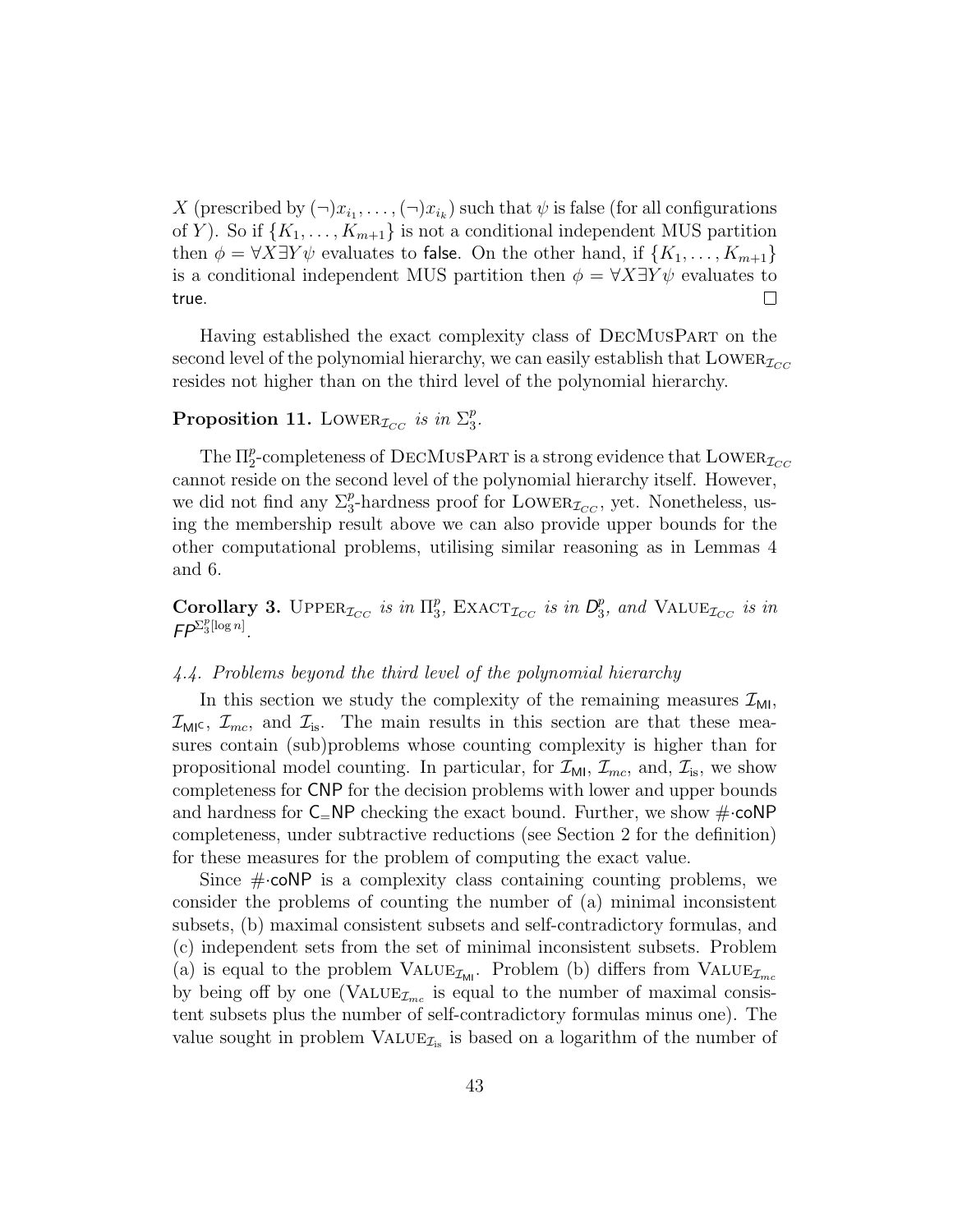$X$ (prescribed by $(\neg)x_{i_1}, \ldots, (\neg)x_{i_k}$) such that $\psi$ is false (for all configurations of $Y$). So if $\{K_1, \ldots, K_{m+1}\}$ is not a conditional independent MUS partition then $\phi = \forall X \exists Y \psi$ evaluates to $\mathsf{false}$. On the other hand, if $\{K_1, \ldots, K_{m+1}\}$ is a conditional independent MUS partition then $\phi = \forall X \exists Y \psi$ evaluates to $\mathsf{true}$. □

Having established the exact complexity class of DecMusPart on the second level of the polynomial hierarchy, we can easily establish that $\text{Lower}_{\mathcal{I}_{CC}}$ resides not higher than on the third level of the polynomial hierarchy.

**Proposition 11.** $\text{Lower}_{\mathcal{I}_{CC}}$ *is in* $\Sigma_3^p$.

The $\Pi_2^p$-completeness of DecMusPart is a strong evidence that $\text{Lower}_{\mathcal{I}_{CC}}$ cannot reside on the second level of the polynomial hierarchy itself. However, we did not find any $\Sigma_3^p$-hardness proof for $\text{Lower}_{\mathcal{I}_{CC}}$, yet. Nonetheless, using the membership result above we can also provide upper bounds for the other computational problems, utilising similar reasoning as in Lemmas 4 and 6.

**Corollary 3.** $\text{Upper}_{\mathcal{I}_{CC}}$ *is in* $\Pi_3^p$*,* $\text{Exact}_{\mathcal{I}_{CC}}$ *is in* $\mathsf{D}_3^p$*, and* $\text{Value}_{\mathcal{I}_{CC}}$ *is in* $\mathsf{FP}^{\Sigma_3^p[\log n]}$.

*4.4. Problems beyond the third level of the polynomial hierarchy*

In this section we study the complexity of the remaining measures $\mathcal{I}_{\mathsf{MI}}$, $\mathcal{I}_{\mathsf{MI}^\mathsf{C}}$, $\mathcal{I}_{mc}$, and $\mathcal{I}_{\text{is}}$. The main results in this section are that these measures contain (sub)problems whose counting complexity is higher than for propositional model counting. In particular, for $\mathcal{I}_{\mathsf{MI}}$, $\mathcal{I}_{mc}$, and, $\mathcal{I}_{\text{is}}$, we show completeness for $\mathsf{CNP}$ for the decision problems with lower and upper bounds and hardness for $\mathsf{C_{=}NP}$ checking the exact bound. Further, we show $\#\cdot\mathsf{coNP}$ completeness, under subtractive reductions (see Section 2 for the definition) for these measures for the problem of computing the exact value.

Since $\#\cdot\mathsf{coNP}$ is a complexity class containing counting problems, we consider the problems of counting the number of (a) minimal inconsistent subsets, (b) maximal consistent subsets and self-contradictory formulas, and (c) independent sets from the set of minimal inconsistent subsets. Problem (a) is equal to the problem $\text{Value}_{\mathcal{I}_{\mathsf{MI}}}$. Problem (b) differs from $\text{Value}_{\mathcal{I}_{mc}}$ by being off by one ($\text{Value}_{\mathcal{I}_{mc}}$ is equal to the number of maximal consistent subsets plus the number of self-contradictory formulas minus one). The value sought in problem $\text{Value}_{\mathcal{I}_{\text{is}}}$ is based on a logarithm of the number of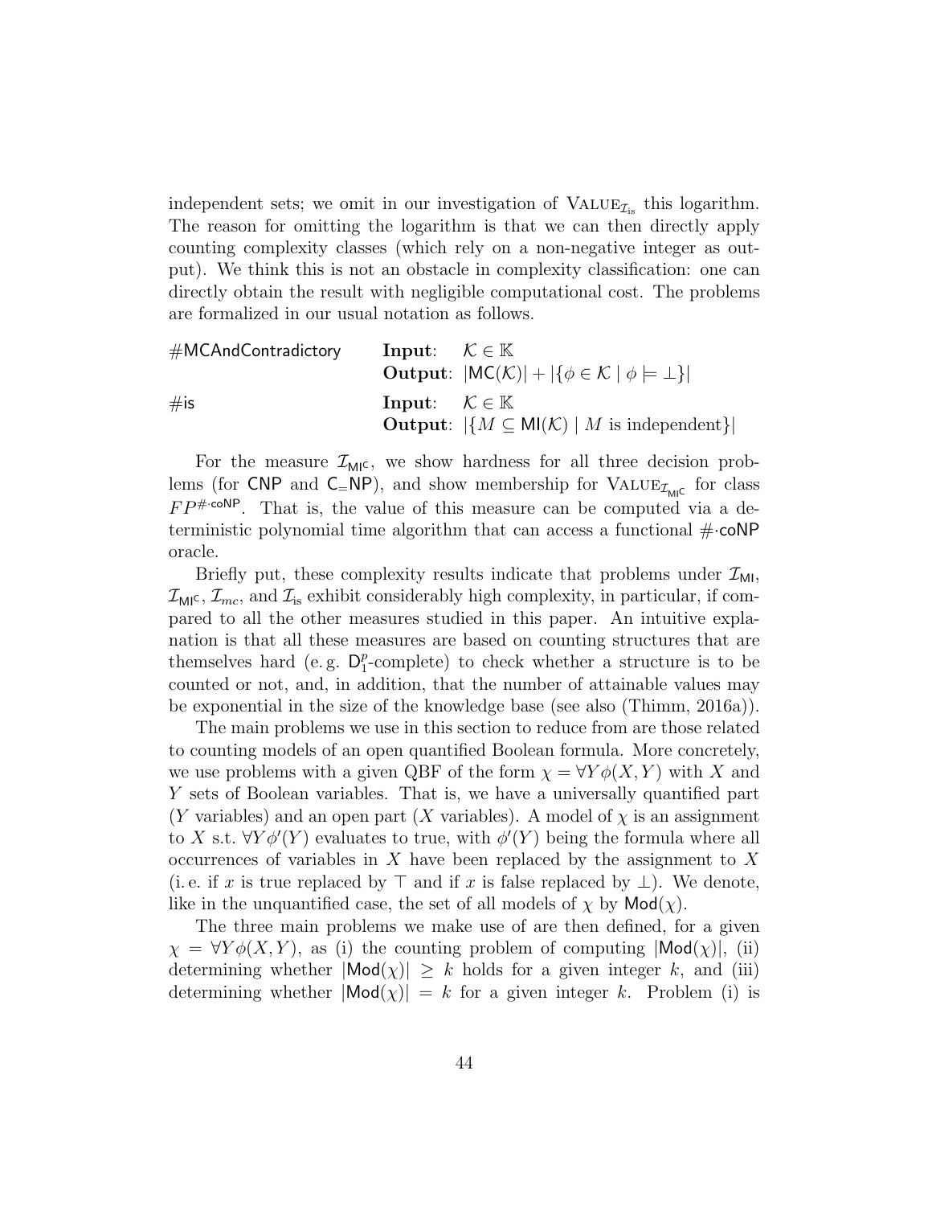independent sets; we omit in our investigation of $\textsc{Value}_{\mathcal{I}_{\text{is}}}$ this logarithm. The reason for omitting the logarithm is that we can then directly apply counting complexity classes (which rely on a non-negative integer as output). We think this is not an obstacle in complexity classification: one can directly obtain the result with negligible computational cost. The problems are formalized in our usual notation as follows.

| | | |
|---|---|---|
| #MCAndContradictory | **Input**: | $\mathcal{K} \in \mathbb{K}$ |
| | **Output**: | $\lvert\mathsf{MC}(\mathcal{K})\rvert + \lvert\{\phi \in \mathcal{K} \mid \phi \models \bot\}\rvert$ |
| #is | **Input**: | $\mathcal{K} \in \mathbb{K}$ |
| | **Output**: | $\lvert\{M \subseteq \mathsf{MI}(\mathcal{K}) \mid M \text{ is independent}\}\rvert$ |

For the measure $\mathcal{I}_{\mathsf{MI}^\mathsf{C}}$, we show hardness for all three decision problems (for $\mathsf{CNP}$ and $\mathsf{C_{=}NP}$), and show membership for $\textsc{Value}_{\mathcal{I}_{\mathsf{MI}^\mathsf{C}}}$ for class $FP^{\#\cdot\mathsf{coNP}}$. That is, the value of this measure can be computed via a deterministic polynomial time algorithm that can access a functional $\#\cdot\mathsf{coNP}$ oracle.

Briefly put, these complexity results indicate that problems under $\mathcal{I}_{\mathsf{MI}}$, $\mathcal{I}_{\mathsf{MI}^\mathsf{C}}$, $\mathcal{I}_{mc}$, and $\mathcal{I}_{\text{is}}$ exhibit considerably high complexity, in particular, if compared to all the other measures studied in this paper. An intuitive explanation is that all these measures are based on counting structures that are themselves hard (e. g. $\mathsf{D}_1^p$-complete) to check whether a structure is to be counted or not, and, in addition, that the number of attainable values may be exponential in the size of the knowledge base (see also (Thimm, 2016a)).

The main problems we use in this section to reduce from are those related to counting models of an open quantified Boolean formula. More concretely, we use problems with a given QBF of the form $\chi = \forall Y \phi(X, Y)$ with $X$ and $Y$ sets of Boolean variables. That is, we have a universally quantified part ($Y$ variables) and an open part ($X$ variables). A model of $\chi$ is an assignment to $X$ s.t. $\forall Y \phi'(Y)$ evaluates to true, with $\phi'(Y)$ being the formula where all occurrences of variables in $X$ have been replaced by the assignment to $X$ (i. e. if $x$ is true replaced by $\top$ and if $x$ is false replaced by $\bot$). We denote, like in the unquantified case, the set of all models of $\chi$ by $\mathsf{Mod}(\chi)$.

The three main problems we make use of are then defined, for a given $\chi = \forall Y \phi(X, Y)$, as (i) the counting problem of computing $|\mathsf{Mod}(\chi)|$, (ii) determining whether $|\mathsf{Mod}(\chi)| \geq k$ holds for a given integer $k$, and (iii) determining whether $|\mathsf{Mod}(\chi)| = k$ for a given integer $k$. Problem (i) is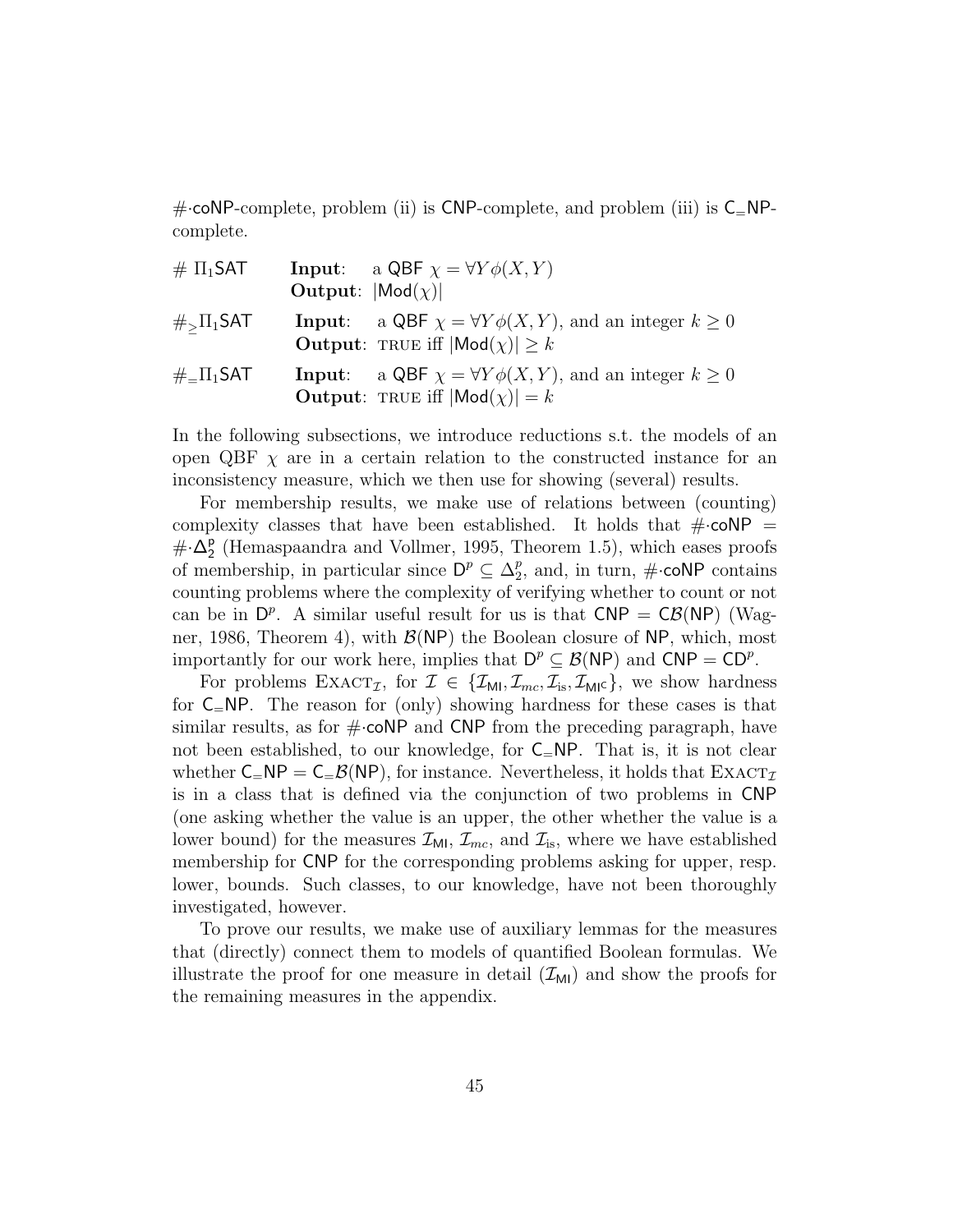$\#\cdot$coNP-complete, problem (ii) is CNP-complete, and problem (iii) is $\mathsf{C_{=}NP}$-complete.

| | | |
|---|---|---|
| $\#\ \Pi_1$SAT | **Input**: | a QBF $\chi = \forall Y \phi(X, Y)$ |
| | **Output**: | $\lvert\mathsf{Mod}(\chi)\rvert$ |
| $\#_{\geq}\Pi_1$SAT | **Input**: | a QBF $\chi = \forall Y \phi(X, Y)$, and an integer $k \geq 0$ |
| | **Output**: | TRUE iff $\lvert\mathsf{Mod}(\chi)\rvert \geq k$ |
| $\#_{=}\Pi_1$SAT | **Input**: | a QBF $\chi = \forall Y \phi(X, Y)$, and an integer $k \geq 0$ |
| | **Output**: | TRUE iff $\lvert\mathsf{Mod}(\chi)\rvert = k$ |

In the following subsections, we introduce reductions s.t. the models of an open QBF $\chi$ are in a certain relation to the constructed instance for an inconsistency measure, which we then use for showing (several) results.

For membership results, we make use of relations between (counting) complexity classes that have been established. It holds that $\#\cdot\mathsf{coNP} = \#\cdot\Delta_2^{\mathsf{p}}$ (Hemaspaandra and Vollmer, 1995, Theorem 1.5), which eases proofs of membership, in particular since $\mathsf{D}^p \subseteq \Delta_2^p$, and, in turn, $\#\cdot$coNP contains counting problems where the complexity of verifying whether to count or not can be in $\mathsf{D}^p$. A similar useful result for us is that $\mathsf{CNP} = \mathsf{C}\mathcal{B}(\mathsf{NP})$ (Wagner, 1986, Theorem 4), with $\mathcal{B}(\mathsf{NP})$ the Boolean closure of NP, which, most importantly for our work here, implies that $\mathsf{D}^p \subseteq \mathcal{B}(\mathsf{NP})$ and $\mathsf{CNP} = \mathsf{CD}^p$.

For problems $\textsc{Exact}_{\mathcal{I}}$, for $\mathcal{I} \in \{\mathcal{I}_{\mathsf{MI}}, \mathcal{I}_{mc}, \mathcal{I}_{\text{is}}, \mathcal{I}_{\mathsf{MI}^{\mathsf{C}}}\}$, we show hardness for $\mathsf{C_{=}NP}$. The reason for (only) showing hardness for these cases is that similar results, as for $\#\cdot$coNP and CNP from the preceding paragraph, have not been established, to our knowledge, for $\mathsf{C_{=}NP}$. That is, it is not clear whether $\mathsf{C_{=}NP} = \mathsf{C_{=}}\mathcal{B}(\mathsf{NP})$, for instance. Nevertheless, it holds that $\textsc{Exact}_{\mathcal{I}}$ is in a class that is defined via the conjunction of two problems in CNP (one asking whether the value is an upper, the other whether the value is a lower bound) for the measures $\mathcal{I}_{\mathsf{MI}}$, $\mathcal{I}_{mc}$, and $\mathcal{I}_{\text{is}}$, where we have established membership for CNP for the corresponding problems asking for upper, resp. lower, bounds. Such classes, to our knowledge, have not been thoroughly investigated, however.

To prove our results, we make use of auxiliary lemmas for the measures that (directly) connect them to models of quantified Boolean formulas. We illustrate the proof for one measure in detail ($\mathcal{I}_{\mathsf{MI}}$) and show the proofs for the remaining measures in the appendix.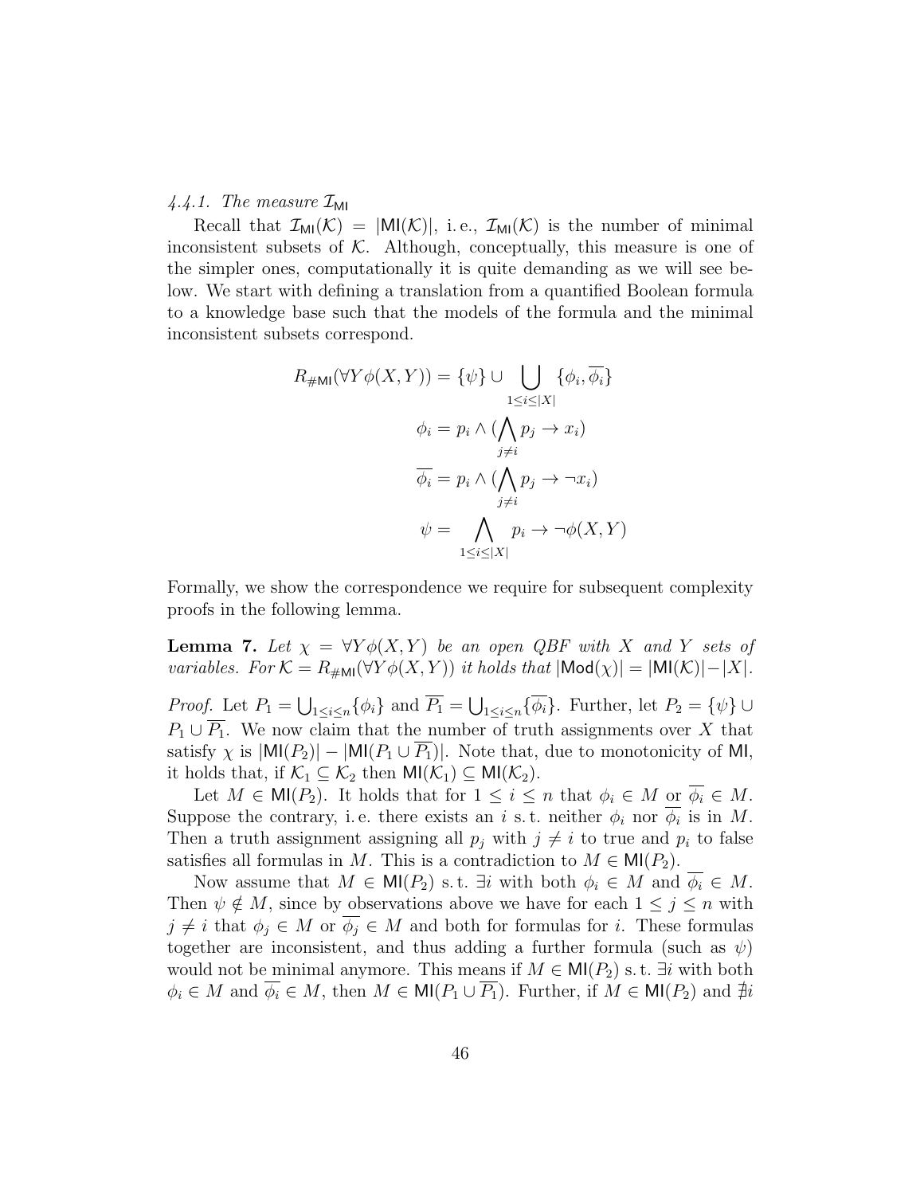#### 4.4.1. The measure $\mathcal{I}_{\mathsf{MI}}$

Recall that $\mathcal{I}_{\mathsf{MI}}(\mathcal{K}) = |\mathsf{MI}(\mathcal{K})|$, i. e., $\mathcal{I}_{\mathsf{MI}}(\mathcal{K})$ is the number of minimal inconsistent subsets of $\mathcal{K}$. Although, conceptually, this measure is one of the simpler ones, computationally it is quite demanding as we will see below. We start with defining a translation from a quantified Boolean formula to a knowledge base such that the models of the formula and the minimal inconsistent subsets correspond.

$$R_{\#\mathsf{MI}}(\forall Y \phi(X,Y)) = \{\psi\} \cup \bigcup_{1 \leq i \leq |X|} \{\phi_i, \overline{\phi_i}\}$$

$$\phi_i = p_i \wedge (\bigwedge_{j \neq i} p_j \rightarrow x_i)$$

$$\overline{\phi_i} = p_i \wedge (\bigwedge_{j \neq i} p_j \rightarrow \neg x_i)$$

$$\psi = \bigwedge_{1 \leq i \leq |X|} p_i \rightarrow \neg \phi(X,Y)$$

Formally, we show the correspondence we require for subsequent complexity proofs in the following lemma.

**Lemma 7.** *Let $\chi = \forall Y \phi(X,Y)$ be an open QBF with $X$ and $Y$ sets of variables. For $\mathcal{K} = R_{\#\mathsf{MI}}(\forall Y \phi(X,Y))$ it holds that $|\mathsf{Mod}(\chi)| = |\mathsf{MI}(\mathcal{K})| - |X|$.*

*Proof.* Let $P_1 = \bigcup_{1 \leq i \leq n} \{\phi_i\}$ and $\overline{P_1} = \bigcup_{1 \leq i \leq n} \{\overline{\phi_i}\}$. Further, let $P_2 = \{\psi\} \cup P_1 \cup \overline{P_1}$. We now claim that the number of truth assignments over $X$ that satisfy $\chi$ is $|\mathsf{MI}(P_2)| - |\mathsf{MI}(P_1 \cup \overline{P_1})|$. Note that, due to monotonicity of $\mathsf{MI}$, it holds that, if $\mathcal{K}_1 \subseteq \mathcal{K}_2$ then $\mathsf{MI}(\mathcal{K}_1) \subseteq \mathsf{MI}(\mathcal{K}_2)$.

Let $M \in \mathsf{MI}(P_2)$. It holds that for $1 \leq i \leq n$ that $\phi_i \in M$ or $\overline{\phi_i} \in M$. Suppose the contrary, i. e. there exists an $i$ s. t. neither $\phi_i$ nor $\overline{\phi_i}$ is in $M$. Then a truth assignment assigning all $p_j$ with $j \neq i$ to true and $p_i$ to false satisfies all formulas in $M$. This is a contradiction to $M \in \mathsf{MI}(P_2)$.

Now assume that $M \in \mathsf{MI}(P_2)$ s. t. $\exists i$ with both $\phi_i \in M$ and $\overline{\phi_i} \in M$. Then $\psi \notin M$, since by observations above we have for each $1 \leq j \leq n$ with $j \neq i$ that $\phi_j \in M$ or $\overline{\phi_j} \in M$ and both for formulas for $i$. These formulas together are inconsistent, and thus adding a further formula (such as $\psi$) would not be minimal anymore. This means if $M \in \mathsf{MI}(P_2)$ s. t. $\exists i$ with both $\phi_i \in M$ and $\overline{\phi_i} \in M$, then $M \in \mathsf{MI}(P_1 \cup \overline{P_1})$. Further, if $M \in \mathsf{MI}(P_2)$ and $\nexists i$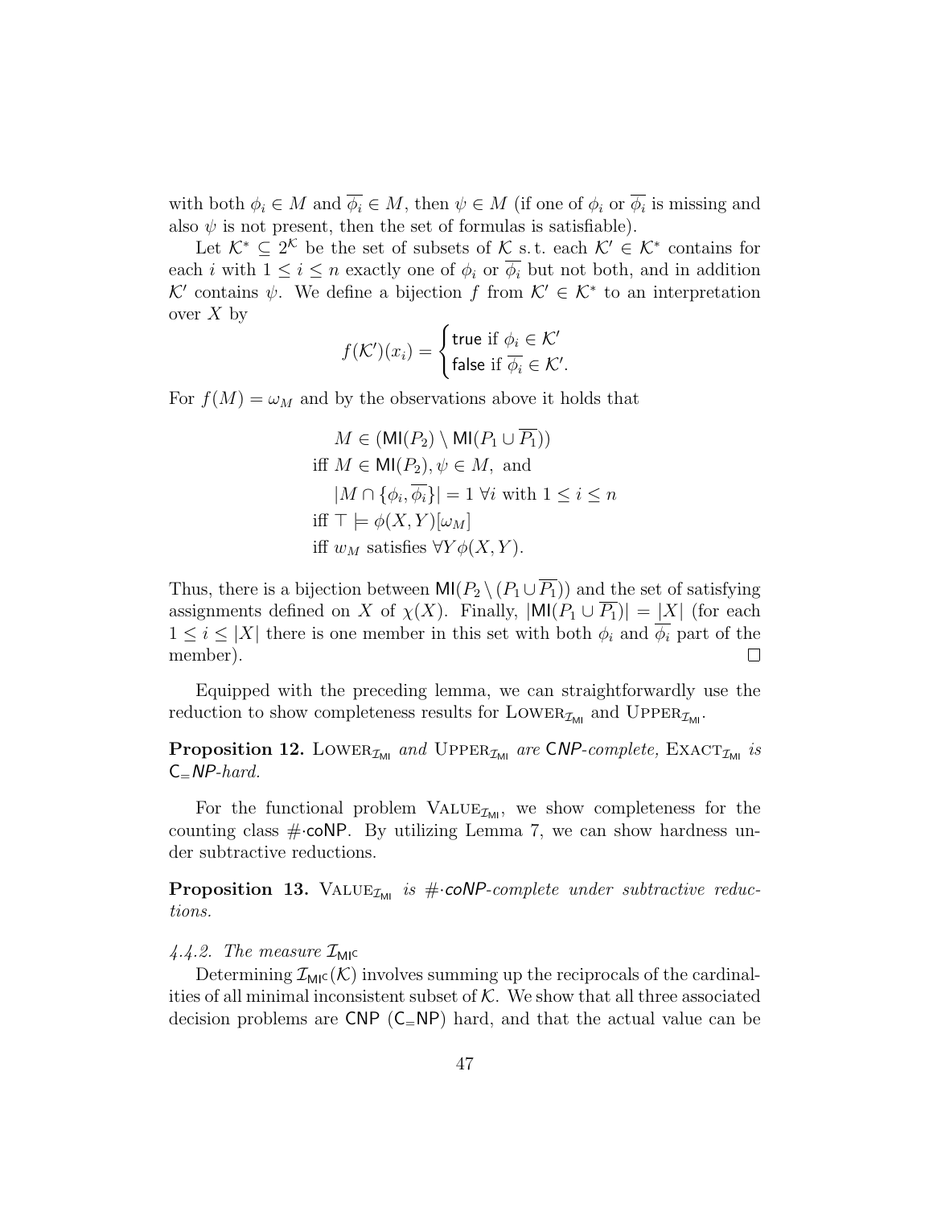with both $\phi_i \in M$ and $\overline{\phi_i} \in M$, then $\psi \in M$ (if one of $\phi_i$ or $\overline{\phi_i}$ is missing and also $\psi$ is not present, then the set of formulas is satisfiable).

Let $\mathcal{K}^* \subseteq 2^{\mathcal{K}}$ be the set of subsets of $\mathcal{K}$ s. t. each $\mathcal{K}' \in \mathcal{K}^*$ contains for each $i$ with $1 \leq i \leq n$ exactly one of $\phi_i$ or $\overline{\phi_i}$ but not both, and in addition $\mathcal{K}'$ contains $\psi$. We define a bijection $f$ from $\mathcal{K}' \in \mathcal{K}^*$ to an interpretation over $X$ by

$$f(\mathcal{K}')(x_i) = \begin{cases} \mathsf{true} \text{ if } \phi_i \in \mathcal{K}' \\ \mathsf{false} \text{ if } \overline{\phi_i} \in \mathcal{K}'. \end{cases}$$

For $f(M) = \omega_M$ and by the observations above it holds that

$$\begin{aligned} & M \in (\mathsf{MI}(P_2) \setminus \mathsf{MI}(P_1 \cup \overline{P_1})) \\ \text{iff } & M \in \mathsf{MI}(P_2), \psi \in M, \text{ and} \\ & |M \cap \{\phi_i, \overline{\phi_i}\}| = 1 \; \forall i \text{ with } 1 \leq i \leq n \\ \text{iff } & \top \models \phi(X, Y)[\omega_M] \\ \text{iff } & w_M \text{ satisfies } \forall Y \phi(X, Y). \end{aligned}$$

Thus, there is a bijection between $\mathsf{MI}(P_2 \setminus (P_1 \cup \overline{P_1}))$ and the set of satisfying assignments defined on $X$ of $\chi(X)$. Finally, $|\mathsf{MI}(P_1 \cup \overline{P_1})| = |X|$ (for each $1 \leq i \leq |X|$ there is one member in this set with both $\phi_i$ and $\overline{\phi_i}$ part of the member). $\square$

Equipped with the preceding lemma, we can straightforwardly use the reduction to show completeness results for $\textsc{Lower}_{\mathcal{I}_{\mathsf{MI}}}$ and $\textsc{Upper}_{\mathcal{I}_{\mathsf{MI}}}$.

**Proposition 12.** *$\textsc{Lower}_{\mathcal{I}_{\mathsf{MI}}}$ and $\textsc{Upper}_{\mathcal{I}_{\mathsf{MI}}}$ are $\mathsf{CNP}$-complete, $\textsc{Exact}_{\mathcal{I}_{\mathsf{MI}}}$ is $\mathsf{C_{=}NP}$-hard.*

For the functional problem $\textsc{Value}_{\mathcal{I}_{\mathsf{MI}}}$, we show completeness for the counting class $\#{\cdot}\mathsf{coNP}$. By utilizing Lemma 7, we can show hardness under subtractive reductions.

**Proposition 13.** *$\textsc{Value}_{\mathcal{I}_{\mathsf{MI}}}$ is $\#{\cdot}\mathsf{coNP}$-complete under subtractive reductions.*

#### *4.4.2. The measure $\mathcal{I}_{\mathsf{MI^C}}$*

Determining $\mathcal{I}_{\mathsf{MI^C}}(\mathcal{K})$ involves summing up the reciprocals of the cardinalities of all minimal inconsistent subset of $\mathcal{K}$. We show that all three associated decision problems are $\mathsf{CNP}$ ($\mathsf{C_{=}NP}$) hard, and that the actual value can be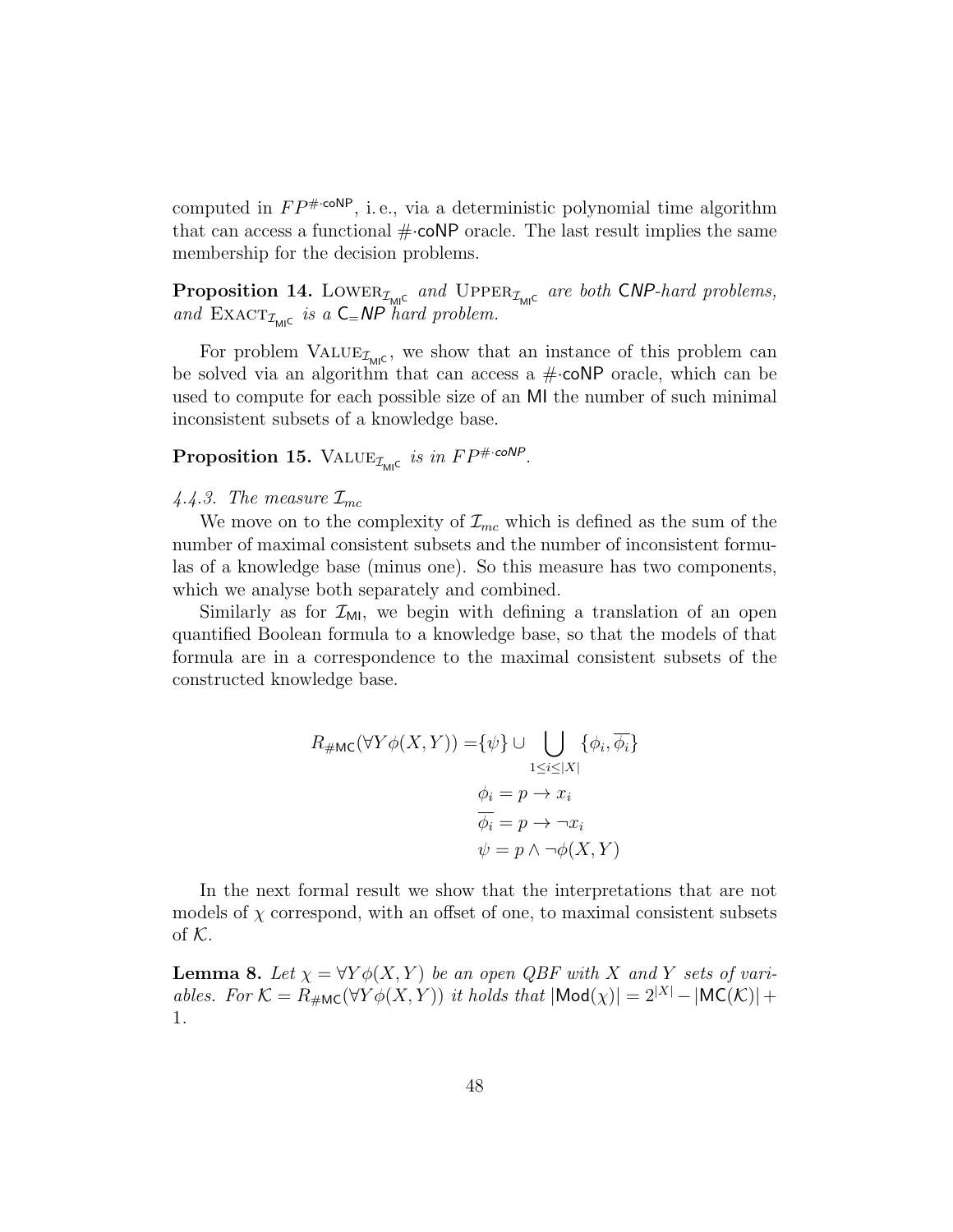computed in $FP^{\#\cdot\mathsf{coNP}}$, i. e., via a deterministic polynomial time algorithm that can access a functional $\#\cdot\mathsf{coNP}$ oracle. The last result implies the same membership for the decision problems.

**Proposition 14.** *$\text{Lower}_{\mathcal{I}_{\mathsf{MI}^\mathsf{C}}}$ and $\text{Upper}_{\mathcal{I}_{\mathsf{MI}^\mathsf{C}}}$ are both $\mathsf{C}NP$-hard problems, and $\text{Exact}_{\mathcal{I}_{\mathsf{MI}^\mathsf{C}}}$ is a $\mathsf{C}_{=}NP$ hard problem.*

For problem $\text{Value}_{\mathcal{I}_{\mathsf{MI}^\mathsf{C}}}$, we show that an instance of this problem can be solved via an algorithm that can access a $\#\cdot\mathsf{coNP}$ oracle, which can be used to compute for each possible size of an $\mathsf{MI}$ the number of such minimal inconsistent subsets of a knowledge base.

**Proposition 15.** *$\text{Value}_{\mathcal{I}_{\mathsf{MI}^\mathsf{C}}}$ is in $FP^{\#\cdot coNP}$.*

*4.4.3. The measure $\mathcal{I}_{mc}$*

We move on to the complexity of $\mathcal{I}_{mc}$ which is defined as the sum of the number of maximal consistent subsets and the number of inconsistent formulas of a knowledge base (minus one). So this measure has two components, which we analyse both separately and combined.

Similarly as for $\mathcal{I}_{\mathsf{MI}}$, we begin with defining a translation of an open quantified Boolean formula to a knowledge base, so that the models of that formula are in a correspondence to the maximal consistent subsets of the constructed knowledge base.

$$
\begin{aligned}
R_{\#\mathsf{MC}}(\forall Y \phi(X,Y)) = &\{\psi\} \cup \bigcup_{1 \leq i \leq |X|} \{\phi_i, \overline{\phi_i}\} \\
&\phi_i = p \rightarrow x_i \\
&\overline{\phi_i} = p \rightarrow \neg x_i \\
&\psi = p \wedge \neg\phi(X,Y)
\end{aligned}
$$

In the next formal result we show that the interpretations that are not models of $\chi$ correspond, with an offset of one, to maximal consistent subsets of $\mathcal{K}$.

**Lemma 8.** *Let $\chi = \forall Y \phi(X,Y)$ be an open QBF with $X$ and $Y$ sets of variables. For $\mathcal{K} = R_{\#\mathsf{MC}}(\forall Y \phi(X,Y))$ it holds that $|\mathsf{Mod}(\chi)| = 2^{|X|} - |\mathsf{MC}(\mathcal{K})| + 1$.*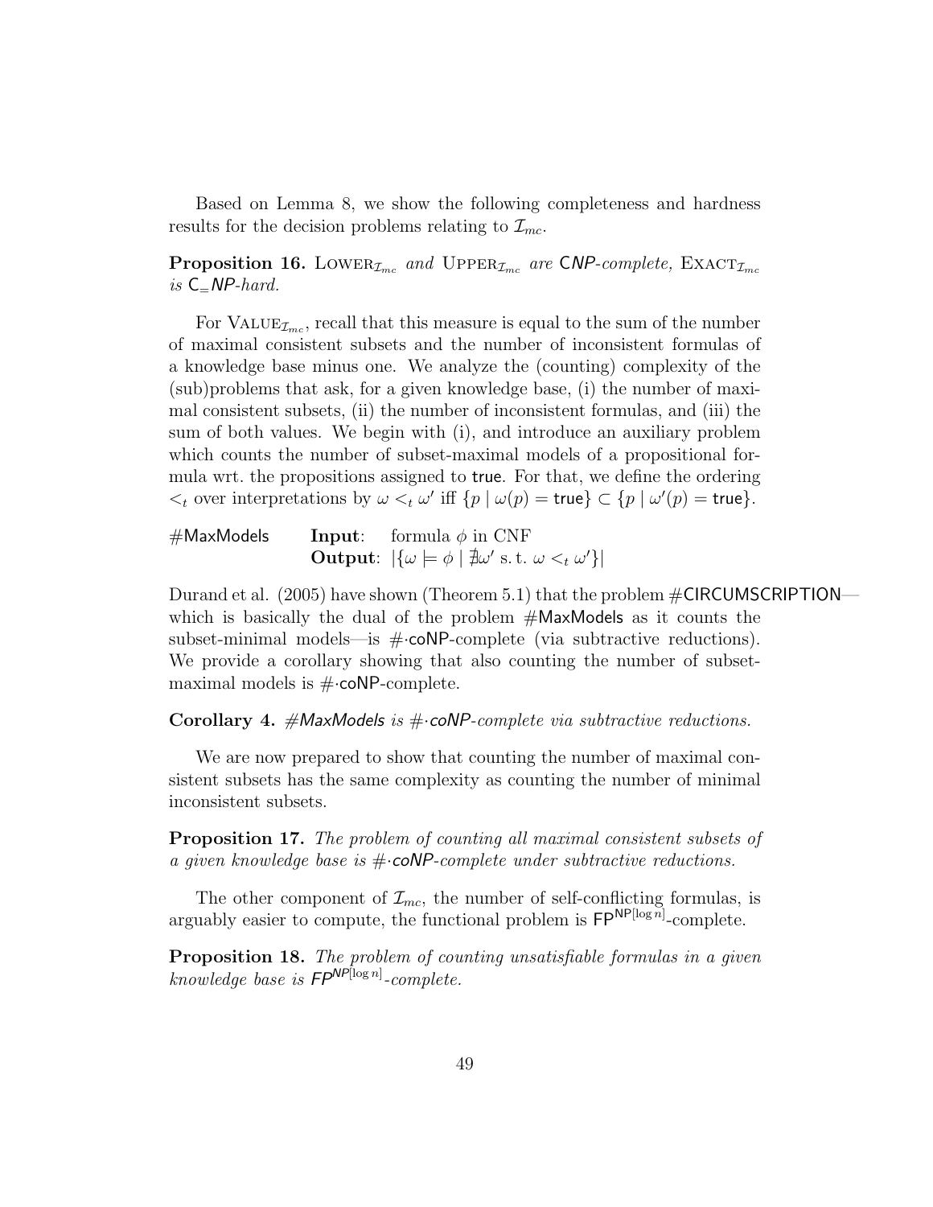Based on Lemma 8, we show the following completeness and hardness results for the decision problems relating to $\mathcal{I}_{mc}$.

**Proposition 16.** *$\text{Lower}_{\mathcal{I}_{mc}}$ and $\text{Upper}_{\mathcal{I}_{mc}}$ are $\mathsf{C}$NP-complete, $\text{Exact}_{\mathcal{I}_{mc}}$ is $\mathsf{C}_{=}$NP-hard.*

For $\text{Value}_{\mathcal{I}_{mc}}$, recall that this measure is equal to the sum of the number of maximal consistent subsets and the number of inconsistent formulas of a knowledge base minus one. We analyze the (counting) complexity of the (sub)problems that ask, for a given knowledge base, (i) the number of maximal consistent subsets, (ii) the number of inconsistent formulas, and (iii) the sum of both values. We begin with (i), and introduce an auxiliary problem which counts the number of subset-maximal models of a propositional formula wrt. the propositions assigned to true. For that, we define the ordering $<_t$ over interpretations by $\omega <_t \omega'$ iff $\{p \mid \omega(p) = \mathsf{true}\} \subset \{p \mid \omega'(p) = \mathsf{true}\}$.

#MaxModels **Input**: formula $\phi$ in CNF
**Output**: $|\{\omega \models \phi \mid \nexists \omega' \text{ s. t. } \omega <_t \omega'\}|$

Durand et al. (2005) have shown (Theorem 5.1) that the problem #CIRCUMSCRIPTION—which is basically the dual of the problem #MaxModels as it counts the subset-minimal models—is #·coNP-complete (via subtractive reductions). We provide a corollary showing that also counting the number of subset-maximal models is #·coNP-complete.

**Corollary 4.** *#MaxModels is #·coNP-complete via subtractive reductions.*

We are now prepared to show that counting the number of maximal consistent subsets has the same complexity as counting the number of minimal inconsistent subsets.

**Proposition 17.** *The problem of counting all maximal consistent subsets of a given knowledge base is #·coNP-complete under subtractive reductions.*

The other component of $\mathcal{I}_{mc}$, the number of self-conflicting formulas, is arguably easier to compute, the functional problem is $\mathsf{FP}^{\mathsf{NP}[\log n]}$-complete.

**Proposition 18.** *The problem of counting unsatisfiable formulas in a given knowledge base is $\mathsf{FP}^{\mathsf{NP}[\log n]}$-complete.*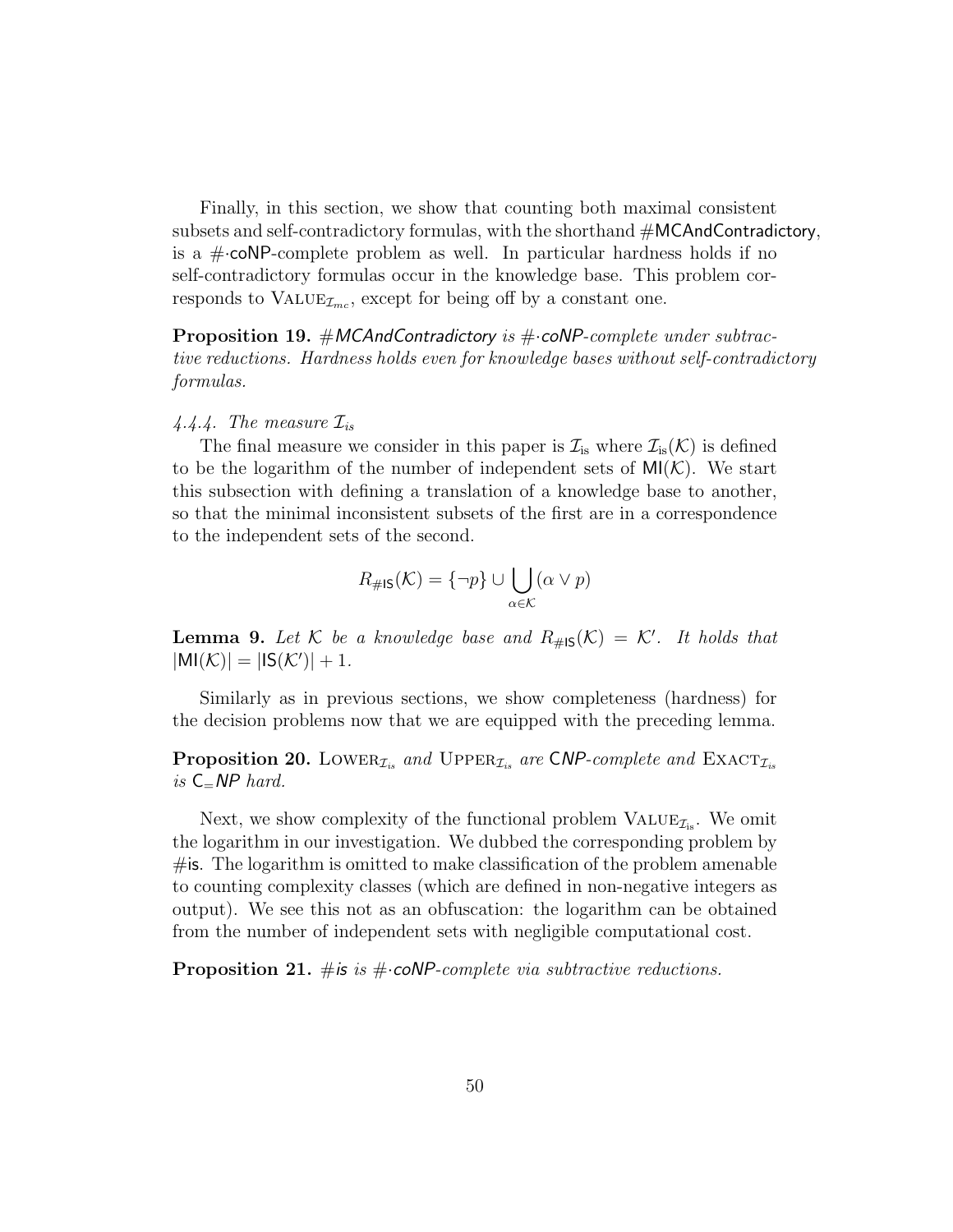Finally, in this section, we show that counting both maximal consistent subsets and self-contradictory formulas, with the shorthand #MCAndContradictory, is a #·coNP-complete problem as well. In particular hardness holds if no self-contradictory formulas occur in the knowledge base. This problem corresponds to $\textsc{Value}_{\mathcal{I}_{mc}}$, except for being off by a constant one.

**Proposition 19.** *#MCAndContradictory is #·coNP-complete under subtractive reductions. Hardness holds even for knowledge bases without self-contradictory formulas.*

#### 4.4.4. The measure $\mathcal{I}_{is}$

The final measure we consider in this paper is $\mathcal{I}_{\text{is}}$ where $\mathcal{I}_{\text{is}}(\mathcal{K})$ is defined to be the logarithm of the number of independent sets of $\mathsf{MI}(\mathcal{K})$. We start this subsection with defining a translation of a knowledge base to another, so that the minimal inconsistent subsets of the first are in a correspondence to the independent sets of the second.

$$R_{\#\mathsf{IS}}(\mathcal{K}) = \{\neg p\} \cup \bigcup_{\alpha \in \mathcal{K}} (\alpha \vee p)$$

**Lemma 9.** *Let $\mathcal{K}$ be a knowledge base and $R_{\#\mathsf{IS}}(\mathcal{K}) = \mathcal{K}'$. It holds that $|\mathsf{MI}(\mathcal{K})| = |\mathsf{IS}(\mathcal{K}')| + 1$.*

Similarly as in previous sections, we show completeness (hardness) for the decision problems now that we are equipped with the preceding lemma.

**Proposition 20.** *$\textsc{Lower}_{\mathcal{I}_{is}}$ and $\textsc{Upper}_{\mathcal{I}_{is}}$ are $\mathsf{C}NP$-complete and $\textsc{Exact}_{\mathcal{I}_{is}}$ is $\mathsf{C}_{=}NP$ hard.*

Next, we show complexity of the functional problem $\textsc{Value}_{\mathcal{I}_{\text{is}}}$. We omit the logarithm in our investigation. We dubbed the corresponding problem by #is. The logarithm is omitted to make classification of the problem amenable to counting complexity classes (which are defined in non-negative integers as output). We see this not as an obfuscation: the logarithm can be obtained from the number of independent sets with negligible computational cost.

**Proposition 21.** *#is is #·coNP-complete via subtractive reductions.*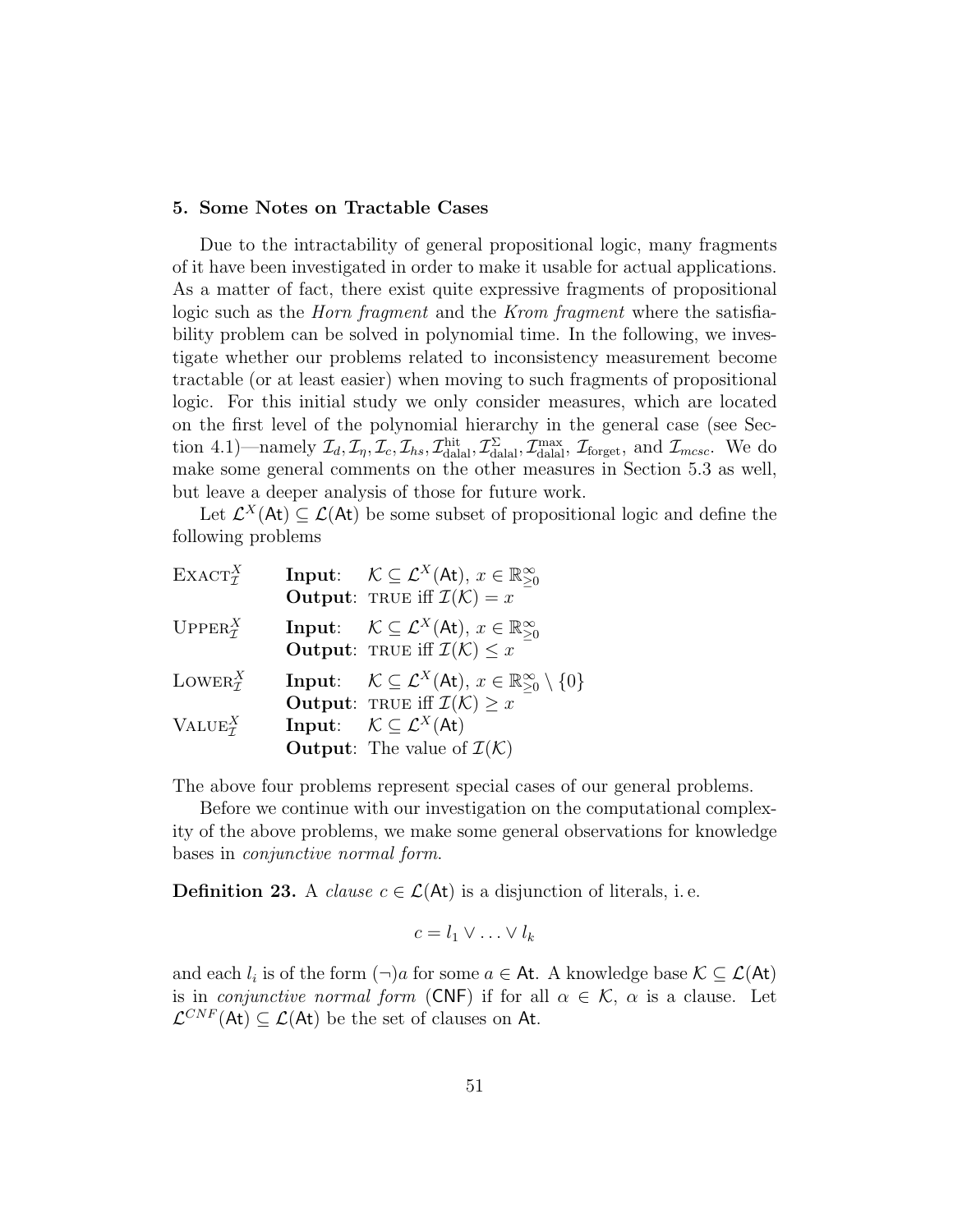## 5. Some Notes on Tractable Cases

Due to the intractability of general propositional logic, many fragments of it have been investigated in order to make it usable for actual applications. As a matter of fact, there exist quite expressive fragments of propositional logic such as the *Horn fragment* and the *Krom fragment* where the satisfiability problem can be solved in polynomial time. In the following, we investigate whether our problems related to inconsistency measurement become tractable (or at least easier) when moving to such fragments of propositional logic. For this initial study we only consider measures, which are located on the first level of the polynomial hierarchy in the general case (see Section 4.1)—namely $\mathcal{I}_d, \mathcal{I}_\eta, \mathcal{I}_c, \mathcal{I}_{hs}, \mathcal{I}^{\text{hit}}_{\text{dalal}}, \mathcal{I}^{\Sigma}_{\text{dalal}}, \mathcal{I}^{\max}_{\text{dalal}}$, $\mathcal{I}_{\text{forget}}$, and $\mathcal{I}_{mcsc}$. We do make some general comments on the other measures in Section 5.3 as well, but leave a deeper analysis of those for future work.

Let $\mathcal{L}^X(\mathsf{At}) \subseteq \mathcal{L}(\mathsf{At})$ be some subset of propositional logic and define the following problems

$\textsc{Exact}^X_\mathcal{I}$ &nbsp;&nbsp; **Input**: $\mathcal{K} \subseteq \mathcal{L}^X(\mathsf{At})$, $x \in \mathbb{R}^\infty_{\geq 0}$
&nbsp;&nbsp;&nbsp;&nbsp;&nbsp;&nbsp;&nbsp;&nbsp;&nbsp;&nbsp;&nbsp;&nbsp; **Output**: TRUE iff $\mathcal{I}(\mathcal{K}) = x$

$\textsc{Upper}^X_\mathcal{I}$ &nbsp;&nbsp; **Input**: $\mathcal{K} \subseteq \mathcal{L}^X(\mathsf{At})$, $x \in \mathbb{R}^\infty_{\geq 0}$
&nbsp;&nbsp;&nbsp;&nbsp;&nbsp;&nbsp;&nbsp;&nbsp;&nbsp;&nbsp;&nbsp;&nbsp; **Output**: TRUE iff $\mathcal{I}(\mathcal{K}) \leq x$

$\textsc{Lower}^X_\mathcal{I}$ &nbsp;&nbsp; **Input**: $\mathcal{K} \subseteq \mathcal{L}^X(\mathsf{At})$, $x \in \mathbb{R}^\infty_{\geq 0} \setminus \{0\}$
&nbsp;&nbsp;&nbsp;&nbsp;&nbsp;&nbsp;&nbsp;&nbsp;&nbsp;&nbsp;&nbsp;&nbsp; **Output**: TRUE iff $\mathcal{I}(\mathcal{K}) \geq x$

$\textsc{Value}^X_\mathcal{I}$ &nbsp;&nbsp; **Input**: $\mathcal{K} \subseteq \mathcal{L}^X(\mathsf{At})$
&nbsp;&nbsp;&nbsp;&nbsp;&nbsp;&nbsp;&nbsp;&nbsp;&nbsp;&nbsp;&nbsp;&nbsp; **Output**: The value of $\mathcal{I}(\mathcal{K})$

The above four problems represent special cases of our general problems.

Before we continue with our investigation on the computational complexity of the above problems, we make some general observations for knowledge bases in *conjunctive normal form*.

**Definition 23.** A *clause* $c \in \mathcal{L}(\mathsf{At})$ is a disjunction of literals, i.e.

$$c = l_1 \vee \ldots \vee l_k$$

and each $l_i$ is of the form $(\neg)a$ for some $a \in \mathsf{At}$. A knowledge base $\mathcal{K} \subseteq \mathcal{L}(\mathsf{At})$ is in *conjunctive normal form* (CNF) if for all $\alpha \in \mathcal{K}$, $\alpha$ is a clause. Let $\mathcal{L}^{CNF}(\mathsf{At}) \subseteq \mathcal{L}(\mathsf{At})$ be the set of clauses on $\mathsf{At}$.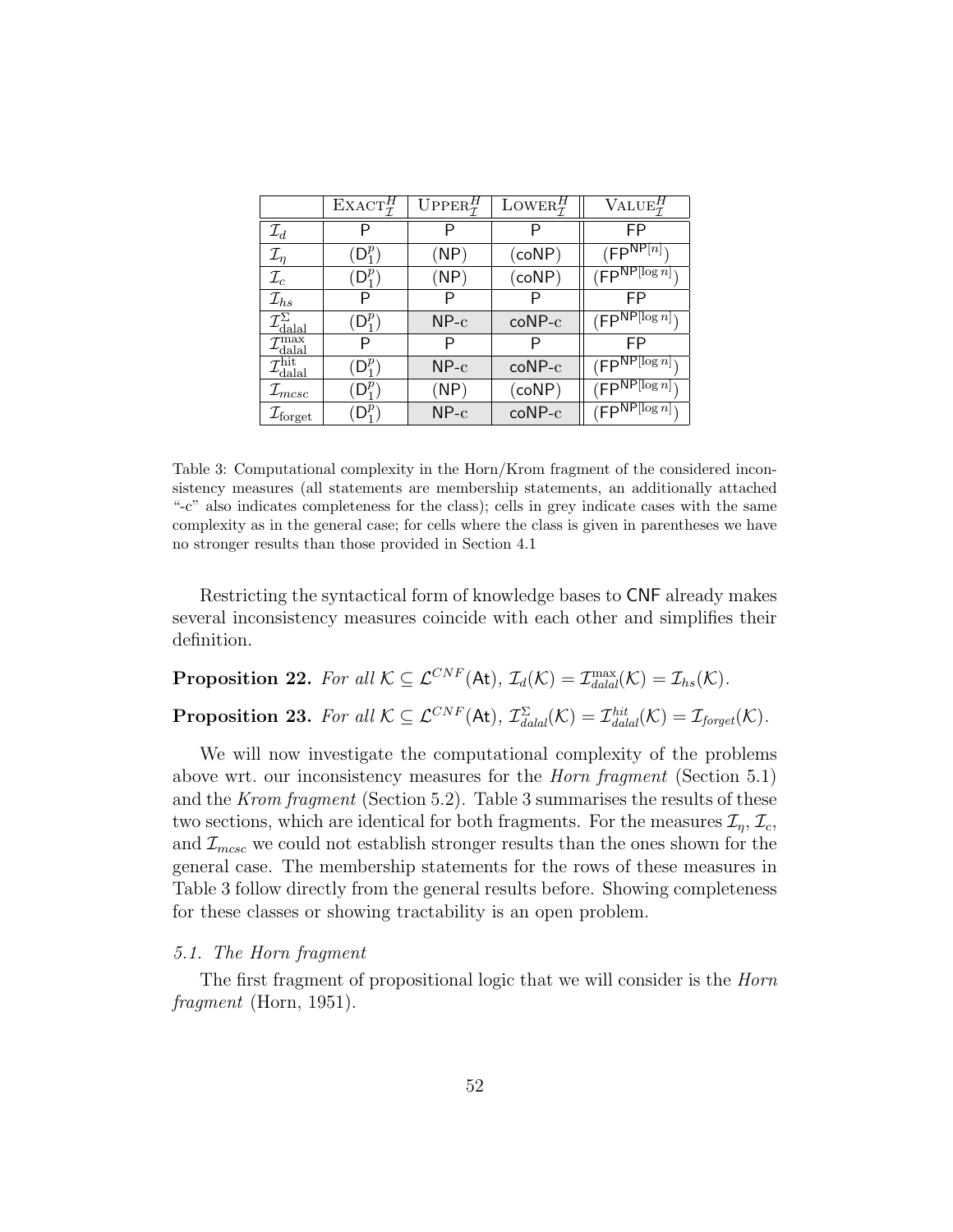|  | $\textsc{Exact}^H_{\mathcal{I}}$ | $\textsc{Upper}^H_{\mathcal{I}}$ | $\textsc{Lower}^H_{\mathcal{I}}$ | $\textsc{Value}^H_{\mathcal{I}}$ |
|---|---|---|---|---|
| $\mathcal{I}_d$ | $\mathsf{P}$ | $\mathsf{P}$ | $\mathsf{P}$ | $\mathsf{FP}$ |
| $\mathcal{I}_\eta$ | $(\mathsf{D}^p_1)$ | $(\mathsf{NP})$ | $(\mathsf{coNP})$ | $(\mathsf{FP}^{\mathsf{NP}[n]})$ |
| $\mathcal{I}_c$ | $(\mathsf{D}^p_1)$ | $(\mathsf{NP})$ | $(\mathsf{coNP})$ | $(\mathsf{FP}^{\mathsf{NP}[\log n]})$ |
| $\mathcal{I}_{hs}$ | $\mathsf{P}$ | $\mathsf{P}$ | $\mathsf{P}$ | $\mathsf{FP}$ |
| $\mathcal{I}^{\Sigma}_{\text{dalal}}$ | $(\mathsf{D}^p_1)$ | $\mathsf{NP}$-c | $\mathsf{coNP}$-c | $(\mathsf{FP}^{\mathsf{NP}[\log n]})$ |
| $\mathcal{I}^{\max}_{\text{dalal}}$ | $\mathsf{P}$ | $\mathsf{P}$ | $\mathsf{P}$ | $\mathsf{FP}$ |
| $\mathcal{I}^{\text{hit}}_{\text{dalal}}$ | $(\mathsf{D}^p_1)$ | $\mathsf{NP}$-c | $\mathsf{coNP}$-c | $(\mathsf{FP}^{\mathsf{NP}[\log n]})$ |
| $\mathcal{I}_{mcsc}$ | $(\mathsf{D}^p_1)$ | $(\mathsf{NP})$ | $(\mathsf{coNP})$ | $(\mathsf{FP}^{\mathsf{NP}[\log n]})$ |
| $\mathcal{I}_{\text{forget}}$ | $(\mathsf{D}^p_1)$ | $\mathsf{NP}$-c | $\mathsf{coNP}$-c | $(\mathsf{FP}^{\mathsf{NP}[\log n]})$ |

Table 3: Computational complexity in the Horn/Krom fragment of the considered inconsistency measures (all statements are membership statements, an additionally attached "-c" also indicates completeness for the class); cells in grey indicate cases with the same complexity as in the general case; for cells where the class is given in parentheses we have no stronger results than those provided in Section 4.1

Restricting the syntactical form of knowledge bases to CNF already makes several inconsistency measures coincide with each other and simplifies their definition.

**Proposition 22.** *For all* $\mathcal{K} \subseteq \mathcal{L}^{CNF}(\mathsf{At})$, $\mathcal{I}_d(\mathcal{K}) = \mathcal{I}^{\max}_{dalal}(\mathcal{K}) = \mathcal{I}_{hs}(\mathcal{K})$.

**Proposition 23.** *For all* $\mathcal{K} \subseteq \mathcal{L}^{CNF}(\mathsf{At})$, $\mathcal{I}^{\Sigma}_{dalal}(\mathcal{K}) = \mathcal{I}^{hit}_{dalal}(\mathcal{K}) = \mathcal{I}_{forget}(\mathcal{K})$.

We will now investigate the computational complexity of the problems above wrt. our inconsistency measures for the *Horn fragment* (Section 5.1) and the *Krom fragment* (Section 5.2). Table 3 summarises the results of these two sections, which are identical for both fragments. For the measures $\mathcal{I}_\eta$, $\mathcal{I}_c$, and $\mathcal{I}_{mcsc}$ we could not establish stronger results than the ones shown for the general case. The membership statements for the rows of these measures in Table 3 follow directly from the general results before. Showing completeness for these classes or showing tractability is an open problem.

### 5.1. The Horn fragment

The first fragment of propositional logic that we will consider is the *Horn fragment* (Horn, 1951).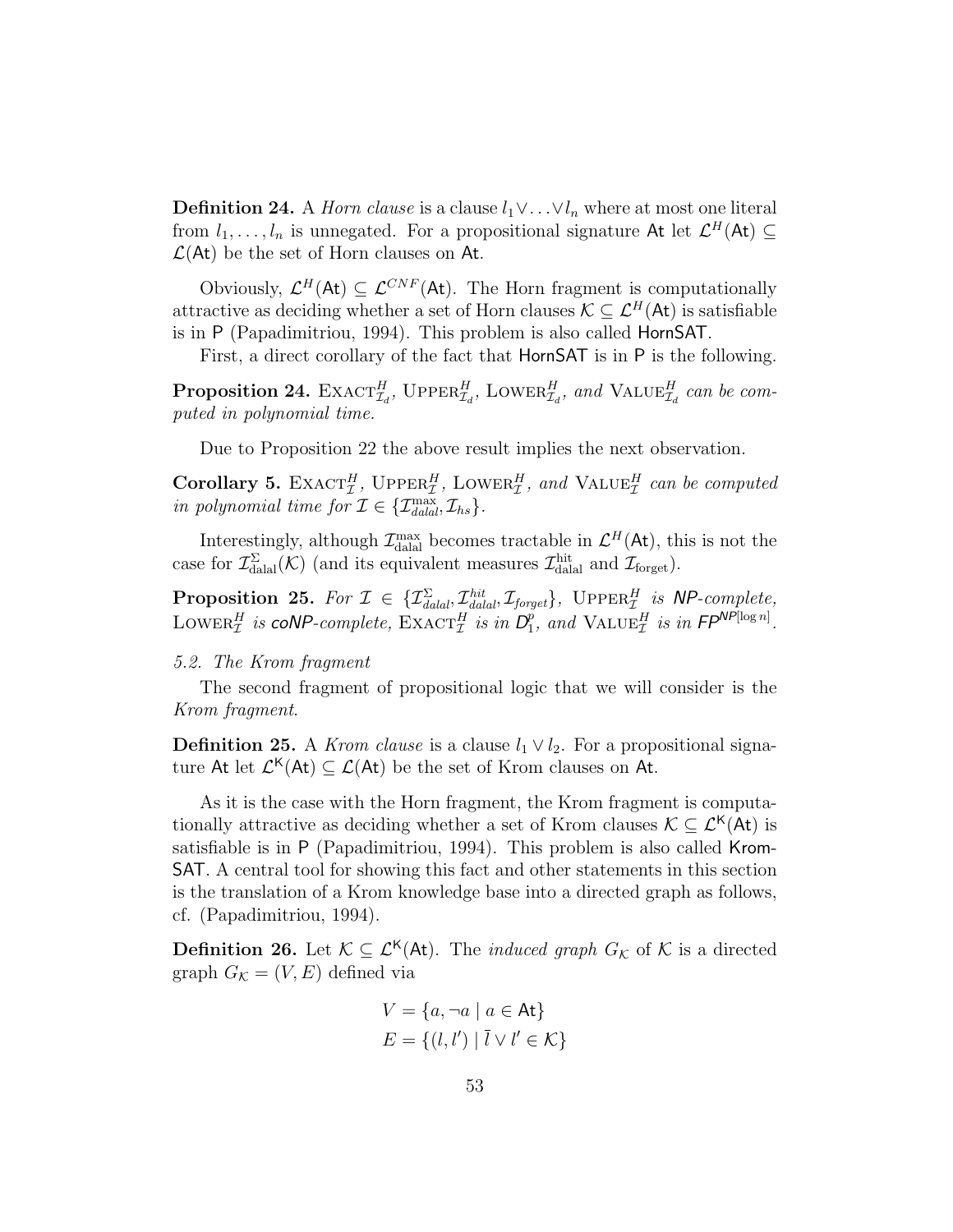**Definition 24.** A *Horn clause* is a clause $l_1 \vee \ldots \vee l_n$ where at most one literal from $l_1, \ldots, l_n$ is unnegated. For a propositional signature $\mathsf{At}$ let $\mathcal{L}^H(\mathsf{At}) \subseteq \mathcal{L}(\mathsf{At})$ be the set of Horn clauses on $\mathsf{At}$.

Obviously, $\mathcal{L}^H(\mathsf{At}) \subseteq \mathcal{L}^{CNF}(\mathsf{At})$. The Horn fragment is computationally attractive as deciding whether a set of Horn clauses $\mathcal{K} \subseteq \mathcal{L}^H(\mathsf{At})$ is satisfiable is in $\mathsf{P}$ (Papadimitriou, 1994). This problem is also called $\mathsf{HornSAT}$.

First, a direct corollary of the fact that $\mathsf{HornSAT}$ is in $\mathsf{P}$ is the following.

**Proposition 24.** $\textsc{Exact}^H_{\mathcal{I}_d}$, $\textsc{Upper}^H_{\mathcal{I}_d}$, $\textsc{Lower}^H_{\mathcal{I}_d}$, *and* $\textsc{Value}^H_{\mathcal{I}_d}$ *can be computed in polynomial time.*

Due to Proposition 22 the above result implies the next observation.

**Corollary 5.** $\textsc{Exact}^H_{\mathcal{I}}$, $\textsc{Upper}^H_{\mathcal{I}}$, $\textsc{Lower}^H_{\mathcal{I}}$, *and* $\textsc{Value}^H_{\mathcal{I}}$ *can be computed in polynomial time for* $\mathcal{I} \in \{\mathcal{I}^{\max}_{dalal}, \mathcal{I}_{hs}\}$.

Interestingly, although $\mathcal{I}^{\max}_{\text{dalal}}$ becomes tractable in $\mathcal{L}^H(\mathsf{At})$, this is not the case for $\mathcal{I}^{\Sigma}_{\text{dalal}}(\mathcal{K})$ (and its equivalent measures $\mathcal{I}^{\text{hit}}_{\text{dalal}}$ and $\mathcal{I}_{\text{forget}}$).

**Proposition 25.** *For* $\mathcal{I} \in \{\mathcal{I}^{\Sigma}_{dalal}, \mathcal{I}^{hit}_{dalal}, \mathcal{I}_{forget}\}$, $\textsc{Upper}^H_{\mathcal{I}}$ *is* $\mathsf{NP}$*-complete,* $\textsc{Lower}^H_{\mathcal{I}}$ *is* $\mathsf{coNP}$*-complete,* $\textsc{Exact}^H_{\mathcal{I}}$ *is in* $\mathsf{D}^p_1$, *and* $\textsc{Value}^H_{\mathcal{I}}$ *is in* $\mathsf{FP}^{\mathsf{NP}[\log n]}$.

### 5.2. The Krom fragment

The second fragment of propositional logic that we will consider is the *Krom fragment*.

**Definition 25.** A *Krom clause* is a clause $l_1 \vee l_2$. For a propositional signature $\mathsf{At}$ let $\mathcal{L}^{\mathsf{K}}(\mathsf{At}) \subseteq \mathcal{L}(\mathsf{At})$ be the set of Krom clauses on $\mathsf{At}$.

As it is the case with the Horn fragment, the Krom fragment is computationally attractive as deciding whether a set of Krom clauses $\mathcal{K} \subseteq \mathcal{L}^{\mathsf{K}}(\mathsf{At})$ is satisfiable is in $\mathsf{P}$ (Papadimitriou, 1994). This problem is also called $\mathsf{KromSAT}$. A central tool for showing this fact and other statements in this section is the translation of a Krom knowledge base into a directed graph as follows, cf. (Papadimitriou, 1994).

**Definition 26.** Let $\mathcal{K} \subseteq \mathcal{L}^{\mathsf{K}}(\mathsf{At})$. The *induced graph* $G_{\mathcal{K}}$ of $\mathcal{K}$ is a directed graph $G_{\mathcal{K}} = (V, E)$ defined via

$$V = \{a, \neg a \mid a \in \mathsf{At}\}$$
$$E = \{(l, l') \mid \bar{l} \vee l' \in \mathcal{K}\}$$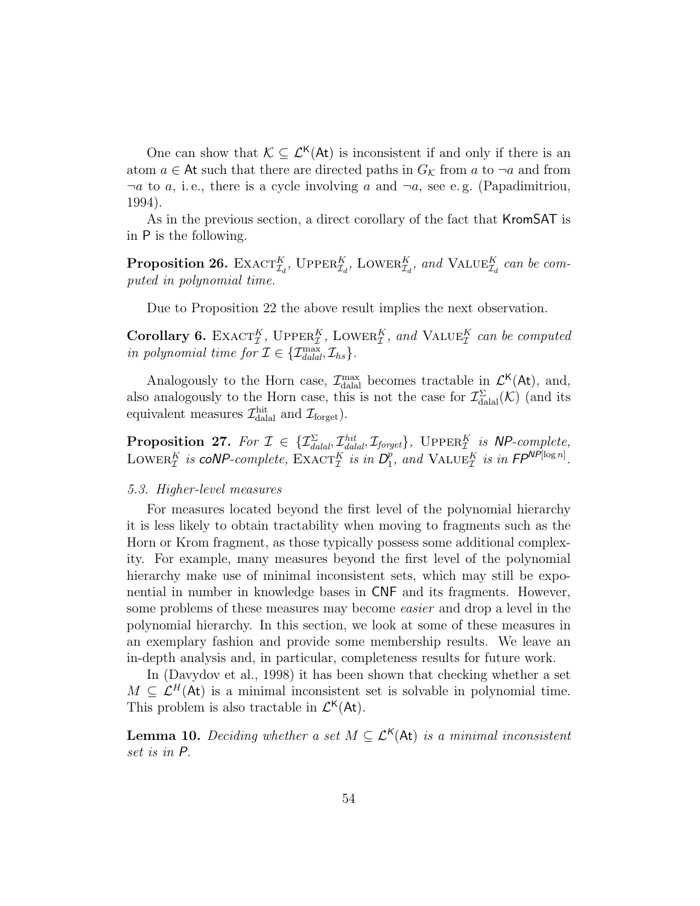One can show that $\mathcal{K} \subseteq \mathcal{L}^{\mathsf{K}}(\mathsf{At})$ is inconsistent if and only if there is an atom $a \in \mathsf{At}$ such that there are directed paths in $G_{\mathcal{K}}$ from $a$ to $\neg a$ and from $\neg a$ to $a$, i. e., there is a cycle involving $a$ and $\neg a$, see e. g. (Papadimitriou, 1994).

As in the previous section, a direct corollary of the fact that $\mathsf{KromSAT}$ is in $\mathsf{P}$ is the following.

**Proposition 26.** $\textsc{Exact}^{K}_{\mathcal{I}_d}$, $\textsc{Upper}^{K}_{\mathcal{I}_d}$, $\textsc{Lower}^{K}_{\mathcal{I}_d}$, *and* $\textsc{Value}^{K}_{\mathcal{I}_d}$ *can be computed in polynomial time.*

Due to Proposition 22 the above result implies the next observation.

**Corollary 6.** $\textsc{Exact}^{K}_{\mathcal{I}}$, $\textsc{Upper}^{K}_{\mathcal{I}}$, $\textsc{Lower}^{K}_{\mathcal{I}}$, *and* $\textsc{Value}^{K}_{\mathcal{I}}$ *can be computed in polynomial time for* $\mathcal{I} \in \{\mathcal{I}^{\max}_{dalal}, \mathcal{I}_{hs}\}$.

Analogously to the Horn case, $\mathcal{I}^{\max}_{\text{dalal}}$ becomes tractable in $\mathcal{L}^{\mathsf{K}}(\mathsf{At})$, and, also analogously to the Horn case, this is not the case for $\mathcal{I}^{\Sigma}_{\text{dalal}}(\mathcal{K})$ (and its equivalent measures $\mathcal{I}^{\text{hit}}_{\text{dalal}}$ and $\mathcal{I}_{\text{forget}}$).

**Proposition 27.** *For* $\mathcal{I} \in \{\mathcal{I}^{\Sigma}_{dalal}, \mathcal{I}^{hit}_{dalal}, \mathcal{I}_{forget}\}$, $\textsc{Upper}^{K}_{\mathcal{I}}$ *is* $\mathsf{NP}$*-complete,* $\textsc{Lower}^{K}_{\mathcal{I}}$ *is* $\mathsf{coNP}$*-complete,* $\textsc{Exact}^{K}_{\mathcal{I}}$ *is in* $\mathsf{D}^p_1$*, and* $\textsc{Value}^{K}_{\mathcal{I}}$ *is in* $\mathsf{FP}^{\mathsf{NP}[\log n]}$.

### *5.3. Higher-level measures*

For measures located beyond the first level of the polynomial hierarchy it is less likely to obtain tractability when moving to fragments such as the Horn or Krom fragment, as those typically possess some additional complexity. For example, many measures beyond the first level of the polynomial hierarchy make use of minimal inconsistent sets, which may still be exponential in number in knowledge bases in $\mathsf{CNF}$ and its fragments. However, some problems of these measures may become *easier* and drop a level in the polynomial hierarchy. In this section, we look at some of these measures in an exemplary fashion and provide some membership results. We leave an in-depth analysis and, in particular, completeness results for future work.

In (Davydov et al., 1998) it has been shown that checking whether a set $M \subseteq \mathcal{L}^{H}(\mathsf{At})$ is a minimal inconsistent set is solvable in polynomial time. This problem is also tractable in $\mathcal{L}^{\mathsf{K}}(\mathsf{At})$.

**Lemma 10.** *Deciding whether a set* $M \subseteq \mathcal{L}^{\mathsf{K}}(\mathsf{At})$ *is a minimal inconsistent set is in* $\mathsf{P}$.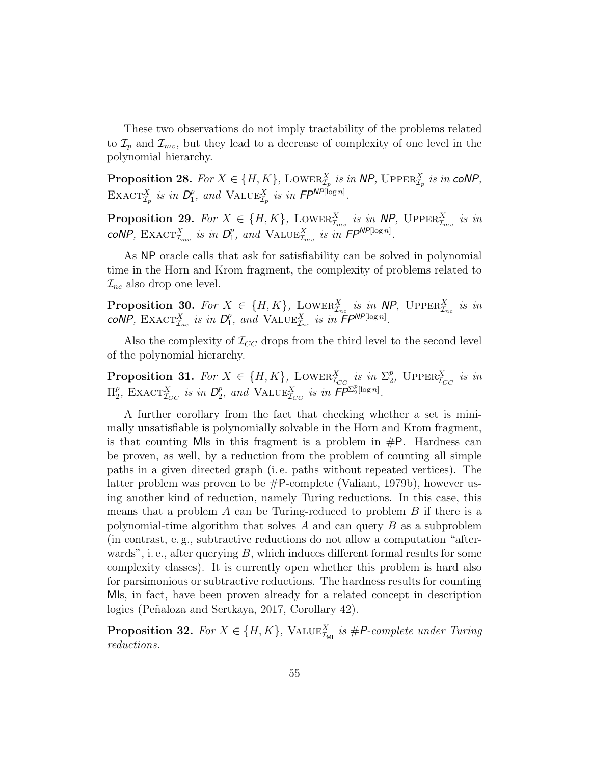These two observations do not imply tractability of the problems related to $\mathcal{I}_p$ and $\mathcal{I}_{mv}$, but they lead to a decrease of complexity of one level in the polynomial hierarchy.

**Proposition 28.** *For $X \in \{H, K\}$, $\text{Lower}^X_{\mathcal{I}_p}$ is in NP, $\text{Upper}^X_{\mathcal{I}_p}$ is in coNP, $\text{Exact}^X_{\mathcal{I}_p}$ is in $D^p_1$, and $\text{Value}^X_{\mathcal{I}_p}$ is in $FP^{NP[\log n]}$.*

**Proposition 29.** *For $X \in \{H, K\}$, $\text{Lower}^X_{\mathcal{I}_{mv}}$ is in NP, $\text{Upper}^X_{\mathcal{I}_{mv}}$ is in coNP, $\text{Exact}^X_{\mathcal{I}_{mv}}$ is in $D^p_1$, and $\text{Value}^X_{\mathcal{I}_{mv}}$ is in $FP^{NP[\log n]}$.*

As NP oracle calls that ask for satisfiability can be solved in polynomial time in the Horn and Krom fragment, the complexity of problems related to $\mathcal{I}_{nc}$ also drop one level.

**Proposition 30.** *For $X \in \{H, K\}$, $\text{Lower}^X_{\mathcal{I}_{nc}}$ is in NP, $\text{Upper}^X_{\mathcal{I}_{nc}}$ is in coNP, $\text{Exact}^X_{\mathcal{I}_{nc}}$ is in $D^p_1$, and $\text{Value}^X_{\mathcal{I}_{nc}}$ is in $FP^{NP[\log n]}$.*

Also the complexity of $\mathcal{I}_{CC}$ drops from the third level to the second level of the polynomial hierarchy.

**Proposition 31.** *For $X \in \{H, K\}$, $\text{Lower}^X_{\mathcal{I}_{CC}}$ is in $\Sigma^p_2$, $\text{Upper}^X_{\mathcal{I}_{CC}}$ is in $\Pi^p_2$, $\text{Exact}^X_{\mathcal{I}_{CC}}$ is in $D^p_2$, and $\text{Value}^X_{\mathcal{I}_{CC}}$ is in $FP^{\Sigma^p_2[\log n]}$.*

A further corollary from the fact that checking whether a set is minimally unsatisfiable is polynomially solvable in the Horn and Krom fragment, is that counting MIs in this fragment is a problem in #P. Hardness can be proven, as well, by a reduction from the problem of counting all simple paths in a given directed graph (i. e. paths without repeated vertices). The latter problem was proven to be #P-complete (Valiant, 1979b), however using another kind of reduction, namely Turing reductions. In this case, this means that a problem $A$ can be Turing-reduced to problem $B$ if there is a polynomial-time algorithm that solves $A$ and can query $B$ as a subproblem (in contrast, e. g., subtractive reductions do not allow a computation "afterwards", i. e., after querying $B$, which induces different formal results for some complexity classes). It is currently open whether this problem is hard also for parsimonious or subtractive reductions. The hardness results for counting MIs, in fact, have been proven already for a related concept in description logics (Peñaloza and Sertkaya, 2017, Corollary 42).

**Proposition 32.** *For $X \in \{H, K\}$, $\text{Value}^X_{\mathcal{I}_{MI}}$ is #P-complete under Turing reductions.*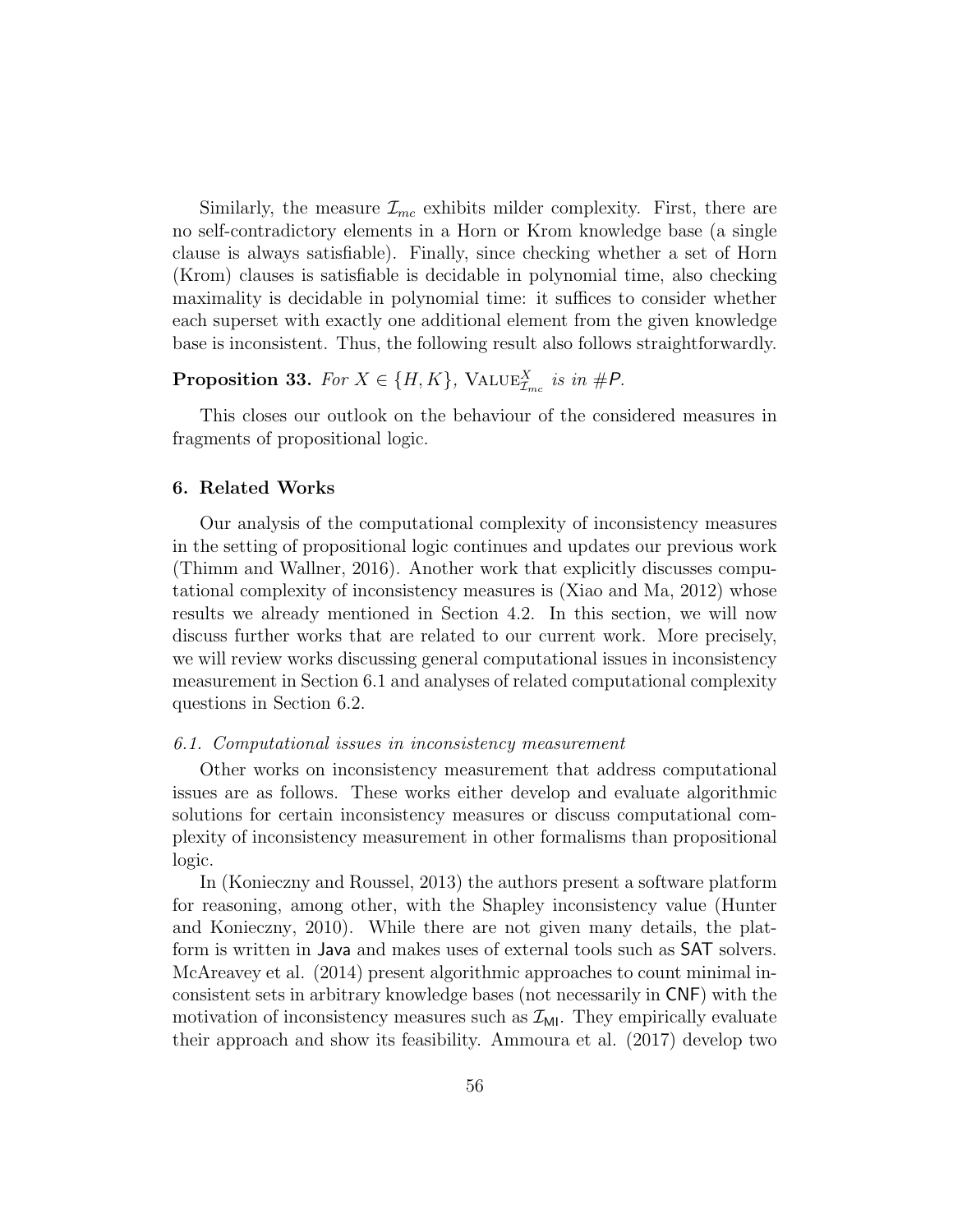Similarly, the measure $\mathcal{I}_{mc}$ exhibits milder complexity. First, there are no self-contradictory elements in a Horn or Krom knowledge base (a single clause is always satisfiable). Finally, since checking whether a set of Horn (Krom) clauses is satisfiable is decidable in polynomial time, also checking maximality is decidable in polynomial time: it suffices to consider whether each superset with exactly one additional element from the given knowledge base is inconsistent. Thus, the following result also follows straightforwardly.

**Proposition 33.** *For* $X \in \{H, K\}$*,* $\text{VALUE}^X_{\mathcal{I}_{mc}}$ *is in* $\#\mathsf{P}$*.*

This closes our outlook on the behaviour of the considered measures in fragments of propositional logic.

## 6. Related Works

Our analysis of the computational complexity of inconsistency measures in the setting of propositional logic continues and updates our previous work (Thimm and Wallner, 2016). Another work that explicitly discusses computational complexity of inconsistency measures is (Xiao and Ma, 2012) whose results we already mentioned in Section 4.2. In this section, we will now discuss further works that are related to our current work. More precisely, we will review works discussing general computational issues in inconsistency measurement in Section 6.1 and analyses of related computational complexity questions in Section 6.2.

### *6.1. Computational issues in inconsistency measurement*

Other works on inconsistency measurement that address computational issues are as follows. These works either develop and evaluate algorithmic solutions for certain inconsistency measures or discuss computational complexity of inconsistency measurement in other formalisms than propositional logic.

In (Konieczny and Roussel, 2013) the authors present a software platform for reasoning, among other, with the Shapley inconsistency value (Hunter and Konieczny, 2010). While there are not given many details, the platform is written in Java and makes uses of external tools such as SAT solvers. McAreavey et al. (2014) present algorithmic approaches to count minimal inconsistent sets in arbitrary knowledge bases (not necessarily in CNF) with the motivation of inconsistency measures such as $\mathcal{I}_{\mathsf{MI}}$. They empirically evaluate their approach and show its feasibility. Ammoura et al. (2017) develop two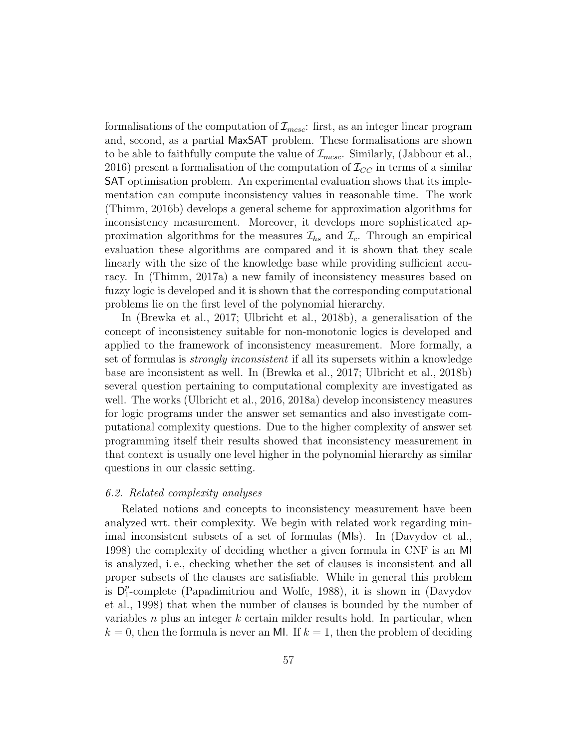formalisations of the computation of $\mathcal{I}_{mcsc}$: first, as an integer linear program and, second, as a partial MaxSAT problem. These formalisations are shown to be able to faithfully compute the value of $\mathcal{I}_{mcsc}$. Similarly, (Jabbour et al., 2016) present a formalisation of the computation of $\mathcal{I}_{CC}$ in terms of a similar SAT optimisation problem. An experimental evaluation shows that its implementation can compute inconsistency values in reasonable time. The work (Thimm, 2016b) develops a general scheme for approximation algorithms for inconsistency measurement. Moreover, it develops more sophisticated approximation algorithms for the measures $\mathcal{I}_{hs}$ and $\mathcal{I}_{c}$. Through an empirical evaluation these algorithms are compared and it is shown that they scale linearly with the size of the knowledge base while providing sufficient accuracy. In (Thimm, 2017a) a new family of inconsistency measures based on fuzzy logic is developed and it is shown that the corresponding computational problems lie on the first level of the polynomial hierarchy.

In (Brewka et al., 2017; Ulbricht et al., 2018b), a generalisation of the concept of inconsistency suitable for non-monotonic logics is developed and applied to the framework of inconsistency measurement. More formally, a set of formulas is *strongly inconsistent* if all its supersets within a knowledge base are inconsistent as well. In (Brewka et al., 2017; Ulbricht et al., 2018b) several question pertaining to computational complexity are investigated as well. The works (Ulbricht et al., 2016, 2018a) develop inconsistency measures for logic programs under the answer set semantics and also investigate computational complexity questions. Due to the higher complexity of answer set programming itself their results showed that inconsistency measurement in that context is usually one level higher in the polynomial hierarchy as similar questions in our classic setting.

### 6.2. Related complexity analyses

Related notions and concepts to inconsistency measurement have been analyzed wrt. their complexity. We begin with related work regarding minimal inconsistent subsets of a set of formulas (MIs). In (Davydov et al., 1998) the complexity of deciding whether a given formula in CNF is an MI is analyzed, i. e., checking whether the set of clauses is inconsistent and all proper subsets of the clauses are satisfiable. While in general this problem is $\mathsf{D}_1^p$-complete (Papadimitriou and Wolfe, 1988), it is shown in (Davydov et al., 1998) that when the number of clauses is bounded by the number of variables $n$ plus an integer $k$ certain milder results hold. In particular, when $k = 0$, then the formula is never an MI. If $k = 1$, then the problem of deciding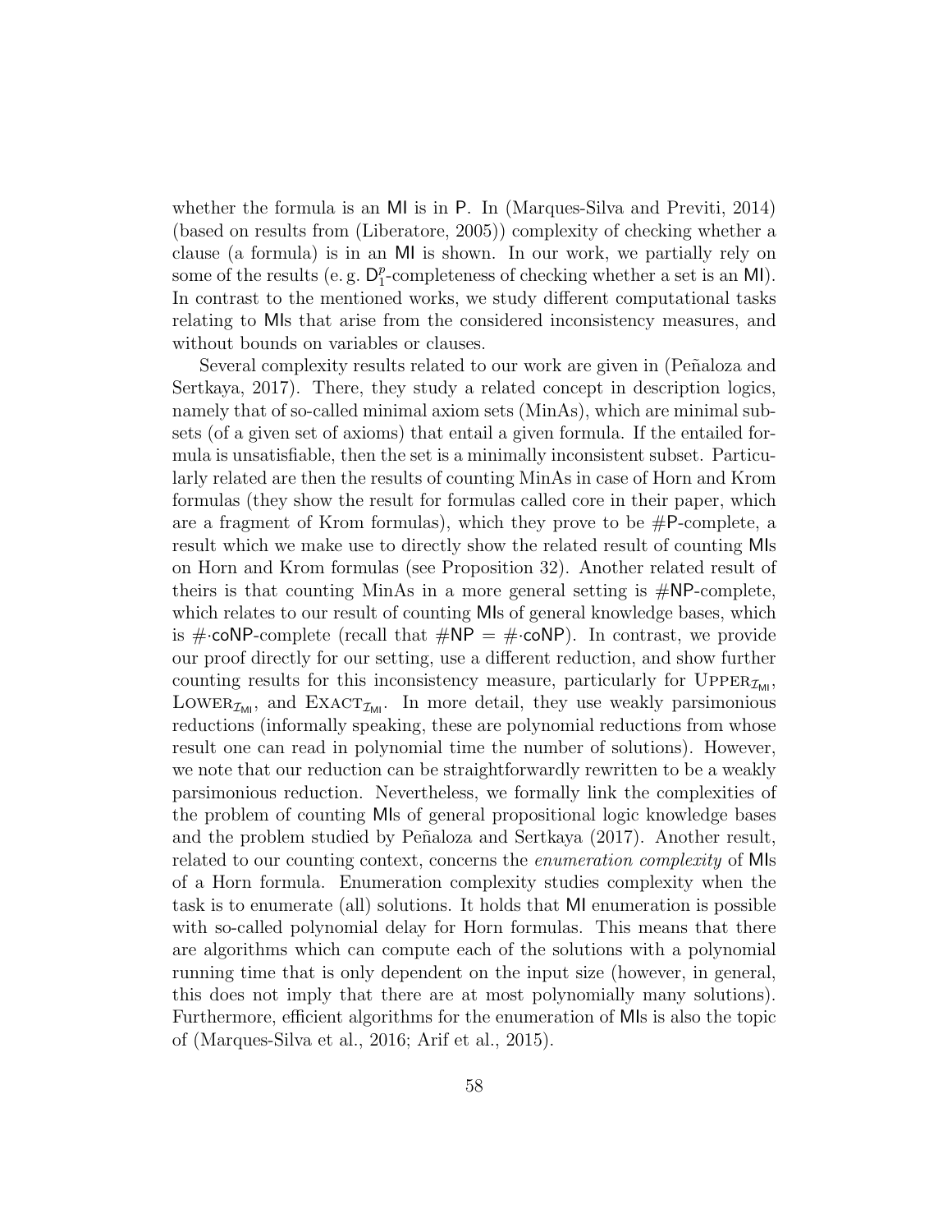whether the formula is an MI is in P. In (Marques-Silva and Previti, 2014) (based on results from (Liberatore, 2005)) complexity of checking whether a clause (a formula) is in an MI is shown. In our work, we partially rely on some of the results (e. g. $\mathsf{D}_1^p$-completeness of checking whether a set is an MI). In contrast to the mentioned works, we study different computational tasks relating to MIs that arise from the considered inconsistency measures, and without bounds on variables or clauses.

Several complexity results related to our work are given in (Peñaloza and Sertkaya, 2017). There, they study a related concept in description logics, namely that of so-called minimal axiom sets (MinAs), which are minimal subsets (of a given set of axioms) that entail a given formula. If the entailed formula is unsatisfiable, then the set is a minimally inconsistent subset. Particularly related are then the results of counting MinAs in case of Horn and Krom formulas (they show the result for formulas called core in their paper, which are a fragment of Krom formulas), which they prove to be #P-complete, a result which we make use to directly show the related result of counting MIs on Horn and Krom formulas (see Proposition 32). Another related result of theirs is that counting MinAs in a more general setting is #NP-complete, which relates to our result of counting MIs of general knowledge bases, which is $\#\cdot$coNP-complete (recall that $\#\mathsf{NP} = \#\cdot\mathsf{coNP}$). In contrast, we provide our proof directly for our setting, use a different reduction, and show further counting results for this inconsistency measure, particularly for $\textsc{Upper}_{\mathcal{I}_{\mathsf{MI}}}$, $\textsc{Lower}_{\mathcal{I}_{\mathsf{MI}}}$, and $\textsc{Exact}_{\mathcal{I}_{\mathsf{MI}}}$. In more detail, they use weakly parsimonious reductions (informally speaking, these are polynomial reductions from whose result one can read in polynomial time the number of solutions). However, we note that our reduction can be straightforwardly rewritten to be a weakly parsimonious reduction. Nevertheless, we formally link the complexities of the problem of counting MIs of general propositional logic knowledge bases and the problem studied by Peñaloza and Sertkaya (2017). Another result, related to our counting context, concerns the *enumeration complexity* of MIs of a Horn formula. Enumeration complexity studies complexity when the task is to enumerate (all) solutions. It holds that MI enumeration is possible with so-called polynomial delay for Horn formulas. This means that there are algorithms which can compute each of the solutions with a polynomial running time that is only dependent on the input size (however, in general, this does not imply that there are at most polynomially many solutions). Furthermore, efficient algorithms for the enumeration of MIs is also the topic of (Marques-Silva et al., 2016; Arif et al., 2015).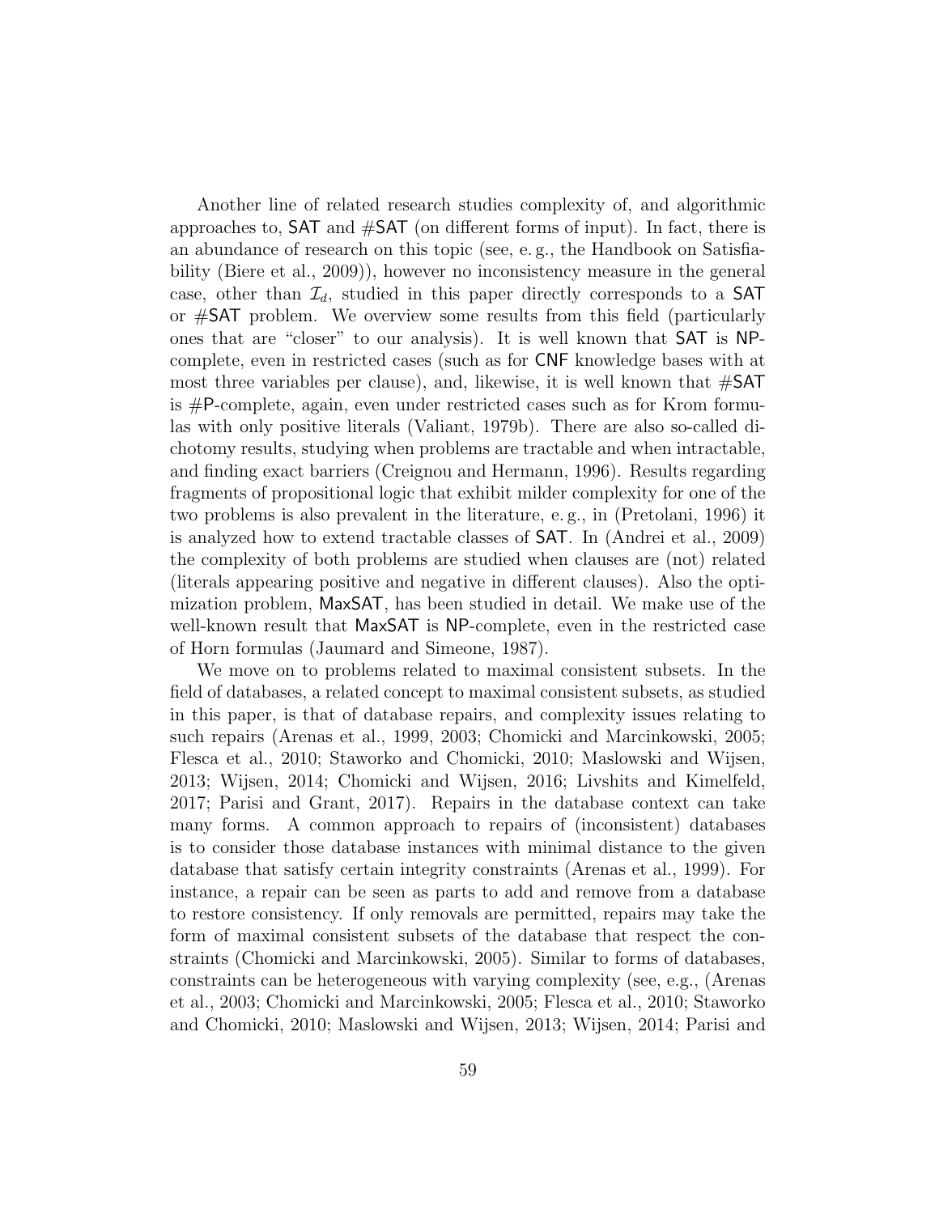Another line of related research studies complexity of, and algorithmic approaches to, SAT and #SAT (on different forms of input). In fact, there is an abundance of research on this topic (see, e. g., the Handbook on Satisfiability (Biere et al., 2009)), however no inconsistency measure in the general case, other than $\mathcal{I}_d$, studied in this paper directly corresponds to a SAT or #SAT problem. We overview some results from this field (particularly ones that are "closer" to our analysis). It is well known that SAT is NP-complete, even in restricted cases (such as for CNF knowledge bases with at most three variables per clause), and, likewise, it is well known that #SAT is #P-complete, again, even under restricted cases such as for Krom formulas with only positive literals (Valiant, 1979b). There are also so-called dichotomy results, studying when problems are tractable and when intractable, and finding exact barriers (Creignou and Hermann, 1996). Results regarding fragments of propositional logic that exhibit milder complexity for one of the two problems is also prevalent in the literature, e. g., in (Pretolani, 1996) it is analyzed how to extend tractable classes of SAT. In (Andrei et al., 2009) the complexity of both problems are studied when clauses are (not) related (literals appearing positive and negative in different clauses). Also the optimization problem, MaxSAT, has been studied in detail. We make use of the well-known result that MaxSAT is NP-complete, even in the restricted case of Horn formulas (Jaumard and Simeone, 1987).

We move on to problems related to maximal consistent subsets. In the field of databases, a related concept to maximal consistent subsets, as studied in this paper, is that of database repairs, and complexity issues relating to such repairs (Arenas et al., 1999, 2003; Chomicki and Marcinkowski, 2005; Flesca et al., 2010; Staworko and Chomicki, 2010; Maslowski and Wijsen, 2013; Wijsen, 2014; Chomicki and Wijsen, 2016; Livshits and Kimelfeld, 2017; Parisi and Grant, 2017). Repairs in the database context can take many forms. A common approach to repairs of (inconsistent) databases is to consider those database instances with minimal distance to the given database that satisfy certain integrity constraints (Arenas et al., 1999). For instance, a repair can be seen as parts to add and remove from a database to restore consistency. If only removals are permitted, repairs may take the form of maximal consistent subsets of the database that respect the constraints (Chomicki and Marcinkowski, 2005). Similar to forms of databases, constraints can be heterogeneous with varying complexity (see, e.g., (Arenas et al., 2003; Chomicki and Marcinkowski, 2005; Flesca et al., 2010; Staworko and Chomicki, 2010; Maslowski and Wijsen, 2013; Wijsen, 2014; Parisi and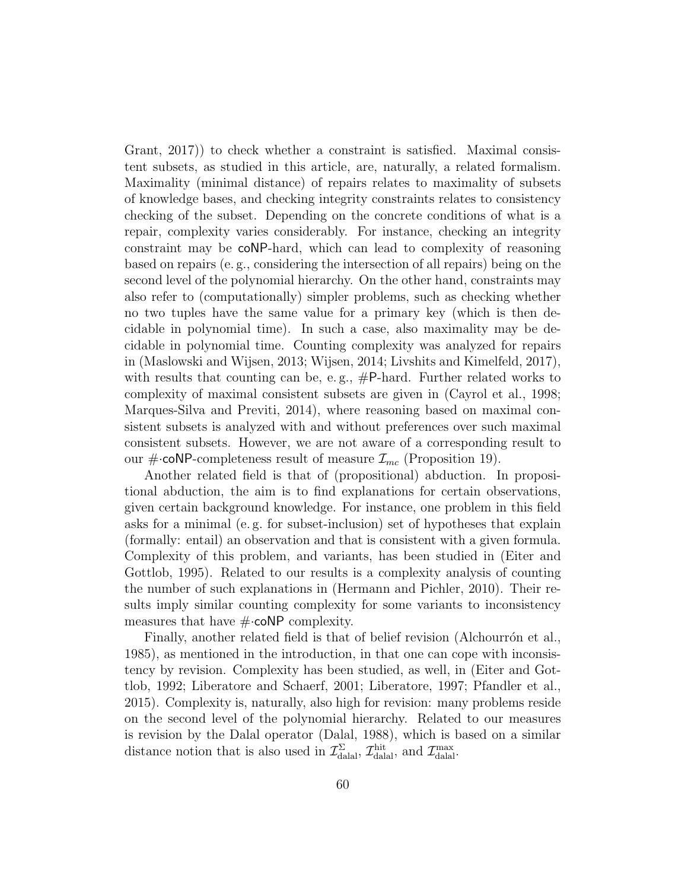Grant, 2017)) to check whether a constraint is satisfied. Maximal consistent subsets, as studied in this article, are, naturally, a related formalism. Maximality (minimal distance) of repairs relates to maximality of subsets of knowledge bases, and checking integrity constraints relates to consistency checking of the subset. Depending on the concrete conditions of what is a repair, complexity varies considerably. For instance, checking an integrity constraint may be coNP-hard, which can lead to complexity of reasoning based on repairs (e. g., considering the intersection of all repairs) being on the second level of the polynomial hierarchy. On the other hand, constraints may also refer to (computationally) simpler problems, such as checking whether no two tuples have the same value for a primary key (which is then decidable in polynomial time). In such a case, also maximality may be decidable in polynomial time. Counting complexity was analyzed for repairs in (Maslowski and Wijsen, 2013; Wijsen, 2014; Livshits and Kimelfeld, 2017), with results that counting can be, e. g., #P-hard. Further related works to complexity of maximal consistent subsets are given in (Cayrol et al., 1998; Marques-Silva and Previti, 2014), where reasoning based on maximal consistent subsets is analyzed with and without preferences over such maximal consistent subsets. However, we are not aware of a corresponding result to our $\#\cdot$coNP-completeness result of measure $\mathcal{I}_{mc}$ (Proposition 19).

Another related field is that of (propositional) abduction. In propositional abduction, the aim is to find explanations for certain observations, given certain background knowledge. For instance, one problem in this field asks for a minimal (e. g. for subset-inclusion) set of hypotheses that explain (formally: entail) an observation and that is consistent with a given formula. Complexity of this problem, and variants, has been studied in (Eiter and Gottlob, 1995). Related to our results is a complexity analysis of counting the number of such explanations in (Hermann and Pichler, 2010). Their results imply similar counting complexity for some variants to inconsistency measures that have $\#\cdot$coNP complexity.

Finally, another related field is that of belief revision (Alchourrón et al., 1985), as mentioned in the introduction, in that one can cope with inconsistency by revision. Complexity has been studied, as well, in (Eiter and Gottlob, 1992; Liberatore and Schaerf, 2001; Liberatore, 1997; Pfandler et al., 2015). Complexity is, naturally, also high for revision: many problems reside on the second level of the polynomial hierarchy. Related to our measures is revision by the Dalal operator (Dalal, 1988), which is based on a similar distance notion that is also used in $\mathcal{I}^{\Sigma}_{\text{dalal}}$, $\mathcal{I}^{\text{hit}}_{\text{dalal}}$, and $\mathcal{I}^{\max}_{\text{dalal}}$.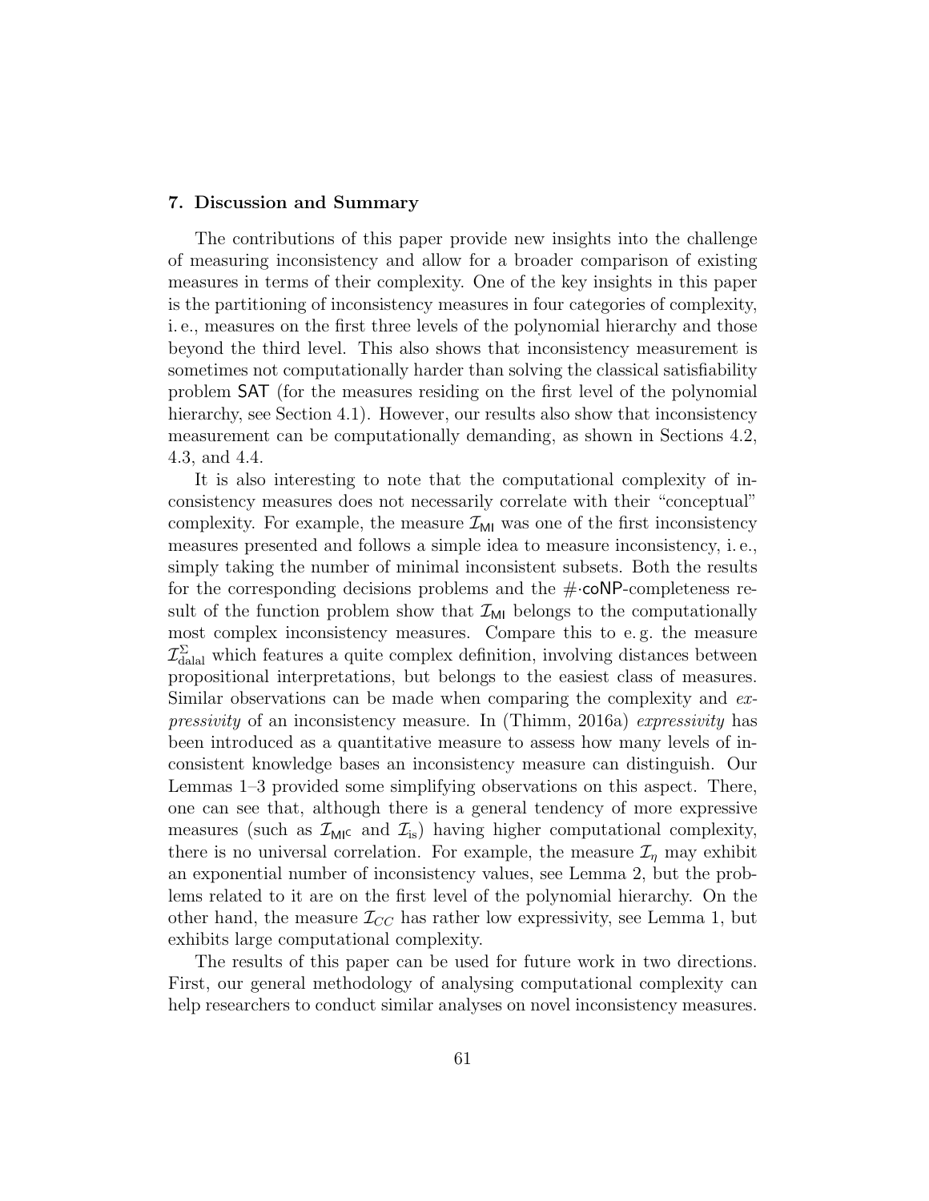## 7. Discussion and Summary

The contributions of this paper provide new insights into the challenge of measuring inconsistency and allow for a broader comparison of existing measures in terms of their complexity. One of the key insights in this paper is the partitioning of inconsistency measures in four categories of complexity, i. e., measures on the first three levels of the polynomial hierarchy and those beyond the third level. This also shows that inconsistency measurement is sometimes not computationally harder than solving the classical satisfiability problem SAT (for the measures residing on the first level of the polynomial hierarchy, see Section 4.1). However, our results also show that inconsistency measurement can be computationally demanding, as shown in Sections 4.2, 4.3, and 4.4.

It is also interesting to note that the computational complexity of inconsistency measures does not necessarily correlate with their "conceptual" complexity. For example, the measure $\mathcal{I}_{\mathsf{MI}}$ was one of the first inconsistency measures presented and follows a simple idea to measure inconsistency, i. e., simply taking the number of minimal inconsistent subsets. Both the results for the corresponding decisions problems and the $\#\cdot\mathsf{coNP}$-completeness result of the function problem show that $\mathcal{I}_{\mathsf{MI}}$ belongs to the computationally most complex inconsistency measures. Compare this to e. g. the measure $\mathcal{I}^{\Sigma}_{\text{dalal}}$ which features a quite complex definition, involving distances between propositional interpretations, but belongs to the easiest class of measures. Similar observations can be made when comparing the complexity and *expressivity* of an inconsistency measure. In (Thimm, 2016a) *expressivity* has been introduced as a quantitative measure to assess how many levels of inconsistent knowledge bases an inconsistency measure can distinguish. Our Lemmas 1–3 provided some simplifying observations on this aspect. There, one can see that, although there is a general tendency of more expressive measures (such as $\mathcal{I}_{\mathsf{MI^C}}$ and $\mathcal{I}_{\text{is}}$) having higher computational complexity, there is no universal correlation. For example, the measure $\mathcal{I}_{\eta}$ may exhibit an exponential number of inconsistency values, see Lemma 2, but the problems related to it are on the first level of the polynomial hierarchy. On the other hand, the measure $\mathcal{I}_{CC}$ has rather low expressivity, see Lemma 1, but exhibits large computational complexity.

The results of this paper can be used for future work in two directions. First, our general methodology of analysing computational complexity can help researchers to conduct similar analyses on novel inconsistency measures.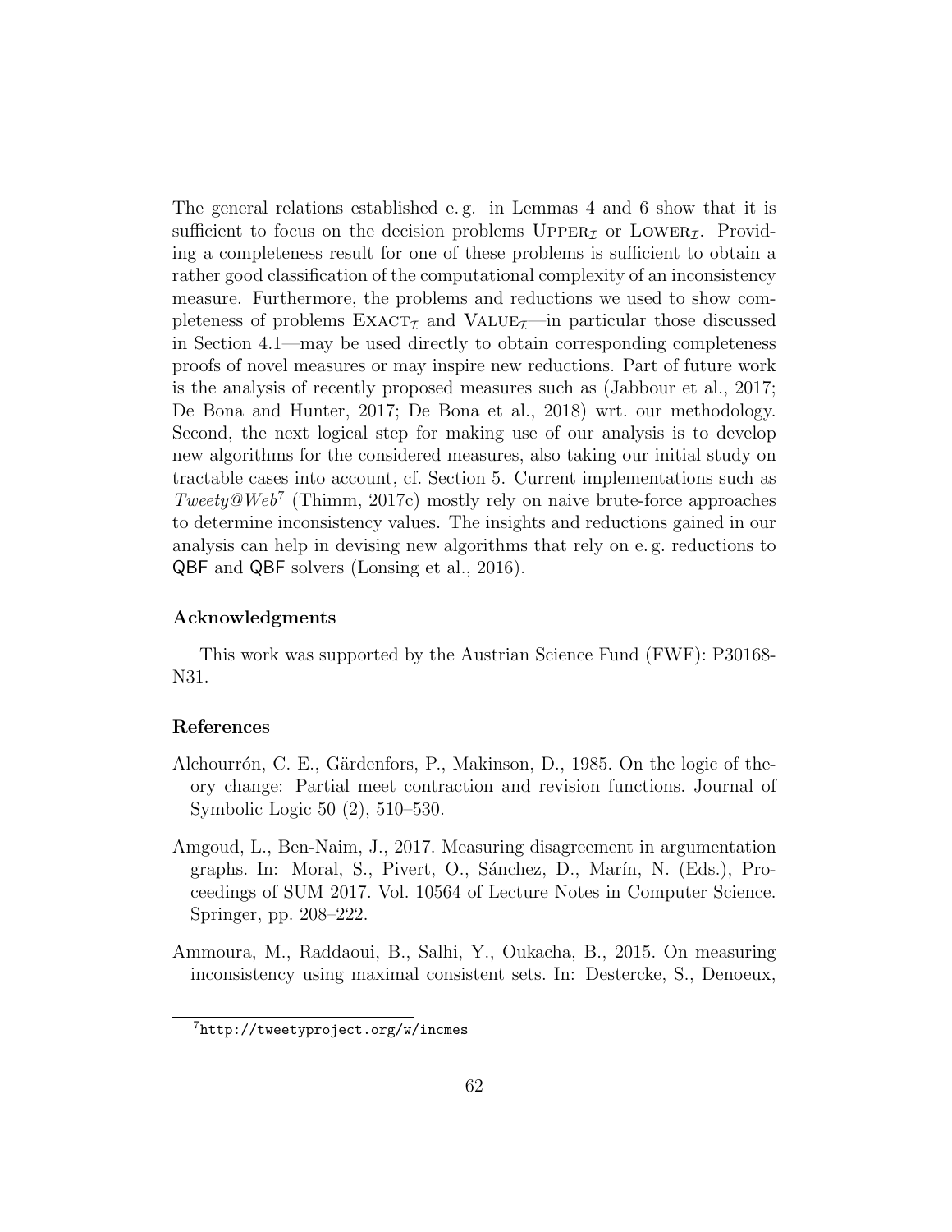The general relations established e. g. in Lemmas 4 and 6 show that it is sufficient to focus on the decision problems $\text{UPPER}_{\mathcal{I}}$ or $\text{LOWER}_{\mathcal{I}}$. Providing a completeness result for one of these problems is sufficient to obtain a rather good classification of the computational complexity of an inconsistency measure. Furthermore, the problems and reductions we used to show completeness of problems $\text{EXACT}_{\mathcal{I}}$ and $\text{VALUE}_{\mathcal{I}}$—in particular those discussed in Section 4.1—may be used directly to obtain corresponding completeness proofs of novel measures or may inspire new reductions. Part of future work is the analysis of recently proposed measures such as (Jabbour et al., 2017; De Bona and Hunter, 2017; De Bona et al., 2018) wrt. our methodology. Second, the next logical step for making use of our analysis is to develop new algorithms for the considered measures, also taking our initial study on tractable cases into account, cf. Section 5. Current implementations such as *Tweety@Web*[7] (Thimm, 2017c) mostly rely on naive brute-force approaches to determine inconsistency values. The insights and reductions gained in our analysis can help in devising new algorithms that rely on e. g. reductions to QBF and QBF solvers (Lonsing et al., 2016).

### Acknowledgments

This work was supported by the Austrian Science Fund (FWF): P30168-N31.

### References

Alchourrón, C. E., Gärdenfors, P., Makinson, D., 1985. On the logic of theory change: Partial meet contraction and revision functions. Journal of Symbolic Logic 50 (2), 510–530.

Amgoud, L., Ben-Naim, J., 2017. Measuring disagreement in argumentation graphs. In: Moral, S., Pivert, O., Sánchez, D., Marín, N. (Eds.), Proceedings of SUM 2017. Vol. 10564 of Lecture Notes in Computer Science. Springer, pp. 208–222.

Ammoura, M., Raddaoui, B., Salhi, Y., Oukacha, B., 2015. On measuring inconsistency using maximal consistent sets. In: Destercke, S., Denoeux,

[7] http://tweetyproject.org/w/incmes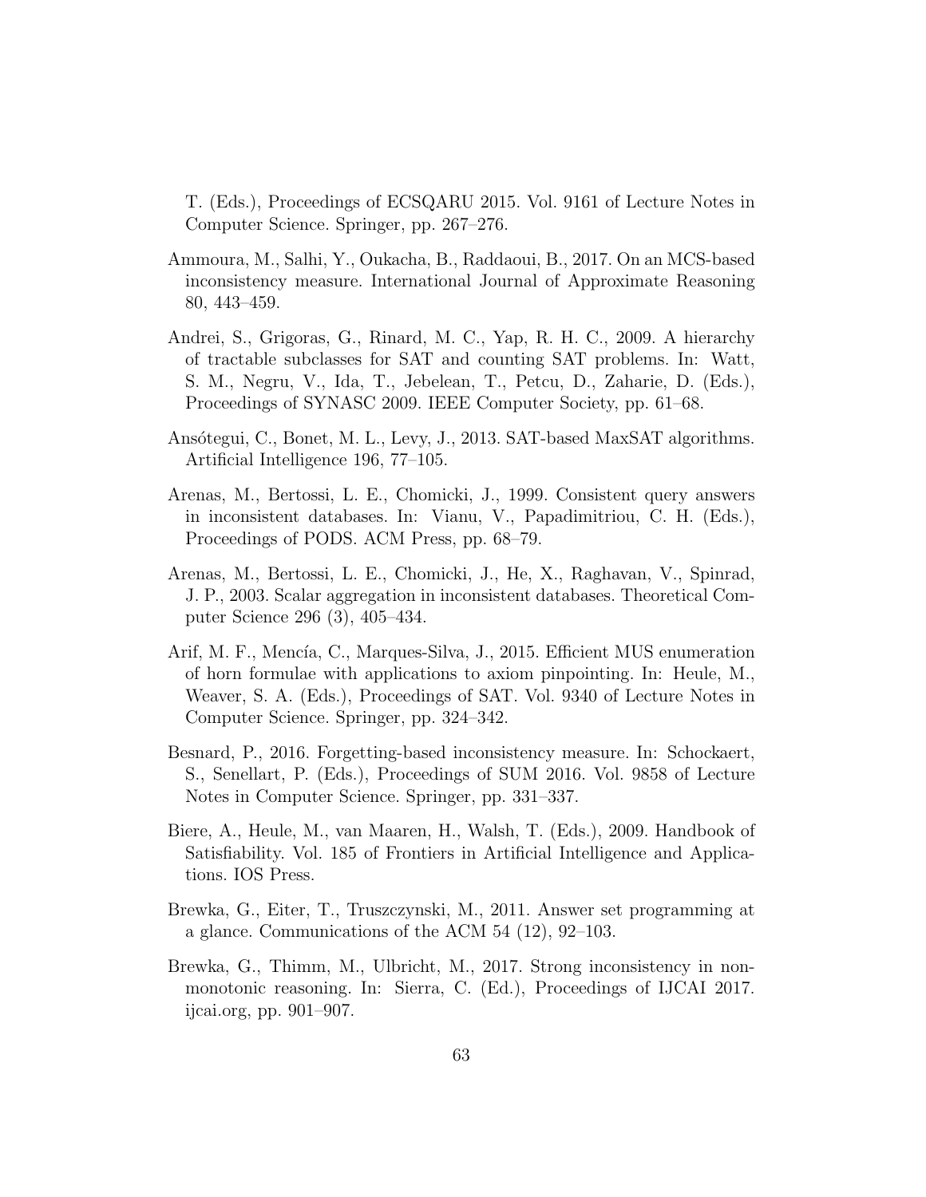T. (Eds.), Proceedings of ECSQARU 2015. Vol. 9161 of Lecture Notes in Computer Science. Springer, pp. 267–276.

Ammoura, M., Salhi, Y., Oukacha, B., Raddaoui, B., 2017. On an MCS-based inconsistency measure. International Journal of Approximate Reasoning 80, 443–459.

Andrei, S., Grigoras, G., Rinard, M. C., Yap, R. H. C., 2009. A hierarchy of tractable subclasses for SAT and counting SAT problems. In: Watt, S. M., Negru, V., Ida, T., Jebelean, T., Petcu, D., Zaharie, D. (Eds.), Proceedings of SYNASC 2009. IEEE Computer Society, pp. 61–68.

Ansótegui, C., Bonet, M. L., Levy, J., 2013. SAT-based MaxSAT algorithms. Artificial Intelligence 196, 77–105.

Arenas, M., Bertossi, L. E., Chomicki, J., 1999. Consistent query answers in inconsistent databases. In: Vianu, V., Papadimitriou, C. H. (Eds.), Proceedings of PODS. ACM Press, pp. 68–79.

Arenas, M., Bertossi, L. E., Chomicki, J., He, X., Raghavan, V., Spinrad, J. P., 2003. Scalar aggregation in inconsistent databases. Theoretical Computer Science 296 (3), 405–434.

Arif, M. F., Mencía, C., Marques-Silva, J., 2015. Efficient MUS enumeration of horn formulae with applications to axiom pinpointing. In: Heule, M., Weaver, S. A. (Eds.), Proceedings of SAT. Vol. 9340 of Lecture Notes in Computer Science. Springer, pp. 324–342.

Besnard, P., 2016. Forgetting-based inconsistency measure. In: Schockaert, S., Senellart, P. (Eds.), Proceedings of SUM 2016. Vol. 9858 of Lecture Notes in Computer Science. Springer, pp. 331–337.

Biere, A., Heule, M., van Maaren, H., Walsh, T. (Eds.), 2009. Handbook of Satisfiability. Vol. 185 of Frontiers in Artificial Intelligence and Applications. IOS Press.

Brewka, G., Eiter, T., Truszczynski, M., 2011. Answer set programming at a glance. Communications of the ACM 54 (12), 92–103.

Brewka, G., Thimm, M., Ulbricht, M., 2017. Strong inconsistency in nonmonotonic reasoning. In: Sierra, C. (Ed.), Proceedings of IJCAI 2017. ijcai.org, pp. 901–907.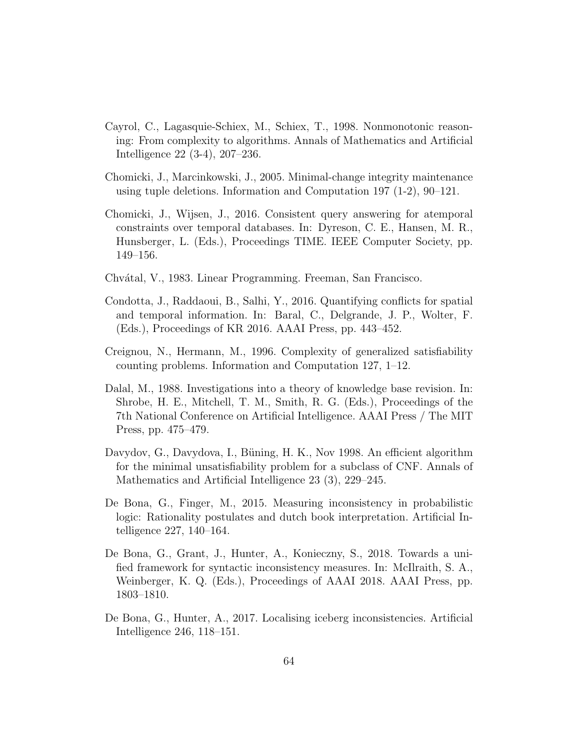Cayrol, C., Lagasquie-Schiex, M., Schiex, T., 1998. Nonmonotonic reasoning: From complexity to algorithms. Annals of Mathematics and Artificial Intelligence 22 (3-4), 207–236.

Chomicki, J., Marcinkowski, J., 2005. Minimal-change integrity maintenance using tuple deletions. Information and Computation 197 (1-2), 90–121.

Chomicki, J., Wijsen, J., 2016. Consistent query answering for atemporal constraints over temporal databases. In: Dyreson, C. E., Hansen, M. R., Hunsberger, L. (Eds.), Proceedings TIME. IEEE Computer Society, pp. 149–156.

Chvátal, V., 1983. Linear Programming. Freeman, San Francisco.

Condotta, J., Raddaoui, B., Salhi, Y., 2016. Quantifying conflicts for spatial and temporal information. In: Baral, C., Delgrande, J. P., Wolter, F. (Eds.), Proceedings of KR 2016. AAAI Press, pp. 443–452.

Creignou, N., Hermann, M., 1996. Complexity of generalized satisfiability counting problems. Information and Computation 127, 1–12.

Dalal, M., 1988. Investigations into a theory of knowledge base revision. In: Shrobe, H. E., Mitchell, T. M., Smith, R. G. (Eds.), Proceedings of the 7th National Conference on Artificial Intelligence. AAAI Press / The MIT Press, pp. 475–479.

Davydov, G., Davydova, I., Büning, H. K., Nov 1998. An efficient algorithm for the minimal unsatisfiability problem for a subclass of CNF. Annals of Mathematics and Artificial Intelligence 23 (3), 229–245.

De Bona, G., Finger, M., 2015. Measuring inconsistency in probabilistic logic: Rationality postulates and dutch book interpretation. Artificial Intelligence 227, 140–164.

De Bona, G., Grant, J., Hunter, A., Konieczny, S., 2018. Towards a unified framework for syntactic inconsistency measures. In: McIlraith, S. A., Weinberger, K. Q. (Eds.), Proceedings of AAAI 2018. AAAI Press, pp. 1803–1810.

De Bona, G., Hunter, A., 2017. Localising iceberg inconsistencies. Artificial Intelligence 246, 118–151.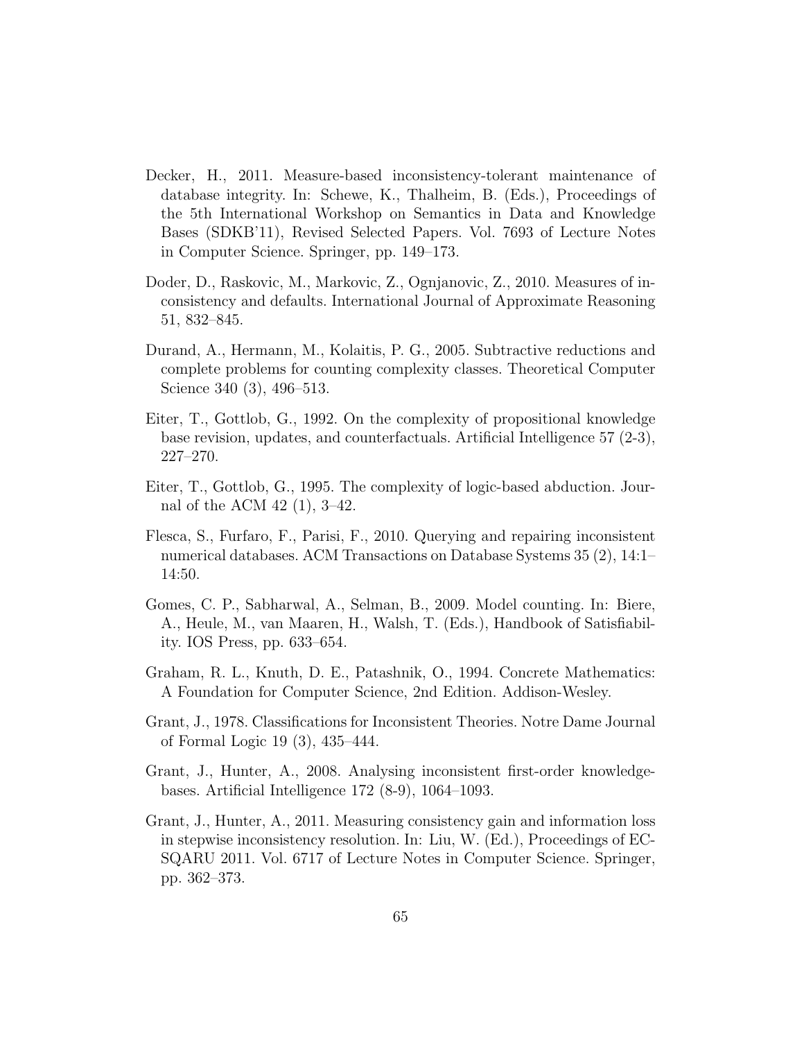Decker, H., 2011. Measure-based inconsistency-tolerant maintenance of database integrity. In: Schewe, K., Thalheim, B. (Eds.), Proceedings of the 5th International Workshop on Semantics in Data and Knowledge Bases (SDKB'11), Revised Selected Papers. Vol. 7693 of Lecture Notes in Computer Science. Springer, pp. 149–173.

Doder, D., Raskovic, M., Markovic, Z., Ognjanovic, Z., 2010. Measures of inconsistency and defaults. International Journal of Approximate Reasoning 51, 832–845.

Durand, A., Hermann, M., Kolaitis, P. G., 2005. Subtractive reductions and complete problems for counting complexity classes. Theoretical Computer Science 340 (3), 496–513.

Eiter, T., Gottlob, G., 1992. On the complexity of propositional knowledge base revision, updates, and counterfactuals. Artificial Intelligence 57 (2-3), 227–270.

Eiter, T., Gottlob, G., 1995. The complexity of logic-based abduction. Journal of the ACM 42 (1), 3–42.

Flesca, S., Furfaro, F., Parisi, F., 2010. Querying and repairing inconsistent numerical databases. ACM Transactions on Database Systems 35 (2), 14:1–14:50.

Gomes, C. P., Sabharwal, A., Selman, B., 2009. Model counting. In: Biere, A., Heule, M., van Maaren, H., Walsh, T. (Eds.), Handbook of Satisfiability. IOS Press, pp. 633–654.

Graham, R. L., Knuth, D. E., Patashnik, O., 1994. Concrete Mathematics: A Foundation for Computer Science, 2nd Edition. Addison-Wesley.

Grant, J., 1978. Classifications for Inconsistent Theories. Notre Dame Journal of Formal Logic 19 (3), 435–444.

Grant, J., Hunter, A., 2008. Analysing inconsistent first-order knowledgebases. Artificial Intelligence 172 (8-9), 1064–1093.

Grant, J., Hunter, A., 2011. Measuring consistency gain and information loss in stepwise inconsistency resolution. In: Liu, W. (Ed.), Proceedings of ECSQARU 2011. Vol. 6717 of Lecture Notes in Computer Science. Springer, pp. 362–373.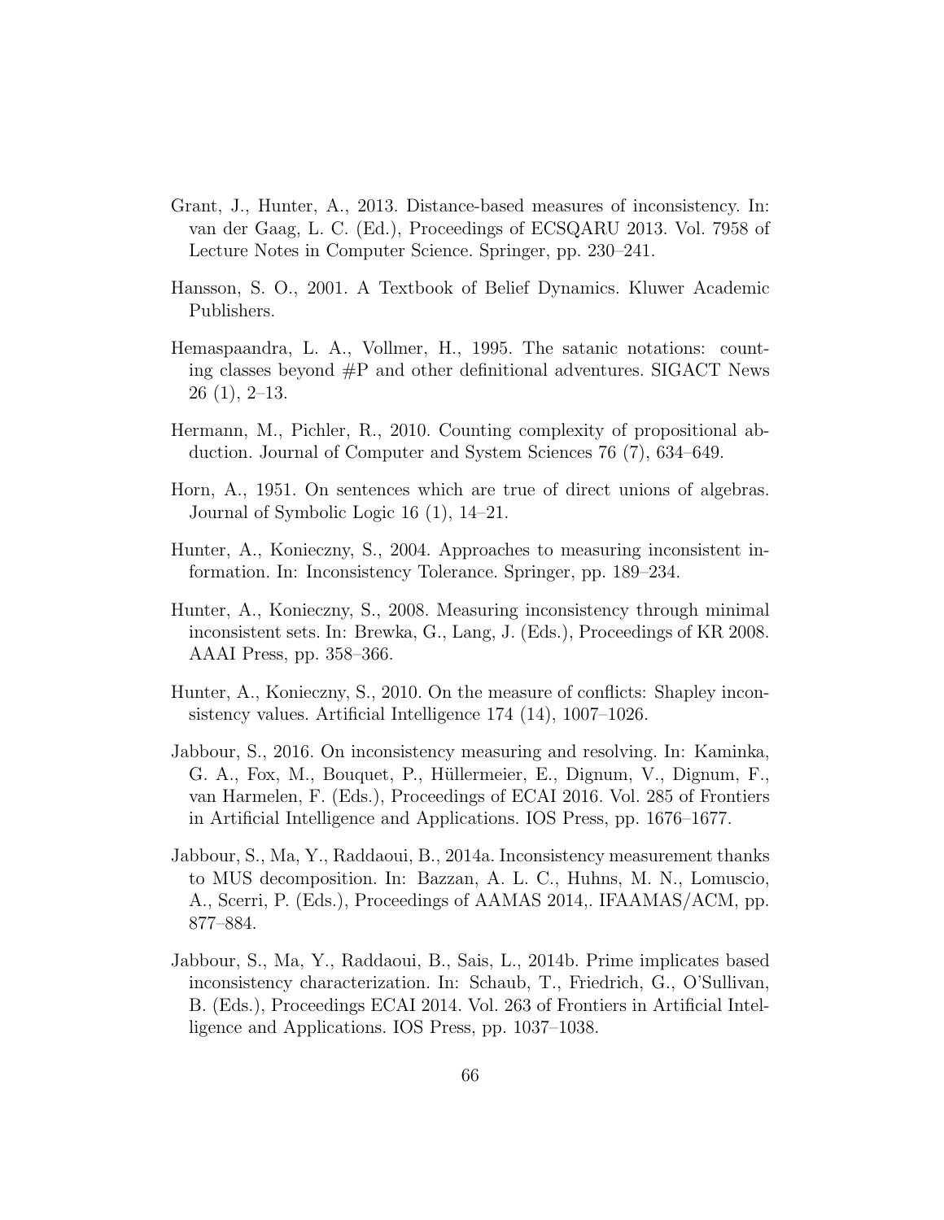Grant, J., Hunter, A., 2013. Distance-based measures of inconsistency. In: van der Gaag, L. C. (Ed.), Proceedings of ECSQARU 2013. Vol. 7958 of Lecture Notes in Computer Science. Springer, pp. 230–241.

Hansson, S. O., 2001. A Textbook of Belief Dynamics. Kluwer Academic Publishers.

Hemaspaandra, L. A., Vollmer, H., 1995. The satanic notations: counting classes beyond #P and other definitional adventures. SIGACT News 26 (1), 2–13.

Hermann, M., Pichler, R., 2010. Counting complexity of propositional abduction. Journal of Computer and System Sciences 76 (7), 634–649.

Horn, A., 1951. On sentences which are true of direct unions of algebras. Journal of Symbolic Logic 16 (1), 14–21.

Hunter, A., Konieczny, S., 2004. Approaches to measuring inconsistent information. In: Inconsistency Tolerance. Springer, pp. 189–234.

Hunter, A., Konieczny, S., 2008. Measuring inconsistency through minimal inconsistent sets. In: Brewka, G., Lang, J. (Eds.), Proceedings of KR 2008. AAAI Press, pp. 358–366.

Hunter, A., Konieczny, S., 2010. On the measure of conflicts: Shapley inconsistency values. Artificial Intelligence 174 (14), 1007–1026.

Jabbour, S., 2016. On inconsistency measuring and resolving. In: Kaminka, G. A., Fox, M., Bouquet, P., Hüllermeier, E., Dignum, V., Dignum, F., van Harmelen, F. (Eds.), Proceedings of ECAI 2016. Vol. 285 of Frontiers in Artificial Intelligence and Applications. IOS Press, pp. 1676–1677.

Jabbour, S., Ma, Y., Raddaoui, B., 2014a. Inconsistency measurement thanks to MUS decomposition. In: Bazzan, A. L. C., Huhns, M. N., Lomuscio, A., Scerri, P. (Eds.), Proceedings of AAMAS 2014,. IFAAMAS/ACM, pp. 877–884.

Jabbour, S., Ma, Y., Raddaoui, B., Sais, L., 2014b. Prime implicates based inconsistency characterization. In: Schaub, T., Friedrich, G., O'Sullivan, B. (Eds.), Proceedings ECAI 2014. Vol. 263 of Frontiers in Artificial Intelligence and Applications. IOS Press, pp. 1037–1038.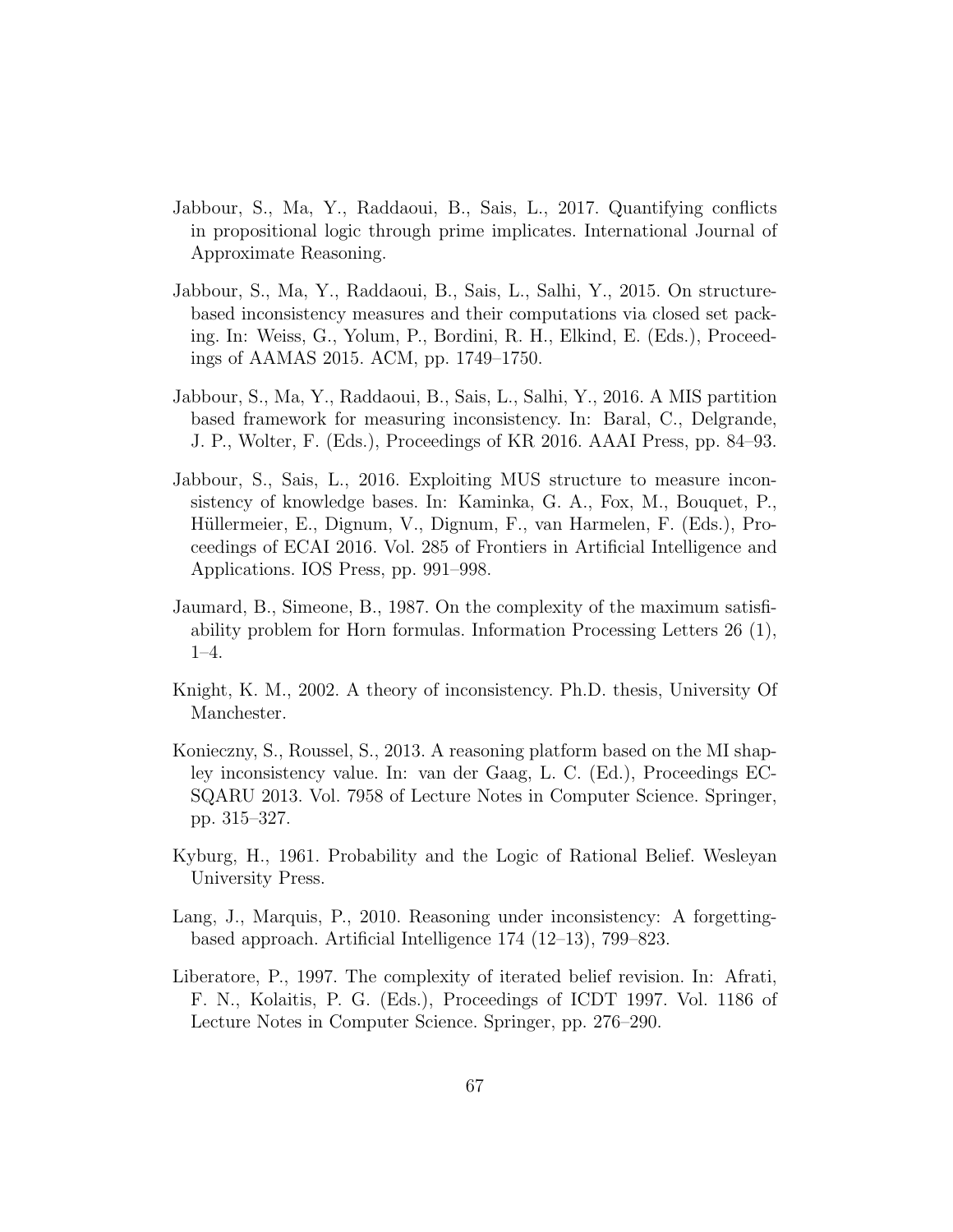Jabbour, S., Ma, Y., Raddaoui, B., Sais, L., 2017. Quantifying conflicts in propositional logic through prime implicates. International Journal of Approximate Reasoning.

Jabbour, S., Ma, Y., Raddaoui, B., Sais, L., Salhi, Y., 2015. On structure-based inconsistency measures and their computations via closed set packing. In: Weiss, G., Yolum, P., Bordini, R. H., Elkind, E. (Eds.), Proceedings of AAMAS 2015. ACM, pp. 1749–1750.

Jabbour, S., Ma, Y., Raddaoui, B., Sais, L., Salhi, Y., 2016. A MIS partition based framework for measuring inconsistency. In: Baral, C., Delgrande, J. P., Wolter, F. (Eds.), Proceedings of KR 2016. AAAI Press, pp. 84–93.

Jabbour, S., Sais, L., 2016. Exploiting MUS structure to measure inconsistency of knowledge bases. In: Kaminka, G. A., Fox, M., Bouquet, P., Hüllermeier, E., Dignum, V., Dignum, F., van Harmelen, F. (Eds.), Proceedings of ECAI 2016. Vol. 285 of Frontiers in Artificial Intelligence and Applications. IOS Press, pp. 991–998.

Jaumard, B., Simeone, B., 1987. On the complexity of the maximum satisfiability problem for Horn formulas. Information Processing Letters 26 (1), 1–4.

Knight, K. M., 2002. A theory of inconsistency. Ph.D. thesis, University Of Manchester.

Konieczny, S., Roussel, S., 2013. A reasoning platform based on the MI shapley inconsistency value. In: van der Gaag, L. C. (Ed.), Proceedings ECSQARU 2013. Vol. 7958 of Lecture Notes in Computer Science. Springer, pp. 315–327.

Kyburg, H., 1961. Probability and the Logic of Rational Belief. Wesleyan University Press.

Lang, J., Marquis, P., 2010. Reasoning under inconsistency: A forgetting-based approach. Artificial Intelligence 174 (12–13), 799–823.

Liberatore, P., 1997. The complexity of iterated belief revision. In: Afrati, F. N., Kolaitis, P. G. (Eds.), Proceedings of ICDT 1997. Vol. 1186 of Lecture Notes in Computer Science. Springer, pp. 276–290.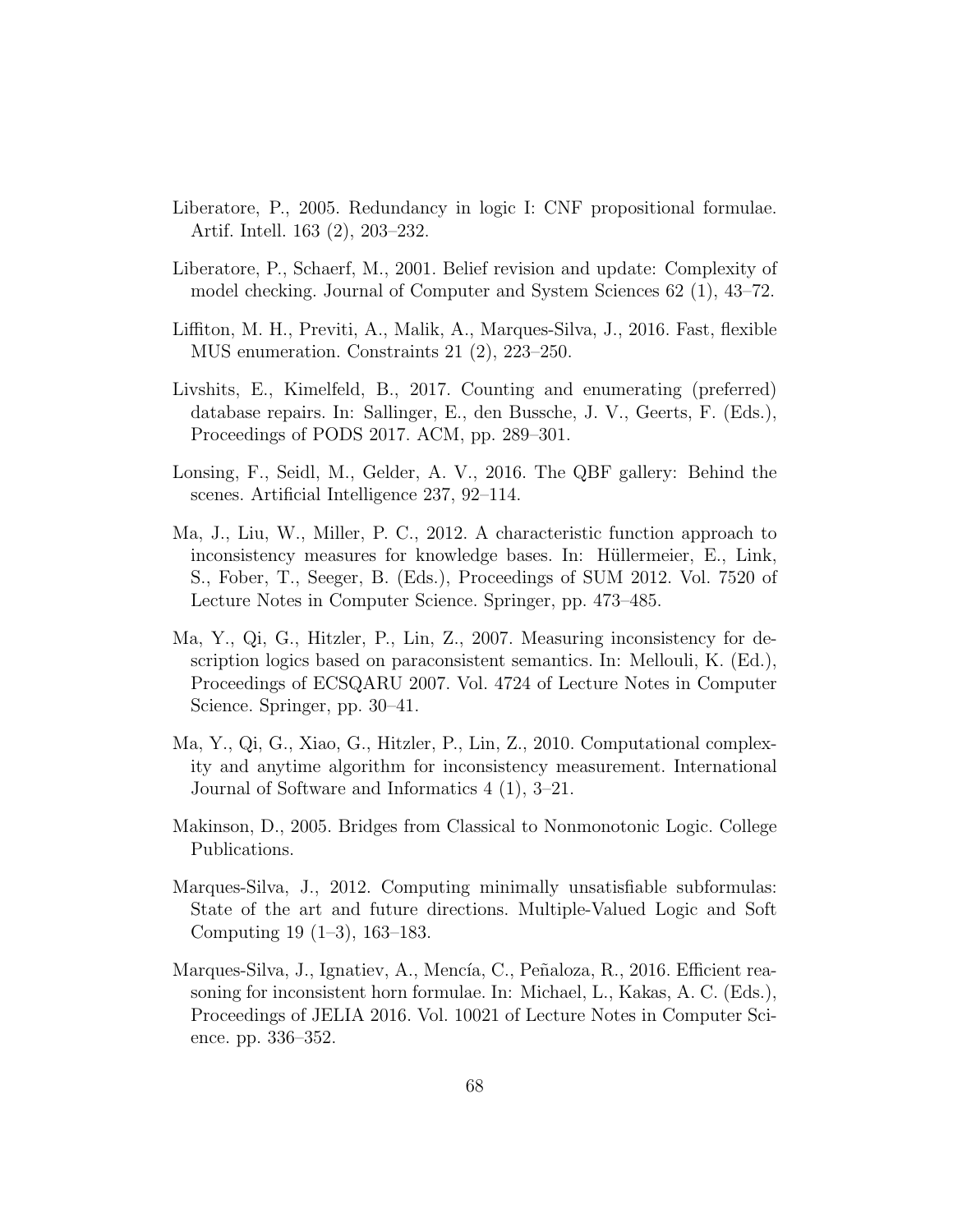Liberatore, P., 2005. Redundancy in logic I: CNF propositional formulae. Artif. Intell. 163 (2), 203–232.

Liberatore, P., Schaerf, M., 2001. Belief revision and update: Complexity of model checking. Journal of Computer and System Sciences 62 (1), 43–72.

Liffiton, M. H., Previti, A., Malik, A., Marques-Silva, J., 2016. Fast, flexible MUS enumeration. Constraints 21 (2), 223–250.

Livshits, E., Kimelfeld, B., 2017. Counting and enumerating (preferred) database repairs. In: Sallinger, E., den Bussche, J. V., Geerts, F. (Eds.), Proceedings of PODS 2017. ACM, pp. 289–301.

Lonsing, F., Seidl, M., Gelder, A. V., 2016. The QBF gallery: Behind the scenes. Artificial Intelligence 237, 92–114.

Ma, J., Liu, W., Miller, P. C., 2012. A characteristic function approach to inconsistency measures for knowledge bases. In: Hüllermeier, E., Link, S., Fober, T., Seeger, B. (Eds.), Proceedings of SUM 2012. Vol. 7520 of Lecture Notes in Computer Science. Springer, pp. 473–485.

Ma, Y., Qi, G., Hitzler, P., Lin, Z., 2007. Measuring inconsistency for description logics based on paraconsistent semantics. In: Mellouli, K. (Ed.), Proceedings of ECSQARU 2007. Vol. 4724 of Lecture Notes in Computer Science. Springer, pp. 30–41.

Ma, Y., Qi, G., Xiao, G., Hitzler, P., Lin, Z., 2010. Computational complexity and anytime algorithm for inconsistency measurement. International Journal of Software and Informatics 4 (1), 3–21.

Makinson, D., 2005. Bridges from Classical to Nonmonotonic Logic. College Publications.

Marques-Silva, J., 2012. Computing minimally unsatisfiable subformulas: State of the art and future directions. Multiple-Valued Logic and Soft Computing 19 (1–3), 163–183.

Marques-Silva, J., Ignatiev, A., Mencía, C., Peñaloza, R., 2016. Efficient reasoning for inconsistent horn formulae. In: Michael, L., Kakas, A. C. (Eds.), Proceedings of JELIA 2016. Vol. 10021 of Lecture Notes in Computer Science. pp. 336–352.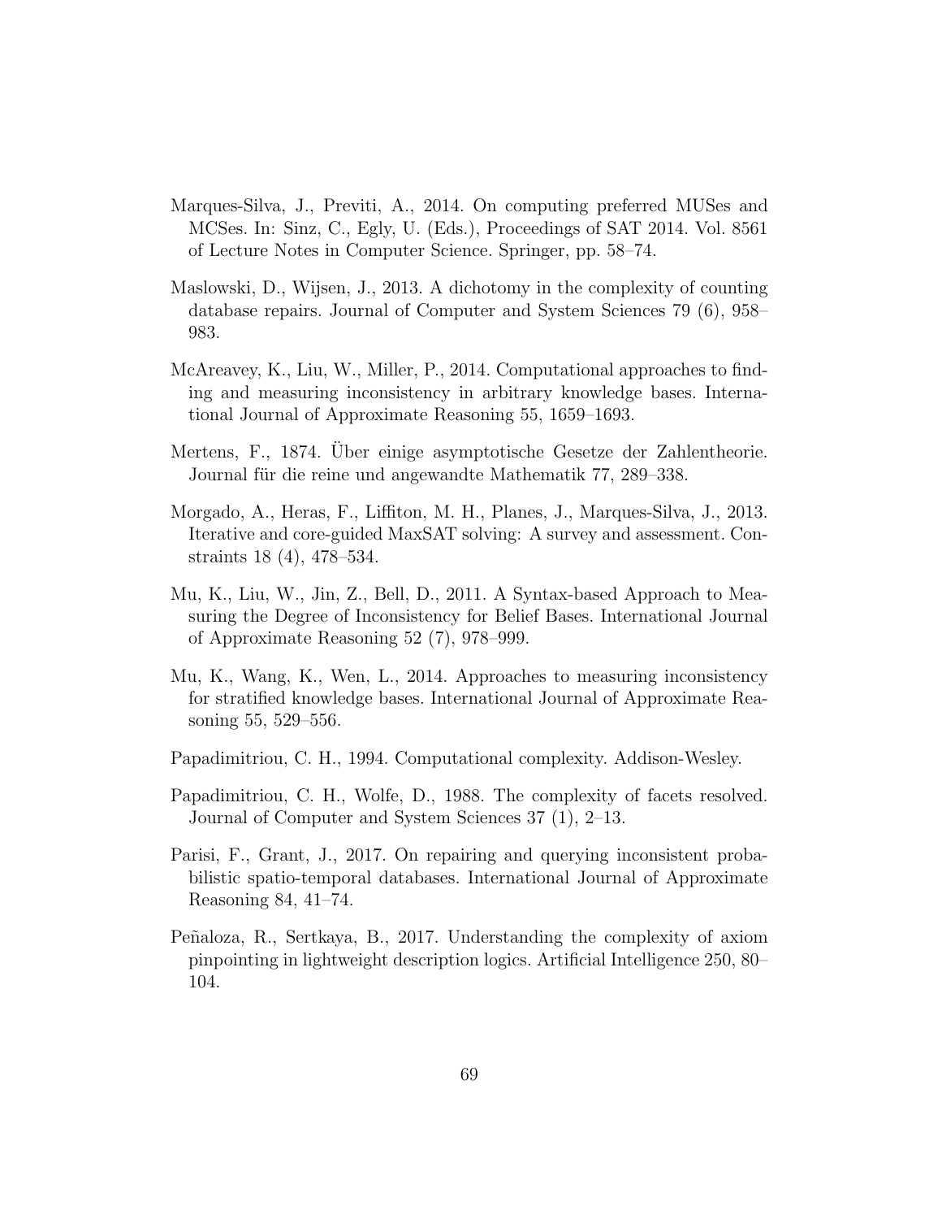Marques-Silva, J., Previti, A., 2014. On computing preferred MUSes and MCSes. In: Sinz, C., Egly, U. (Eds.), Proceedings of SAT 2014. Vol. 8561 of Lecture Notes in Computer Science. Springer, pp. 58–74.

Maslowski, D., Wijsen, J., 2013. A dichotomy in the complexity of counting database repairs. Journal of Computer and System Sciences 79 (6), 958–983.

McAreavey, K., Liu, W., Miller, P., 2014. Computational approaches to finding and measuring inconsistency in arbitrary knowledge bases. International Journal of Approximate Reasoning 55, 1659–1693.

Mertens, F., 1874. Über einige asymptotische Gesetze der Zahlentheorie. Journal für die reine und angewandte Mathematik 77, 289–338.

Morgado, A., Heras, F., Liffiton, M. H., Planes, J., Marques-Silva, J., 2013. Iterative and core-guided MaxSAT solving: A survey and assessment. Constraints 18 (4), 478–534.

Mu, K., Liu, W., Jin, Z., Bell, D., 2011. A Syntax-based Approach to Measuring the Degree of Inconsistency for Belief Bases. International Journal of Approximate Reasoning 52 (7), 978–999.

Mu, K., Wang, K., Wen, L., 2014. Approaches to measuring inconsistency for stratified knowledge bases. International Journal of Approximate Reasoning 55, 529–556.

Papadimitriou, C. H., 1994. Computational complexity. Addison-Wesley.

Papadimitriou, C. H., Wolfe, D., 1988. The complexity of facets resolved. Journal of Computer and System Sciences 37 (1), 2–13.

Parisi, F., Grant, J., 2017. On repairing and querying inconsistent probabilistic spatio-temporal databases. International Journal of Approximate Reasoning 84, 41–74.

Peñaloza, R., Sertkaya, B., 2017. Understanding the complexity of axiom pinpointing in lightweight description logics. Artificial Intelligence 250, 80–104.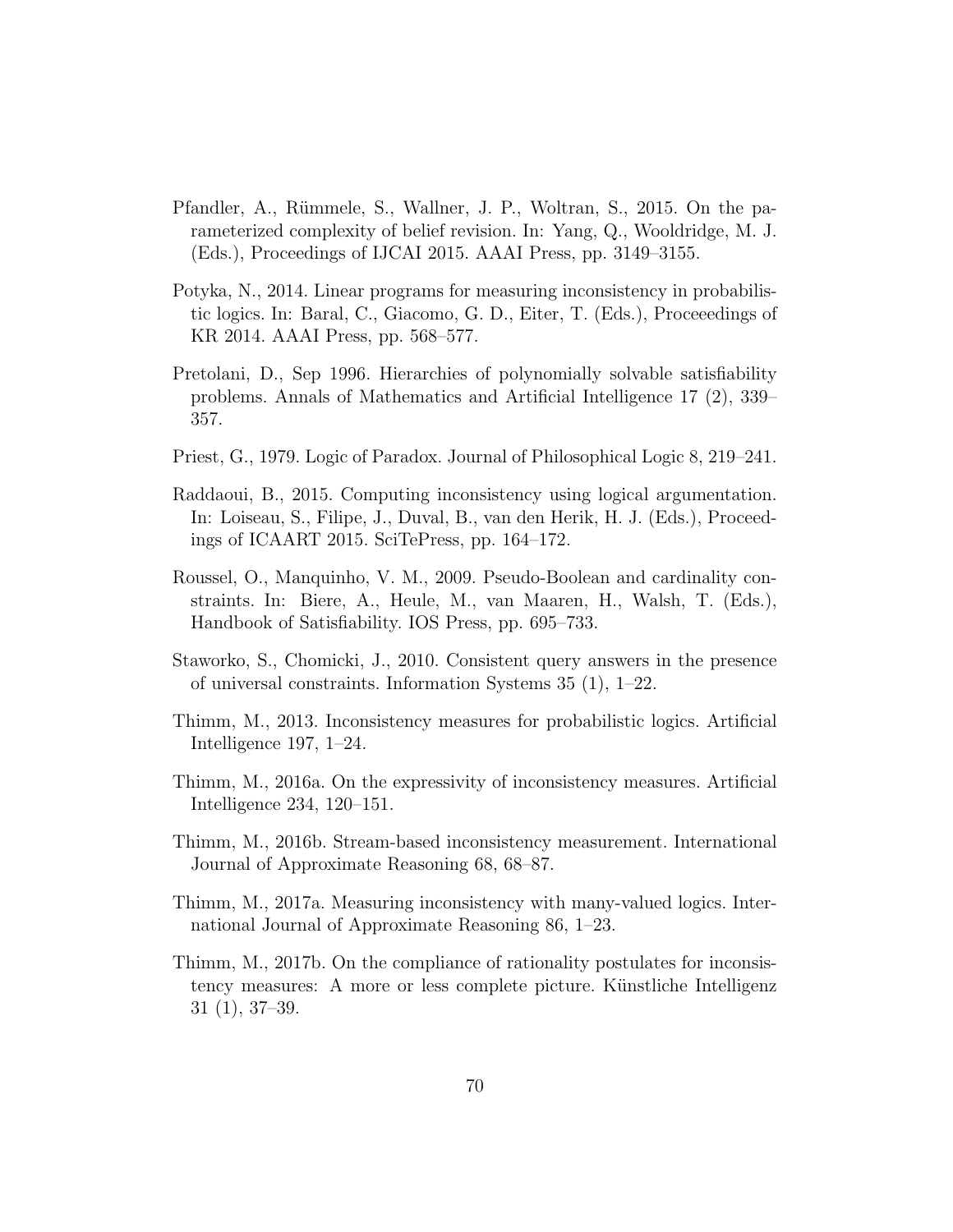Pfandler, A., Rümmele, S., Wallner, J. P., Woltran, S., 2015. On the parameterized complexity of belief revision. In: Yang, Q., Wooldridge, M. J. (Eds.), Proceedings of IJCAI 2015. AAAI Press, pp. 3149–3155.

Potyka, N., 2014. Linear programs for measuring inconsistency in probabilistic logics. In: Baral, C., Giacomo, G. D., Eiter, T. (Eds.), Proceeedings of KR 2014. AAAI Press, pp. 568–577.

Pretolani, D., Sep 1996. Hierarchies of polynomially solvable satisfiability problems. Annals of Mathematics and Artificial Intelligence 17 (2), 339–357.

Priest, G., 1979. Logic of Paradox. Journal of Philosophical Logic 8, 219–241.

Raddaoui, B., 2015. Computing inconsistency using logical argumentation. In: Loiseau, S., Filipe, J., Duval, B., van den Herik, H. J. (Eds.), Proceedings of ICAART 2015. SciTePress, pp. 164–172.

Roussel, O., Manquinho, V. M., 2009. Pseudo-Boolean and cardinality constraints. In: Biere, A., Heule, M., van Maaren, H., Walsh, T. (Eds.), Handbook of Satisfiability. IOS Press, pp. 695–733.

Staworko, S., Chomicki, J., 2010. Consistent query answers in the presence of universal constraints. Information Systems 35 (1), 1–22.

Thimm, M., 2013. Inconsistency measures for probabilistic logics. Artificial Intelligence 197, 1–24.

Thimm, M., 2016a. On the expressivity of inconsistency measures. Artificial Intelligence 234, 120–151.

Thimm, M., 2016b. Stream-based inconsistency measurement. International Journal of Approximate Reasoning 68, 68–87.

Thimm, M., 2017a. Measuring inconsistency with many-valued logics. International Journal of Approximate Reasoning 86, 1–23.

Thimm, M., 2017b. On the compliance of rationality postulates for inconsistency measures: A more or less complete picture. Künstliche Intelligenz 31 (1), 37–39.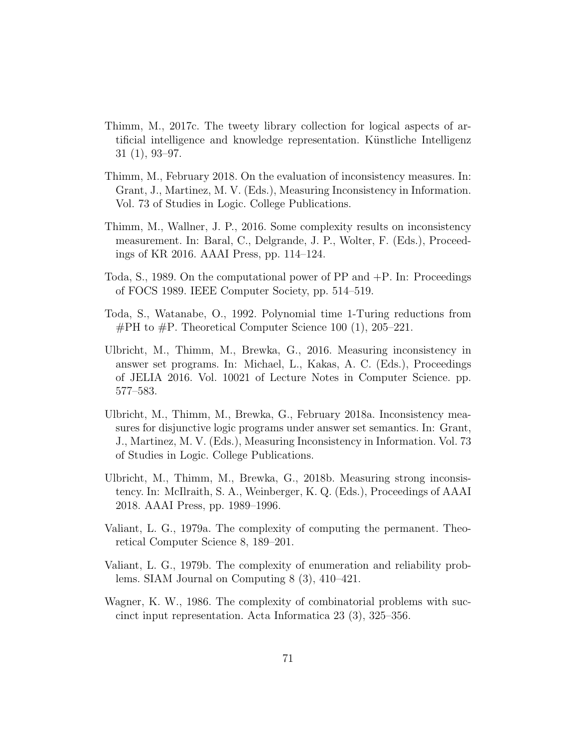Thimm, M., 2017c. The tweety library collection for logical aspects of artificial intelligence and knowledge representation. Künstliche Intelligenz 31 (1), 93–97.

Thimm, M., February 2018. On the evaluation of inconsistency measures. In: Grant, J., Martinez, M. V. (Eds.), Measuring Inconsistency in Information. Vol. 73 of Studies in Logic. College Publications.

Thimm, M., Wallner, J. P., 2016. Some complexity results on inconsistency measurement. In: Baral, C., Delgrande, J. P., Wolter, F. (Eds.), Proceedings of KR 2016. AAAI Press, pp. 114–124.

Toda, S., 1989. On the computational power of PP and +P. In: Proceedings of FOCS 1989. IEEE Computer Society, pp. 514–519.

Toda, S., Watanabe, O., 1992. Polynomial time 1-Turing reductions from #PH to #P. Theoretical Computer Science 100 (1), 205–221.

Ulbricht, M., Thimm, M., Brewka, G., 2016. Measuring inconsistency in answer set programs. In: Michael, L., Kakas, A. C. (Eds.), Proceedings of JELIA 2016. Vol. 10021 of Lecture Notes in Computer Science. pp. 577–583.

Ulbricht, M., Thimm, M., Brewka, G., February 2018a. Inconsistency measures for disjunctive logic programs under answer set semantics. In: Grant, J., Martinez, M. V. (Eds.), Measuring Inconsistency in Information. Vol. 73 of Studies in Logic. College Publications.

Ulbricht, M., Thimm, M., Brewka, G., 2018b. Measuring strong inconsistency. In: McIlraith, S. A., Weinberger, K. Q. (Eds.), Proceedings of AAAI 2018. AAAI Press, pp. 1989–1996.

Valiant, L. G., 1979a. The complexity of computing the permanent. Theoretical Computer Science 8, 189–201.

Valiant, L. G., 1979b. The complexity of enumeration and reliability problems. SIAM Journal on Computing 8 (3), 410–421.

Wagner, K. W., 1986. The complexity of combinatorial problems with succinct input representation. Acta Informatica 23 (3), 325–356.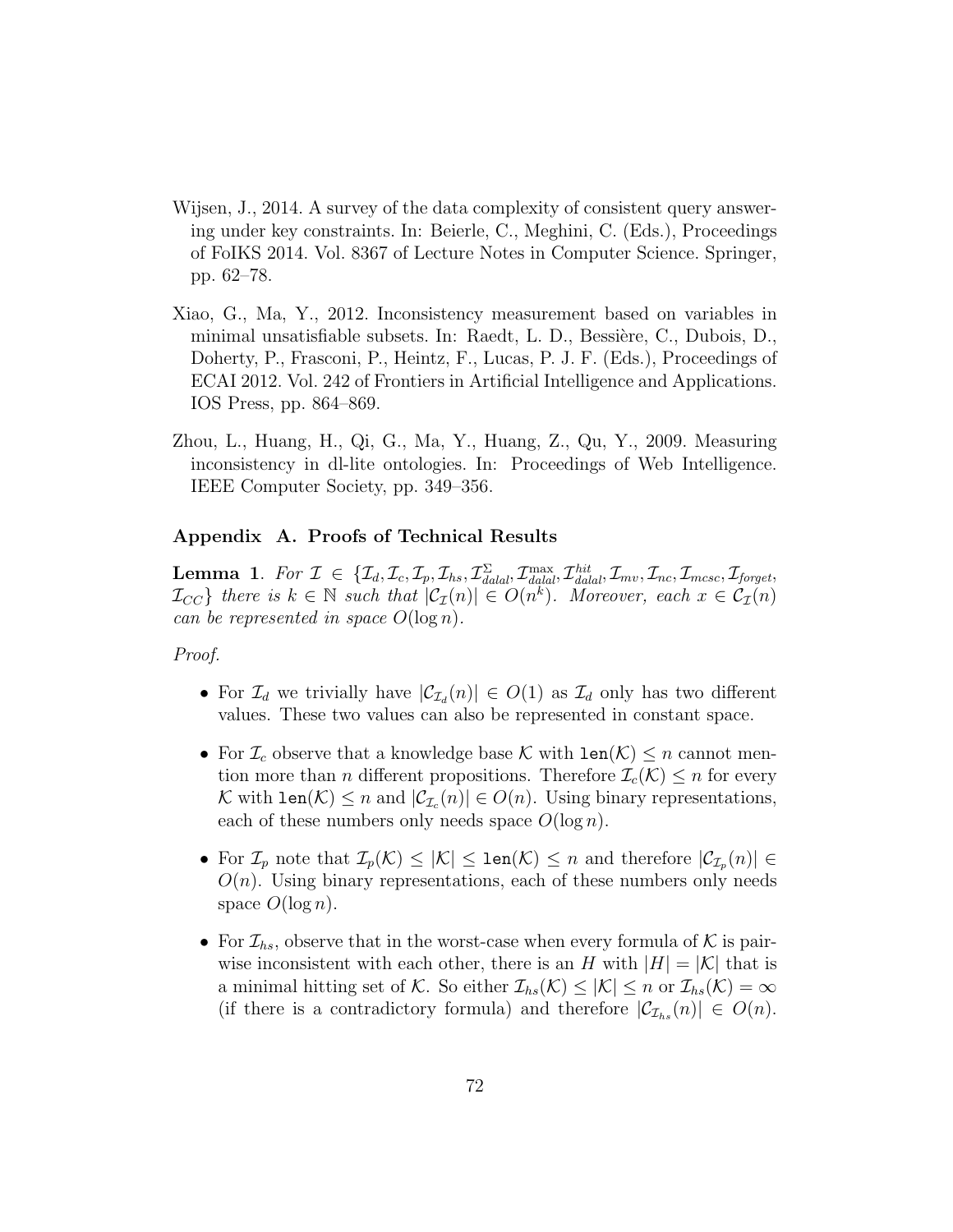Wijsen, J., 2014. A survey of the data complexity of consistent query answering under key constraints. In: Beierle, C., Meghini, C. (Eds.), Proceedings of FoIKS 2014. Vol. 8367 of Lecture Notes in Computer Science. Springer, pp. 62–78.

Xiao, G., Ma, Y., 2012. Inconsistency measurement based on variables in minimal unsatisfiable subsets. In: Raedt, L. D., Bessière, C., Dubois, D., Doherty, P., Frasconi, P., Heintz, F., Lucas, P. J. F. (Eds.), Proceedings of ECAI 2012. Vol. 242 of Frontiers in Artificial Intelligence and Applications. IOS Press, pp. 864–869.

Zhou, L., Huang, H., Qi, G., Ma, Y., Huang, Z., Qu, Y., 2009. Measuring inconsistency in dl-lite ontologies. In: Proceedings of Web Intelligence. IEEE Computer Society, pp. 349–356.

## Appendix A. Proofs of Technical Results

**Lemma 1**. *For $\mathcal{I} \in \{\mathcal{I}_d, \mathcal{I}_c, \mathcal{I}_p, \mathcal{I}_{hs}, \mathcal{I}^{\Sigma}_{dalal}, \mathcal{I}^{\max}_{dalal}, \mathcal{I}^{hit}_{dalal}, \mathcal{I}_{mv}, \mathcal{I}_{nc}, \mathcal{I}_{mcsc}, \mathcal{I}_{forget}, \mathcal{I}_{CC}\}$ there is $k \in \mathbb{N}$ such that $|\mathcal{C}_{\mathcal{I}}(n)| \in O(n^k)$. Moreover, each $x \in \mathcal{C}_{\mathcal{I}}(n)$ can be represented in space $O(\log n)$.*

*Proof.*

- For $\mathcal{I}_d$ we trivially have $|\mathcal{C}_{\mathcal{I}_d}(n)| \in O(1)$ as $\mathcal{I}_d$ only has two different values. These two values can also be represented in constant space.
- For $\mathcal{I}_c$ observe that a knowledge base $\mathcal{K}$ with $\texttt{len}(\mathcal{K}) \leq n$ cannot mention more than $n$ different propositions. Therefore $\mathcal{I}_c(\mathcal{K}) \leq n$ for every $\mathcal{K}$ with $\texttt{len}(\mathcal{K}) \leq n$ and $|\mathcal{C}_{\mathcal{I}_c}(n)| \in O(n)$. Using binary representations, each of these numbers only needs space $O(\log n)$.
- For $\mathcal{I}_p$ note that $\mathcal{I}_p(\mathcal{K}) \leq |\mathcal{K}| \leq \texttt{len}(\mathcal{K}) \leq n$ and therefore $|\mathcal{C}_{\mathcal{I}_p}(n)| \in O(n)$. Using binary representations, each of these numbers only needs space $O(\log n)$.
- For $\mathcal{I}_{hs}$, observe that in the worst-case when every formula of $\mathcal{K}$ is pairwise inconsistent with each other, there is an $H$ with $|H| = |\mathcal{K}|$ that is a minimal hitting set of $\mathcal{K}$. So either $\mathcal{I}_{hs}(\mathcal{K}) \leq |\mathcal{K}| \leq n$ or $\mathcal{I}_{hs}(\mathcal{K}) = \infty$ (if there is a contradictory formula) and therefore $|\mathcal{C}_{\mathcal{I}_{hs}}(n)| \in O(n)$.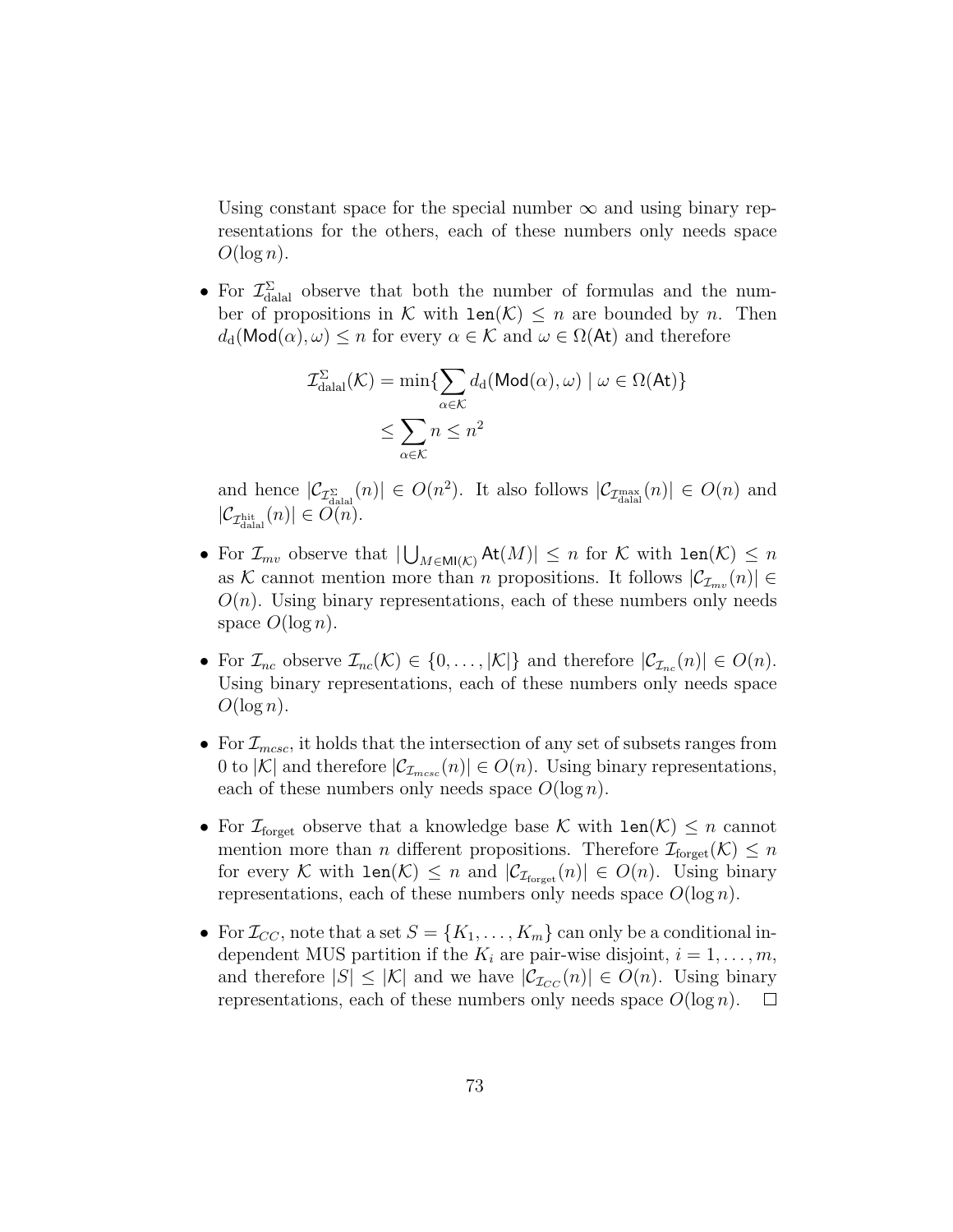Using constant space for the special number $\infty$ and using binary representations for the others, each of these numbers only needs space $O(\log n)$.

- For $\mathcal{I}^{\Sigma}_{\text{dalal}}$ observe that both the number of formulas and the number of propositions in $\mathcal{K}$ with $\texttt{len}(\mathcal{K}) \leq n$ are bounded by $n$. Then $d_{\text{d}}(\mathsf{Mod}(\alpha), \omega) \leq n$ for every $\alpha \in \mathcal{K}$ and $\omega \in \Omega(\mathsf{At})$ and therefore

$$\begin{aligned}\mathcal{I}^{\Sigma}_{\text{dalal}}(\mathcal{K}) &= \min\{\sum_{\alpha \in \mathcal{K}} d_{\text{d}}(\mathsf{Mod}(\alpha), \omega) \mid \omega \in \Omega(\mathsf{At})\} \\ &\leq \sum_{\alpha \in \mathcal{K}} n \leq n^2\end{aligned}$$

  and hence $|\mathcal{C}_{\mathcal{I}^{\Sigma}_{\text{dalal}}}(n)| \in O(n^2)$. It also follows $|\mathcal{C}_{\mathcal{I}^{\max}_{\text{dalal}}}(n)| \in O(n)$ and $|\mathcal{C}_{\mathcal{I}^{\text{hit}}_{\text{dalal}}}(n)| \in O(n)$.

- For $\mathcal{I}_{mv}$ observe that $|\bigcup_{M \in \mathsf{MI}(\mathcal{K})} \mathsf{At}(M)| \leq n$ for $\mathcal{K}$ with $\texttt{len}(\mathcal{K}) \leq n$ as $\mathcal{K}$ cannot mention more than $n$ propositions. It follows $|\mathcal{C}_{\mathcal{I}_{mv}}(n)| \in O(n)$. Using binary representations, each of these numbers only needs space $O(\log n)$.

- For $\mathcal{I}_{nc}$ observe $\mathcal{I}_{nc}(\mathcal{K}) \in \{0, \ldots, |\mathcal{K}|\}$ and therefore $|\mathcal{C}_{\mathcal{I}_{nc}}(n)| \in O(n)$. Using binary representations, each of these numbers only needs space $O(\log n)$.

- For $\mathcal{I}_{mcsc}$, it holds that the intersection of any set of subsets ranges from 0 to $|\mathcal{K}|$ and therefore $|\mathcal{C}_{\mathcal{I}_{mcsc}}(n)| \in O(n)$. Using binary representations, each of these numbers only needs space $O(\log n)$.

- For $\mathcal{I}_{\text{forget}}$ observe that a knowledge base $\mathcal{K}$ with $\texttt{len}(\mathcal{K}) \leq n$ cannot mention more than $n$ different propositions. Therefore $\mathcal{I}_{\text{forget}}(\mathcal{K}) \leq n$ for every $\mathcal{K}$ with $\texttt{len}(\mathcal{K}) \leq n$ and $|\mathcal{C}_{\mathcal{I}_{\text{forget}}}(n)| \in O(n)$. Using binary representations, each of these numbers only needs space $O(\log n)$.

- For $\mathcal{I}_{CC}$, note that a set $S = \{K_1, \ldots, K_m\}$ can only be a conditional independent MUS partition if the $K_i$ are pair-wise disjoint, $i = 1, \ldots, m$, and therefore $|S| \leq |\mathcal{K}|$ and we have $|\mathcal{C}_{\mathcal{I}_{CC}}(n)| \in O(n)$. Using binary representations, each of these numbers only needs space $O(\log n)$. □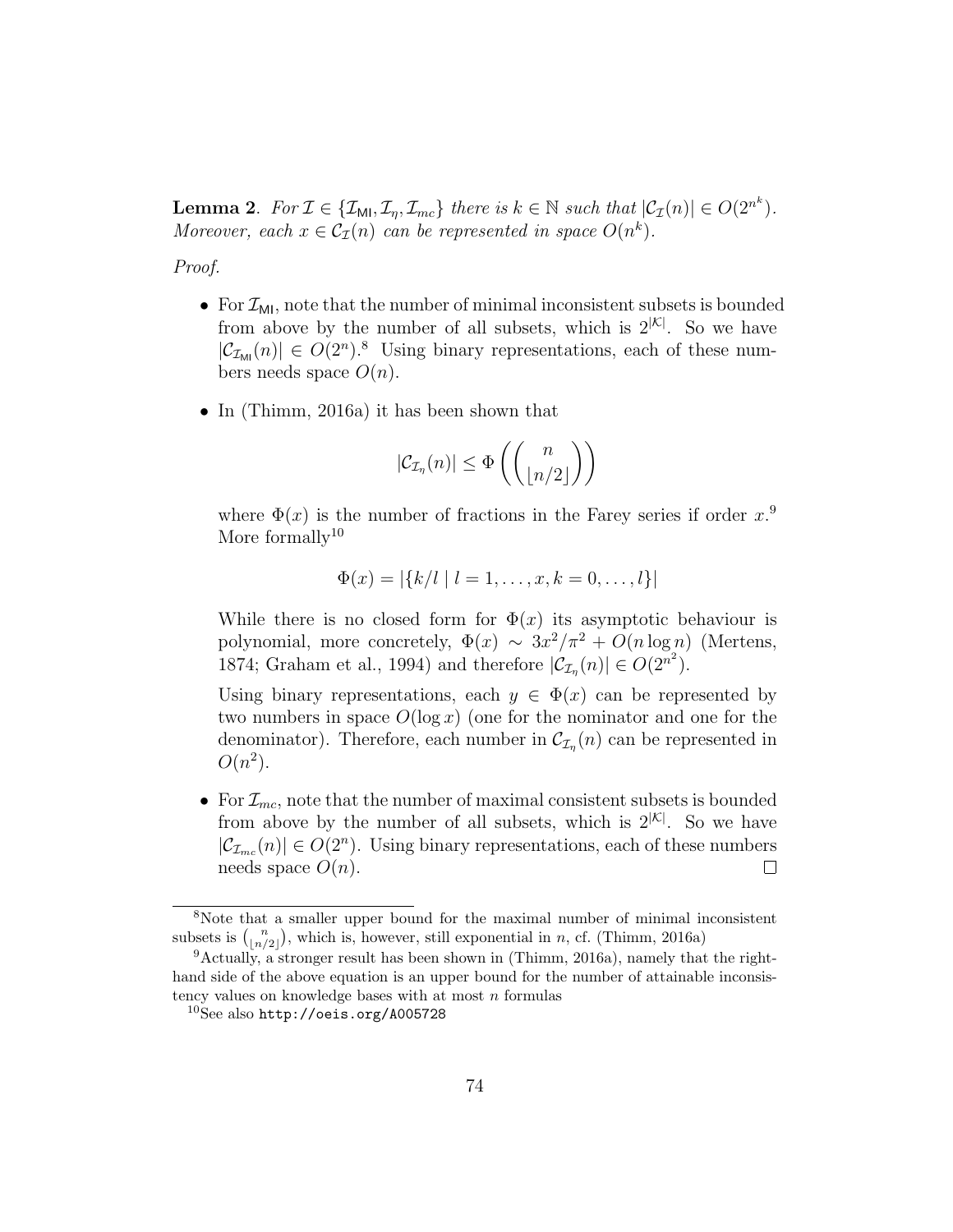**Lemma 2**. *For $\mathcal{I} \in \{\mathcal{I}_{\mathsf{MI}}, \mathcal{I}_{\eta}, \mathcal{I}_{mc}\}$ there is $k \in \mathbb{N}$ such that $|\mathcal{C}_{\mathcal{I}}(n)| \in O(2^{n^k})$. Moreover, each $x \in \mathcal{C}_{\mathcal{I}}(n)$ can be represented in space $O(n^k)$.*

*Proof.*

- For $\mathcal{I}_{\mathsf{MI}}$, note that the number of minimal inconsistent subsets is bounded from above by the number of all subsets, which is $2^{|\mathcal{K}|}$. So we have $|\mathcal{C}_{\mathcal{I}_{\mathsf{MI}}}(n)| \in O(2^n)$.[8] Using binary representations, each of these numbers needs space $O(n)$.

- In (Thimm, 2016a) it has been shown that

$$|\mathcal{C}_{\mathcal{I}_{\eta}}(n)| \leq \Phi\left(\binom{n}{\lfloor n/2 \rfloor}\right)$$

  where $\Phi(x)$ is the number of fractions in the Farey series if order $x$.[9] More formally[10]

$$\Phi(x) = |\{k/l \mid l = 1, \ldots, x, k = 0, \ldots, l\}|$$

  While there is no closed form for $\Phi(x)$ its asymptotic behaviour is polynomial, more concretely, $\Phi(x) \sim 3x^2/\pi^2 + O(n \log n)$ (Mertens, 1874; Graham et al., 1994) and therefore $|\mathcal{C}_{\mathcal{I}_{\eta}}(n)| \in O(2^{n^2})$.

  Using binary representations, each $y \in \Phi(x)$ can be represented by two numbers in space $O(\log x)$ (one for the nominator and one for the denominator). Therefore, each number in $\mathcal{C}_{\mathcal{I}_{\eta}}(n)$ can be represented in $O(n^2)$.

- For $\mathcal{I}_{mc}$, note that the number of maximal consistent subsets is bounded from above by the number of all subsets, which is $2^{|\mathcal{K}|}$. So we have $|\mathcal{C}_{\mathcal{I}_{mc}}(n)| \in O(2^n)$. Using binary representations, each of these numbers needs space $O(n)$. □

---

[8] Note that a smaller upper bound for the maximal number of minimal inconsistent subsets is $\binom{n}{\lfloor n/2 \rfloor}$, which is, however, still exponential in $n$, cf. (Thimm, 2016a)

[9] Actually, a stronger result has been shown in (Thimm, 2016a), namely that the right-hand side of the above equation is an upper bound for the number of attainable inconsistency values on knowledge bases with at most $n$ formulas

[10] See also http://oeis.org/A005728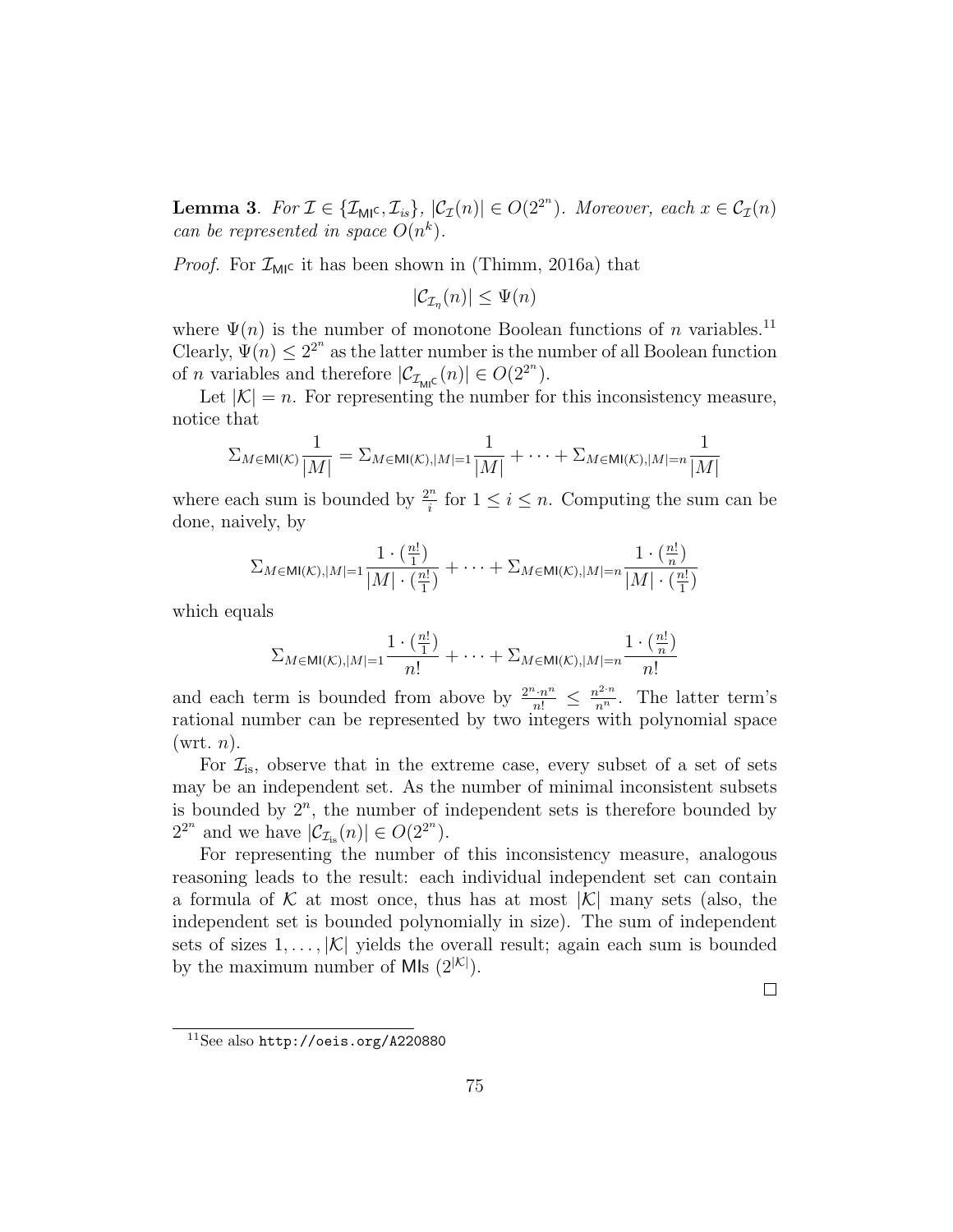**Lemma 3**. *For $\mathcal{I} \in \{\mathcal{I}_{\mathsf{MI}^\mathsf{C}}, \mathcal{I}_{is}\}$, $|\mathcal{C}_{\mathcal{I}}(n)| \in O(2^{2^n})$. Moreover, each $x \in \mathcal{C}_{\mathcal{I}}(n)$ can be represented in space $O(n^k)$.*

*Proof.* For $\mathcal{I}_{\mathsf{MI}^\mathsf{C}}$ it has been shown in (Thimm, 2016a) that

$$|\mathcal{C}_{\mathcal{I}_\eta}(n)| \leq \Psi(n)$$

where $\Psi(n)$ is the number of monotone Boolean functions of $n$ variables.[11] Clearly, $\Psi(n) \leq 2^{2^n}$ as the latter number is the number of all Boolean function of $n$ variables and therefore $|\mathcal{C}_{\mathcal{I}_{\mathsf{MI}^\mathsf{C}}}(n)| \in O(2^{2^n})$.

Let $|\mathcal{K}| = n$. For representing the number for this inconsistency measure, notice that

$$\Sigma_{M \in \mathsf{MI}(\mathcal{K})} \frac{1}{|M|} = \Sigma_{M \in \mathsf{MI}(\mathcal{K}), |M|=1} \frac{1}{|M|} + \cdots + \Sigma_{M \in \mathsf{MI}(\mathcal{K}), |M|=n} \frac{1}{|M|}$$

where each sum is bounded by $\frac{2^n}{i}$ for $1 \leq i \leq n$. Computing the sum can be done, naively, by

$$\Sigma_{M \in \mathsf{MI}(\mathcal{K}), |M|=1} \frac{1 \cdot (\frac{n!}{1})}{|M| \cdot (\frac{n!}{1})} + \cdots + \Sigma_{M \in \mathsf{MI}(\mathcal{K}), |M|=n} \frac{1 \cdot (\frac{n!}{n})}{|M| \cdot (\frac{n!}{1})}$$

which equals

$$\Sigma_{M \in \mathsf{MI}(\mathcal{K}), |M|=1} \frac{1 \cdot (\frac{n!}{1})}{n!} + \cdots + \Sigma_{M \in \mathsf{MI}(\mathcal{K}), |M|=n} \frac{1 \cdot (\frac{n!}{n})}{n!}$$

and each term is bounded from above by $\frac{2^n \cdot n^n}{n!} \leq \frac{n^{2 \cdot n}}{n^n}$. The latter term's rational number can be represented by two integers with polynomial space (wrt. $n$).

For $\mathcal{I}_{\text{is}}$, observe that in the extreme case, every subset of a set of sets may be an independent set. As the number of minimal inconsistent subsets is bounded by $2^n$, the number of independent sets is therefore bounded by $2^{2^n}$ and we have $|\mathcal{C}_{\mathcal{I}_{\text{is}}}(n)| \in O(2^{2^n})$.

For representing the number of this inconsistency measure, analogous reasoning leads to the result: each individual independent set can contain a formula of $\mathcal{K}$ at most once, thus has at most $|\mathcal{K}|$ many sets (also, the independent set is bounded polynomially in size). The sum of independent sets of sizes $1, \ldots, |\mathcal{K}|$ yields the overall result; again each sum is bounded by the maximum number of $\mathsf{MI}$s ($2^{|\mathcal{K}|}$).

□

[11] See also http://oeis.org/A220880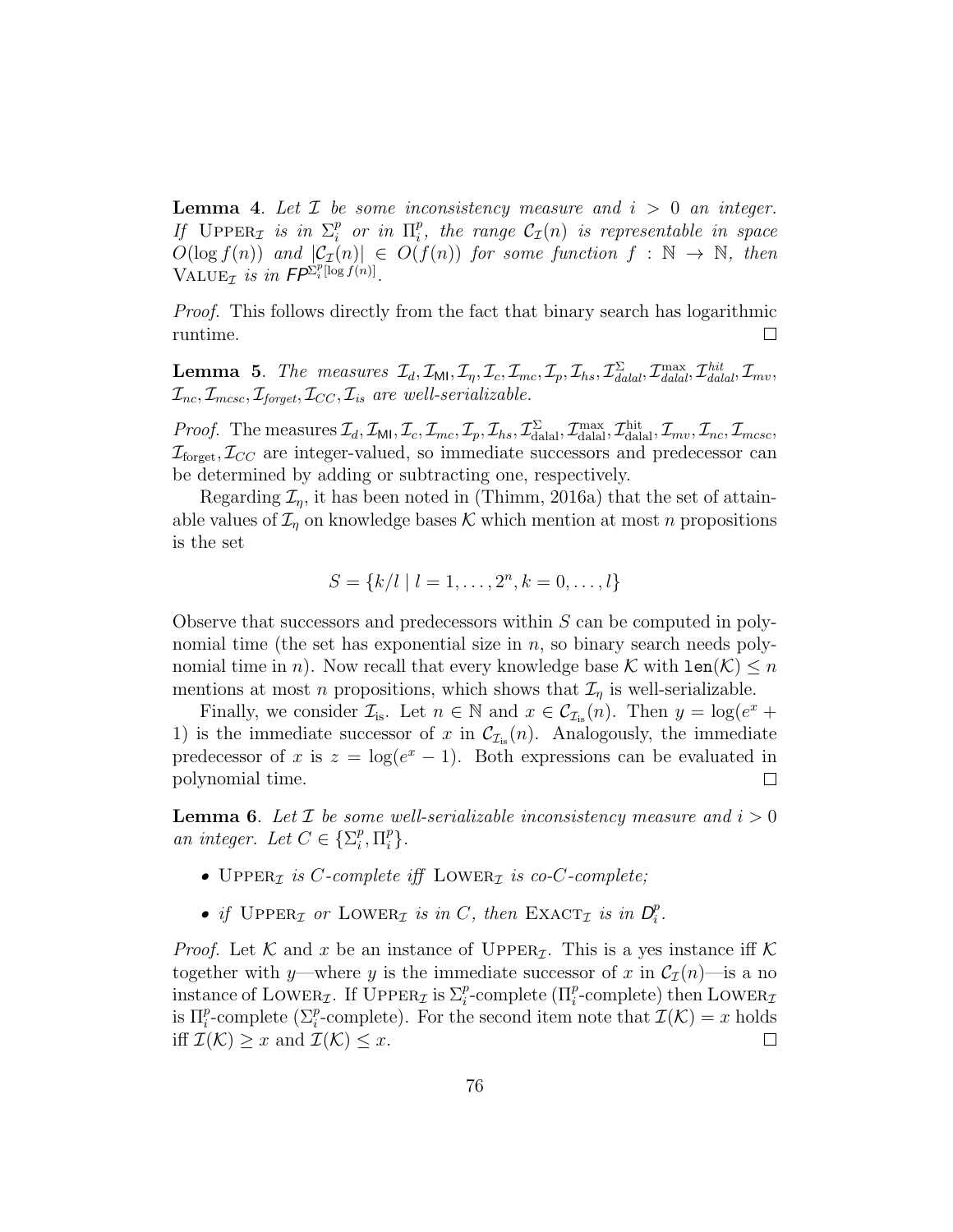**Lemma 4**. *Let $\mathcal{I}$ be some inconsistency measure and $i > 0$ an integer. If* $\textsc{Upper}_{\mathcal{I}}$ *is in* $\Sigma_i^p$ *or in* $\Pi_i^p$*, the range* $\mathcal{C}_{\mathcal{I}}(n)$ *is representable in space* $O(\log f(n))$ *and* $|\mathcal{C}_{\mathcal{I}}(n)| \in O(f(n))$ *for some function* $f : \mathbb{N} \to \mathbb{N}$*, then* $\textsc{Value}_{\mathcal{I}}$ *is in* $\mathsf{FP}^{\Sigma_i^p[\log f(n)]}$.

*Proof.* This follows directly from the fact that binary search has logarithmic runtime. □

**Lemma 5**. *The measures* $\mathcal{I}_d, \mathcal{I}_{\mathsf{MI}}, \mathcal{I}_\eta, \mathcal{I}_c, \mathcal{I}_{mc}, \mathcal{I}_p, \mathcal{I}_{hs}, \mathcal{I}^{\Sigma}_{dalal}, \mathcal{I}^{\max}_{dalal}, \mathcal{I}^{hit}_{dalal}, \mathcal{I}_{mv}, \mathcal{I}_{nc}, \mathcal{I}_{mcsc}, \mathcal{I}_{forget}, \mathcal{I}_{CC}, \mathcal{I}_{is}$ *are well-serializable.*

*Proof.* The measures $\mathcal{I}_d, \mathcal{I}_{\mathsf{MI}}, \mathcal{I}_c, \mathcal{I}_{mc}, \mathcal{I}_p, \mathcal{I}_{hs}, \mathcal{I}^{\Sigma}_{\text{dalal}}, \mathcal{I}^{\max}_{\text{dalal}}, \mathcal{I}^{\text{hit}}_{\text{dalal}}, \mathcal{I}_{mv}, \mathcal{I}_{nc}, \mathcal{I}_{mcsc}, \mathcal{I}_{\text{forget}}, \mathcal{I}_{CC}$ are integer-valued, so immediate successors and predecessor can be determined by adding or subtracting one, respectively.

Regarding $\mathcal{I}_\eta$, it has been noted in (Thimm, 2016a) that the set of attainable values of $\mathcal{I}_\eta$ on knowledge bases $\mathcal{K}$ which mention at most $n$ propositions is the set

$$S = \{k/l \mid l = 1, \dots, 2^n, k = 0, \dots, l\}$$

Observe that successors and predecessors within $S$ can be computed in polynomial time (the set has exponential size in $n$, so binary search needs polynomial time in $n$). Now recall that every knowledge base $\mathcal{K}$ with $\texttt{len}(\mathcal{K}) \leq n$ mentions at most $n$ propositions, which shows that $\mathcal{I}_\eta$ is well-serializable.

Finally, we consider $\mathcal{I}_{\text{is}}$. Let $n \in \mathbb{N}$ and $x \in \mathcal{C}_{\mathcal{I}_{\text{is}}}(n)$. Then $y = \log(e^x + 1)$ is the immediate successor of $x$ in $\mathcal{C}_{\mathcal{I}_{\text{is}}}(n)$. Analogously, the immediate predecessor of $x$ is $z = \log(e^x - 1)$. Both expressions can be evaluated in polynomial time. □

**Lemma 6**. *Let $\mathcal{I}$ be some well-serializable inconsistency measure and $i > 0$ an integer. Let $C \in \{\Sigma_i^p, \Pi_i^p\}$.*

- $\textsc{Upper}_{\mathcal{I}}$ *is $C$-complete iff* $\textsc{Lower}_{\mathcal{I}}$ *is co-$C$-complete;*
- *if* $\textsc{Upper}_{\mathcal{I}}$ *or* $\textsc{Lower}_{\mathcal{I}}$ *is in $C$, then* $\textsc{Exact}_{\mathcal{I}}$ *is in* $\mathsf{D}_i^p$.

*Proof.* Let $\mathcal{K}$ and $x$ be an instance of $\textsc{Upper}_{\mathcal{I}}$. This is a yes instance iff $\mathcal{K}$ together with $y$—where $y$ is the immediate successor of $x$ in $\mathcal{C}_{\mathcal{I}}(n)$—is a no instance of $\textsc{Lower}_{\mathcal{I}}$. If $\textsc{Upper}_{\mathcal{I}}$ is $\Sigma_i^p$-complete ($\Pi_i^p$-complete) then $\textsc{Lower}_{\mathcal{I}}$ is $\Pi_i^p$-complete ($\Sigma_i^p$-complete). For the second item note that $\mathcal{I}(\mathcal{K}) = x$ holds iff $\mathcal{I}(\mathcal{K}) \geq x$ and $\mathcal{I}(\mathcal{K}) \leq x$. □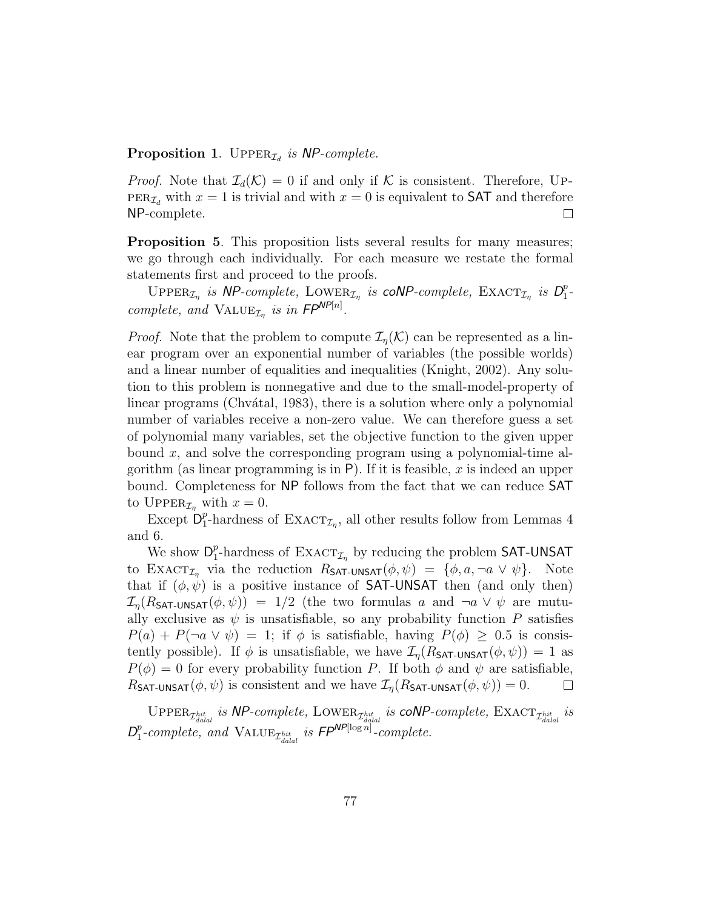**Proposition 1**. $\textsc{Upper}_{\mathcal{I}_d}$ *is NP-complete.*

*Proof.* Note that $\mathcal{I}_d(\mathcal{K}) = 0$ if and only if $\mathcal{K}$ is consistent. Therefore, $\textsc{Upper}_{\mathcal{I}_d}$ with $x = 1$ is trivial and with $x = 0$ is equivalent to SAT and therefore NP-complete. □

**Proposition 5**. This proposition lists several results for many measures; we go through each individually. For each measure we restate the formal statements first and proceed to the proofs.

$\textsc{Upper}_{\mathcal{I}_\eta}$ *is NP-complete,* $\textsc{Lower}_{\mathcal{I}_\eta}$ *is coNP-complete,* $\textsc{Exact}_{\mathcal{I}_\eta}$ *is* $D_1^p$*-complete, and* $\textsc{Value}_{\mathcal{I}_\eta}$ *is in* $FP^{NP[n]}$*.*

*Proof.* Note that the problem to compute $\mathcal{I}_\eta(\mathcal{K})$ can be represented as a linear program over an exponential number of variables (the possible worlds) and a linear number of equalities and inequalities (Knight, 2002). Any solution to this problem is nonnegative and due to the small-model-property of linear programs (Chvátal, 1983), there is a solution where only a polynomial number of variables receive a non-zero value. We can therefore guess a set of polynomial many variables, set the objective function to the given upper bound $x$, and solve the corresponding program using a polynomial-time algorithm (as linear programming is in P). If it is feasible, $x$ is indeed an upper bound. Completeness for NP follows from the fact that we can reduce SAT to $\textsc{Upper}_{\mathcal{I}_\eta}$ with $x = 0$.

Except $D_1^p$-hardness of $\textsc{Exact}_{\mathcal{I}_\eta}$, all other results follow from Lemmas 4 and 6.

We show $D_1^p$-hardness of $\textsc{Exact}_{\mathcal{I}_\eta}$ by reducing the problem SAT-UNSAT to $\textsc{Exact}_{\mathcal{I}_\eta}$ via the reduction $R_{\mathsf{SAT\text{-}UNSAT}}(\phi, \psi) = \{\phi, a, \neg a \vee \psi\}$. Note that if $(\phi, \psi)$ is a positive instance of SAT-UNSAT then (and only then) $\mathcal{I}_\eta(R_{\mathsf{SAT\text{-}UNSAT}}(\phi, \psi)) = 1/2$ (the two formulas $a$ and $\neg a \vee \psi$ are mutually exclusive as $\psi$ is unsatisfiable, so any probability function $P$ satisfies $P(a) + P(\neg a \vee \psi) = 1$; if $\phi$ is satisfiable, having $P(\phi) \geq 0.5$ is consistently possible). If $\phi$ is unsatisfiable, we have $\mathcal{I}_\eta(R_{\mathsf{SAT\text{-}UNSAT}}(\phi, \psi)) = 1$ as $P(\phi) = 0$ for every probability function $P$. If both $\phi$ and $\psi$ are satisfiable, $R_{\mathsf{SAT\text{-}UNSAT}}(\phi, \psi)$ is consistent and we have $\mathcal{I}_\eta(R_{\mathsf{SAT\text{-}UNSAT}}(\phi, \psi)) = 0$. □

$\textsc{Upper}_{\mathcal{I}^{hit}_{dalal}}$ *is NP-complete,* $\textsc{Lower}_{\mathcal{I}^{hit}_{dalal}}$ *is coNP-complete,* $\textsc{Exact}_{\mathcal{I}^{hit}_{dalal}}$ *is* $D_1^p$*-complete, and* $\textsc{Value}_{\mathcal{I}^{hit}_{dalal}}$ *is* $FP^{NP[\log n]}$*-complete.*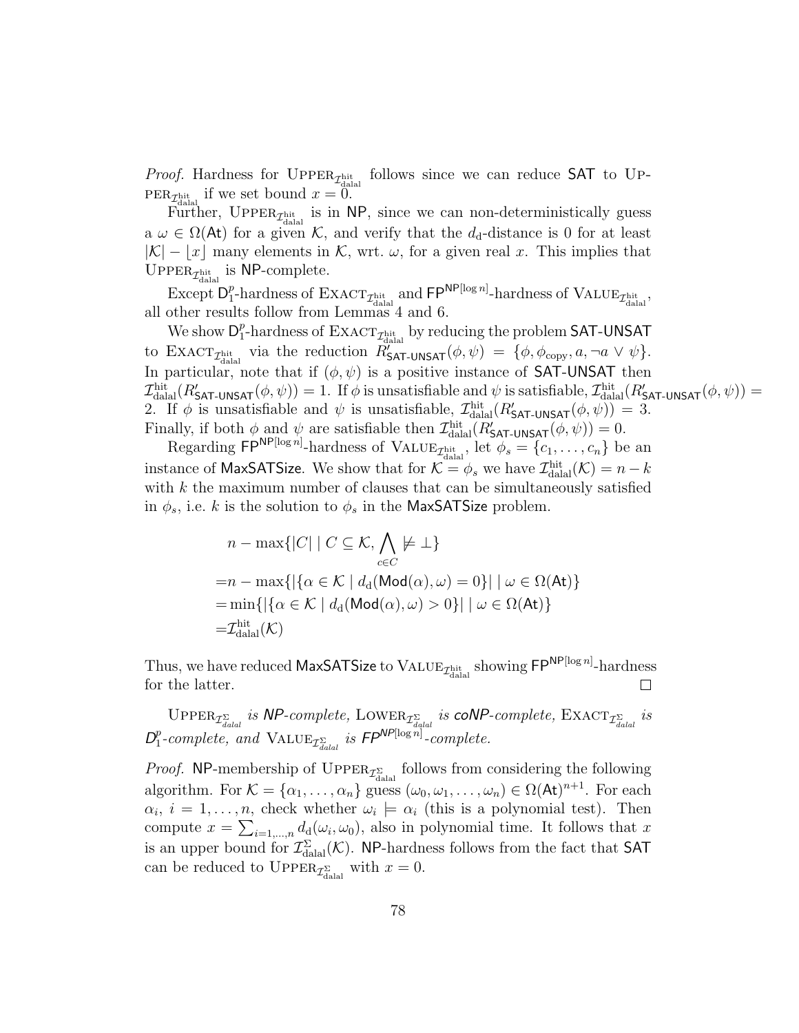*Proof.* Hardness for $\textsc{Upper}_{\mathcal{I}^{\text{hit}}_{\text{dalal}}}$ follows since we can reduce $\mathsf{SAT}$ to $\textsc{Upper}_{\mathcal{I}^{\text{hit}}_{\text{dalal}}}$ if we set bound $x = 0$.

Further, $\textsc{Upper}_{\mathcal{I}^{\text{hit}}_{\text{dalal}}}$ is in $\mathsf{NP}$, since we can non-deterministically guess a $\omega \in \Omega(\mathsf{At})$ for a given $\mathcal{K}$, and verify that the $d_{\text{d}}$-distance is 0 for at least $|\mathcal{K}| - \lfloor x \rfloor$ many elements in $\mathcal{K}$, wrt. $\omega$, for a given real $x$. This implies that $\textsc{Upper}_{\mathcal{I}^{\text{hit}}_{\text{dalal}}}$ is $\mathsf{NP}$-complete.

Except $\mathsf{D}^p_1$-hardness of $\textsc{Exact}_{\mathcal{I}^{\text{hit}}_{\text{dalal}}}$ and $\mathsf{FP}^{\mathsf{NP}[\log n]}$-hardness of $\textsc{Value}_{\mathcal{I}^{\text{hit}}_{\text{dalal}}}$, all other results follow from Lemmas 4 and 6.

We show $\mathsf{D}^p_1$-hardness of $\textsc{Exact}_{\mathcal{I}^{\text{hit}}_{\text{dalal}}}$ by reducing the problem $\mathsf{SAT\text{-}UNSAT}$ to $\textsc{Exact}_{\mathcal{I}^{\text{hit}}_{\text{dalal}}}$ via the reduction $R'_{\mathsf{SAT\text{-}UNSAT}}(\phi, \psi) = \{\phi, \phi_{\text{copy}}, a, \neg a \vee \psi\}$. In particular, note that if $(\phi, \psi)$ is a positive instance of $\mathsf{SAT\text{-}UNSAT}$ then $\mathcal{I}^{\text{hit}}_{\text{dalal}}(R'_{\mathsf{SAT\text{-}UNSAT}}(\phi, \psi)) = 1$. If $\phi$ is unsatisfiable and $\psi$ is satisfiable, $\mathcal{I}^{\text{hit}}_{\text{dalal}}(R'_{\mathsf{SAT\text{-}UNSAT}}(\phi, \psi)) = 2$. If $\phi$ is unsatisfiable and $\psi$ is unsatisfiable, $\mathcal{I}^{\text{hit}}_{\text{dalal}}(R'_{\mathsf{SAT\text{-}UNSAT}}(\phi, \psi)) = 3$. Finally, if both $\phi$ and $\psi$ are satisfiable then $\mathcal{I}^{\text{hit}}_{\text{dalal}}(R'_{\mathsf{SAT\text{-}UNSAT}}(\phi, \psi)) = 0$.

Regarding $\mathsf{FP}^{\mathsf{NP}[\log n]}$-hardness of $\textsc{Value}_{\mathcal{I}^{\text{hit}}_{\text{dalal}}}$, let $\phi_s = \{c_1, \ldots, c_n\}$ be an instance of $\mathsf{MaxSATSize}$. We show that for $\mathcal{K} = \phi_s$ we have $\mathcal{I}^{\text{hit}}_{\text{dalal}}(\mathcal{K}) = n - k$ with $k$ the maximum number of clauses that can be simultaneously satisfied in $\phi_s$, i.e. $k$ is the solution to $\phi_s$ in the $\mathsf{MaxSATSize}$ problem.

$$
\begin{aligned}
& n - \max\{|C| \mid C \subseteq \mathcal{K}, \bigwedge_{c \in C} \not\models \bot\} \\
=& n - \max\{|\{\alpha \in \mathcal{K} \mid d_{\text{d}}(\mathsf{Mod}(\alpha), \omega) = 0\}| \mid \omega \in \Omega(\mathsf{At})\} \\
=& \min\{|\{\alpha \in \mathcal{K} \mid d_{\text{d}}(\mathsf{Mod}(\alpha), \omega) > 0\}| \mid \omega \in \Omega(\mathsf{At})\} \\
=& \mathcal{I}^{\text{hit}}_{\text{dalal}}(\mathcal{K})
\end{aligned}
$$

Thus, we have reduced $\mathsf{MaxSATSize}$ to $\textsc{Value}_{\mathcal{I}^{\text{hit}}_{\text{dalal}}}$ showing $\mathsf{FP}^{\mathsf{NP}[\log n]}$-hardness for the latter. □

$\textsc{Upper}_{\mathcal{I}^{\Sigma}_{dalal}}$ *is* $\mathsf{NP}$*-complete,* $\textsc{Lower}_{\mathcal{I}^{\Sigma}_{dalal}}$ *is* $\mathsf{coNP}$*-complete,* $\textsc{Exact}_{\mathcal{I}^{\Sigma}_{dalal}}$ *is* $\mathsf{D}^p_1$*-complete, and* $\textsc{Value}_{\mathcal{I}^{\Sigma}_{dalal}}$ *is* $\mathsf{FP}^{\mathsf{NP}[\log n]}$*-complete.*

*Proof.* $\mathsf{NP}$-membership of $\textsc{Upper}_{\mathcal{I}^{\Sigma}_{\text{dalal}}}$ follows from considering the following algorithm. For $\mathcal{K} = \{\alpha_1, \ldots, \alpha_n\}$ guess $(\omega_0, \omega_1, \ldots, \omega_n) \in \Omega(\mathsf{At})^{n+1}$. For each $\alpha_i$, $i = 1, \ldots, n$, check whether $\omega_i \models \alpha_i$ (this is a polynomial test). Then compute $x = \sum_{i=1,\ldots,n} d_{\text{d}}(\omega_i, \omega_0)$, also in polynomial time. It follows that $x$ is an upper bound for $\mathcal{I}^{\Sigma}_{\text{dalal}}(\mathcal{K})$. $\mathsf{NP}$-hardness follows from the fact that $\mathsf{SAT}$ can be reduced to $\textsc{Upper}_{\mathcal{I}^{\Sigma}_{\text{dalal}}}$ with $x = 0$.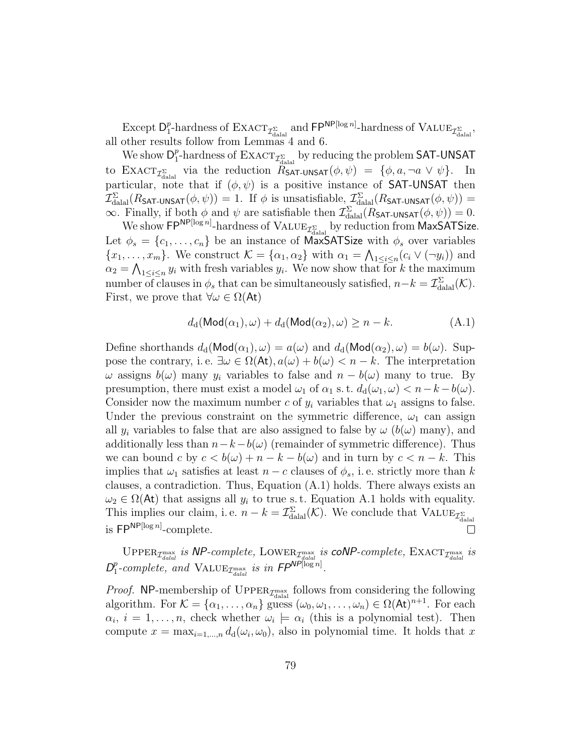Except $\mathsf{D}_1^p$-hardness of $\textsc{Exact}_{\mathcal{I}^{\Sigma}_{\text{dalal}}}$ and $\mathsf{FP}^{\mathsf{NP}[\log n]}$-hardness of $\textsc{Value}_{\mathcal{I}^{\Sigma}_{\text{dalal}}}$, all other results follow from Lemmas 4 and 6.

We show $\mathsf{D}_1^p$-hardness of $\textsc{Exact}_{\mathcal{I}^{\Sigma}_{\text{dalal}}}$ by reducing the problem $\mathsf{SAT\text{-}UNSAT}$ to $\textsc{Exact}_{\mathcal{I}^{\Sigma}_{\text{dalal}}}$ via the reduction $R_{\mathsf{SAT\text{-}UNSAT}}(\phi, \psi) = \{\phi, a, \neg a \vee \psi\}$. In particular, note that if $(\phi, \psi)$ is a positive instance of $\mathsf{SAT\text{-}UNSAT}$ then $\mathcal{I}^{\Sigma}_{\text{dalal}}(R_{\mathsf{SAT\text{-}UNSAT}}(\phi, \psi)) = 1$. If $\phi$ is unsatisfiable, $\mathcal{I}^{\Sigma}_{\text{dalal}}(R_{\mathsf{SAT\text{-}UNSAT}}(\phi, \psi)) = \infty$. Finally, if both $\phi$ and $\psi$ are satisfiable then $\mathcal{I}^{\Sigma}_{\text{dalal}}(R_{\mathsf{SAT\text{-}UNSAT}}(\phi, \psi)) = 0$.

We show $\mathsf{FP}^{\mathsf{NP}[\log n]}$-hardness of $\textsc{Value}_{\mathcal{I}^{\Sigma}_{\text{dalal}}}$ by reduction from $\mathsf{MaxSATSize}$. Let $\phi_s = \{c_1, \ldots, c_n\}$ be an instance of $\mathsf{MaxSATSize}$ with $\phi_s$ over variables $\{x_1, \ldots, x_m\}$. We construct $\mathcal{K} = \{\alpha_1, \alpha_2\}$ with $\alpha_1 = \bigwedge_{1 \leq i \leq n}(c_i \vee (\neg y_i))$ and $\alpha_2 = \bigwedge_{1 \leq i \leq n} y_i$ with fresh variables $y_i$. We now show that for $k$ the maximum number of clauses in $\phi_s$ that can be simultaneously satisfied, $n - k = \mathcal{I}^{\Sigma}_{\text{dalal}}(\mathcal{K})$. First, we prove that $\forall \omega \in \Omega(\mathsf{At})$

$$d_{\text{d}}(\mathsf{Mod}(\alpha_1), \omega) + d_{\text{d}}(\mathsf{Mod}(\alpha_2), \omega) \geq n - k. \tag{A.1}$$

Define shorthands $d_{\text{d}}(\mathsf{Mod}(\alpha_1), \omega) = a(\omega)$ and $d_{\text{d}}(\mathsf{Mod}(\alpha_2), \omega) = b(\omega)$. Suppose the contrary, i. e. $\exists \omega \in \Omega(\mathsf{At}), a(\omega) + b(\omega) < n - k$. The interpretation $\omega$ assigns $b(\omega)$ many $y_i$ variables to false and $n - b(\omega)$ many to true. By presumption, there must exist a model $\omega_1$ of $\alpha_1$ s. t. $d_{\text{d}}(\omega_1, \omega) < n - k - b(\omega)$. Consider now the maximum number $c$ of $y_i$ variables that $\omega_1$ assigns to false. Under the previous constraint on the symmetric difference, $\omega_1$ can assign all $y_i$ variables to false that are also assigned to false by $\omega$ ($b(\omega)$ many), and additionally less than $n - k - b(\omega)$ (remainder of symmetric difference). Thus we can bound $c$ by $c < b(\omega) + n - k - b(\omega)$ and in turn by $c < n - k$. This implies that $\omega_1$ satisfies at least $n - c$ clauses of $\phi_s$, i. e. strictly more than $k$ clauses, a contradiction. Thus, Equation (A.1) holds. There always exists an $\omega_2 \in \Omega(\mathsf{At})$ that assigns all $y_i$ to true s. t. Equation A.1 holds with equality. This implies our claim, i. e. $n - k = \mathcal{I}^{\Sigma}_{\text{dalal}}(\mathcal{K})$. We conclude that $\textsc{Value}_{\mathcal{I}^{\Sigma}_{\text{dalal}}}$ is $\mathsf{FP}^{\mathsf{NP}[\log n]}$-complete. □

$\textsc{Upper}_{\mathcal{I}^{\max}_{dalal}}$ *is* $\mathsf{NP}$*-complete,* $\textsc{Lower}_{\mathcal{I}^{\max}_{dalal}}$ *is* $\mathsf{coNP}$*-complete,* $\textsc{Exact}_{\mathcal{I}^{\max}_{dalal}}$ *is* $\mathsf{D}_1^p$*-complete, and* $\textsc{Value}_{\mathcal{I}^{\max}_{dalal}}$ *is in* $\mathsf{FP}^{\mathsf{NP}[\log n]}$.

*Proof.* $\mathsf{NP}$-membership of $\textsc{Upper}_{\mathcal{I}^{\max}_{\text{dalal}}}$ follows from considering the following algorithm. For $\mathcal{K} = \{\alpha_1, \ldots, \alpha_n\}$ guess $(\omega_0, \omega_1, \ldots, \omega_n) \in \Omega(\mathsf{At})^{n+1}$. For each $\alpha_i$, $i = 1, \ldots, n$, check whether $\omega_i \models \alpha_i$ (this is a polynomial test). Then compute $x = \max_{i=1,\ldots,n} d_{\text{d}}(\omega_i, \omega_0)$, also in polynomial time. It holds that $x$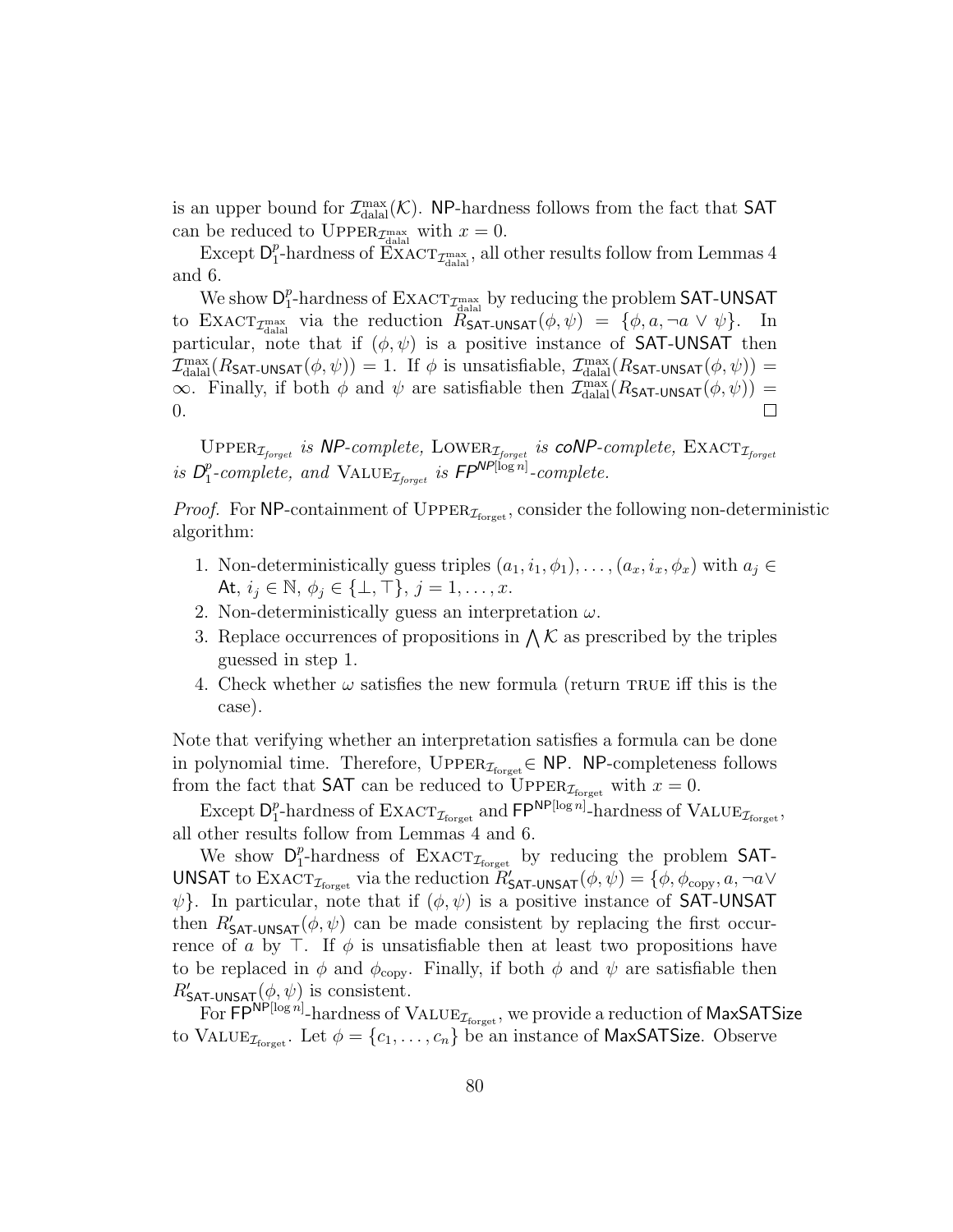is an upper bound for $\mathcal{I}^{\max}_{\text{dalal}}(\mathcal{K})$. NP-hardness follows from the fact that SAT can be reduced to $\textsc{Upper}_{\mathcal{I}^{\max}_{\text{dalal}}}$ with $x = 0$.

Except $\mathsf{D}^p_1$-hardness of $\textsc{Exact}_{\mathcal{I}^{\max}_{\text{dalal}}}$, all other results follow from Lemmas 4 and 6.

We show $\mathsf{D}^p_1$-hardness of $\textsc{Exact}_{\mathcal{I}^{\max}_{\text{dalal}}}$ by reducing the problem SAT-UNSAT to $\textsc{Exact}_{\mathcal{I}^{\max}_{\text{dalal}}}$ via the reduction $R_{\textsf{SAT-UNSAT}}(\phi, \psi) = \{\phi, a, \neg a \vee \psi\}$. In particular, note that if $(\phi, \psi)$ is a positive instance of SAT-UNSAT then $\mathcal{I}^{\max}_{\text{dalal}}(R_{\textsf{SAT-UNSAT}}(\phi, \psi)) = 1$. If $\phi$ is unsatisfiable, $\mathcal{I}^{\max}_{\text{dalal}}(R_{\textsf{SAT-UNSAT}}(\phi, \psi)) = \infty$. Finally, if both $\phi$ and $\psi$ are satisfiable then $\mathcal{I}^{\max}_{\text{dalal}}(R_{\textsf{SAT-UNSAT}}(\phi, \psi)) = 0$. □

$\textsc{Upper}_{\mathcal{I}_{\text{forget}}}$ *is NP-complete,* $\textsc{Lower}_{\mathcal{I}_{\text{forget}}}$ *is coNP-complete,* $\textsc{Exact}_{\mathcal{I}_{\text{forget}}}$ *is* $\mathsf{D}^p_1$*-complete, and* $\textsc{Value}_{\mathcal{I}_{\text{forget}}}$ *is* $\mathsf{FP}^{\mathsf{NP}[\log n]}$*-complete.*

*Proof.* For NP-containment of $\textsc{Upper}_{\mathcal{I}_{\text{forget}}}$, consider the following non-deterministic algorithm:

1. Non-deterministically guess triples $(a_1, i_1, \phi_1), \ldots, (a_x, i_x, \phi_x)$ with $a_j \in \mathsf{At}$, $i_j \in \mathbb{N}$, $\phi_j \in \{\bot, \top\}$, $j = 1, \ldots, x$.
2. Non-deterministically guess an interpretation $\omega$.
3. Replace occurrences of propositions in $\bigwedge \mathcal{K}$ as prescribed by the triples guessed in step 1.
4. Check whether $\omega$ satisfies the new formula (return TRUE iff this is the case).

Note that verifying whether an interpretation satisfies a formula can be done in polynomial time. Therefore, $\textsc{Upper}_{\mathcal{I}_{\text{forget}}} \in \mathsf{NP}$. NP-completeness follows from the fact that SAT can be reduced to $\textsc{Upper}_{\mathcal{I}_{\text{forget}}}$ with $x = 0$.

Except $\mathsf{D}^p_1$-hardness of $\textsc{Exact}_{\mathcal{I}_{\text{forget}}}$ and $\mathsf{FP}^{\mathsf{NP}[\log n]}$-hardness of $\textsc{Value}_{\mathcal{I}_{\text{forget}}}$, all other results follow from Lemmas 4 and 6.

We show $\mathsf{D}^p_1$-hardness of $\textsc{Exact}_{\mathcal{I}_{\text{forget}}}$ by reducing the problem SAT-UNSAT to $\textsc{Exact}_{\mathcal{I}_{\text{forget}}}$ via the reduction $R'_{\textsf{SAT-UNSAT}}(\phi, \psi) = \{\phi, \phi_{\text{copy}}, a, \neg a \vee \psi\}$. In particular, note that if $(\phi, \psi)$ is a positive instance of SAT-UNSAT then $R'_{\textsf{SAT-UNSAT}}(\phi, \psi)$ can be made consistent by replacing the first occurrence of $a$ by $\top$. If $\phi$ is unsatisfiable then at least two propositions have to be replaced in $\phi$ and $\phi_{\text{copy}}$. Finally, if both $\phi$ and $\psi$ are satisfiable then $R'_{\textsf{SAT-UNSAT}}(\phi, \psi)$ is consistent.

For $\mathsf{FP}^{\mathsf{NP}[\log n]}$-hardness of $\textsc{Value}_{\mathcal{I}_{\text{forget}}}$, we provide a reduction of MaxSATSize to $\textsc{Value}_{\mathcal{I}_{\text{forget}}}$. Let $\phi = \{c_1, \ldots, c_n\}$ be an instance of MaxSATSize. Observe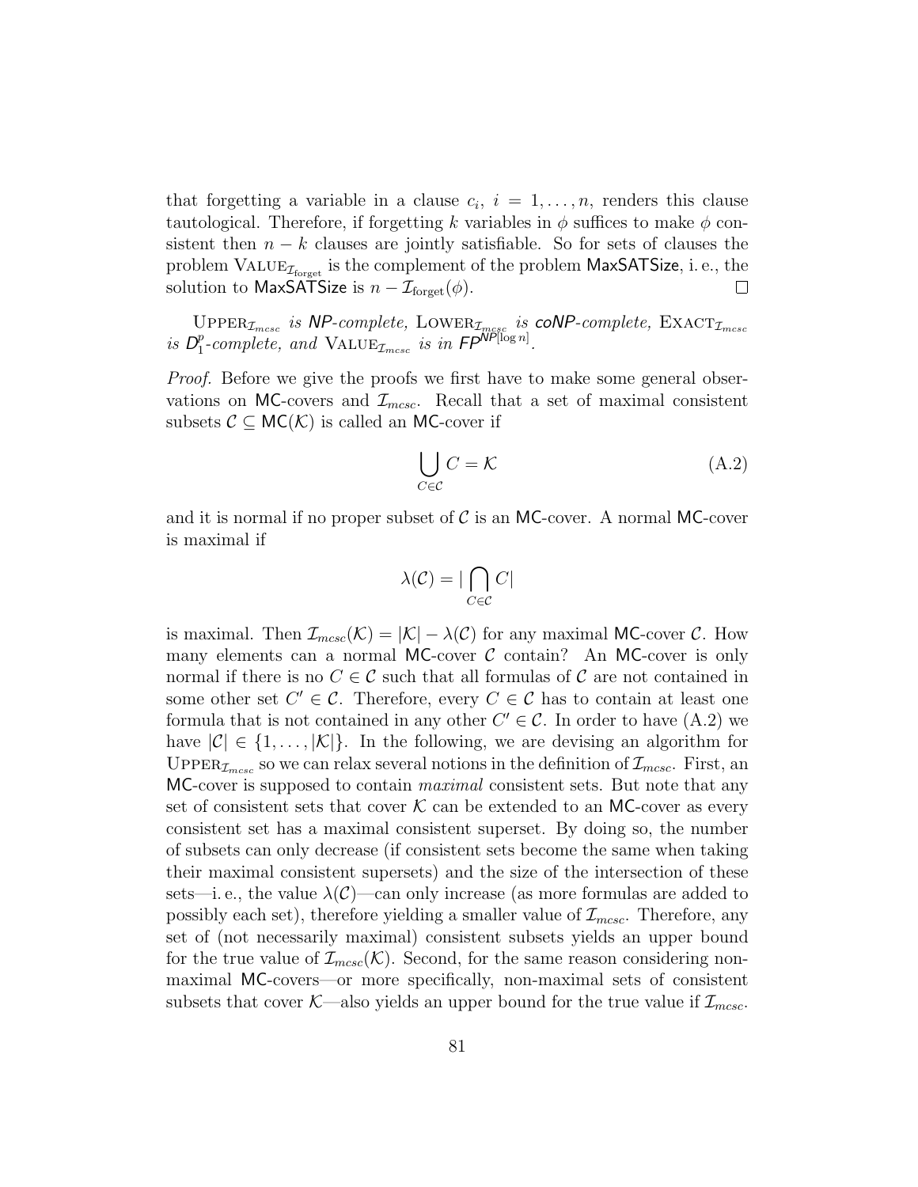that forgetting a variable in a clause $c_i$, $i = 1, \ldots, n$, renders this clause tautological. Therefore, if forgetting $k$ variables in $\phi$ suffices to make $\phi$ consistent then $n - k$ clauses are jointly satisfiable. So for sets of clauses the problem $\textsc{Value}_{\mathcal{I}_{\text{forget}}}$ is the complement of the problem MaxSATSize, i. e., the solution to MaxSATSize is $n - \mathcal{I}_{\text{forget}}(\phi)$. □

$\textsc{Upper}_{\mathcal{I}_{mcsc}}$ *is* **NP**-*complete,* $\textsc{Lower}_{\mathcal{I}_{mcsc}}$ *is* **coNP**-*complete,* $\textsc{Exact}_{\mathcal{I}_{mcsc}}$ *is* $\mathsf{D}_1^p$-*complete, and* $\textsc{Value}_{\mathcal{I}_{mcsc}}$ *is in* $\mathsf{FP}^{\mathsf{NP}[\log n]}$.

*Proof.* Before we give the proofs we first have to make some general observations on MC-covers and $\mathcal{I}_{mcsc}$. Recall that a set of maximal consistent subsets $\mathcal{C} \subseteq \mathsf{MC}(\mathcal{K})$ is called an MC-cover if

$$\bigcup_{C \in \mathcal{C}} C = \mathcal{K} \tag{A.2}$$

and it is normal if no proper subset of $\mathcal{C}$ is an MC-cover. A normal MC-cover is maximal if

$$\lambda(\mathcal{C}) = |\bigcap_{C \in \mathcal{C}} C|$$

is maximal. Then $\mathcal{I}_{mcsc}(\mathcal{K}) = |\mathcal{K}| - \lambda(\mathcal{C})$ for any maximal MC-cover $\mathcal{C}$. How many elements can a normal MC-cover $\mathcal{C}$ contain? An MC-cover is only normal if there is no $C \in \mathcal{C}$ such that all formulas of $\mathcal{C}$ are not contained in some other set $C' \in \mathcal{C}$. Therefore, every $C \in \mathcal{C}$ has to contain at least one formula that is not contained in any other $C' \in \mathcal{C}$. In order to have (A.2) we have $|\mathcal{C}| \in \{1, \ldots, |\mathcal{K}|\}$. In the following, we are devising an algorithm for $\textsc{Upper}_{\mathcal{I}_{mcsc}}$ so we can relax several notions in the definition of $\mathcal{I}_{mcsc}$. First, an MC-cover is supposed to contain *maximal* consistent sets. But note that any set of consistent sets that cover $\mathcal{K}$ can be extended to an MC-cover as every consistent set has a maximal consistent superset. By doing so, the number of subsets can only decrease (if consistent sets become the same when taking their maximal consistent supersets) and the size of the intersection of these sets—i. e., the value $\lambda(\mathcal{C})$—can only increase (as more formulas are added to possibly each set), therefore yielding a smaller value of $\mathcal{I}_{mcsc}$. Therefore, any set of (not necessarily maximal) consistent subsets yields an upper bound for the true value of $\mathcal{I}_{mcsc}(\mathcal{K})$. Second, for the same reason considering non-maximal MC-covers—or more specifically, non-maximal sets of consistent subsets that cover $\mathcal{K}$—also yields an upper bound for the true value if $\mathcal{I}_{mcsc}$.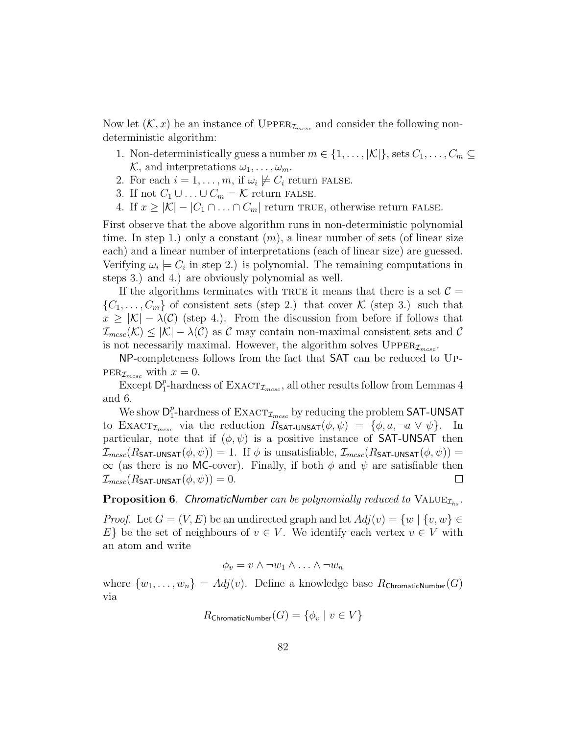Now let $(\mathcal{K}, x)$ be an instance of $\textsc{Upper}_{\mathcal{I}_{mcsc}}$ and consider the following non-deterministic algorithm:

1. Non-deterministically guess a number $m \in \{1, \ldots, |\mathcal{K}|\}$, sets $C_1, \ldots, C_m \subseteq \mathcal{K}$, and interpretations $\omega_1, \ldots, \omega_m$.
2. For each $i = 1, \ldots, m$, if $\omega_i \not\models C_i$ return FALSE.
3. If not $C_1 \cup \ldots \cup C_m = \mathcal{K}$ return FALSE.
4. If $x \geq |\mathcal{K}| - |C_1 \cap \ldots \cap C_m|$ return TRUE, otherwise return FALSE.

First observe that the above algorithm runs in non-deterministic polynomial time. In step 1.) only a constant ($m$), a linear number of sets (of linear size each) and a linear number of interpretations (each of linear size) are guessed. Verifying $\omega_i \models C_i$ in step 2.) is polynomial. The remaining computations in steps 3.) and 4.) are obviously polynomial as well.

If the algorithms terminates with TRUE it means that there is a set $\mathcal{C} = \{C_1, \ldots, C_m\}$ of consistent sets (step 2.) that cover $\mathcal{K}$ (step 3.) such that $x \geq |\mathcal{K}| - \lambda(\mathcal{C})$ (step 4.). From the discussion from before if follows that $\mathcal{I}_{mcsc}(\mathcal{K}) \leq |\mathcal{K}| - \lambda(\mathcal{C})$ as $\mathcal{C}$ may contain non-maximal consistent sets and $\mathcal{C}$ is not necessarily maximal. However, the algorithm solves $\textsc{Upper}_{\mathcal{I}_{mcsc}}$.

NP-completeness follows from the fact that SAT can be reduced to $\textsc{Upper}_{\mathcal{I}_{mcsc}}$ with $x = 0$.

Except $\mathsf{D}_1^p$-hardness of $\textsc{Exact}_{\mathcal{I}_{mcsc}}$, all other results follow from Lemmas 4 and 6.

We show $\mathsf{D}_1^p$-hardness of $\textsc{Exact}_{\mathcal{I}_{mcsc}}$ by reducing the problem SAT-UNSAT to $\textsc{Exact}_{\mathcal{I}_{mcsc}}$ via the reduction $R_{\textsf{SAT-UNSAT}}(\phi, \psi) = \{\phi, a, \neg a \vee \psi\}$. In particular, note that if $(\phi, \psi)$ is a positive instance of SAT-UNSAT then $\mathcal{I}_{mcsc}(R_{\textsf{SAT-UNSAT}}(\phi, \psi)) = 1$. If $\phi$ is unsatisfiable, $\mathcal{I}_{mcsc}(R_{\textsf{SAT-UNSAT}}(\phi, \psi)) = \infty$ (as there is no MC-cover). Finally, if both $\phi$ and $\psi$ are satisfiable then $\mathcal{I}_{mcsc}(R_{\textsf{SAT-UNSAT}}(\phi, \psi)) = 0$. □

**Proposition 6**. *ChromaticNumber can be polynomially reduced to* $\textsc{Value}_{\mathcal{I}_{hs}}$.

*Proof.* Let $G = (V, E)$ be an undirected graph and let $Adj(v) = \{w \mid \{v, w\} \in E\}$ be the set of neighbours of $v \in V$. We identify each vertex $v \in V$ with an atom and write

$$\phi_v = v \wedge \neg w_1 \wedge \ldots \wedge \neg w_n$$

where $\{w_1, \ldots, w_n\} = Adj(v)$. Define a knowledge base $R_{\textsf{ChromaticNumber}}(G)$ via

$$R_{\textsf{ChromaticNumber}}(G) = \{\phi_v \mid v \in V\}$$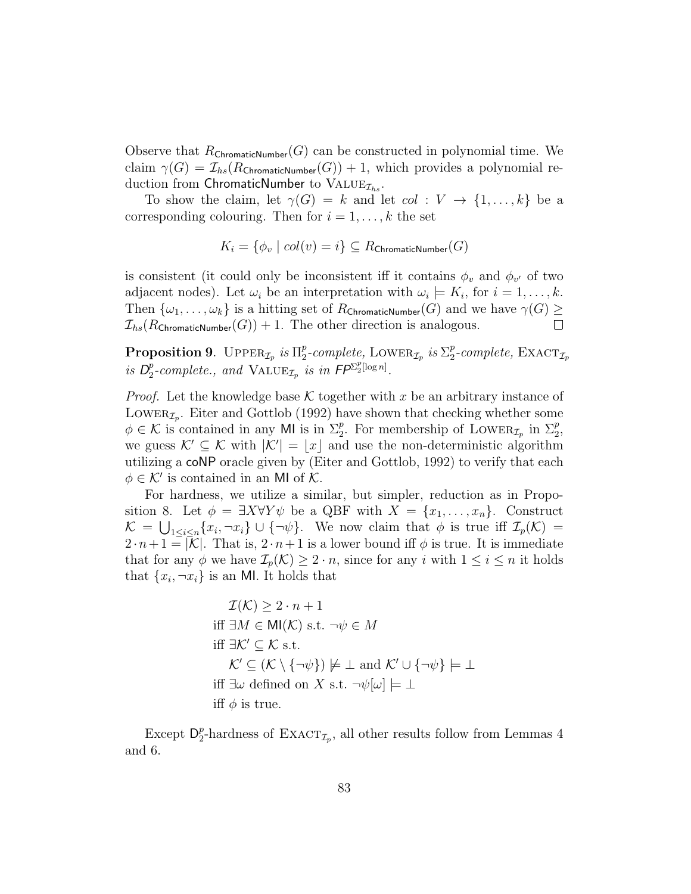Observe that $R_{\mathsf{ChromaticNumber}}(G)$ can be constructed in polynomial time. We claim $\gamma(G) = \mathcal{I}_{hs}(R_{\mathsf{ChromaticNumber}}(G)) + 1$, which provides a polynomial reduction from $\mathsf{ChromaticNumber}$ to $\textsc{Value}_{\mathcal{I}_{hs}}$.

To show the claim, let $\gamma(G) = k$ and let $col : V \to \{1, \ldots, k\}$ be a corresponding colouring. Then for $i = 1, \ldots, k$ the set

$$K_i = \{\phi_v \mid col(v) = i\} \subseteq R_{\mathsf{ChromaticNumber}}(G)$$

is consistent (it could only be inconsistent iff it contains $\phi_v$ and $\phi_{v'}$ of two adjacent nodes). Let $\omega_i$ be an interpretation with $\omega_i \models K_i$, for $i = 1, \ldots, k$. Then $\{\omega_1, \ldots, \omega_k\}$ is a hitting set of $R_{\mathsf{ChromaticNumber}}(G)$ and we have $\gamma(G) \geq \mathcal{I}_{hs}(R_{\mathsf{ChromaticNumber}}(G)) + 1$. The other direction is analogous. $\square$

**Proposition 9**. *$\textsc{Upper}_{\mathcal{I}_p}$ is $\Pi_2^p$-complete, $\textsc{Lower}_{\mathcal{I}_p}$ is $\Sigma_2^p$-complete, $\textsc{Exact}_{\mathcal{I}_p}$ is $\mathsf{D}_2^p$-complete., and $\textsc{Value}_{\mathcal{I}_p}$ is in $\mathsf{FP}^{\Sigma_2^p[\log n]}$.*

*Proof.* Let the knowledge base $\mathcal{K}$ together with $x$ be an arbitrary instance of $\textsc{Lower}_{\mathcal{I}_p}$. Eiter and Gottlob (1992) have shown that checking whether some $\phi \in \mathcal{K}$ is contained in any $\mathsf{MI}$ is in $\Sigma_2^p$. For membership of $\textsc{Lower}_{\mathcal{I}_p}$ in $\Sigma_2^p$, we guess $\mathcal{K}' \subseteq \mathcal{K}$ with $|\mathcal{K}'| = \lfloor x \rfloor$ and use the non-deterministic algorithm utilizing a $\mathsf{coNP}$ oracle given by (Eiter and Gottlob, 1992) to verify that each $\phi \in \mathcal{K}'$ is contained in an $\mathsf{MI}$ of $\mathcal{K}$.

For hardness, we utilize a similar, but simpler, reduction as in Proposition 8. Let $\phi = \exists X \forall Y \psi$ be a QBF with $X = \{x_1, \ldots, x_n\}$. Construct $\mathcal{K} = \bigcup_{1 \leq i \leq n} \{x_i, \neg x_i\} \cup \{\neg \psi\}$. We now claim that $\phi$ is true iff $\mathcal{I}_p(\mathcal{K}) = 2 \cdot n + 1 = |\mathcal{K}|$. That is, $2 \cdot n + 1$ is a lower bound iff $\phi$ is true. It is immediate that for any $\phi$ we have $\mathcal{I}_p(\mathcal{K}) \geq 2 \cdot n$, since for any $i$ with $1 \leq i \leq n$ it holds that $\{x_i, \neg x_i\}$ is an $\mathsf{MI}$. It holds that

$$\begin{aligned}
&\mathcal{I}(\mathcal{K}) \geq 2 \cdot n + 1 \\
&\text{iff } \exists M \in \mathsf{MI}(\mathcal{K}) \text{ s.t. } \neg\psi \in M \\
&\text{iff } \exists \mathcal{K}' \subseteq \mathcal{K} \text{ s.t.} \\
&\quad \mathcal{K}' \subseteq (\mathcal{K} \setminus \{\neg\psi\}) \not\models \bot \text{ and } \mathcal{K}' \cup \{\neg\psi\} \models \bot \\
&\text{iff } \exists \omega \text{ defined on } X \text{ s.t. } \neg\psi[\omega] \models \bot \\
&\text{iff } \phi \text{ is true.}
\end{aligned}$$

Except $\mathsf{D}_2^p$-hardness of $\textsc{Exact}_{\mathcal{I}_p}$, all other results follow from Lemmas 4 and 6.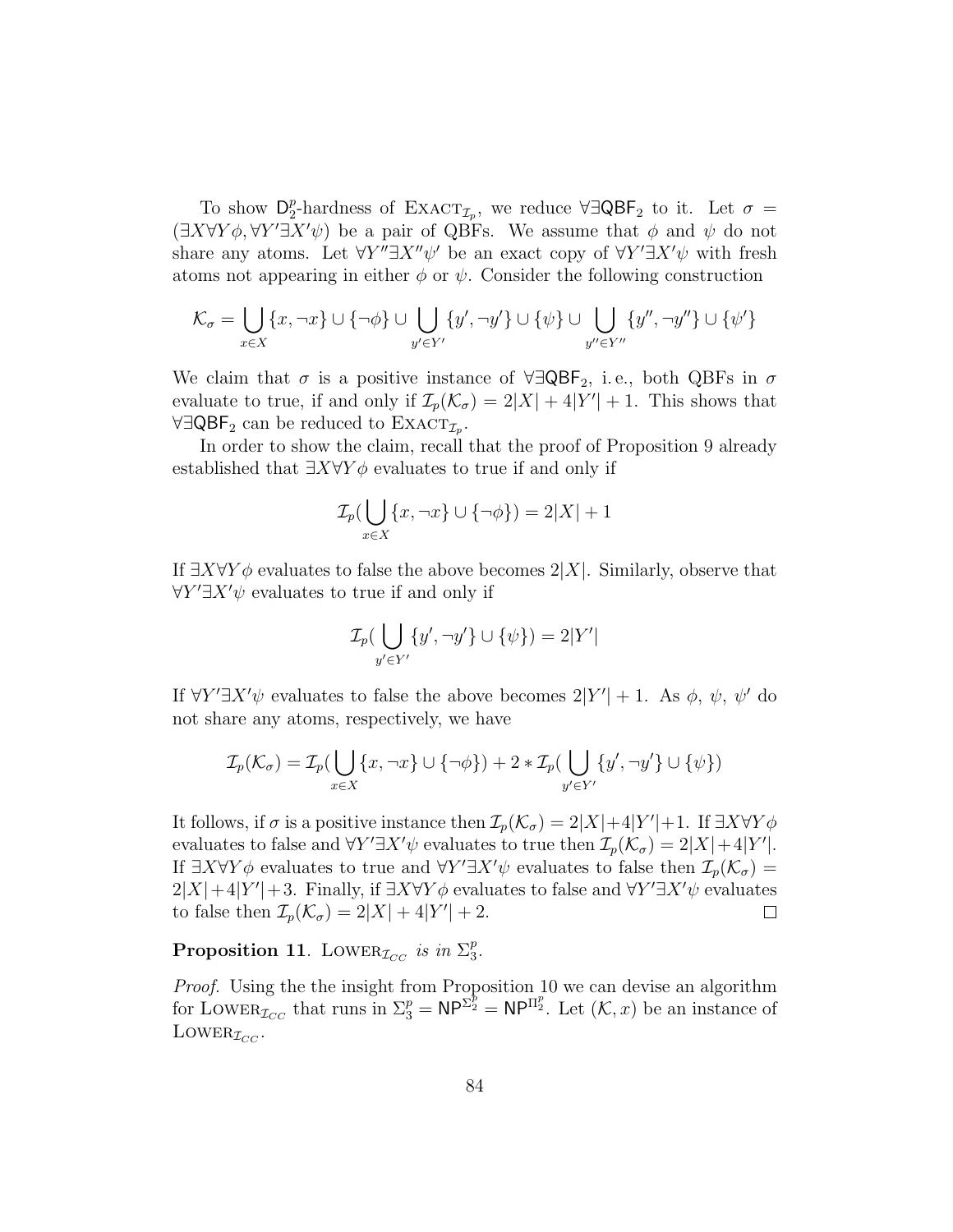To show $\mathsf{D}_2^p$-hardness of $\textsc{Exact}_{\mathcal{I}_p}$, we reduce $\forall\exists\mathsf{QBF}_2$ to it. Let $\sigma = (\exists X \forall Y \phi, \forall Y' \exists X' \psi)$ be a pair of QBFs. We assume that $\phi$ and $\psi$ do not share any atoms. Let $\forall Y'' \exists X'' \psi'$ be an exact copy of $\forall Y' \exists X' \psi$ with fresh atoms not appearing in either $\phi$ or $\psi$. Consider the following construction

$$\mathcal{K}_\sigma = \bigcup_{x \in X} \{x, \neg x\} \cup \{\neg \phi\} \cup \bigcup_{y' \in Y'} \{y', \neg y'\} \cup \{\psi\} \cup \bigcup_{y'' \in Y''} \{y'', \neg y''\} \cup \{\psi'\}$$

We claim that $\sigma$ is a positive instance of $\forall\exists\mathsf{QBF}_2$, i.e., both QBFs in $\sigma$ evaluate to true, if and only if $\mathcal{I}_p(\mathcal{K}_\sigma) = 2|X| + 4|Y'| + 1$. This shows that $\forall\exists\mathsf{QBF}_2$ can be reduced to $\textsc{Exact}_{\mathcal{I}_p}$.

In order to show the claim, recall that the proof of Proposition 9 already established that $\exists X \forall Y \phi$ evaluates to true if and only if

$$\mathcal{I}_p\Big(\bigcup_{x \in X} \{x, \neg x\} \cup \{\neg \phi\}\Big) = 2|X| + 1$$

If $\exists X \forall Y \phi$ evaluates to false the above becomes $2|X|$. Similarly, observe that $\forall Y' \exists X' \psi$ evaluates to true if and only if

$$\mathcal{I}_p\Big(\bigcup_{y' \in Y'} \{y', \neg y'\} \cup \{\psi\}\Big) = 2|Y'|$$

If $\forall Y' \exists X' \psi$ evaluates to false the above becomes $2|Y'| + 1$. As $\phi$, $\psi$, $\psi'$ do not share any atoms, respectively, we have

$$\mathcal{I}_p(\mathcal{K}_\sigma) = \mathcal{I}_p\Big(\bigcup_{x \in X} \{x, \neg x\} \cup \{\neg \phi\}\Big) + 2 * \mathcal{I}_p\Big(\bigcup_{y' \in Y'} \{y', \neg y'\} \cup \{\psi\}\Big)$$

It follows, if $\sigma$ is a positive instance then $\mathcal{I}_p(\mathcal{K}_\sigma) = 2|X| + 4|Y'| + 1$. If $\exists X \forall Y \phi$ evaluates to false and $\forall Y' \exists X' \psi$ evaluates to true then $\mathcal{I}_p(\mathcal{K}_\sigma) = 2|X| + 4|Y'|$. If $\exists X \forall Y \phi$ evaluates to true and $\forall Y' \exists X' \psi$ evaluates to false then $\mathcal{I}_p(\mathcal{K}_\sigma) = 2|X| + 4|Y'| + 3$. Finally, if $\exists X \forall Y \phi$ evaluates to false and $\forall Y' \exists X' \psi$ evaluates to false then $\mathcal{I}_p(\mathcal{K}_\sigma) = 2|X| + 4|Y'| + 2$. $\square$

**Proposition 11**. $\textsc{Lower}_{\mathcal{I}_{CC}}$ *is in* $\Sigma_3^p$.

*Proof.* Using the the insight from Proposition 10 we can devise an algorithm for $\textsc{Lower}_{\mathcal{I}_{CC}}$ that runs in $\Sigma_3^p = \mathsf{NP}^{\Sigma_2^p} = \mathsf{NP}^{\Pi_2^p}$. Let $(\mathcal{K}, x)$ be an instance of $\textsc{Lower}_{\mathcal{I}_{CC}}$.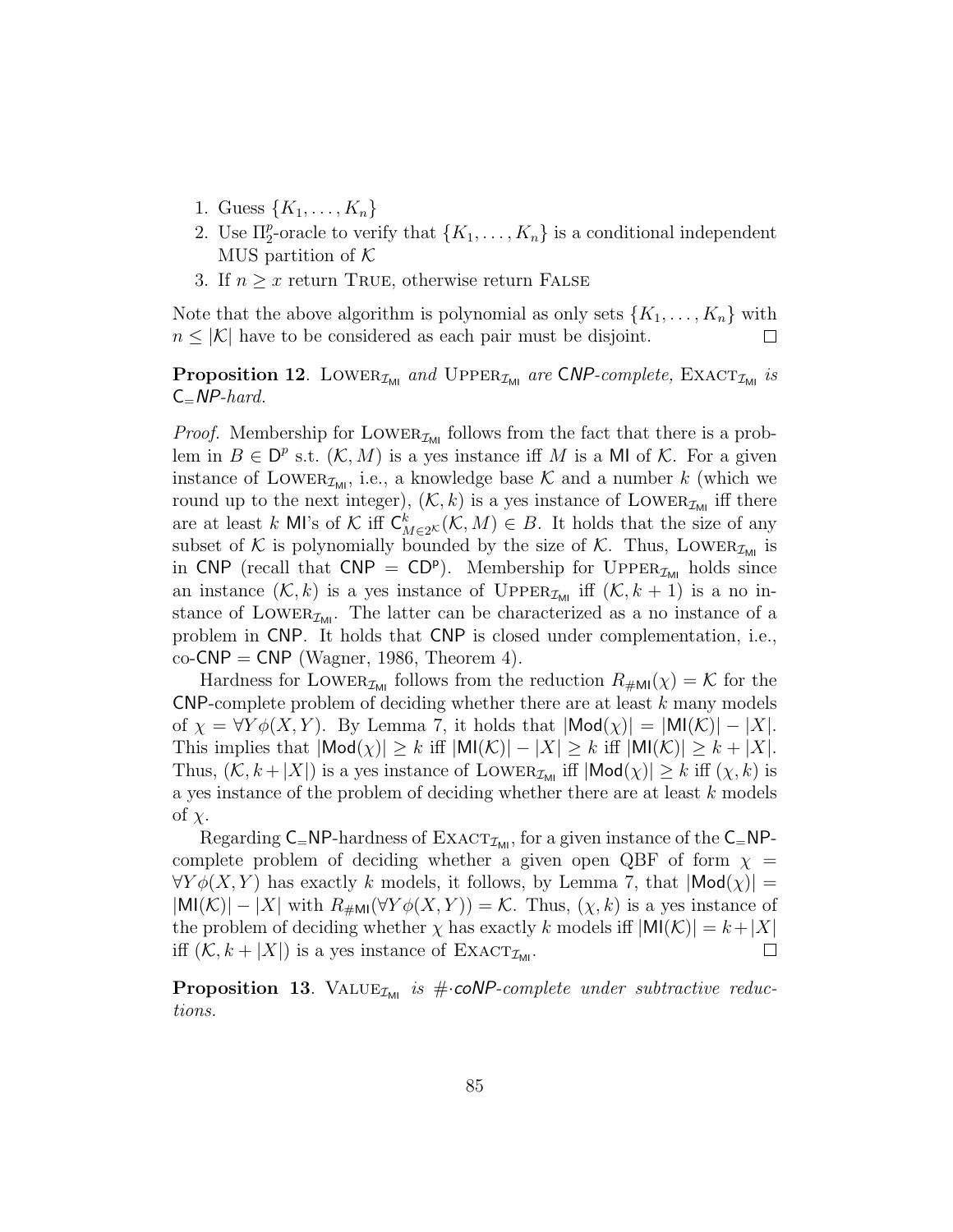1. Guess $\{K_1, \ldots, K_n\}$
2. Use $\Pi_2^p$-oracle to verify that $\{K_1, \ldots, K_n\}$ is a conditional independent MUS partition of $\mathcal{K}$
3. If $n \geq x$ return True, otherwise return False

Note that the above algorithm is polynomial as only sets $\{K_1, \ldots, K_n\}$ with $n \leq |\mathcal{K}|$ have to be considered as each pair must be disjoint. □

**Proposition 12**. Lower$_{\mathcal{I}_{\mathsf{MI}}}$ *and* Upper$_{\mathcal{I}_{\mathsf{MI}}}$ *are* $\mathsf{CNP}$*-complete,* Exact$_{\mathcal{I}_{\mathsf{MI}}}$ *is* $\mathsf{C_{=}NP}$*-hard.*

*Proof.* Membership for Lower$_{\mathcal{I}_{\mathsf{MI}}}$ follows from the fact that there is a problem in $B \in \mathsf{D}^p$ s.t. $(\mathcal{K}, M)$ is a yes instance iff $M$ is a $\mathsf{MI}$ of $\mathcal{K}$. For a given instance of Lower$_{\mathcal{I}_{\mathsf{MI}}}$, i.e., a knowledge base $\mathcal{K}$ and a number $k$ (which we round up to the next integer), $(\mathcal{K}, k)$ is a yes instance of Lower$_{\mathcal{I}_{\mathsf{MI}}}$ iff there are at least $k$ $\mathsf{MI}$'s of $\mathcal{K}$ iff $\mathsf{C}^k_{M \in 2^{\mathcal{K}}}(\mathcal{K}, M) \in B$. It holds that the size of any subset of $\mathcal{K}$ is polynomially bounded by the size of $\mathcal{K}$. Thus, Lower$_{\mathcal{I}_{\mathsf{MI}}}$ is in $\mathsf{CNP}$ (recall that $\mathsf{CNP} = \mathsf{CD^p}$). Membership for Upper$_{\mathcal{I}_{\mathsf{MI}}}$ holds since an instance $(\mathcal{K}, k)$ is a yes instance of Upper$_{\mathcal{I}_{\mathsf{MI}}}$ iff $(\mathcal{K}, k+1)$ is a no instance of Lower$_{\mathcal{I}_{\mathsf{MI}}}$. The latter can be characterized as a no instance of a problem in $\mathsf{CNP}$. It holds that $\mathsf{CNP}$ is closed under complementation, i.e., co-$\mathsf{CNP} = \mathsf{CNP}$ (Wagner, 1986, Theorem 4).

Hardness for Lower$_{\mathcal{I}_{\mathsf{MI}}}$ follows from the reduction $R_{\#\mathsf{MI}}(\chi) = \mathcal{K}$ for the $\mathsf{CNP}$-complete problem of deciding whether there are at least $k$ many models of $\chi = \forall Y \phi(X, Y)$. By Lemma 7, it holds that $|\mathsf{Mod}(\chi)| = |\mathsf{MI}(\mathcal{K})| - |X|$. This implies that $|\mathsf{Mod}(\chi)| \geq k$ iff $|\mathsf{MI}(\mathcal{K})| - |X| \geq k$ iff $|\mathsf{MI}(\mathcal{K})| \geq k + |X|$. Thus, $(\mathcal{K}, k+|X|)$ is a yes instance of Lower$_{\mathcal{I}_{\mathsf{MI}}}$ iff $|\mathsf{Mod}(\chi)| \geq k$ iff $(\chi, k)$ is a yes instance of the problem of deciding whether there are at least $k$ models of $\chi$.

Regarding $\mathsf{C_{=}NP}$-hardness of Exact$_{\mathcal{I}_{\mathsf{MI}}}$, for a given instance of the $\mathsf{C_{=}NP}$-complete problem of deciding whether a given open QBF of form $\chi = \forall Y \phi(X, Y)$ has exactly $k$ models, it follows, by Lemma 7, that $|\mathsf{Mod}(\chi)| = |\mathsf{MI}(\mathcal{K})| - |X|$ with $R_{\#\mathsf{MI}}(\forall Y \phi(X, Y)) = \mathcal{K}$. Thus, $(\chi, k)$ is a yes instance of the problem of deciding whether $\chi$ has exactly $k$ models iff $|\mathsf{MI}(\mathcal{K})| = k + |X|$ iff $(\mathcal{K}, k+|X|)$ is a yes instance of Exact$_{\mathcal{I}_{\mathsf{MI}}}$. □

**Proposition 13**. Value$_{\mathcal{I}_{\mathsf{MI}}}$ *is* $\#\cdot\mathsf{coNP}$*-complete under subtractive reductions.*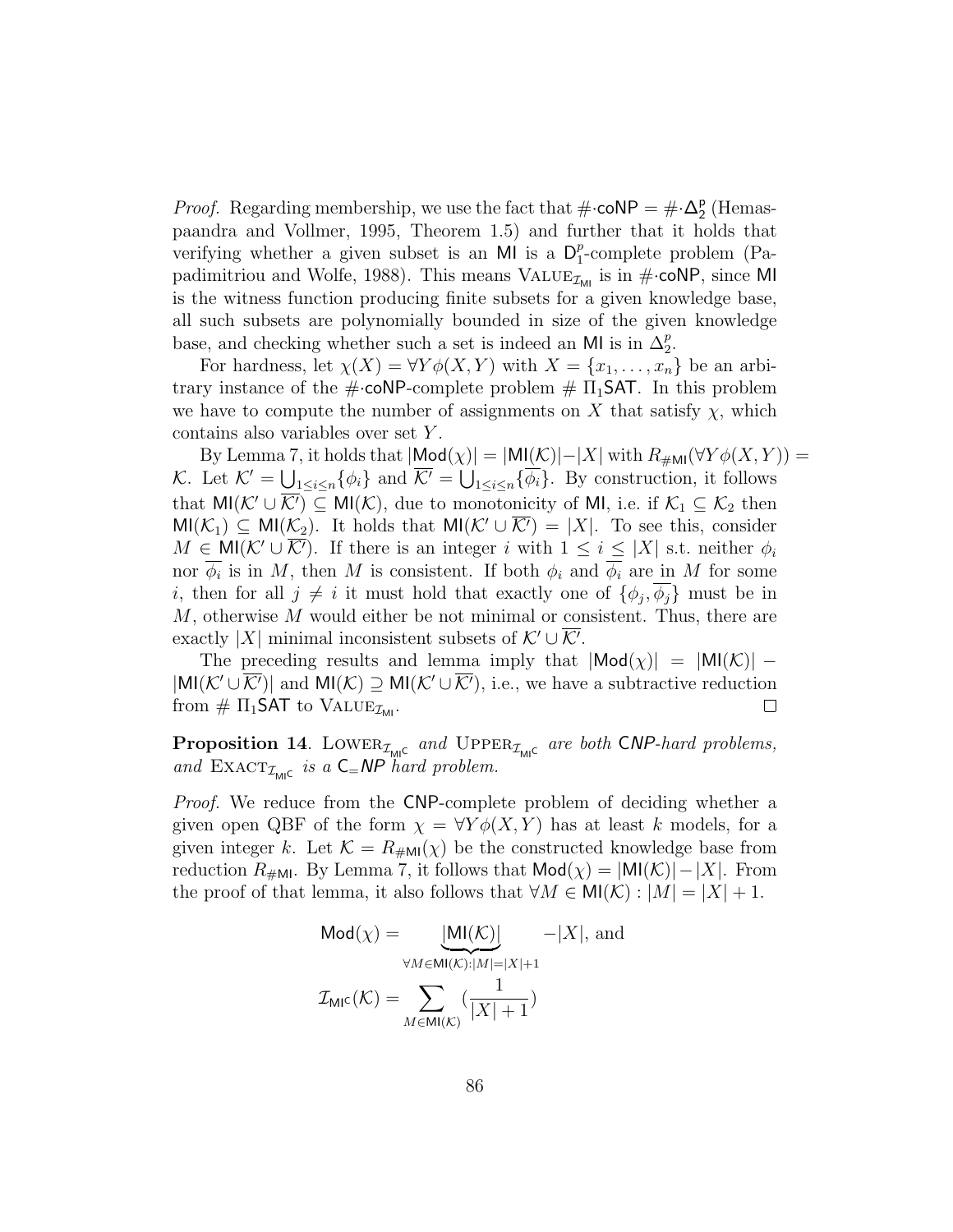*Proof.* Regarding membership, we use the fact that $\#\cdot\mathsf{coNP} = \#\cdot\Delta_2^{\mathsf{p}}$ (Hemaspaandra and Vollmer, 1995, Theorem 1.5) and further that it holds that verifying whether a given subset is an $\mathsf{MI}$ is a $\mathsf{D}_1^p$-complete problem (Papadimitriou and Wolfe, 1988). This means $\textsc{Value}_{\mathcal{I}_{\mathsf{MI}}}$ is in $\#\cdot\mathsf{coNP}$, since $\mathsf{MI}$ is the witness function producing finite subsets for a given knowledge base, all such subsets are polynomially bounded in size of the given knowledge base, and checking whether such a set is indeed an $\mathsf{MI}$ is in $\Delta_2^p$.

For hardness, let $\chi(X) = \forall Y \phi(X,Y)$ with $X = \{x_1, \ldots, x_n\}$ be an arbitrary instance of the $\#\cdot\mathsf{coNP}$-complete problem $\#\ \Pi_1\mathsf{SAT}$. In this problem we have to compute the number of assignments on $X$ that satisfy $\chi$, which contains also variables over set $Y$.

By Lemma 7, it holds that $|\mathsf{Mod}(\chi)| = |\mathsf{MI}(\mathcal{K})| - |X|$ with $R_{\#\mathsf{MI}}(\forall Y \phi(X,Y)) = \mathcal{K}$. Let $\mathcal{K}' = \bigcup_{1 \leq i \leq n} \{\phi_i\}$ and $\overline{\mathcal{K}'} = \bigcup_{1 \leq i \leq n} \{\overline{\phi_i}\}$. By construction, it follows that $\mathsf{MI}(\mathcal{K}' \cup \overline{\mathcal{K}'}) \subseteq \mathsf{MI}(\mathcal{K})$, due to monotonicity of $\mathsf{MI}$, i.e. if $\mathcal{K}_1 \subseteq \mathcal{K}_2$ then $\mathsf{MI}(\mathcal{K}_1) \subseteq \mathsf{MI}(\mathcal{K}_2)$. It holds that $\mathsf{MI}(\mathcal{K}' \cup \overline{\mathcal{K}'}) = |X|$. To see this, consider $M \in \mathsf{MI}(\mathcal{K}' \cup \overline{\mathcal{K}'})$. If there is an integer $i$ with $1 \leq i \leq |X|$ s.t. neither $\phi_i$ nor $\overline{\phi_i}$ is in $M$, then $M$ is consistent. If both $\phi_i$ and $\overline{\phi_i}$ are in $M$ for some $i$, then for all $j \neq i$ it must hold that exactly one of $\{\phi_j, \overline{\phi_j}\}$ must be in $M$, otherwise $M$ would either be not minimal or consistent. Thus, there are exactly $|X|$ minimal inconsistent subsets of $\mathcal{K}' \cup \overline{\mathcal{K}'}$.

The preceding results and lemma imply that $|\mathsf{Mod}(\chi)| = |\mathsf{MI}(\mathcal{K})| - |\mathsf{MI}(\mathcal{K}' \cup \overline{\mathcal{K}'})|$ and $\mathsf{MI}(\mathcal{K}) \supseteq \mathsf{MI}(\mathcal{K}' \cup \overline{\mathcal{K}'})$, i.e., we have a subtractive reduction from $\#\ \Pi_1\mathsf{SAT}$ to $\textsc{Value}_{\mathcal{I}_{\mathsf{MI}}}$. $\square$

**Proposition 14**. *$\textsc{Lower}_{\mathcal{I}_{\mathsf{MI^C}}}$ and $\textsc{Upper}_{\mathcal{I}_{\mathsf{MI^C}}}$ are both $\mathsf{CNP}$-hard problems, and $\textsc{Exact}_{\mathcal{I}_{\mathsf{MI^C}}}$ is a $\mathsf{C_=NP}$ hard problem.*

*Proof.* We reduce from the $\mathsf{CNP}$-complete problem of deciding whether a given open QBF of the form $\chi = \forall Y \phi(X,Y)$ has at least $k$ models, for a given integer $k$. Let $\mathcal{K} = R_{\#\mathsf{MI}}(\chi)$ be the constructed knowledge base from reduction $R_{\#\mathsf{MI}}$. By Lemma 7, it follows that $\mathsf{Mod}(\chi) = |\mathsf{MI}(\mathcal{K})| - |X|$. From the proof of that lemma, it also follows that $\forall M \in \mathsf{MI}(\mathcal{K}) : |M| = |X| + 1$.

$$\mathsf{Mod}(\chi) = \underbrace{|\mathsf{MI}(\mathcal{K})|}_{\forall M \in \mathsf{MI}(\mathcal{K}):|M|=|X|+1} - |X|, \text{ and}$$

$$\mathcal{I}_{\mathsf{MI^C}}(\mathcal{K}) = \sum_{M \in \mathsf{MI}(\mathcal{K})} \left(\frac{1}{|X|+1}\right)$$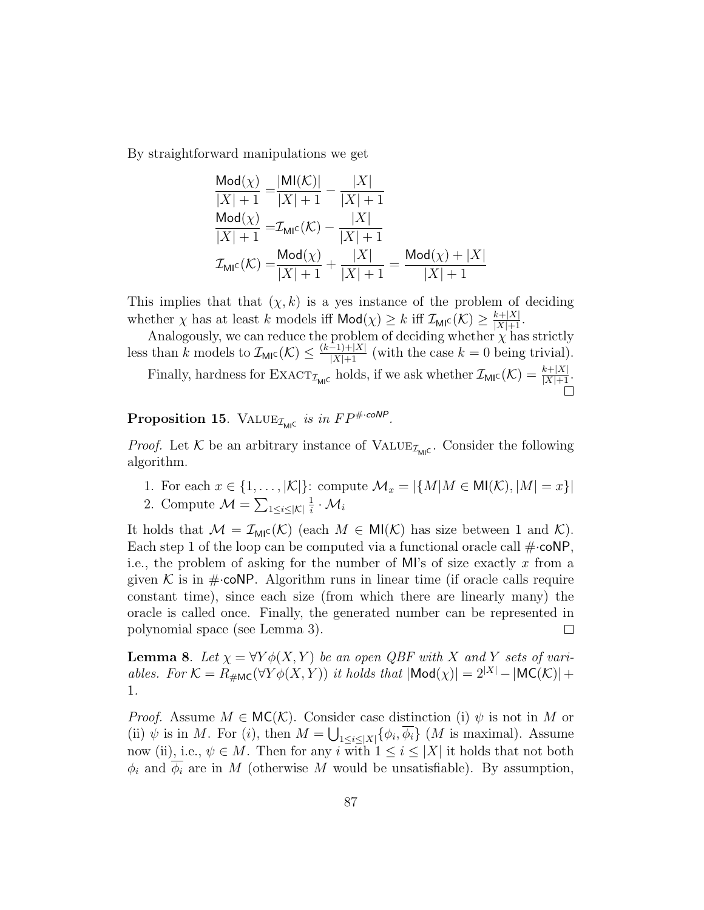By straightforward manipulations we get

$$
\begin{aligned}
\frac{\mathsf{Mod}(\chi)}{|X|+1} &= \frac{|\mathsf{MI}(\mathcal{K})|}{|X|+1} - \frac{|X|}{|X|+1} \\
\frac{\mathsf{Mod}(\chi)}{|X|+1} &= \mathcal{I}_{\mathsf{MI}^{\mathsf{C}}}(\mathcal{K}) - \frac{|X|}{|X|+1} \\
\mathcal{I}_{\mathsf{MI}^{\mathsf{C}}}(\mathcal{K}) &= \frac{\mathsf{Mod}(\chi)}{|X|+1} + \frac{|X|}{|X|+1} = \frac{\mathsf{Mod}(\chi)+|X|}{|X|+1}
\end{aligned}
$$

This implies that that $(\chi, k)$ is a yes instance of the problem of deciding whether $\chi$ has at least $k$ models iff $\mathsf{Mod}(\chi) \geq k$ iff $\mathcal{I}_{\mathsf{MI}^{\mathsf{C}}}(\mathcal{K}) \geq \frac{k+|X|}{|X|+1}$.

Analogously, we can reduce the problem of deciding whether $\chi$ has strictly less than $k$ models to $\mathcal{I}_{\mathsf{MI}^{\mathsf{C}}}(\mathcal{K}) \leq \frac{(k-1)+|X|}{|X|+1}$ (with the case $k=0$ being trivial).

Finally, hardness for $\textsc{Exact}_{\mathcal{I}_{\mathsf{MI}^{\mathsf{C}}}}$ holds, if we ask whether $\mathcal{I}_{\mathsf{MI}^{\mathsf{C}}}(\mathcal{K}) = \frac{k+|X|}{|X|+1}$. □

**Proposition 15**. *$\textsc{Value}_{\mathcal{I}_{\mathsf{MI}^{\mathsf{C}}}}$ is in $FP^{\#\cdot\mathsf{coNP}}$.*

*Proof.* Let $\mathcal{K}$ be an arbitrary instance of $\textsc{Value}_{\mathcal{I}_{\mathsf{MI}^{\mathsf{C}}}}$. Consider the following algorithm.

1. For each $x \in \{1, \ldots, |\mathcal{K}|\}$: compute $\mathcal{M}_x = |\{M | M \in \mathsf{MI}(\mathcal{K}), |M| = x\}|$
2. Compute $\mathcal{M} = \sum_{1 \leq i \leq |\mathcal{K}|} \frac{1}{i} \cdot \mathcal{M}_i$

It holds that $\mathcal{M} = \mathcal{I}_{\mathsf{MI}^{\mathsf{C}}}(\mathcal{K})$ (each $M \in \mathsf{MI}(\mathcal{K})$ has size between 1 and $\mathcal{K}$). Each step 1 of the loop can be computed via a functional oracle call $\#\cdot\mathsf{coNP}$, i.e., the problem of asking for the number of $\mathsf{MI}$'s of size exactly $x$ from a given $\mathcal{K}$ is in $\#\cdot\mathsf{coNP}$. Algorithm runs in linear time (if oracle calls require constant time), since each size (from which there are linearly many) the oracle is called once. Finally, the generated number can be represented in polynomial space (see Lemma 3). □

**Lemma 8**. *Let $\chi = \forall Y \phi(X, Y)$ be an open QBF with $X$ and $Y$ sets of variables. For $\mathcal{K} = R_{\#\mathsf{MC}}(\forall Y \phi(X, Y))$ it holds that $|\mathsf{Mod}(\chi)| = 2^{|X|} - |\mathsf{MC}(\mathcal{K})| + 1$.*

*Proof.* Assume $M \in \mathsf{MC}(\mathcal{K})$. Consider case distinction (i) $\psi$ is not in $M$ or (ii) $\psi$ is in $M$. For $(i)$, then $M = \bigcup_{1 \leq i \leq |X|} \{\phi_i, \overline{\phi_i}\}$ ($M$ is maximal). Assume now (ii), i.e., $\psi \in M$. Then for any $i$ with $1 \leq i \leq |X|$ it holds that not both $\phi_i$ and $\overline{\phi_i}$ are in $M$ (otherwise $M$ would be unsatisfiable). By assumption,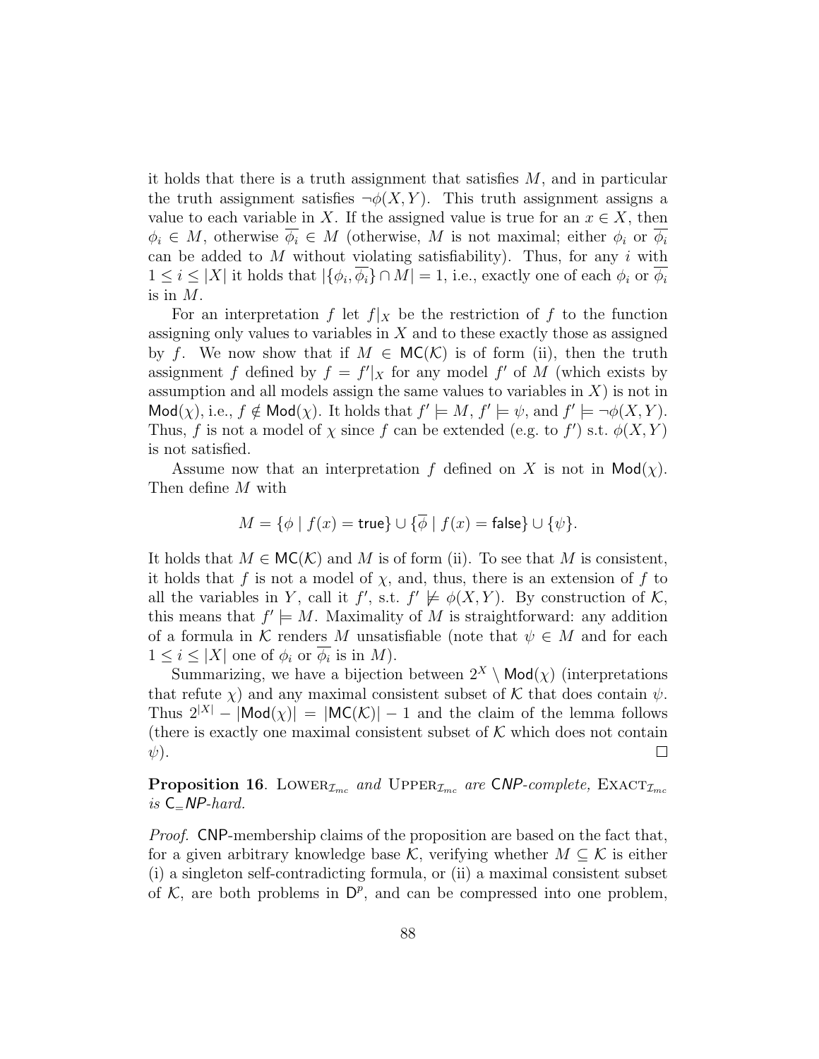it holds that there is a truth assignment that satisfies $M$, and in particular the truth assignment satisfies $\neg\phi(X,Y)$. This truth assignment assigns a value to each variable in $X$. If the assigned value is true for an $x \in X$, then $\phi_i \in M$, otherwise $\overline{\phi_i} \in M$ (otherwise, $M$ is not maximal; either $\phi_i$ or $\overline{\phi_i}$ can be added to $M$ without violating satisfiability). Thus, for any $i$ with $1 \leq i \leq |X|$ it holds that $|\{\phi_i, \overline{\phi_i}\} \cap M| = 1$, i.e., exactly one of each $\phi_i$ or $\overline{\phi_i}$ is in $M$.

For an interpretation $f$ let $f|_X$ be the restriction of $f$ to the function assigning only values to variables in $X$ and to these exactly those as assigned by $f$. We now show that if $M \in \mathsf{MC}(\mathcal{K})$ is of form (ii), then the truth assignment $f$ defined by $f = f'|_X$ for any model $f'$ of $M$ (which exists by assumption and all models assign the same values to variables in $X$) is not in $\mathsf{Mod}(\chi)$, i.e., $f \notin \mathsf{Mod}(\chi)$. It holds that $f' \models M$, $f' \models \psi$, and $f' \models \neg\phi(X,Y)$. Thus, $f$ is not a model of $\chi$ since $f$ can be extended (e.g. to $f'$) s.t. $\phi(X,Y)$ is not satisfied.

Assume now that an interpretation $f$ defined on $X$ is not in $\mathsf{Mod}(\chi)$. Then define $M$ with

$$M = \{\phi \mid f(x) = \mathsf{true}\} \cup \{\overline{\phi} \mid f(x) = \mathsf{false}\} \cup \{\psi\}.$$

It holds that $M \in \mathsf{MC}(\mathcal{K})$ and $M$ is of form (ii). To see that $M$ is consistent, it holds that $f$ is not a model of $\chi$, and, thus, there is an extension of $f$ to all the variables in $Y$, call it $f'$, s.t. $f' \not\models \phi(X,Y)$. By construction of $\mathcal{K}$, this means that $f' \models M$. Maximality of $M$ is straightforward: any addition of a formula in $\mathcal{K}$ renders $M$ unsatisfiable (note that $\psi \in M$ and for each $1 \leq i \leq |X|$ one of $\phi_i$ or $\overline{\phi_i}$ is in $M$).

Summarizing, we have a bijection between $2^X \setminus \mathsf{Mod}(\chi)$ (interpretations that refute $\chi$) and any maximal consistent subset of $\mathcal{K}$ that does contain $\psi$. Thus $2^{|X|} - |\mathsf{Mod}(\chi)| = |\mathsf{MC}(\mathcal{K})| - 1$ and the claim of the lemma follows (there is exactly one maximal consistent subset of $\mathcal{K}$ which does not contain $\psi$). □

**Proposition 16**. *$\textsc{Lower}_{\mathcal{I}_{mc}}$ and $\textsc{Upper}_{\mathcal{I}_{mc}}$ are $\mathsf{CNP}$-complete, $\textsc{Exact}_{\mathcal{I}_{mc}}$ is $\mathsf{C_{=}NP}$-hard.*

*Proof.* $\mathsf{CNP}$-membership claims of the proposition are based on the fact that, for a given arbitrary knowledge base $\mathcal{K}$, verifying whether $M \subseteq \mathcal{K}$ is either (i) a singleton self-contradicting formula, or (ii) a maximal consistent subset of $\mathcal{K}$, are both problems in $\mathsf{D}^p$, and can be compressed into one problem,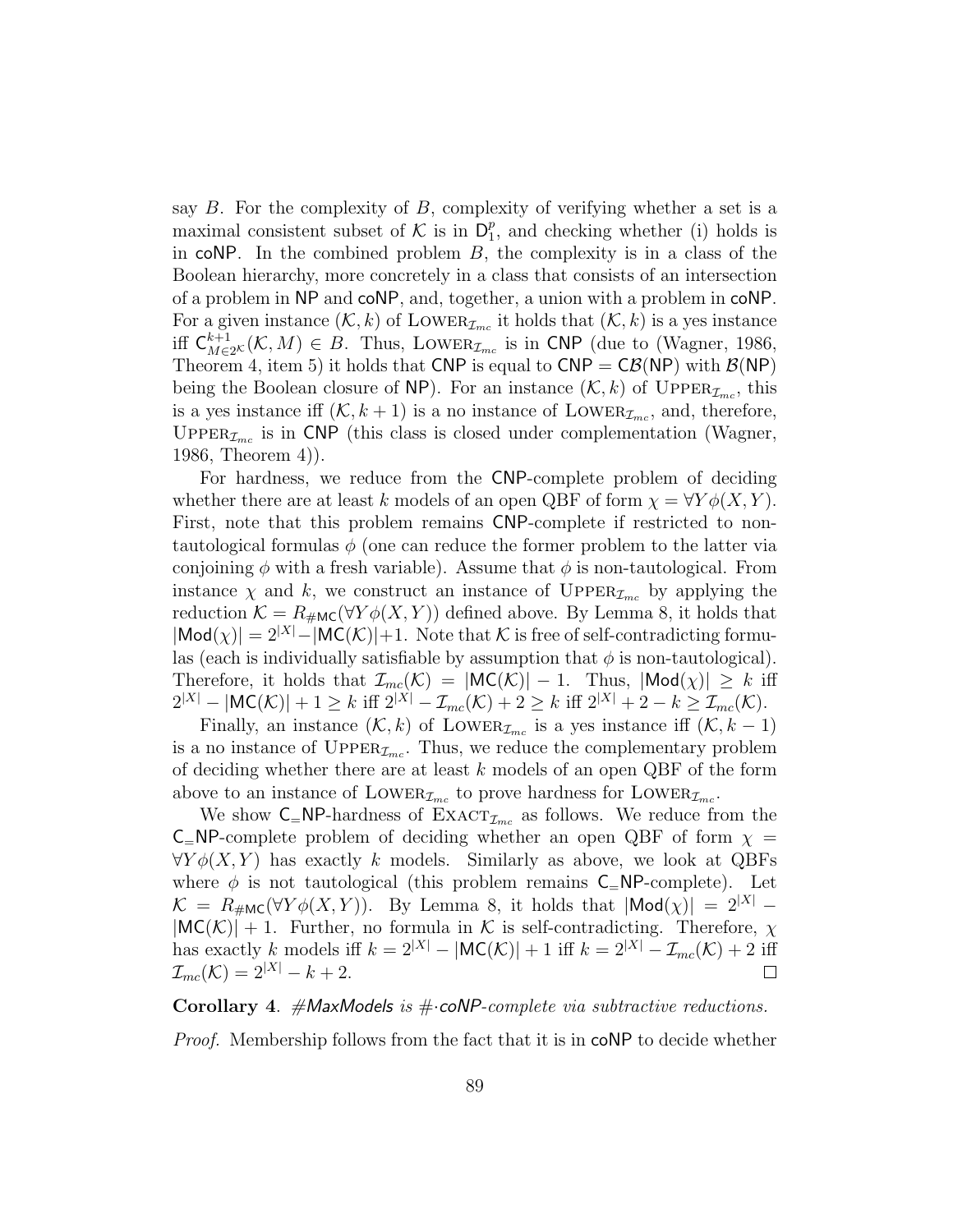say $B$. For the complexity of $B$, complexity of verifying whether a set is a maximal consistent subset of $\mathcal{K}$ is in $\mathsf{D}_1^p$, and checking whether (i) holds is in coNP. In the combined problem $B$, the complexity is in a class of the Boolean hierarchy, more concretely in a class that consists of an intersection of a problem in NP and coNP, and, together, a union with a problem in coNP. For a given instance $(\mathcal{K}, k)$ of $\text{Lower}_{\mathcal{I}_{mc}}$ it holds that $(\mathcal{K}, k)$ is a yes instance iff $\mathsf{C}^{k+1}_{M \in 2^{\mathcal{K}}}(\mathcal{K}, M) \in B$. Thus, $\text{Lower}_{\mathcal{I}_{mc}}$ is in CNP (due to (Wagner, 1986, Theorem 4, item 5) it holds that CNP is equal to $\mathsf{CNP} = \mathsf{C}\mathcal{B}(\mathsf{NP})$ with $\mathcal{B}(\mathsf{NP})$ being the Boolean closure of NP). For an instance $(\mathcal{K}, k)$ of $\text{Upper}_{\mathcal{I}_{mc}}$, this is a yes instance iff $(\mathcal{K}, k+1)$ is a no instance of $\text{Lower}_{\mathcal{I}_{mc}}$, and, therefore, $\text{Upper}_{\mathcal{I}_{mc}}$ is in CNP (this class is closed under complementation (Wagner, 1986, Theorem 4)).

For hardness, we reduce from the CNP-complete problem of deciding whether there are at least $k$ models of an open QBF of form $\chi = \forall Y \phi(X, Y)$. First, note that this problem remains CNP-complete if restricted to non-tautological formulas $\phi$ (one can reduce the former problem to the latter via conjoining $\phi$ with a fresh variable). Assume that $\phi$ is non-tautological. From instance $\chi$ and $k$, we construct an instance of $\text{Upper}_{\mathcal{I}_{mc}}$ by applying the reduction $\mathcal{K} = R_{\#\mathsf{MC}}(\forall Y \phi(X, Y))$ defined above. By Lemma 8, it holds that $|\mathsf{Mod}(\chi)| = 2^{|X|} - |\mathsf{MC}(\mathcal{K})| + 1$. Note that $\mathcal{K}$ is free of self-contradicting formulas (each is individually satisfiable by assumption that $\phi$ is non-tautological). Therefore, it holds that $\mathcal{I}_{mc}(\mathcal{K}) = |\mathsf{MC}(\mathcal{K})| - 1$. Thus, $|\mathsf{Mod}(\chi)| \geq k$ iff $2^{|X|} - |\mathsf{MC}(\mathcal{K})| + 1 \geq k$ iff $2^{|X|} - \mathcal{I}_{mc}(\mathcal{K}) + 2 \geq k$ iff $2^{|X|} + 2 - k \geq \mathcal{I}_{mc}(\mathcal{K})$.

Finally, an instance $(\mathcal{K}, k)$ of $\text{Lower}_{\mathcal{I}_{mc}}$ is a yes instance iff $(\mathcal{K}, k-1)$ is a no instance of $\text{Upper}_{\mathcal{I}_{mc}}$. Thus, we reduce the complementary problem of deciding whether there are at least $k$ models of an open QBF of the form above to an instance of $\text{Lower}_{\mathcal{I}_{mc}}$ to prove hardness for $\text{Lower}_{\mathcal{I}_{mc}}$.

We show $\mathsf{C}_=\mathsf{NP}$-hardness of $\text{Exact}_{\mathcal{I}_{mc}}$ as follows. We reduce from the $\mathsf{C}_=\mathsf{NP}$-complete problem of deciding whether an open QBF of form $\chi = \forall Y \phi(X, Y)$ has exactly $k$ models. Similarly as above, we look at QBFs where $\phi$ is not tautological (this problem remains $\mathsf{C}_=\mathsf{NP}$-complete). Let $\mathcal{K} = R_{\#\mathsf{MC}}(\forall Y \phi(X, Y))$. By Lemma 8, it holds that $|\mathsf{Mod}(\chi)| = 2^{|X|} - |\mathsf{MC}(\mathcal{K})| + 1$. Further, no formula in $\mathcal{K}$ is self-contradicting. Therefore, $\chi$ has exactly $k$ models iff $k = 2^{|X|} - |\mathsf{MC}(\mathcal{K})| + 1$ iff $k = 2^{|X|} - \mathcal{I}_{mc}(\mathcal{K}) + 2$ iff $\mathcal{I}_{mc}(\mathcal{K}) = 2^{|X|} - k + 2$. $\square$

**Corollary 4**. *#MaxModels is #·coNP-complete via subtractive reductions.*

*Proof.* Membership follows from the fact that it is in coNP to decide whether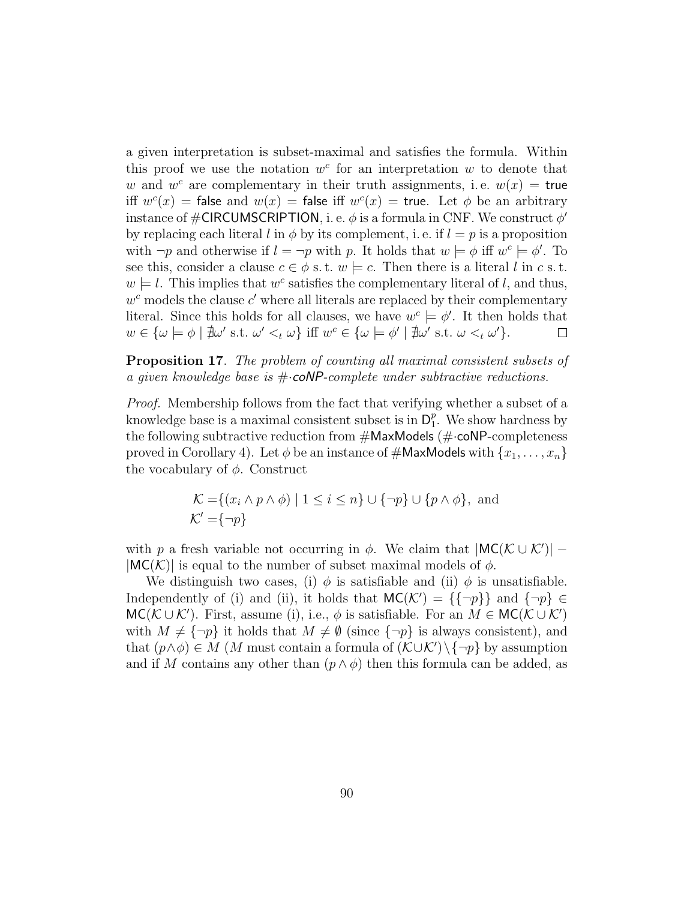a given interpretation is subset-maximal and satisfies the formula. Within this proof we use the notation $w^c$ for an interpretation $w$ to denote that $w$ and $w^c$ are complementary in their truth assignments, i. e. $w(x) = \mathsf{true}$ iff $w^c(x) = \mathsf{false}$ and $w(x) = \mathsf{false}$ iff $w^c(x) = \mathsf{true}$. Let $\phi$ be an arbitrary instance of #CIRCUMSCRIPTION, i. e. $\phi$ is a formula in CNF. We construct $\phi'$ by replacing each literal $l$ in $\phi$ by its complement, i. e. if $l = p$ is a proposition with $\neg p$ and otherwise if $l = \neg p$ with $p$. It holds that $w \models \phi$ iff $w^c \models \phi'$. To see this, consider a clause $c \in \phi$ s. t. $w \models c$. Then there is a literal $l$ in $c$ s. t. $w \models l$. This implies that $w^c$ satisfies the complementary literal of $l$, and thus, $w^c$ models the clause $c'$ where all literals are replaced by their complementary literal. Since this holds for all clauses, we have $w^c \models \phi'$. It then holds that $w \in \{\omega \models \phi \mid \nexists \omega' \text{ s.t. } \omega' <_t \omega\}$ iff $w^c \in \{\omega \models \phi' \mid \nexists \omega' \text{ s.t. } \omega <_t \omega'\}$. □

**Proposition 17**. *The problem of counting all maximal consistent subsets of a given knowledge base is #·coNP-complete under subtractive reductions.*

*Proof.* Membership follows from the fact that verifying whether a subset of a knowledge base is a maximal consistent subset is in $\mathsf{D}_1^p$. We show hardness by the following subtractive reduction from #MaxModels (#·coNP-completeness proved in Corollary 4). Let $\phi$ be an instance of #MaxModels with $\{x_1, \ldots, x_n\}$ the vocabulary of $\phi$. Construct

$$\mathcal{K} = \{(x_i \wedge p \wedge \phi) \mid 1 \leq i \leq n\} \cup \{\neg p\} \cup \{p \wedge \phi\}, \text{ and}$$
$$\mathcal{K}' = \{\neg p\}$$

with $p$ a fresh variable not occurring in $\phi$. We claim that $|\mathsf{MC}(\mathcal{K} \cup \mathcal{K}')| - |\mathsf{MC}(\mathcal{K})|$ is equal to the number of subset maximal models of $\phi$.

We distinguish two cases, (i) $\phi$ is satisfiable and (ii) $\phi$ is unsatisfiable. Independently of (i) and (ii), it holds that $\mathsf{MC}(\mathcal{K}') = \{\{\neg p\}\}$ and $\{\neg p\} \in \mathsf{MC}(\mathcal{K} \cup \mathcal{K}')$. First, assume (i), i.e., $\phi$ is satisfiable. For an $M \in \mathsf{MC}(\mathcal{K} \cup \mathcal{K}')$ with $M \neq \{\neg p\}$ it holds that $M \neq \emptyset$ (since $\{\neg p\}$ is always consistent), and that $(p \wedge \phi) \in M$ ($M$ must contain a formula of $(\mathcal{K} \cup \mathcal{K}') \setminus \{\neg p\}$ by assumption and if $M$ contains any other than $(p \wedge \phi)$ then this formula can be added, as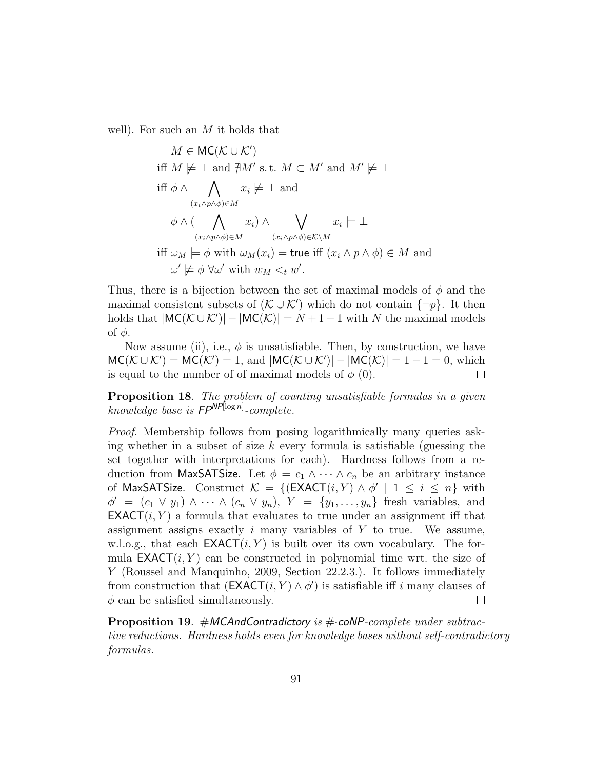well). For such an $M$ it holds that

$$
\begin{aligned}
&M \in \mathsf{MC}(\mathcal{K} \cup \mathcal{K}') \\
&\text{iff } M \not\models \bot \text{ and } \nexists M' \text{ s.t. } M \subset M' \text{ and } M' \not\models \bot \\
&\text{iff } \phi \wedge \bigwedge_{(x_i \wedge p \wedge \phi) \in M} x_i \not\models \bot \text{ and} \\
&\quad \phi \wedge (\bigwedge_{(x_i \wedge p \wedge \phi) \in M} x_i) \wedge \bigvee_{(x_i \wedge p \wedge \phi) \in \mathcal{K} \setminus M} x_i \models \bot \\
&\text{iff } \omega_M \models \phi \text{ with } \omega_M(x_i) = \mathsf{true} \text{ iff } (x_i \wedge p \wedge \phi) \in M \text{ and} \\
&\quad \omega' \not\models \phi \; \forall \omega' \text{ with } w_M <_t w'.
\end{aligned}
$$

Thus, there is a bijection between the set of maximal models of $\phi$ and the maximal consistent subsets of $(\mathcal{K} \cup \mathcal{K}')$ which do not contain $\{\neg p\}$. It then holds that $|\mathsf{MC}(\mathcal{K} \cup \mathcal{K}')| - |\mathsf{MC}(\mathcal{K})| = N + 1 - 1$ with $N$ the maximal models of $\phi$.

Now assume (ii), i.e., $\phi$ is unsatisfiable. Then, by construction, we have $\mathsf{MC}(\mathcal{K} \cup \mathcal{K}') = \mathsf{MC}(\mathcal{K}') = 1$, and $|\mathsf{MC}(\mathcal{K} \cup \mathcal{K}')| - |\mathsf{MC}(\mathcal{K})| = 1 - 1 = 0$, which is equal to the number of of maximal models of $\phi$ (0). □

**Proposition 18**. *The problem of counting unsatisfiable formulas in a given knowledge base is $\mathsf{FP}^{\mathsf{NP}[\log n]}$-complete.*

*Proof.* Membership follows from posing logarithmically many queries asking whether in a subset of size $k$ every formula is satisfiable (guessing the set together with interpretations for each). Hardness follows from a reduction from MaxSATSize. Let $\phi = c_1 \wedge \cdots \wedge c_n$ be an arbitrary instance of MaxSATSize. Construct $\mathcal{K} = \{(\mathsf{EXACT}(i, Y) \wedge \phi' \mid 1 \leq i \leq n\}$ with $\phi' = (c_1 \vee y_1) \wedge \cdots \wedge (c_n \vee y_n)$, $Y = \{y_1, \ldots, y_n\}$ fresh variables, and $\mathsf{EXACT}(i, Y)$ a formula that evaluates to true under an assignment iff that assignment assigns exactly $i$ many variables of $Y$ to true. We assume, w.l.o.g., that each $\mathsf{EXACT}(i, Y)$ is built over its own vocabulary. The formula $\mathsf{EXACT}(i, Y)$ can be constructed in polynomial time wrt. the size of $Y$ (Roussel and Manquinho, 2009, Section 22.2.3.). It follows immediately from construction that $(\mathsf{EXACT}(i, Y) \wedge \phi')$ is satisfiable iff $i$ many clauses of $\phi$ can be satisfied simultaneously. □

**Proposition 19**. *#MCAndContradictory is #·coNP-complete under subtractive reductions. Hardness holds even for knowledge bases without self-contradictory formulas.*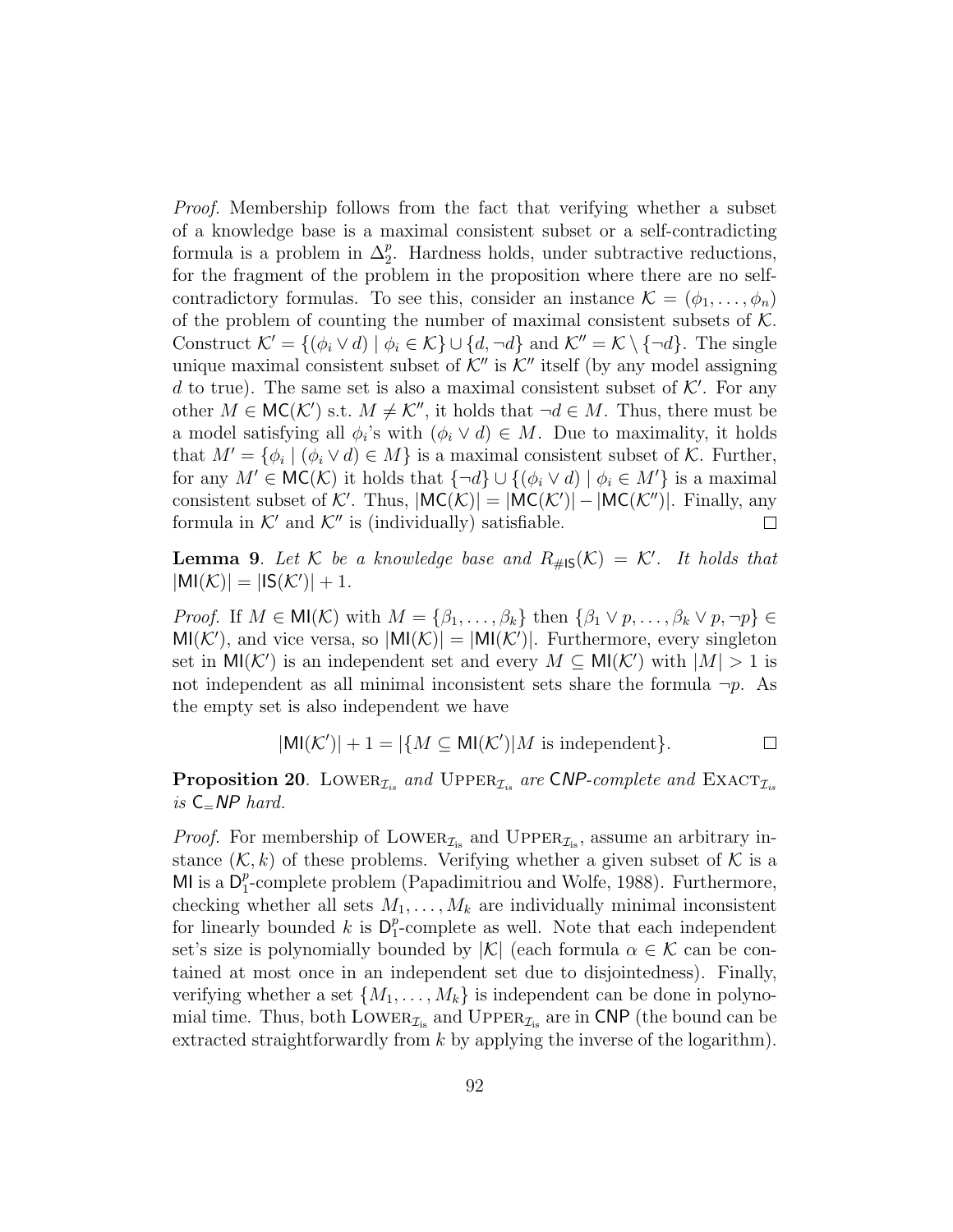*Proof.* Membership follows from the fact that verifying whether a subset of a knowledge base is a maximal consistent subset or a self-contradicting formula is a problem in $\Delta_2^p$. Hardness holds, under subtractive reductions, for the fragment of the problem in the proposition where there are no self-contradictory formulas. To see this, consider an instance $\mathcal{K} = (\phi_1, \ldots, \phi_n)$ of the problem of counting the number of maximal consistent subsets of $\mathcal{K}$. Construct $\mathcal{K}' = \{(\phi_i \vee d) \mid \phi_i \in \mathcal{K}\} \cup \{d, \neg d\}$ and $\mathcal{K}'' = \mathcal{K} \setminus \{\neg d\}$. The single unique maximal consistent subset of $\mathcal{K}''$ is $\mathcal{K}''$ itself (by any model assigning $d$ to true). The same set is also a maximal consistent subset of $\mathcal{K}'$. For any other $M \in \mathsf{MC}(\mathcal{K}')$ s.t. $M \neq \mathcal{K}''$, it holds that $\neg d \in M$. Thus, there must be a model satisfying all $\phi_i$'s with $(\phi_i \vee d) \in M$. Due to maximality, it holds that $M' = \{\phi_i \mid (\phi_i \vee d) \in M\}$ is a maximal consistent subset of $\mathcal{K}$. Further, for any $M' \in \mathsf{MC}(\mathcal{K})$ it holds that $\{\neg d\} \cup \{(\phi_i \vee d) \mid \phi_i \in M'\}$ is a maximal consistent subset of $\mathcal{K}'$. Thus, $|\mathsf{MC}(\mathcal{K})| = |\mathsf{MC}(\mathcal{K}')| - |\mathsf{MC}(\mathcal{K}'')|$. Finally, any formula in $\mathcal{K}'$ and $\mathcal{K}''$ is (individually) satisfiable. $\square$

**Lemma 9**. *Let $\mathcal{K}$ be a knowledge base and $R_{\#\mathsf{IS}}(\mathcal{K}) = \mathcal{K}'$. It holds that $|\mathsf{MI}(\mathcal{K})| = |\mathsf{IS}(\mathcal{K}')| + 1$.*

*Proof.* If $M \in \mathsf{MI}(\mathcal{K})$ with $M = \{\beta_1, \ldots, \beta_k\}$ then $\{\beta_1 \vee p, \ldots, \beta_k \vee p, \neg p\} \in \mathsf{MI}(\mathcal{K}')$, and vice versa, so $|\mathsf{MI}(\mathcal{K})| = |\mathsf{MI}(\mathcal{K}')|$. Furthermore, every singleton set in $\mathsf{MI}(\mathcal{K}')$ is an independent set and every $M \subseteq \mathsf{MI}(\mathcal{K}')$ with $|M| > 1$ is not independent as all minimal inconsistent sets share the formula $\neg p$. As the empty set is also independent we have

$$|\mathsf{MI}(\mathcal{K}')| + 1 = |\{M \subseteq \mathsf{MI}(\mathcal{K}') | M \text{ is independent}\}. \qquad \square$$

**Proposition 20**. *$\textsc{Lower}_{\mathcal{I}_{is}}$ and $\textsc{Upper}_{\mathcal{I}_{is}}$ are $\mathsf{CNP}$-complete and $\textsc{Exact}_{\mathcal{I}_{is}}$ is $\mathsf{C_{=}NP}$ hard.*

*Proof.* For membership of $\textsc{Lower}_{\mathcal{I}_{is}}$ and $\textsc{Upper}_{\mathcal{I}_{is}}$, assume an arbitrary instance $(\mathcal{K}, k)$ of these problems. Verifying whether a given subset of $\mathcal{K}$ is a $\mathsf{MI}$ is a $\mathsf{D}_1^p$-complete problem (Papadimitriou and Wolfe, 1988). Furthermore, checking whether all sets $M_1, \ldots, M_k$ are individually minimal inconsistent for linearly bounded $k$ is $\mathsf{D}_1^p$-complete as well. Note that each independent set's size is polynomially bounded by $|\mathcal{K}|$ (each formula $\alpha \in \mathcal{K}$ can be contained at most once in an independent set due to disjointedness). Finally, verifying whether a set $\{M_1, \ldots, M_k\}$ is independent can be done in polynomial time. Thus, both $\textsc{Lower}_{\mathcal{I}_{is}}$ and $\textsc{Upper}_{\mathcal{I}_{is}}$ are in $\mathsf{CNP}$ (the bound can be extracted straightforwardly from $k$ by applying the inverse of the logarithm).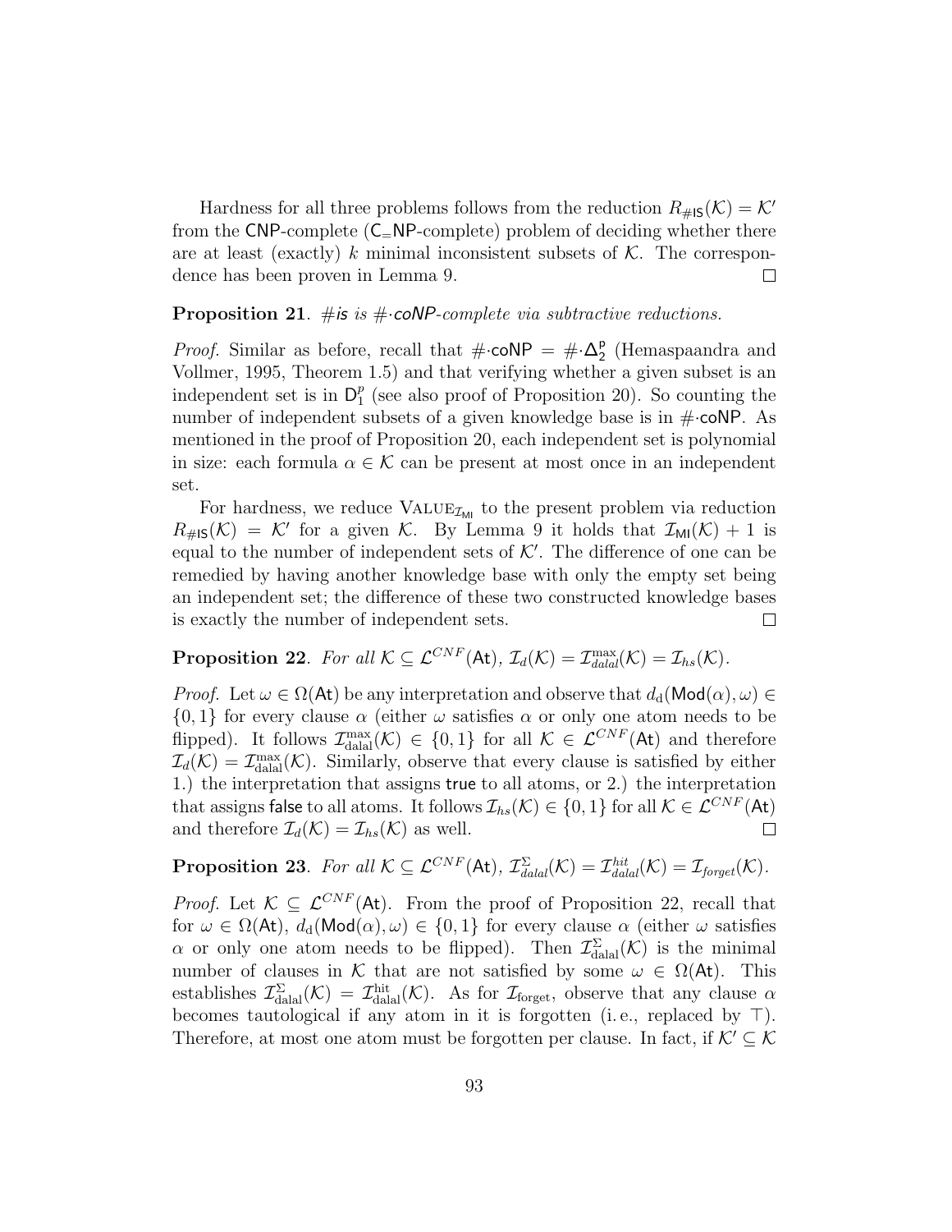Hardness for all three problems follows from the reduction $R_{\#\mathsf{IS}}(\mathcal{K}) = \mathcal{K}'$ from the $\mathsf{CNP}$-complete ($\mathsf{C_{=}NP}$-complete) problem of deciding whether there are at least (exactly) $k$ minimal inconsistent subsets of $\mathcal{K}$. The correspondence has been proven in Lemma 9. $\square$

**Proposition 21**. *#is is $\#\cdot\mathsf{coNP}$-complete via subtractive reductions.*

*Proof.* Similar as before, recall that $\#\cdot\mathsf{coNP} = \#\cdot\Delta_2^{\mathsf{p}}$ (Hemaspaandra and Vollmer, 1995, Theorem 1.5) and that verifying whether a given subset is an independent set is in $\mathsf{D}_1^p$ (see also proof of Proposition 20). So counting the number of independent subsets of a given knowledge base is in $\#\cdot\mathsf{coNP}$. As mentioned in the proof of Proposition 20, each independent set is polynomial in size: each formula $\alpha \in \mathcal{K}$ can be present at most once in an independent set.

For hardness, we reduce $\text{VALUE}_{\mathcal{I}_{\mathsf{MI}}}$ to the present problem via reduction $R_{\#\mathsf{IS}}(\mathcal{K}) = \mathcal{K}'$ for a given $\mathcal{K}$. By Lemma 9 it holds that $\mathcal{I}_{\mathsf{MI}}(\mathcal{K}) + 1$ is equal to the number of independent sets of $\mathcal{K}'$. The difference of one can be remedied by having another knowledge base with only the empty set being an independent set; the difference of these two constructed knowledge bases is exactly the number of independent sets. $\square$

**Proposition 22**. *For all $\mathcal{K} \subseteq \mathcal{L}^{CNF}(\mathsf{At})$, $\mathcal{I}_d(\mathcal{K}) = \mathcal{I}_{dalal}^{\max}(\mathcal{K}) = \mathcal{I}_{hs}(\mathcal{K})$.*

*Proof.* Let $\omega \in \Omega(\mathsf{At})$ be any interpretation and observe that $d_{\mathrm{d}}(\mathsf{Mod}(\alpha), \omega) \in \{0, 1\}$ for every clause $\alpha$ (either $\omega$ satisfies $\alpha$ or only one atom needs to be flipped). It follows $\mathcal{I}_{\mathrm{dalal}}^{\max}(\mathcal{K}) \in \{0, 1\}$ for all $\mathcal{K} \in \mathcal{L}^{CNF}(\mathsf{At})$ and therefore $\mathcal{I}_d(\mathcal{K}) = \mathcal{I}_{\mathrm{dalal}}^{\max}(\mathcal{K})$. Similarly, observe that every clause is satisfied by either 1.) the interpretation that assigns $\mathsf{true}$ to all atoms, or 2.) the interpretation that assigns $\mathsf{false}$ to all atoms. It follows $\mathcal{I}_{hs}(\mathcal{K}) \in \{0, 1\}$ for all $\mathcal{K} \in \mathcal{L}^{CNF}(\mathsf{At})$ and therefore $\mathcal{I}_d(\mathcal{K}) = \mathcal{I}_{hs}(\mathcal{K})$ as well. $\square$

**Proposition 23**. *For all $\mathcal{K} \subseteq \mathcal{L}^{CNF}(\mathsf{At})$, $\mathcal{I}_{dalal}^{\Sigma}(\mathcal{K}) = \mathcal{I}_{dalal}^{hit}(\mathcal{K}) = \mathcal{I}_{forget}(\mathcal{K})$.*

*Proof.* Let $\mathcal{K} \subseteq \mathcal{L}^{CNF}(\mathsf{At})$. From the proof of Proposition 22, recall that for $\omega \in \Omega(\mathsf{At})$, $d_{\mathrm{d}}(\mathsf{Mod}(\alpha), \omega) \in \{0, 1\}$ for every clause $\alpha$ (either $\omega$ satisfies $\alpha$ or only one atom needs to be flipped). Then $\mathcal{I}_{\mathrm{dalal}}^{\Sigma}(\mathcal{K})$ is the minimal number of clauses in $\mathcal{K}$ that are not satisfied by some $\omega \in \Omega(\mathsf{At})$. This establishes $\mathcal{I}_{\mathrm{dalal}}^{\Sigma}(\mathcal{K}) = \mathcal{I}_{\mathrm{dalal}}^{\mathrm{hit}}(\mathcal{K})$. As for $\mathcal{I}_{\mathrm{forget}}$, observe that any clause $\alpha$ becomes tautological if any atom in it is forgotten (i. e., replaced by $\top$). Therefore, at most one atom must be forgotten per clause. In fact, if $\mathcal{K}' \subseteq \mathcal{K}$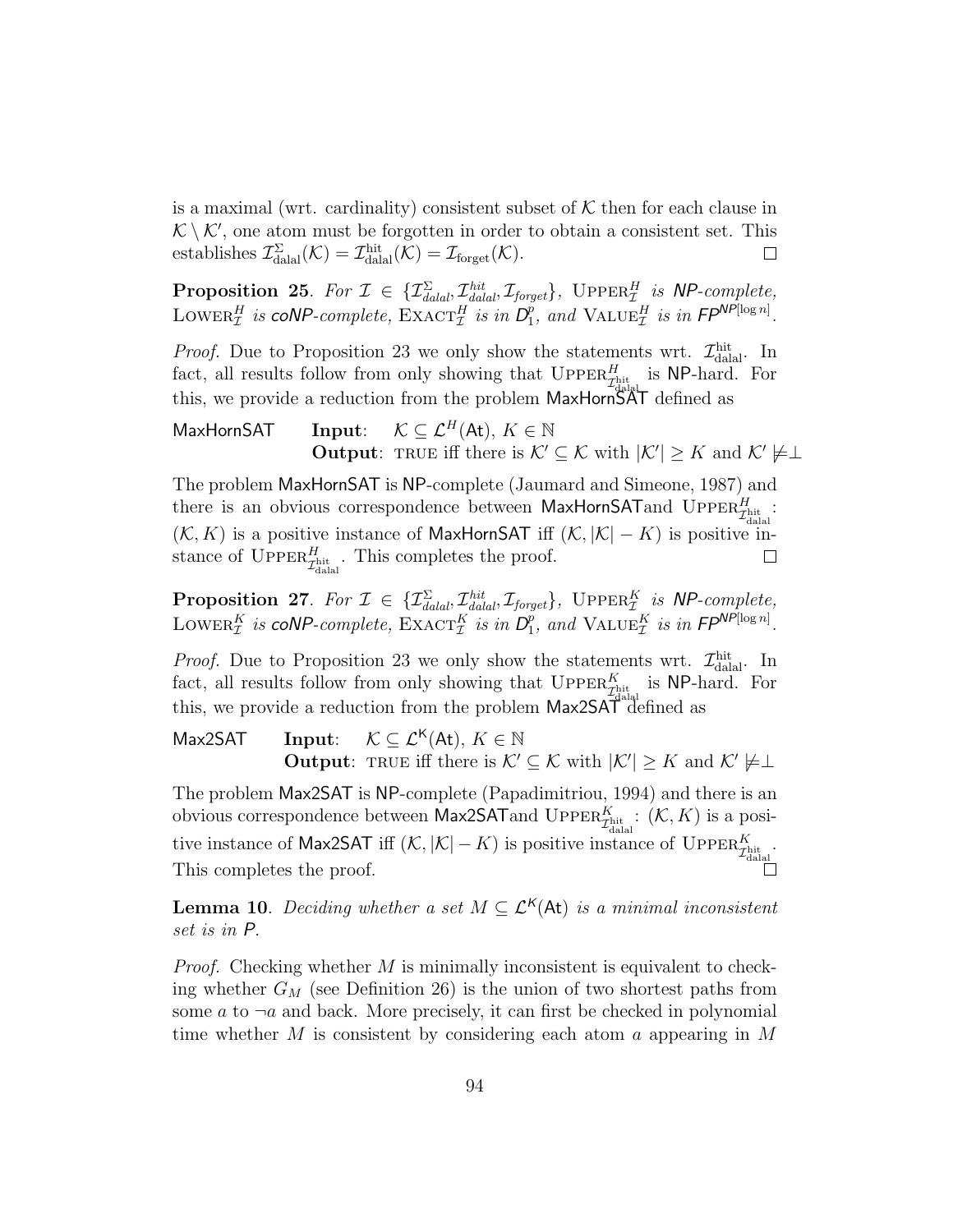is a maximal (wrt. cardinality) consistent subset of $\mathcal{K}$ then for each clause in $\mathcal{K} \setminus \mathcal{K}'$, one atom must be forgotten in order to obtain a consistent set. This establishes $\mathcal{I}^{\Sigma}_{\text{dalal}}(\mathcal{K}) = \mathcal{I}^{\text{hit}}_{\text{dalal}}(\mathcal{K}) = \mathcal{I}_{\text{forget}}(\mathcal{K})$. □

**Proposition 25**. *For $\mathcal{I} \in \{\mathcal{I}^{\Sigma}_{dalal}, \mathcal{I}^{hit}_{dalal}, \mathcal{I}_{forget}\}$, $\text{UPPER}^{H}_{\mathcal{I}}$ is NP-complete, $\text{LOWER}^{H}_{\mathcal{I}}$ is coNP-complete, $\text{EXACT}^{H}_{\mathcal{I}}$ is in $D^{p}_{1}$, and $\text{VALUE}^{H}_{\mathcal{I}}$ is in $FP^{NP[\log n]}$.*

*Proof.* Due to Proposition 23 we only show the statements wrt. $\mathcal{I}^{\text{hit}}_{\text{dalal}}$. In fact, all results follow from only showing that $\text{UPPER}^{H}_{\mathcal{I}^{\text{hit}}_{\text{dalal}}}$ is NP-hard. For this, we provide a reduction from the problem MaxHornSAT defined as

MaxHornSAT **Input**: $\mathcal{K} \subseteq \mathcal{L}^{H}(\mathsf{At})$, $K \in \mathbb{N}$
**Output**: TRUE iff there is $\mathcal{K}' \subseteq \mathcal{K}$ with $|\mathcal{K}'| \geq K$ and $\mathcal{K}' \not\models \perp$

The problem MaxHornSAT is NP-complete (Jaumard and Simeone, 1987) and there is an obvious correspondence between MaxHornSATand $\text{UPPER}^{H}_{\mathcal{I}^{\text{hit}}_{\text{dalal}}}$: $(\mathcal{K}, K)$ is a positive instance of MaxHornSAT iff $(\mathcal{K}, |\mathcal{K}| - K)$ is positive instance of $\text{UPPER}^{H}_{\mathcal{I}^{\text{hit}}_{\text{dalal}}}$. This completes the proof. □

**Proposition 27**. *For $\mathcal{I} \in \{\mathcal{I}^{\Sigma}_{dalal}, \mathcal{I}^{hit}_{dalal}, \mathcal{I}_{forget}\}$, $\text{UPPER}^{K}_{\mathcal{I}}$ is NP-complete, $\text{LOWER}^{K}_{\mathcal{I}}$ is coNP-complete, $\text{EXACT}^{K}_{\mathcal{I}}$ is in $D^{p}_{1}$, and $\text{VALUE}^{K}_{\mathcal{I}}$ is in $FP^{NP[\log n]}$.*

*Proof.* Due to Proposition 23 we only show the statements wrt. $\mathcal{I}^{\text{hit}}_{\text{dalal}}$. In fact, all results follow from only showing that $\text{UPPER}^{K}_{\mathcal{I}^{\text{hit}}_{\text{dalal}}}$ is NP-hard. For this, we provide a reduction from the problem Max2SAT defined as

Max2SAT **Input**: $\mathcal{K} \subseteq \mathcal{L}^{\mathsf{K}}(\mathsf{At})$, $K \in \mathbb{N}$
**Output**: TRUE iff there is $\mathcal{K}' \subseteq \mathcal{K}$ with $|\mathcal{K}'| \geq K$ and $\mathcal{K}' \not\models \perp$

The problem Max2SAT is NP-complete (Papadimitriou, 1994) and there is an obvious correspondence between Max2SATand $\text{UPPER}^{K}_{\mathcal{I}^{\text{hit}}_{\text{dalal}}}$: $(\mathcal{K}, K)$ is a positive instance of Max2SAT iff $(\mathcal{K}, |\mathcal{K}| - K)$ is positive instance of $\text{UPPER}^{K}_{\mathcal{I}^{\text{hit}}_{\text{dalal}}}$. This completes the proof. □

**Lemma 10**. *Deciding whether a set $M \subseteq \mathcal{L}^{\mathsf{K}}(\mathsf{At})$ is a minimal inconsistent set is in P.*

*Proof.* Checking whether $M$ is minimally inconsistent is equivalent to checking whether $G_M$ (see Definition 26) is the union of two shortest paths from some $a$ to $\neg a$ and back. More precisely, it can first be checked in polynomial time whether $M$ is consistent by considering each atom $a$ appearing in $M$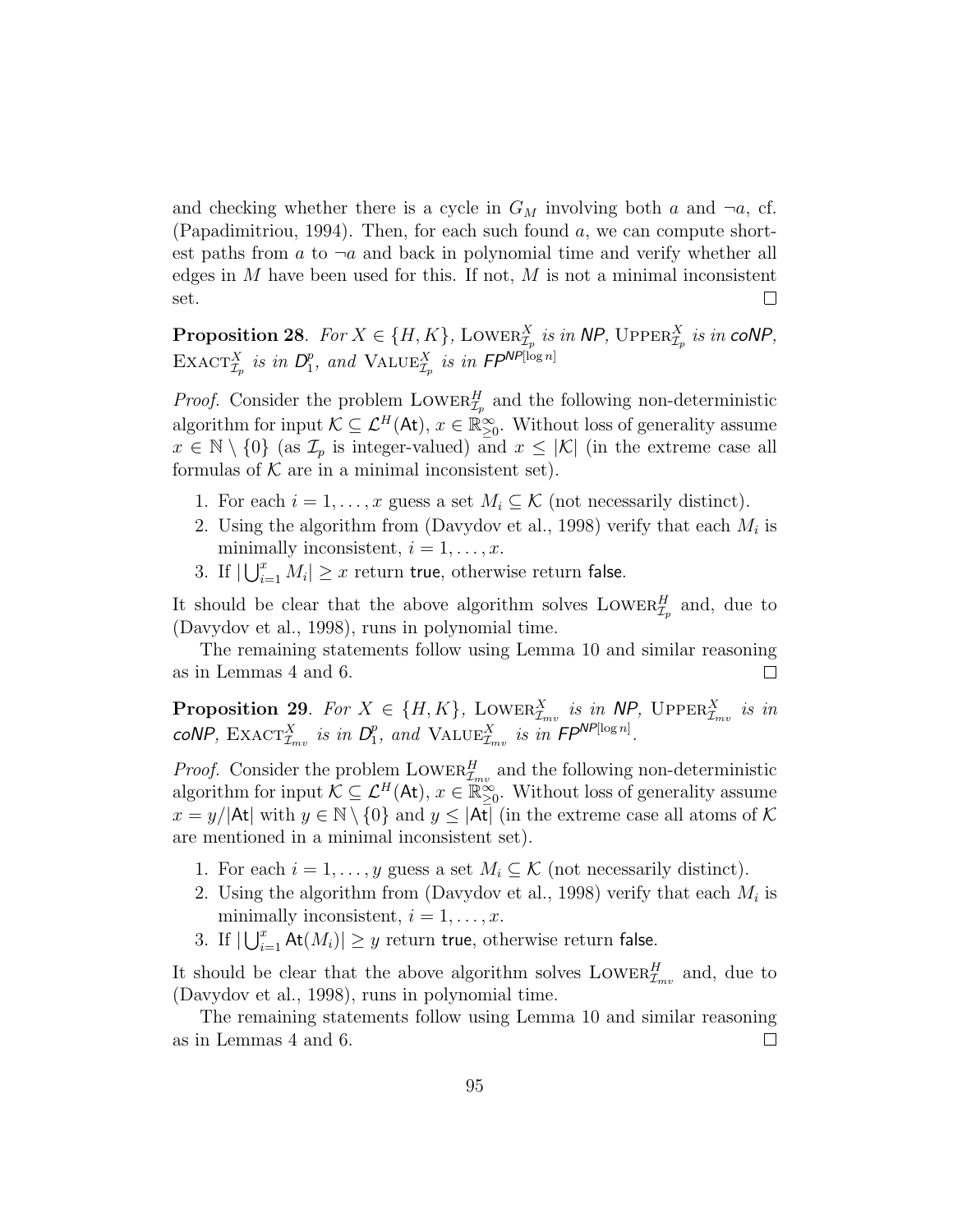and checking whether there is a cycle in $G_M$ involving both $a$ and $\neg a$, cf. (Papadimitriou, 1994). Then, for each such found $a$, we can compute shortest paths from $a$ to $\neg a$ and back in polynomial time and verify whether all edges in $M$ have been used for this. If not, $M$ is not a minimal inconsistent set. $\square$

**Proposition 28**. *For $X \in \{H, K\}$, $\text{Lower}^X_{\mathcal{I}_p}$ is in $\mathsf{NP}$, $\text{Upper}^X_{\mathcal{I}_p}$ is in $\mathsf{coNP}$, $\text{Exact}^X_{\mathcal{I}_p}$ is in $\mathsf{D}^p_1$, and $\text{Value}^X_{\mathcal{I}_p}$ is in $\mathsf{FP}^{\mathsf{NP}[\log n]}$*

*Proof.* Consider the problem $\text{Lower}^H_{\mathcal{I}_p}$ and the following non-deterministic algorithm for input $\mathcal{K} \subseteq \mathcal{L}^H(\mathsf{At})$, $x \in \mathbb{R}^\infty_{\geq 0}$. Without loss of generality assume $x \in \mathbb{N} \setminus \{0\}$ (as $\mathcal{I}_p$ is integer-valued) and $x \leq |\mathcal{K}|$ (in the extreme case all formulas of $\mathcal{K}$ are in a minimal inconsistent set).

1. For each $i = 1, \ldots, x$ guess a set $M_i \subseteq \mathcal{K}$ (not necessarily distinct).
2. Using the algorithm from (Davydov et al., 1998) verify that each $M_i$ is minimally inconsistent, $i = 1, \ldots, x$.
3. If $|\bigcup_{i=1}^x M_i| \geq x$ return $\mathsf{true}$, otherwise return $\mathsf{false}$.

It should be clear that the above algorithm solves $\text{Lower}^H_{\mathcal{I}_p}$ and, due to (Davydov et al., 1998), runs in polynomial time.

The remaining statements follow using Lemma 10 and similar reasoning as in Lemmas 4 and 6. $\square$

**Proposition 29**. *For $X \in \{H, K\}$, $\text{Lower}^X_{\mathcal{I}_{mv}}$ is in $\mathsf{NP}$, $\text{Upper}^X_{\mathcal{I}_{mv}}$ is in $\mathsf{coNP}$, $\text{Exact}^X_{\mathcal{I}_{mv}}$ is in $\mathsf{D}^p_1$, and $\text{Value}^X_{\mathcal{I}_{mv}}$ is in $\mathsf{FP}^{\mathsf{NP}[\log n]}$.*

*Proof.* Consider the problem $\text{Lower}^H_{\mathcal{I}_{mv}}$ and the following non-deterministic algorithm for input $\mathcal{K} \subseteq \mathcal{L}^H(\mathsf{At})$, $x \in \mathbb{R}^\infty_{\geq 0}$. Without loss of generality assume $x = y/|\mathsf{At}|$ with $y \in \mathbb{N} \setminus \{0\}$ and $y \leq |\mathsf{At}|$ (in the extreme case all atoms of $\mathcal{K}$ are mentioned in a minimal inconsistent set).

1. For each $i = 1, \ldots, y$ guess a set $M_i \subseteq \mathcal{K}$ (not necessarily distinct).
2. Using the algorithm from (Davydov et al., 1998) verify that each $M_i$ is minimally inconsistent, $i = 1, \ldots, x$.
3. If $|\bigcup_{i=1}^x \mathsf{At}(M_i)| \geq y$ return $\mathsf{true}$, otherwise return $\mathsf{false}$.

It should be clear that the above algorithm solves $\text{Lower}^H_{\mathcal{I}_{mv}}$ and, due to (Davydov et al., 1998), runs in polynomial time.

The remaining statements follow using Lemma 10 and similar reasoning as in Lemmas 4 and 6. $\square$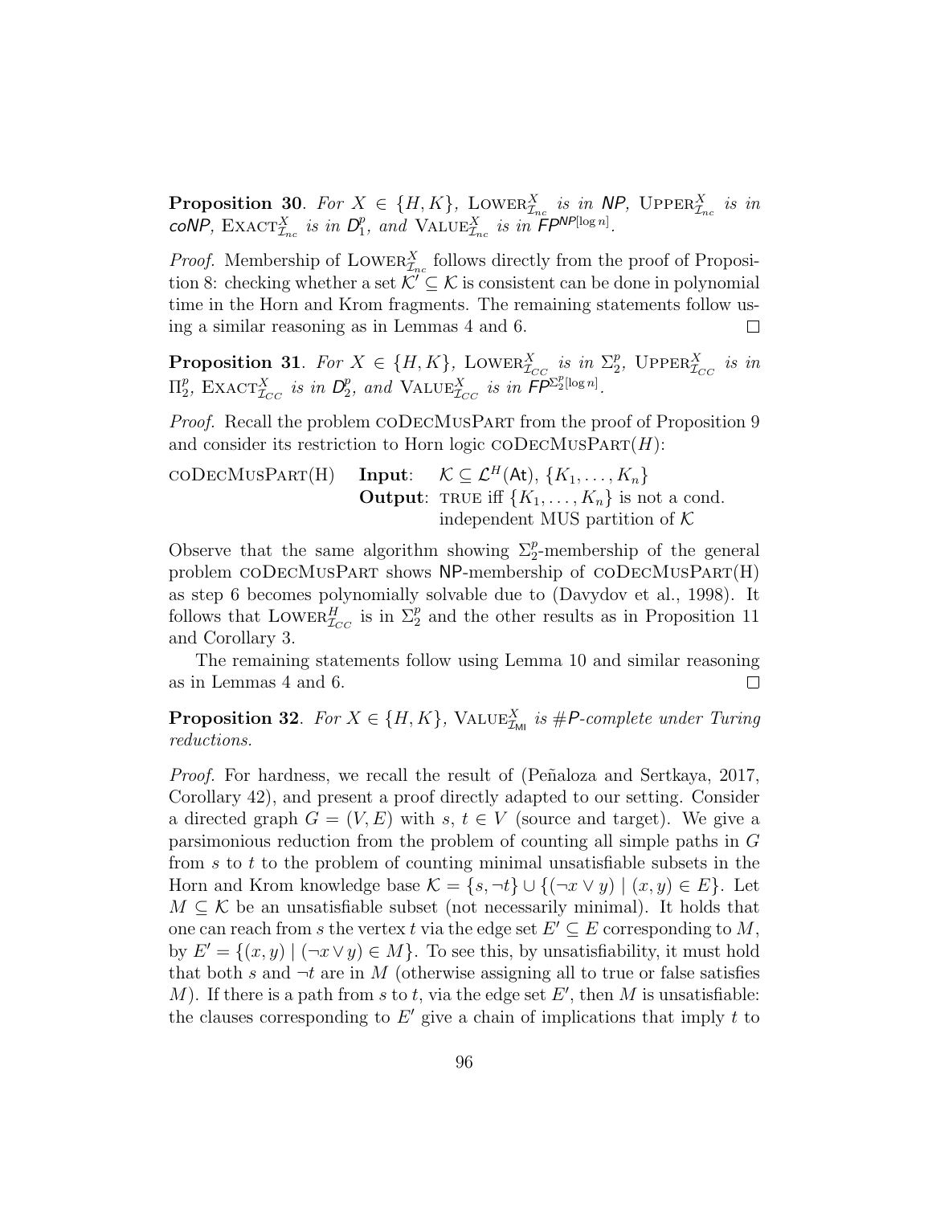**Proposition 30**. *For $X \in \{H, K\}$, $\text{LOWER}^X_{\mathcal{I}_{nc}}$ is in NP, $\text{UPPER}^X_{\mathcal{I}_{nc}}$ is in coNP, $\text{EXACT}^X_{\mathcal{I}_{nc}}$ is in $D^p_1$, and $\text{VALUE}^X_{\mathcal{I}_{nc}}$ is in $FP^{NP[\log n]}$.*

*Proof.* Membership of $\text{LOWER}^X_{\mathcal{I}_{nc}}$ follows directly from the proof of Proposition 8: checking whether a set $\mathcal{K}' \subseteq \mathcal{K}$ is consistent can be done in polynomial time in the Horn and Krom fragments. The remaining statements follow using a similar reasoning as in Lemmas 4 and 6. □

**Proposition 31**. *For $X \in \{H, K\}$, $\text{LOWER}^X_{\mathcal{I}_{CC}}$ is in $\Sigma^p_2$, $\text{UPPER}^X_{\mathcal{I}_{CC}}$ is in $\Pi^p_2$, $\text{EXACT}^X_{\mathcal{I}_{CC}}$ is in $D^p_2$, and $\text{VALUE}^X_{\mathcal{I}_{CC}}$ is in $FP^{\Sigma^p_2[\log n]}$.*

*Proof.* Recall the problem coDecMusPart from the proof of Proposition 9 and consider its restriction to Horn logic coDecMusPart$(H)$:

coDecMusPart(H) **Input**: $\mathcal{K} \subseteq \mathcal{L}^H(\mathsf{At})$, $\{K_1, \ldots, K_n\}$
**Output**: TRUE iff $\{K_1, \ldots, K_n\}$ is not a cond. independent MUS partition of $\mathcal{K}$

Observe that the same algorithm showing $\Sigma^p_2$-membership of the general problem coDecMusPart shows NP-membership of coDecMusPart(H) as step 6 becomes polynomially solvable due to (Davydov et al., 1998). It follows that $\text{LOWER}^H_{\mathcal{I}_{CC}}$ is in $\Sigma^p_2$ and the other results as in Proposition 11 and Corollary 3.

The remaining statements follow using Lemma 10 and similar reasoning as in Lemmas 4 and 6. □

**Proposition 32**. *For $X \in \{H, K\}$, $\text{VALUE}^X_{\mathcal{I}_{\mathsf{MI}}}$ is #P-complete under Turing reductions.*

*Proof.* For hardness, we recall the result of (Peñaloza and Sertkaya, 2017, Corollary 42), and present a proof directly adapted to our setting. Consider a directed graph $G = (V, E)$ with $s$, $t \in V$ (source and target). We give a parsimonious reduction from the problem of counting all simple paths in $G$ from $s$ to $t$ to the problem of counting minimal unsatisfiable subsets in the Horn and Krom knowledge base $\mathcal{K} = \{s, \neg t\} \cup \{(\neg x \vee y) \mid (x, y) \in E\}$. Let $M \subseteq \mathcal{K}$ be an unsatisfiable subset (not necessarily minimal). It holds that one can reach from $s$ the vertex $t$ via the edge set $E' \subseteq E$ corresponding to $M$, by $E' = \{(x, y) \mid (\neg x \vee y) \in M\}$. To see this, by unsatisfiability, it must hold that both $s$ and $\neg t$ are in $M$ (otherwise assigning all to true or false satisfies $M$). If there is a path from $s$ to $t$, via the edge set $E'$, then $M$ is unsatisfiable: the clauses corresponding to $E'$ give a chain of implications that imply $t$ to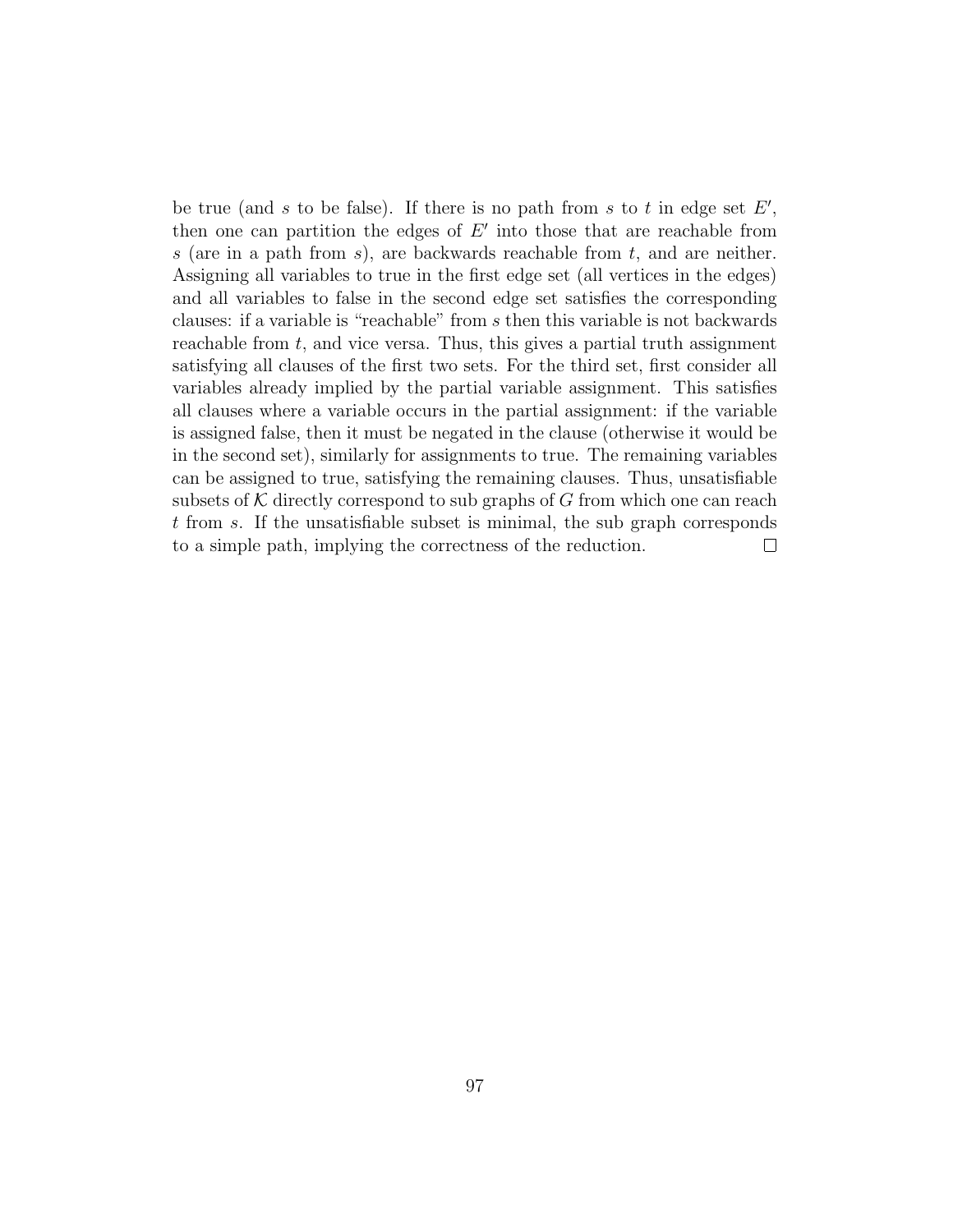be true (and $s$ to be false). If there is no path from $s$ to $t$ in edge set $E'$, then one can partition the edges of $E'$ into those that are reachable from $s$ (are in a path from $s$), are backwards reachable from $t$, and are neither. Assigning all variables to true in the first edge set (all vertices in the edges) and all variables to false in the second edge set satisfies the corresponding clauses: if a variable is "reachable" from $s$ then this variable is not backwards reachable from $t$, and vice versa. Thus, this gives a partial truth assignment satisfying all clauses of the first two sets. For the third set, first consider all variables already implied by the partial variable assignment. This satisfies all clauses where a variable occurs in the partial assignment: if the variable is assigned false, then it must be negated in the clause (otherwise it would be in the second set), similarly for assignments to true. The remaining variables can be assigned to true, satisfying the remaining clauses. Thus, unsatisfiable subsets of $\mathcal{K}$ directly correspond to sub graphs of $G$ from which one can reach $t$ from $s$. If the unsatisfiable subset is minimal, the sub graph corresponds to a simple path, implying the correctness of the reduction. $\square$